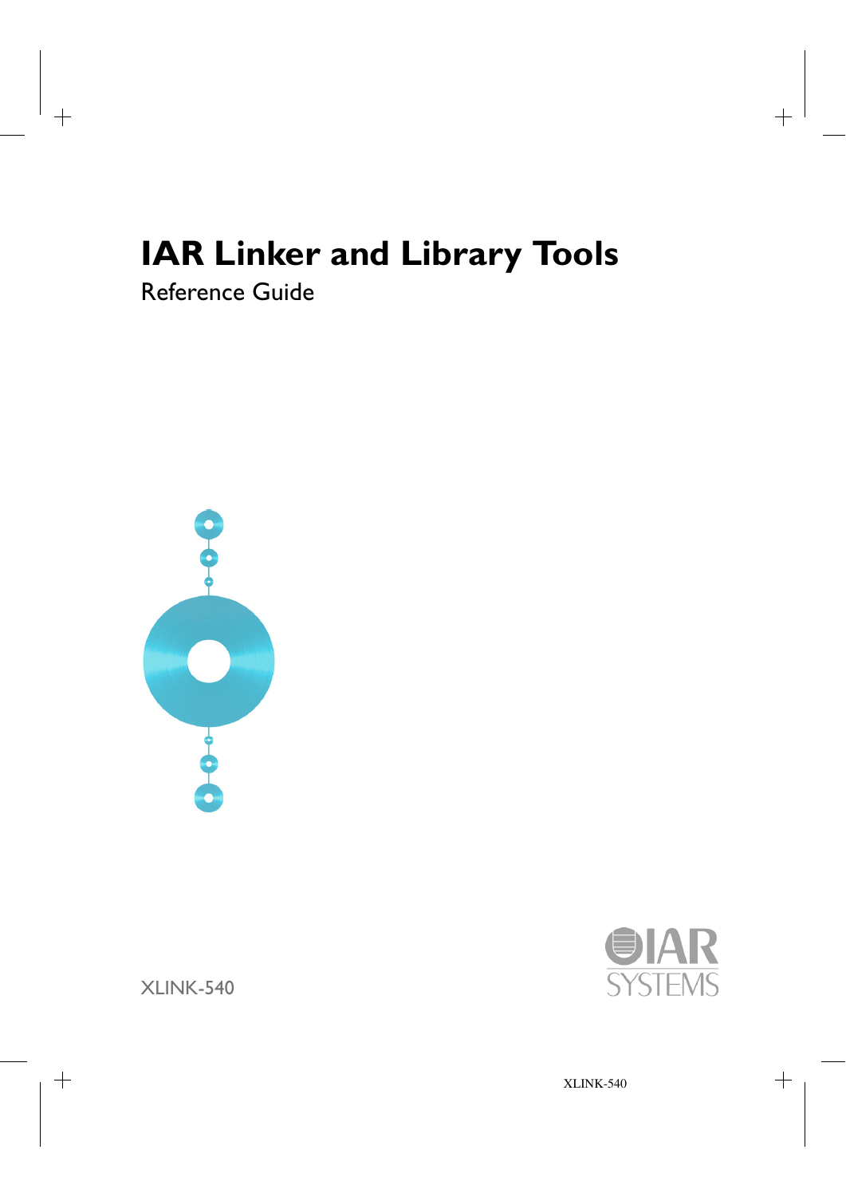# IAR Linker and Library Tools

Reference Guide

XLINK-540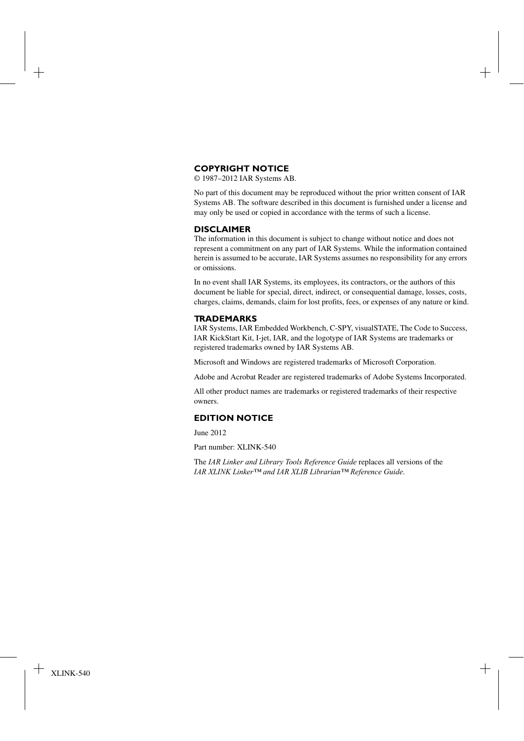## COPYRIGHT NOTICE

© 1987–2012 IAR Systems AB.

No part of this document may be reproduced without the prior written consent of IAR Systems AB. The software described in this document is furnished under a license and may only be used or copied in accordance with the terms of such a license.

## DISCLAIMER

The information in this document is subject to change without notice and does not represent a commitment on any part of IAR Systems. While the information contained herein is assumed to be accurate, IAR Systems assumes no responsibility for any errors or omissions.

In no event shall IAR Systems, its employees, its contractors, or the authors of this document be liable for special, direct, indirect, or consequential damage, losses, costs, charges, claims, demands, claim for lost profits, fees, or expenses of any nature or kind.

## TRADEMARKS

IAR Systems, IAR Embedded Workbench, C-SPY, visualSTATE, The Code to Success, IAR KickStart Kit, I-jet, IAR, and the logotype of IAR Systems are trademarks or registered trademarks owned by IAR Systems AB.

Microsoft and Windows are registered trademarks of Microsoft Corporation.

Adobe and Acrobat Reader are registered trademarks of Adobe Systems Incorporated.

All other product names are trademarks or registered trademarks of their respective owners.

## EDITION NOTICE

June 2012

Part number: XLINK-540

The *IAR Linker and Library Tools Reference Guide* replaces all versions of the *IAR XLINK Linker™ and IAR XLIB Librarian™ Reference Guide*.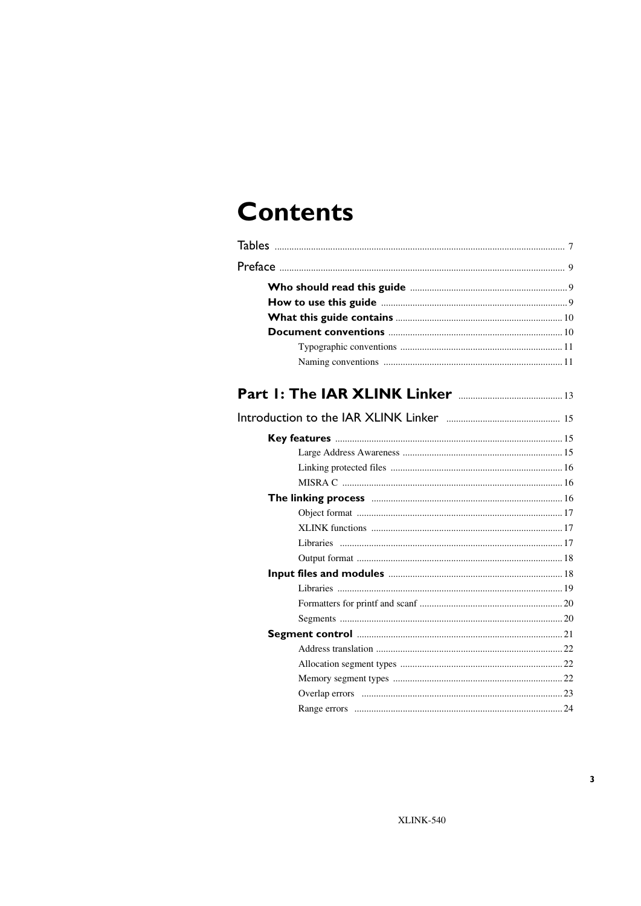# Contents

Tables ..... 7

Preface ..... 9

- **Who should read this guide** ..... 9
- **How to use this guide** ..... 9
- **What this guide contains** ..... 10
- **Document conventions** ..... 10
  - Typographic conventions ..... 11
  - Naming conventions ..... 11

**Part 1: The IAR XLINK Linker** ..... 13

Introduction to the IAR XLINK Linker ..... 15

- **Key features** ..... 15
  - Large Address Awareness ..... 15
  - Linking protected files ..... 16
  - MISRA C ..... 16
- **The linking process** ..... 16
  - Object format ..... 17
  - XLINK functions ..... 17
  - Libraries ..... 17
  - Output format ..... 18
- **Input files and modules** ..... 18
  - Libraries ..... 19
  - Formatters for printf and scanf ..... 20
  - Segments ..... 20
- **Segment control** ..... 21
  - Address translation ..... 22
  - Allocation segment types ..... 22
  - Memory segment types ..... 22
  - Overlap errors ..... 23
  - Range errors ..... 24

XLINK-540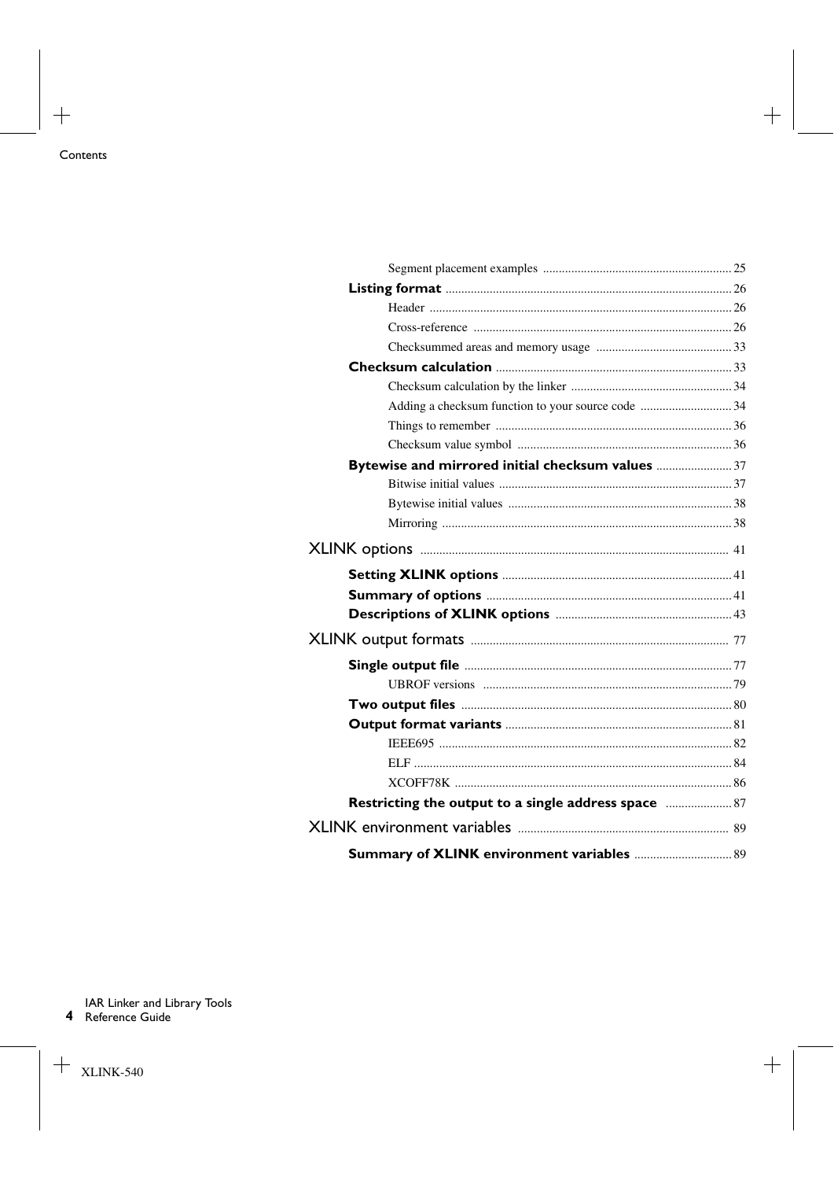- Segment placement examples ... 25

**Listing format** ... 26

- Header ... 26
- Cross-reference ... 26
- Checksummed areas and memory usage ... 33

**Checksum calculation** ... 33

- Checksum calculation by the linker ... 34
- Adding a checksum function to your source code ... 34
- Things to remember ... 36
- Checksum value symbol ... 36

**Bytewise and mirrored initial checksum values** ... 37

- Bitwise initial values ... 37
- Bytewise initial values ... 38
- Mirroring ... 38

## XLINK options ... 41

**Setting XLINK options** ... 41

**Summary of options** ... 41

**Descriptions of XLINK options** ... 43

## XLINK output formats ... 77

**Single output file** ... 77

- UBROF versions ... 79

**Two output files** ... 80

**Output format variants** ... 81

- IEEE695 ... 82
- ELF ... 84
- XCOFF78K ... 86

**Restricting the output to a single address space** ... 87

## XLINK environment variables ... 89

**Summary of XLINK environment variables** ... 89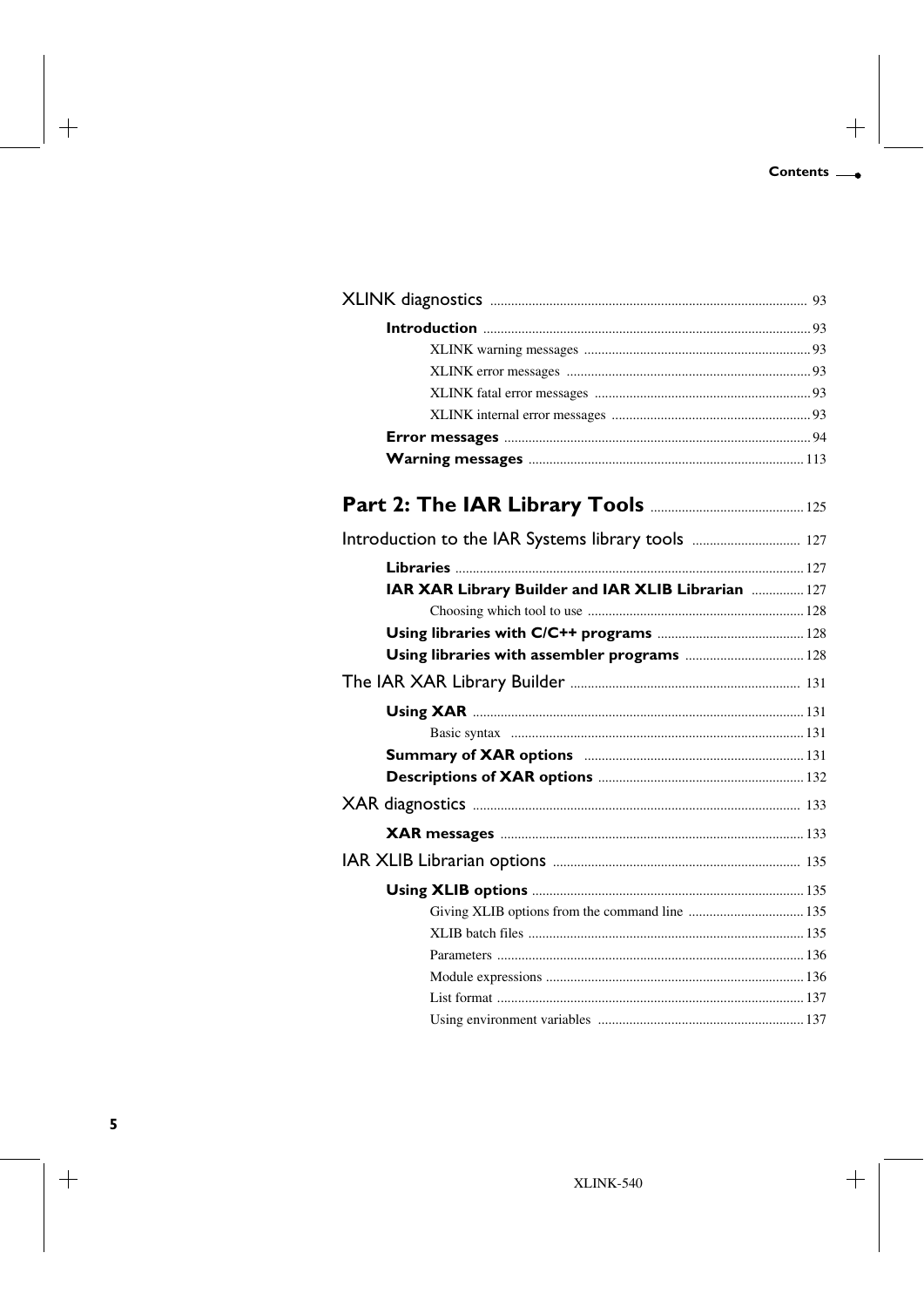XLINK diagnostics ..... 93

**Introduction** ..... 93

XLINK warning messages ..... 93

XLINK error messages ..... 93

XLINK fatal error messages ..... 93

XLINK internal error messages ..... 93

**Error messages** ..... 94

**Warning messages** ..... 113

# Part 2: The IAR Library Tools ..... 125

Introduction to the IAR Systems library tools ..... 127

**Libraries** ..... 127

**IAR XAR Library Builder and IAR XLIB Librarian** ..... 127

Choosing which tool to use ..... 128

**Using libraries with C/C++ programs** ..... 128

**Using libraries with assembler programs** ..... 128

The IAR XAR Library Builder ..... 131

**Using XAR** ..... 131

Basic syntax ..... 131

**Summary of XAR options** ..... 131

**Descriptions of XAR options** ..... 132

XAR diagnostics ..... 133

**XAR messages** ..... 133

IAR XLIB Librarian options ..... 135

**Using XLIB options** ..... 135

Giving XLIB options from the command line ..... 135

XLIB batch files ..... 135

Parameters ..... 136

Module expressions ..... 136

List format ..... 137

Using environment variables ..... 137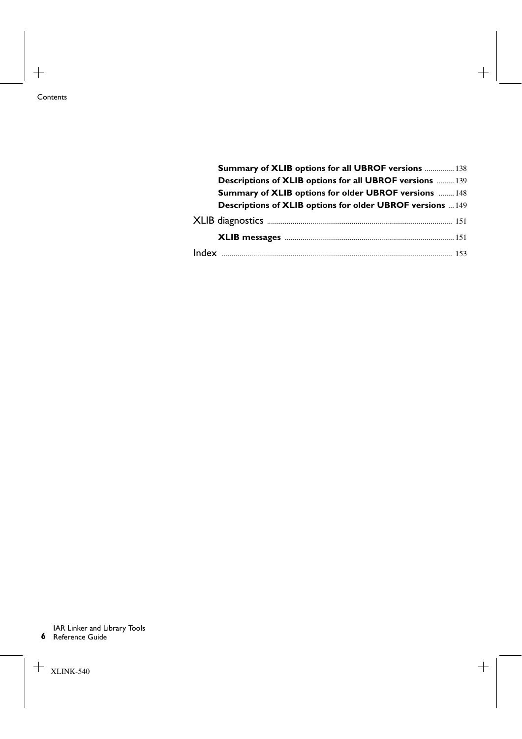**Summary of XLIB options for all UBROF versions** ............... 138

**Descriptions of XLIB options for all UBROF versions** ......... 139

**Summary of XLIB options for older UBROF versions** ........ 148

**Descriptions of XLIB options for older UBROF versions** ... 149

XLIB diagnostics ............................................................................................. 151

**XLIB messages** ...................................................................................... 151

Index ..................................................................................................................... 153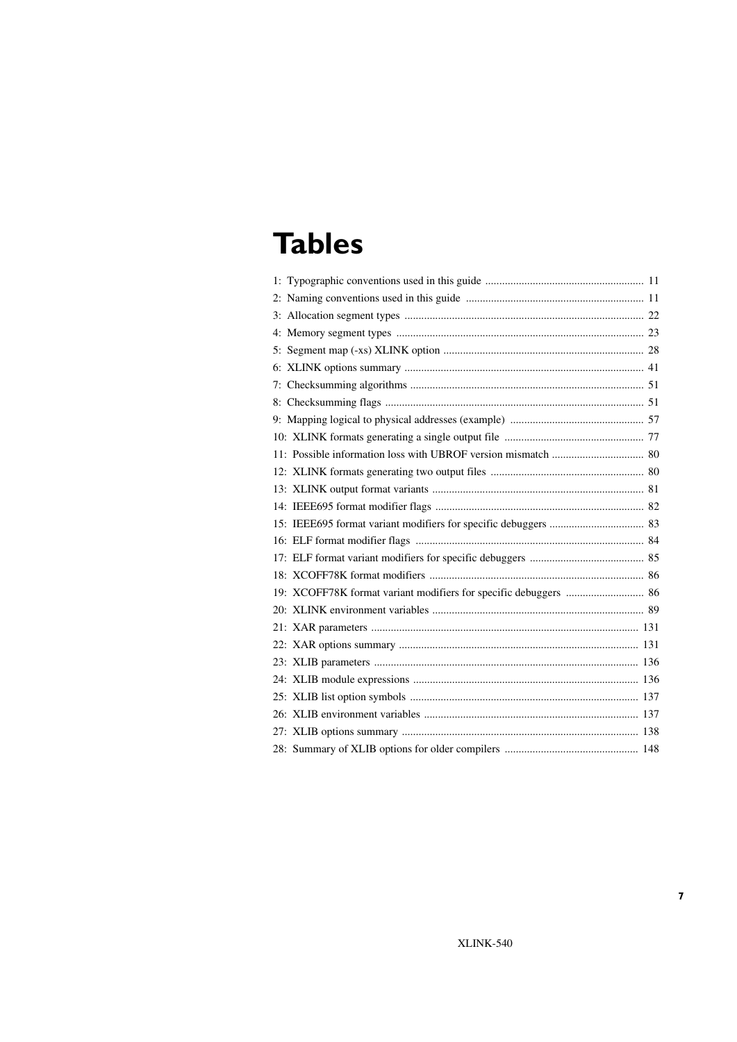# Tables

1: Typographic conventions used in this guide ........................................................ 11
2: Naming conventions used in this guide ............................................................... 11
3: Allocation segment types ..................................................................................... 22
4: Memory segment types ........................................................................................ 23
5: Segment map (-xs) XLINK option ....................................................................... 28
6: XLINK options summary ..................................................................................... 41
7: Checksumming algorithms ................................................................................... 51
8: Checksumming flags ............................................................................................ 51
9: Mapping logical to physical addresses (example) ................................................ 57
10: XLINK formats generating a single output file ................................................. 77
11: Possible information loss with UBROF version mismatch ................................ 80
12: XLINK formats generating two output files ...................................................... 80
13: XLINK output format variants ........................................................................... 81
14: IEEE695 format modifier flags .......................................................................... 82
15: IEEE695 format variant modifiers for specific debuggers .................................. 83
16: ELF format modifier flags ................................................................................. 84
17: ELF format variant modifiers for specific debuggers ......................................... 85
18: XCOFF78K format modifiers ............................................................................ 86
19: XCOFF78K format variant modifiers for specific debuggers ............................ 86
20: XLINK environment variables ........................................................................... 89
21: XAR parameters ............................................................................................... 131
22: XAR options summary ..................................................................................... 131
23: XLIB parameters .............................................................................................. 136
24: XLIB module expressions ................................................................................ 136
25: XLIB list option symbols ................................................................................. 137
26: XLIB environment variables ............................................................................ 137
27: XLIB options summary .................................................................................... 138
28: Summary of XLIB options for older compilers ................................................ 148

XLINK-540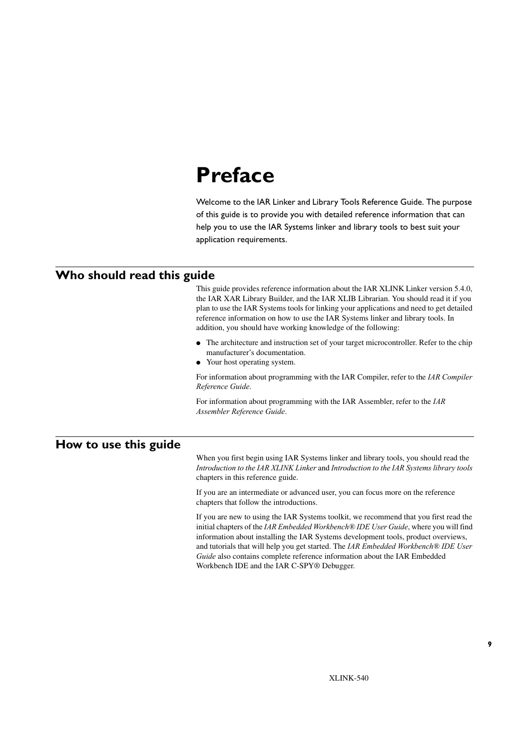# Preface

Welcome to the IAR Linker and Library Tools Reference Guide. The purpose of this guide is to provide you with detailed reference information that can help you to use the IAR Systems linker and library tools to best suit your application requirements.

## Who should read this guide

This guide provides reference information about the IAR XLINK Linker version 5.4.0, the IAR XAR Library Builder, and the IAR XLIB Librarian. You should read it if you plan to use the IAR Systems tools for linking your applications and need to get detailed reference information on how to use the IAR Systems linker and library tools. In addition, you should have working knowledge of the following:

- The architecture and instruction set of your target microcontroller. Refer to the chip manufacturer's documentation.
- Your host operating system.

For information about programming with the IAR Compiler, refer to the *IAR Compiler Reference Guide*.

For information about programming with the IAR Assembler, refer to the *IAR Assembler Reference Guide*.

## How to use this guide

When you first begin using IAR Systems linker and library tools, you should read the *Introduction to the IAR XLINK Linker* and *Introduction to the IAR Systems library tools* chapters in this reference guide.

If you are an intermediate or advanced user, you can focus more on the reference chapters that follow the introductions.

If you are new to using the IAR Systems toolkit, we recommend that you first read the initial chapters of the *IAR Embedded Workbench® IDE User Guide*, where you will find information about installing the IAR Systems development tools, product overviews, and tutorials that will help you get started. The *IAR Embedded Workbench® IDE User Guide* also contains complete reference information about the IAR Embedded Workbench IDE and the IAR C-SPY® Debugger.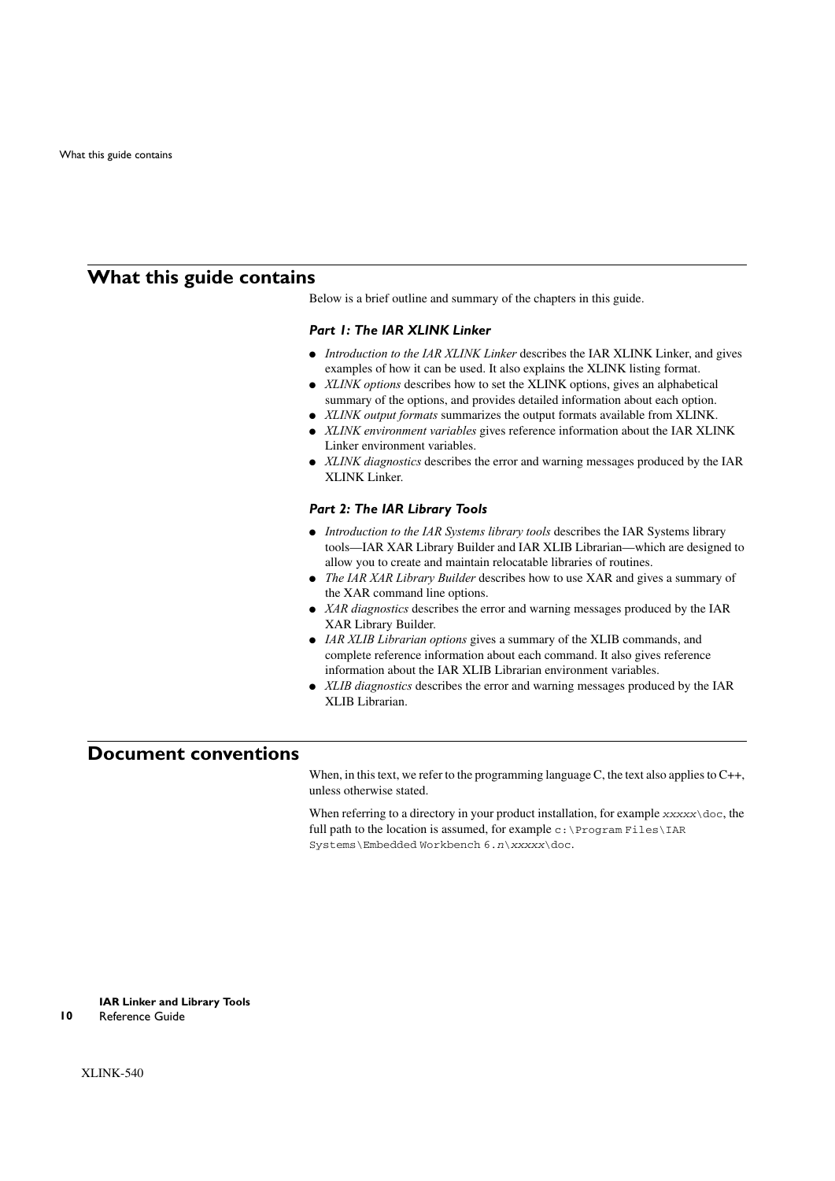## What this guide contains

Below is a brief outline and summary of the chapters in this guide.

### *Part 1: The IAR XLINK Linker*

- *Introduction to the IAR XLINK Linker* describes the IAR XLINK Linker, and gives examples of how it can be used. It also explains the XLINK listing format.
- *XLINK options* describes how to set the XLINK options, gives an alphabetical summary of the options, and provides detailed information about each option.
- *XLINK output formats* summarizes the output formats available from XLINK.
- *XLINK environment variables* gives reference information about the IAR XLINK Linker environment variables.
- *XLINK diagnostics* describes the error and warning messages produced by the IAR XLINK Linker.

### *Part 2: The IAR Library Tools*

- *Introduction to the IAR Systems library tools* describes the IAR Systems library tools—IAR XAR Library Builder and IAR XLIB Librarian—which are designed to allow you to create and maintain relocatable libraries of routines.
- *The IAR XAR Library Builder* describes how to use XAR and gives a summary of the XAR command line options.
- *XAR diagnostics* describes the error and warning messages produced by the IAR XAR Library Builder.
- *IAR XLIB Librarian options* gives a summary of the XLIB commands, and complete reference information about each command. It also gives reference information about the IAR XLIB Librarian environment variables.
- *XLIB diagnostics* describes the error and warning messages produced by the IAR XLIB Librarian.

## Document conventions

When, in this text, we refer to the programming language C, the text also applies to C++, unless otherwise stated.

When referring to a directory in your product installation, for example `xxxxx\doc`, the full path to the location is assumed, for example `c:\Program Files\IAR Systems\Embedded Workbench 6.n\xxxxx\doc`.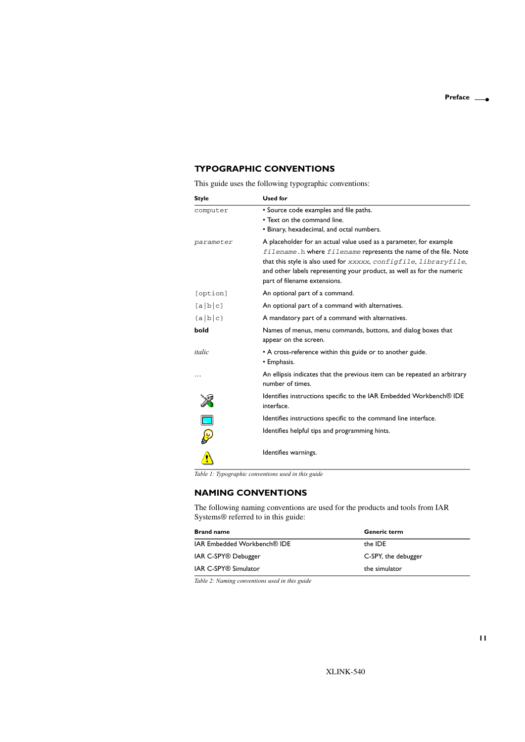### TYPOGRAPHIC CONVENTIONS

This guide uses the following typographic conventions:

| Style | Used for |
|---|---|
| `computer` | • Source code examples and file paths.<br>• Text on the command line.<br>• Binary, hexadecimal, and octal numbers. |
| *`parameter`* | A placeholder for an actual value used as a parameter, for example *`filename`*`.h` where *`filename`* represents the name of the file. Note that this style is also used for *`xxxxx`*, *`configfile`*, *`libraryfile`*, and other labels representing your product, as well as for the numeric part of filename extensions. |
| `[option]` | An optional part of a command. |
| `[a\|b\|c]` | An optional part of a command with alternatives. |
| `{a\|b\|c}` | A mandatory part of a command with alternatives. |
| **bold** | Names of menus, menu commands, buttons, and dialog boxes that appear on the screen. |
| *italic* | • A cross-reference within this guide or to another guide.<br>• Emphasis. |
| … | An ellipsis indicates that the previous item can be repeated an arbitrary number of times. |
| | Identifies instructions specific to the IAR Embedded Workbench® IDE interface. |
| | Identifies instructions specific to the command line interface. |
| | Identifies helpful tips and programming hints. |
| | Identifies warnings. |

*Table 1: Typographic conventions used in this guide*

### NAMING CONVENTIONS

The following naming conventions are used for the products and tools from IAR Systems® referred to in this guide:

| Brand name | Generic term |
|---|---|
| IAR Embedded Workbench® IDE | the IDE |
| IAR C-SPY® Debugger | C-SPY, the debugger |
| IAR C-SPY® Simulator | the simulator |

*Table 2: Naming conventions used in this guide*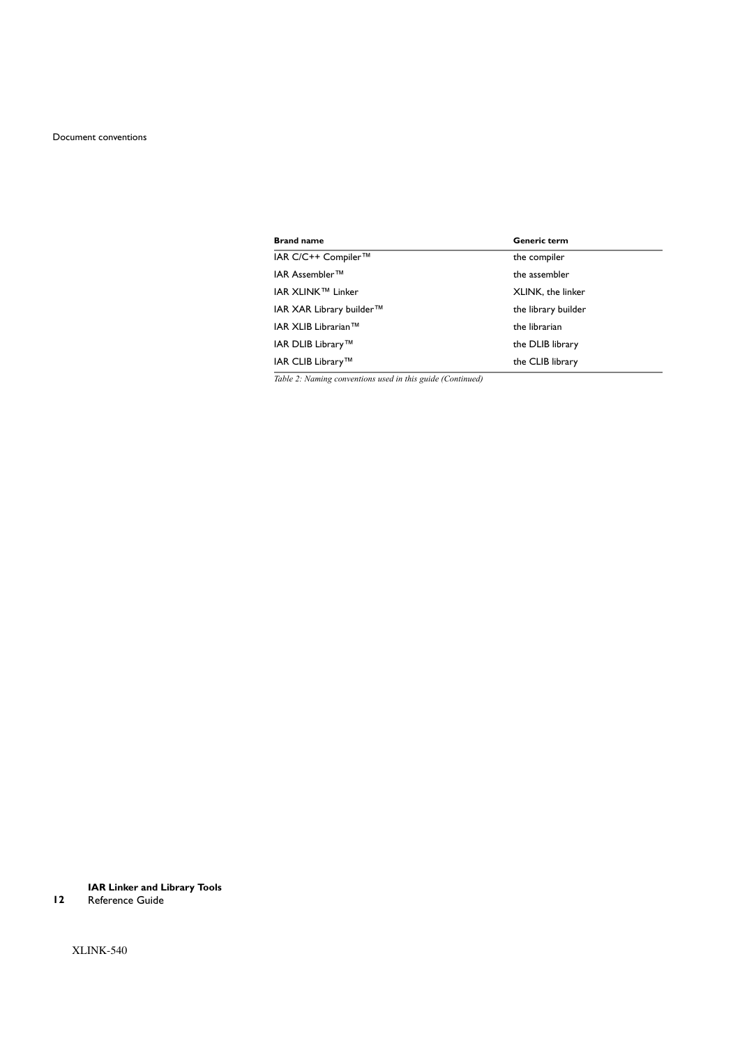| Brand name | Generic term |
|---|---|
| IAR C/C++ Compiler™ | the compiler |
| IAR Assembler™ | the assembler |
| IAR XLINK™ Linker | XLINK, the linker |
| IAR XAR Library builder™ | the library builder |
| IAR XLIB Librarian™ | the librarian |
| IAR DLIB Library™ | the DLIB library |
| IAR CLIB Library™ | the CLIB library |

*Table 2: Naming conventions used in this guide (Continued)*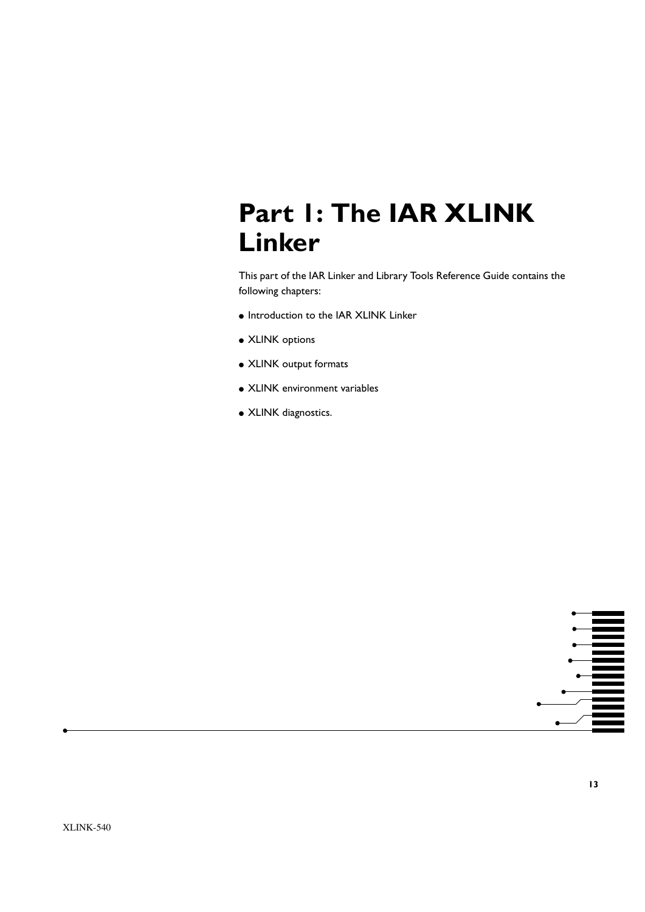# Part 1: The IAR XLINK Linker

This part of the IAR Linker and Library Tools Reference Guide contains the following chapters:

- Introduction to the IAR XLINK Linker
- XLINK options
- XLINK output formats
- XLINK environment variables
- XLINK diagnostics.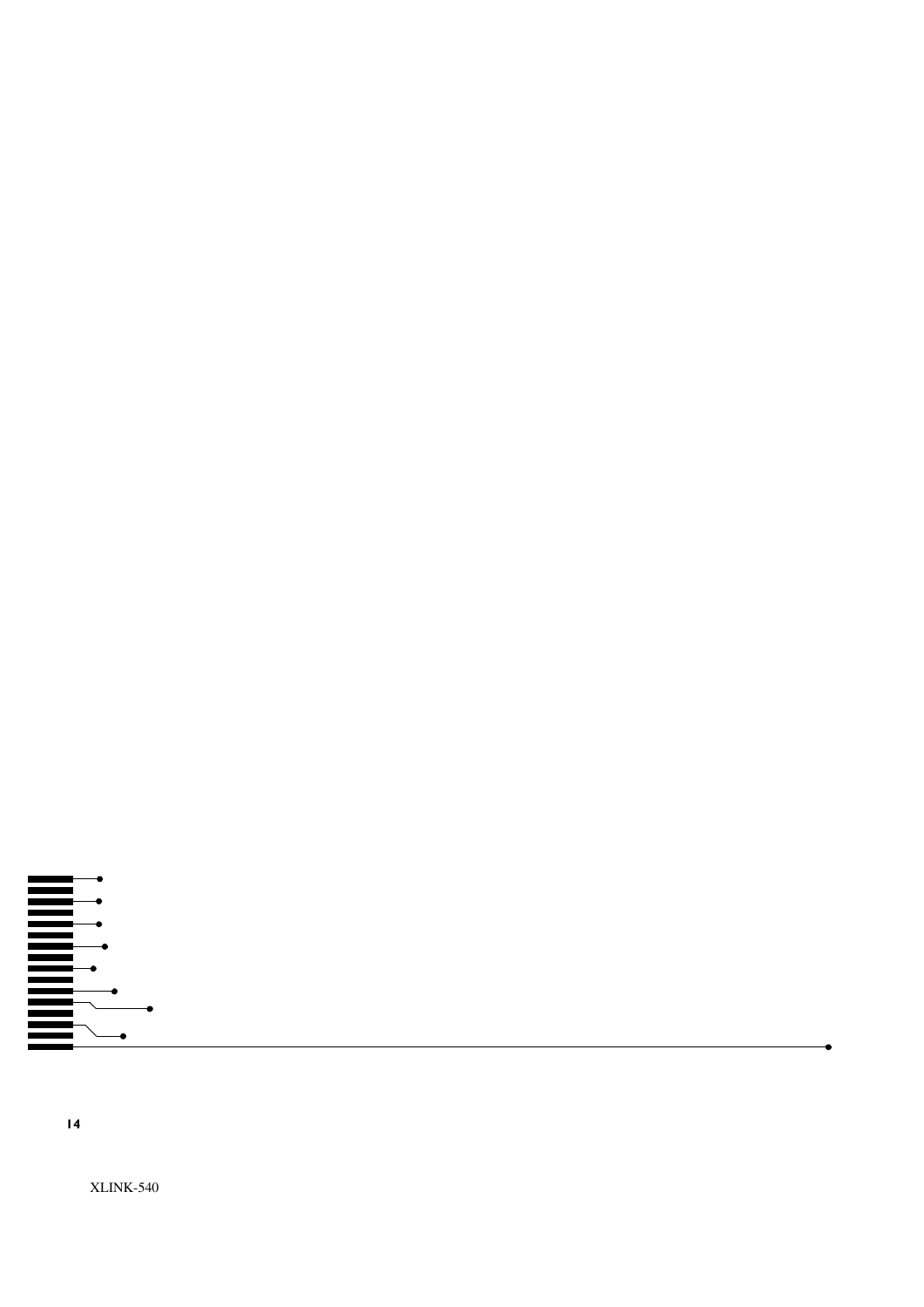XLINK-540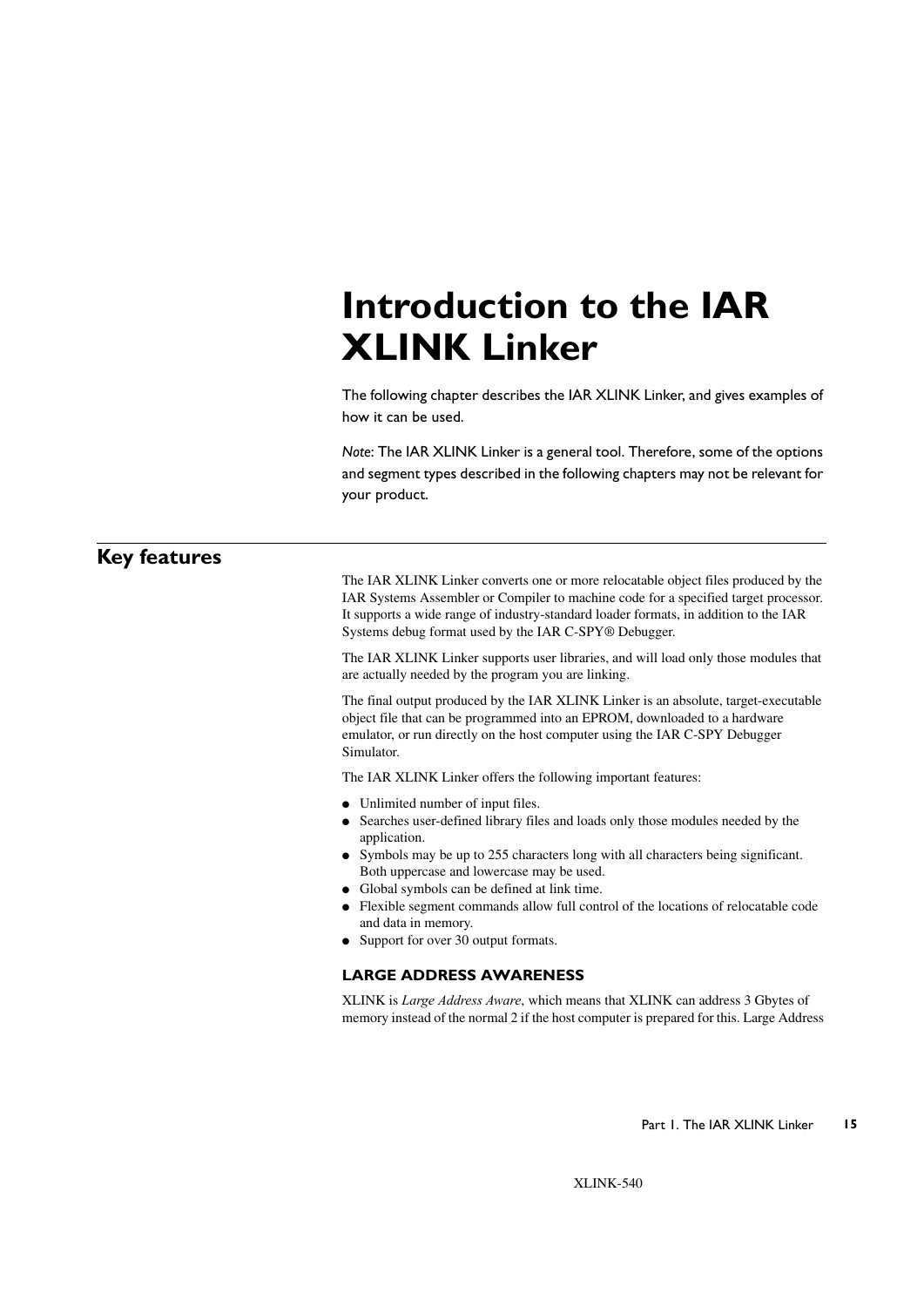# Introduction to the IAR XLINK Linker

The following chapter describes the IAR XLINK Linker, and gives examples of how it can be used.

*Note*: The IAR XLINK Linker is a general tool. Therefore, some of the options and segment types described in the following chapters may not be relevant for your product.

## Key features

The IAR XLINK Linker converts one or more relocatable object files produced by the IAR Systems Assembler or Compiler to machine code for a specified target processor. It supports a wide range of industry-standard loader formats, in addition to the IAR Systems debug format used by the IAR C-SPY® Debugger.

The IAR XLINK Linker supports user libraries, and will load only those modules that are actually needed by the program you are linking.

The final output produced by the IAR XLINK Linker is an absolute, target-executable object file that can be programmed into an EPROM, downloaded to a hardware emulator, or run directly on the host computer using the IAR C-SPY Debugger Simulator.

The IAR XLINK Linker offers the following important features:

- Unlimited number of input files.
- Searches user-defined library files and loads only those modules needed by the application.
- Symbols may be up to 255 characters long with all characters being significant. Both uppercase and lowercase may be used.
- Global symbols can be defined at link time.
- Flexible segment commands allow full control of the locations of relocatable code and data in memory.
- Support for over 30 output formats.

### LARGE ADDRESS AWARENESS

XLINK is *Large Address Aware*, which means that XLINK can address 3 Gbytes of memory instead of the normal 2 if the host computer is prepared for this. Large Address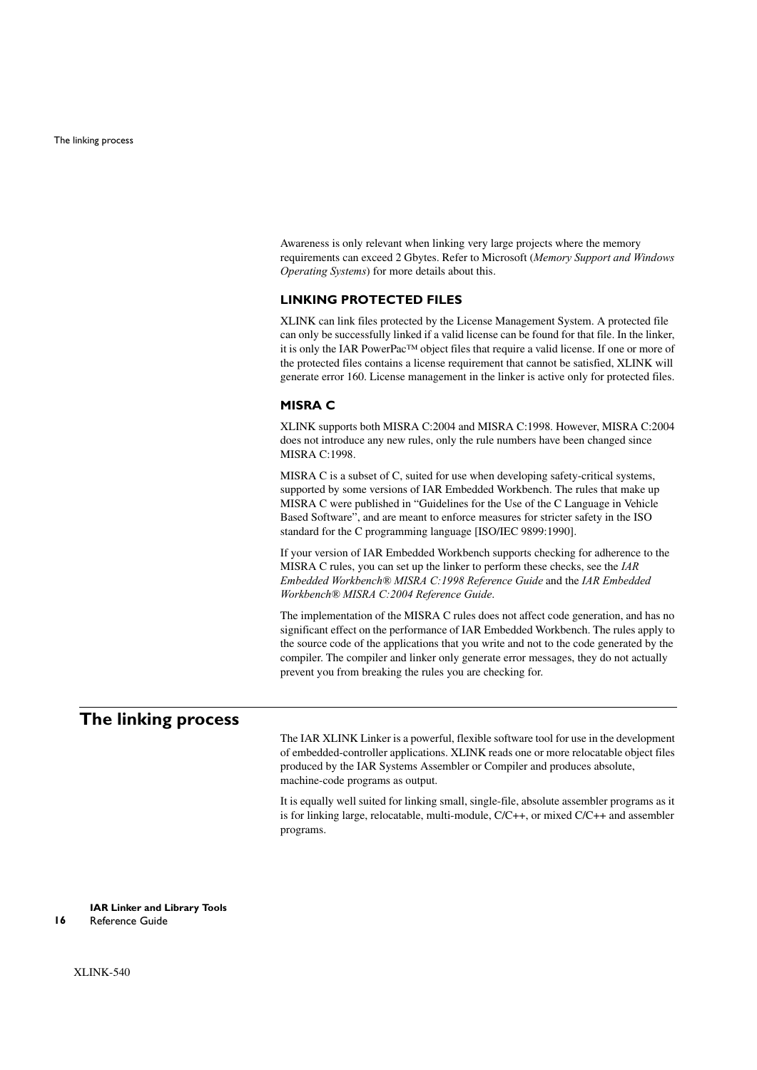Awareness is only relevant when linking very large projects where the memory requirements can exceed 2 Gbytes. Refer to Microsoft (*Memory Support and Windows Operating Systems*) for more details about this.

### LINKING PROTECTED FILES

XLINK can link files protected by the License Management System. A protected file can only be successfully linked if a valid license can be found for that file. In the linker, it is only the IAR PowerPac™ object files that require a valid license. If one or more of the protected files contains a license requirement that cannot be satisfied, XLINK will generate error 160. License management in the linker is active only for protected files.

### MISRA C

XLINK supports both MISRA C:2004 and MISRA C:1998. However, MISRA C:2004 does not introduce any new rules, only the rule numbers have been changed since MISRA C:1998.

MISRA C is a subset of C, suited for use when developing safety-critical systems, supported by some versions of IAR Embedded Workbench. The rules that make up MISRA C were published in “Guidelines for the Use of the C Language in Vehicle Based Software”, and are meant to enforce measures for stricter safety in the ISO standard for the C programming language [ISO/IEC 9899:1990].

If your version of IAR Embedded Workbench supports checking for adherence to the MISRA C rules, you can set up the linker to perform these checks, see the *IAR Embedded Workbench® MISRA C:1998 Reference Guide* and the *IAR Embedded Workbench® MISRA C:2004 Reference Guide*.

The implementation of the MISRA C rules does not affect code generation, and has no significant effect on the performance of IAR Embedded Workbench. The rules apply to the source code of the applications that you write and not to the code generated by the compiler. The compiler and linker only generate error messages, they do not actually prevent you from breaking the rules you are checking for.

## The linking process

The IAR XLINK Linker is a powerful, flexible software tool for use in the development of embedded-controller applications. XLINK reads one or more relocatable object files produced by the IAR Systems Assembler or Compiler and produces absolute, machine-code programs as output.

It is equally well suited for linking small, single-file, absolute assembler programs as it is for linking large, relocatable, multi-module, C/C++, or mixed C/C++ and assembler programs.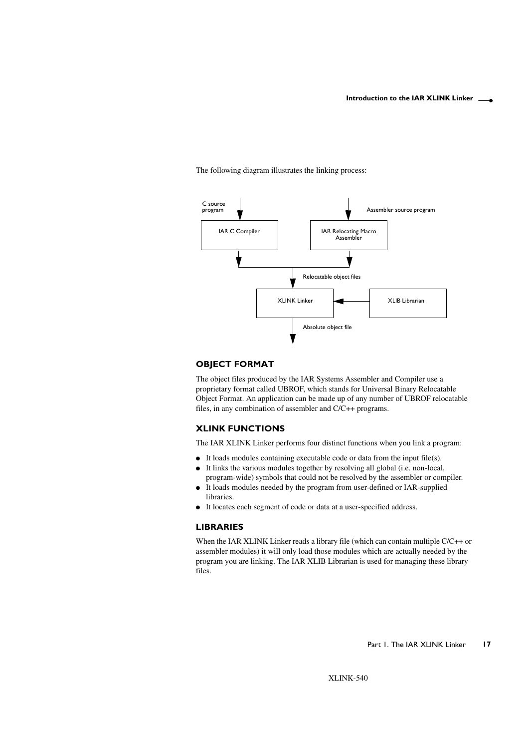The following diagram illustrates the linking process:

C source program

Assembler source program

IAR C Compiler

IAR Relocating Macro Assembler

Relocatable object files

XLINK Linker

XLIB Librarian

Absolute object file

### OBJECT FORMAT

The object files produced by the IAR Systems Assembler and Compiler use a proprietary format called UBROF, which stands for Universal Binary Relocatable Object Format. An application can be made up of any number of UBROF relocatable files, in any combination of assembler and C/C++ programs.

### XLINK FUNCTIONS

The IAR XLINK Linker performs four distinct functions when you link a program:

- It loads modules containing executable code or data from the input file(s).
- It links the various modules together by resolving all global (i.e. non-local, program-wide) symbols that could not be resolved by the assembler or compiler.
- It loads modules needed by the program from user-defined or IAR-supplied libraries.
- It locates each segment of code or data at a user-specified address.

### LIBRARIES

When the IAR XLINK Linker reads a library file (which can contain multiple C/C++ or assembler modules) it will only load those modules which are actually needed by the program you are linking. The IAR XLIB Librarian is used for managing these library files.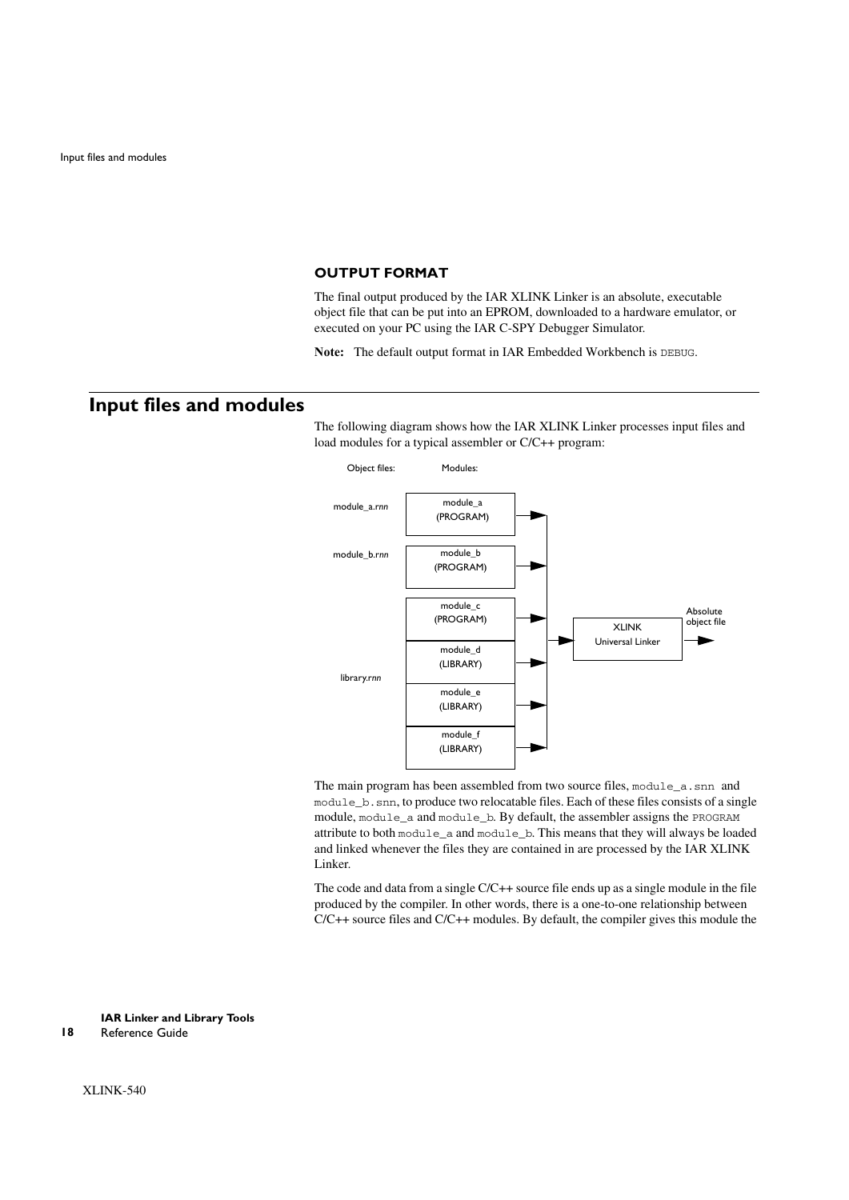### OUTPUT FORMAT

The final output produced by the IAR XLINK Linker is an absolute, executable object file that can be put into an EPROM, downloaded to a hardware emulator, or executed on your PC using the IAR C-SPY Debugger Simulator.

**Note:** The default output format in IAR Embedded Workbench is `DEBUG`.

## Input files and modules

The following diagram shows how the IAR XLINK Linker processes input files and load modules for a typical assembler or C/C++ program:

| Object files: | Modules: |
|---|---|
| module_a.*rnn* | module_a (PROGRAM) |
| module_b.*rnn* | module_b (PROGRAM) |
| library.*rnn* | module_c (PROGRAM) |
| | module_d (LIBRARY) |
| | module_e (LIBRARY) |
| | module_f (LIBRARY) |

→ XLINK Universal Linker → Absolute object file

The main program has been assembled from two source files, `module_a.snn` and `module_b.snn`, to produce two relocatable files. Each of these files consists of a single module, `module_a` and `module_b`. By default, the assembler assigns the `PROGRAM` attribute to both `module_a` and `module_b`. This means that they will always be loaded and linked whenever the files they are contained in are processed by the IAR XLINK Linker.

The code and data from a single C/C++ source file ends up as a single module in the file produced by the compiler. In other words, there is a one-to-one relationship between C/C++ source files and C/C++ modules. By default, the compiler gives this module the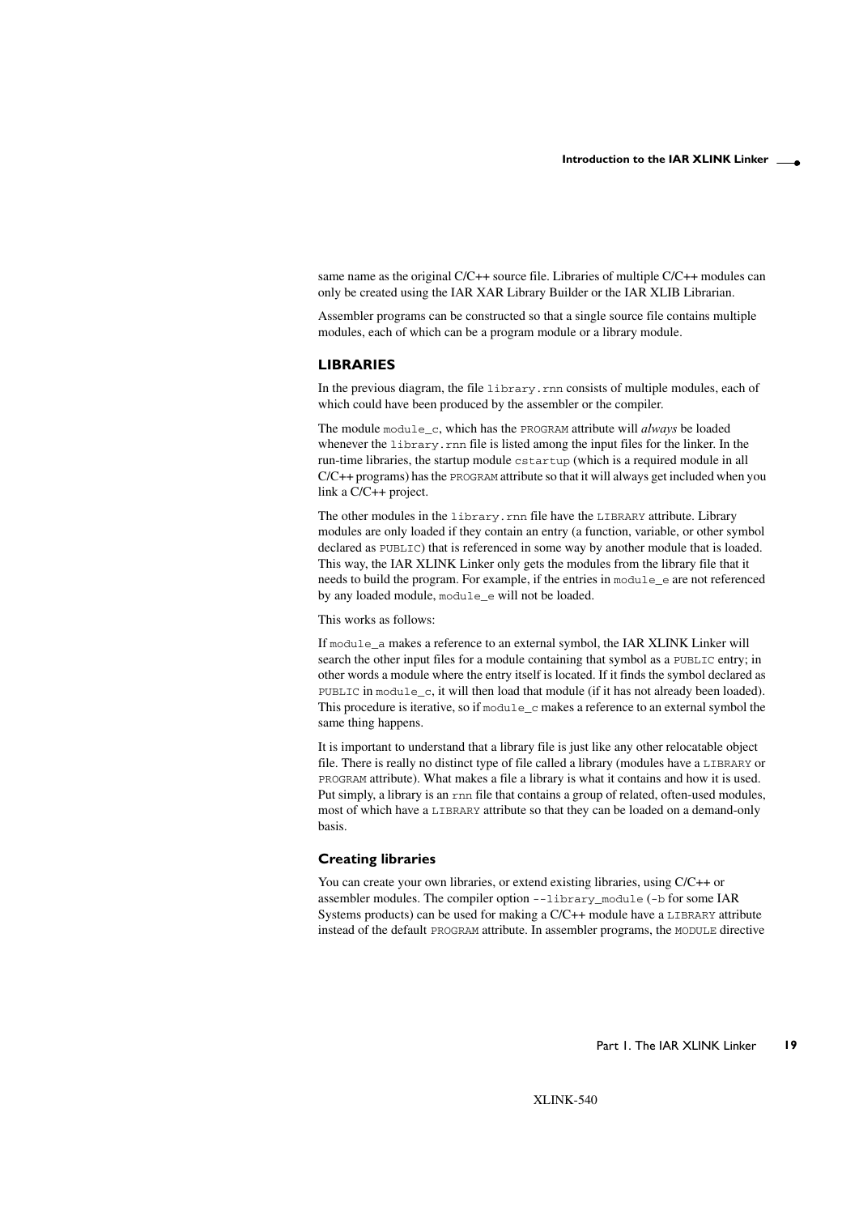same name as the original C/C++ source file. Libraries of multiple C/C++ modules can only be created using the IAR XAR Library Builder or the IAR XLIB Librarian.

Assembler programs can be constructed so that a single source file contains multiple modules, each of which can be a program module or a library module.

### LIBRARIES

In the previous diagram, the file `library.rnn` consists of multiple modules, each of which could have been produced by the assembler or the compiler.

The module `module_c`, which has the `PROGRAM` attribute will *always* be loaded whenever the `library.rnn` file is listed among the input files for the linker. In the run-time libraries, the startup module `cstartup` (which is a required module in all C/C++ programs) has the `PROGRAM` attribute so that it will always get included when you link a C/C++ project.

The other modules in the `library.rnn` file have the `LIBRARY` attribute. Library modules are only loaded if they contain an entry (a function, variable, or other symbol declared as `PUBLIC`) that is referenced in some way by another module that is loaded. This way, the IAR XLINK Linker only gets the modules from the library file that it needs to build the program. For example, if the entries in `module_e` are not referenced by any loaded module, `module_e` will not be loaded.

This works as follows:

If `module_a` makes a reference to an external symbol, the IAR XLINK Linker will search the other input files for a module containing that symbol as a `PUBLIC` entry; in other words a module where the entry itself is located. If it finds the symbol declared as `PUBLIC` in `module_c`, it will then load that module (if it has not already been loaded). This procedure is iterative, so if `module_c` makes a reference to an external symbol the same thing happens.

It is important to understand that a library file is just like any other relocatable object file. There is really no distinct type of file called a library (modules have a `LIBRARY` or `PROGRAM` attribute). What makes a file a library is what it contains and how it is used. Put simply, a library is an `rnn` file that contains a group of related, often-used modules, most of which have a `LIBRARY` attribute so that they can be loaded on a demand-only basis.

#### Creating libraries

You can create your own libraries, or extend existing libraries, using C/C++ or assembler modules. The compiler option `--library_module` (`-b` for some IAR Systems products) can be used for making a C/C++ module have a `LIBRARY` attribute instead of the default `PROGRAM` attribute. In assembler programs, the `MODULE` directive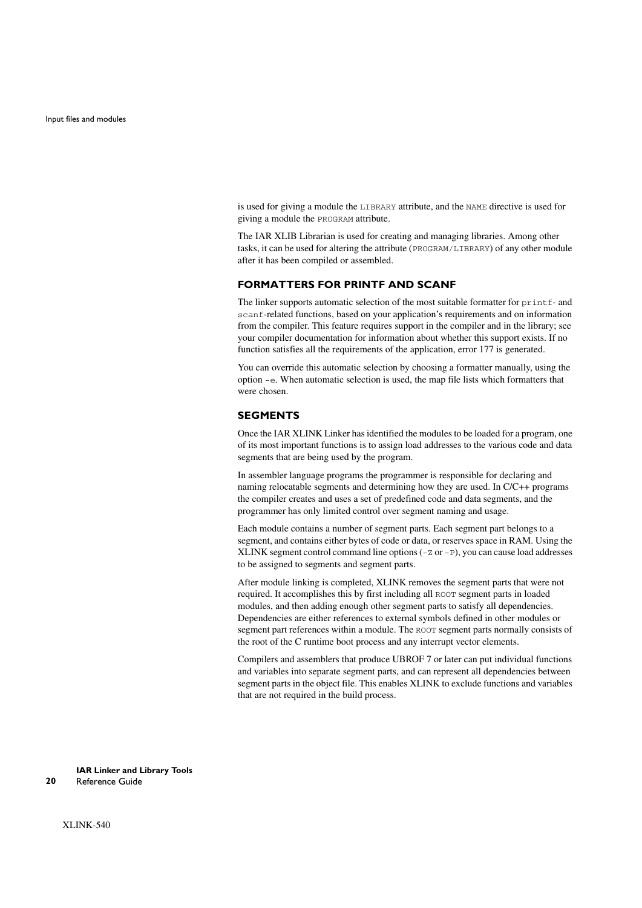is used for giving a module the `LIBRARY` attribute, and the `NAME` directive is used for giving a module the `PROGRAM` attribute.

The IAR XLIB Librarian is used for creating and managing libraries. Among other tasks, it can be used for altering the attribute (`PROGRAM/LIBRARY`) of any other module after it has been compiled or assembled.

### FORMATTERS FOR PRINTF AND SCANF

The linker supports automatic selection of the most suitable formatter for `printf`- and `scanf`-related functions, based on your application's requirements and on information from the compiler. This feature requires support in the compiler and in the library; see your compiler documentation for information about whether this support exists. If no function satisfies all the requirements of the application, error 177 is generated.

You can override this automatic selection by choosing a formatter manually, using the option `-e`. When automatic selection is used, the map file lists which formatters that were chosen.

### SEGMENTS

Once the IAR XLINK Linker has identified the modules to be loaded for a program, one of its most important functions is to assign load addresses to the various code and data segments that are being used by the program.

In assembler language programs the programmer is responsible for declaring and naming relocatable segments and determining how they are used. In C/C++ programs the compiler creates and uses a set of predefined code and data segments, and the programmer has only limited control over segment naming and usage.

Each module contains a number of segment parts. Each segment part belongs to a segment, and contains either bytes of code or data, or reserves space in RAM. Using the XLINK segment control command line options (`-Z` or `-P`), you can cause load addresses to be assigned to segments and segment parts.

After module linking is completed, XLINK removes the segment parts that were not required. It accomplishes this by first including all `ROOT` segment parts in loaded modules, and then adding enough other segment parts to satisfy all dependencies. Dependencies are either references to external symbols defined in other modules or segment part references within a module. The `ROOT` segment parts normally consists of the root of the C runtime boot process and any interrupt vector elements.

Compilers and assemblers that produce UBROF 7 or later can put individual functions and variables into separate segment parts, and can represent all dependencies between segment parts in the object file. This enables XLINK to exclude functions and variables that are not required in the build process.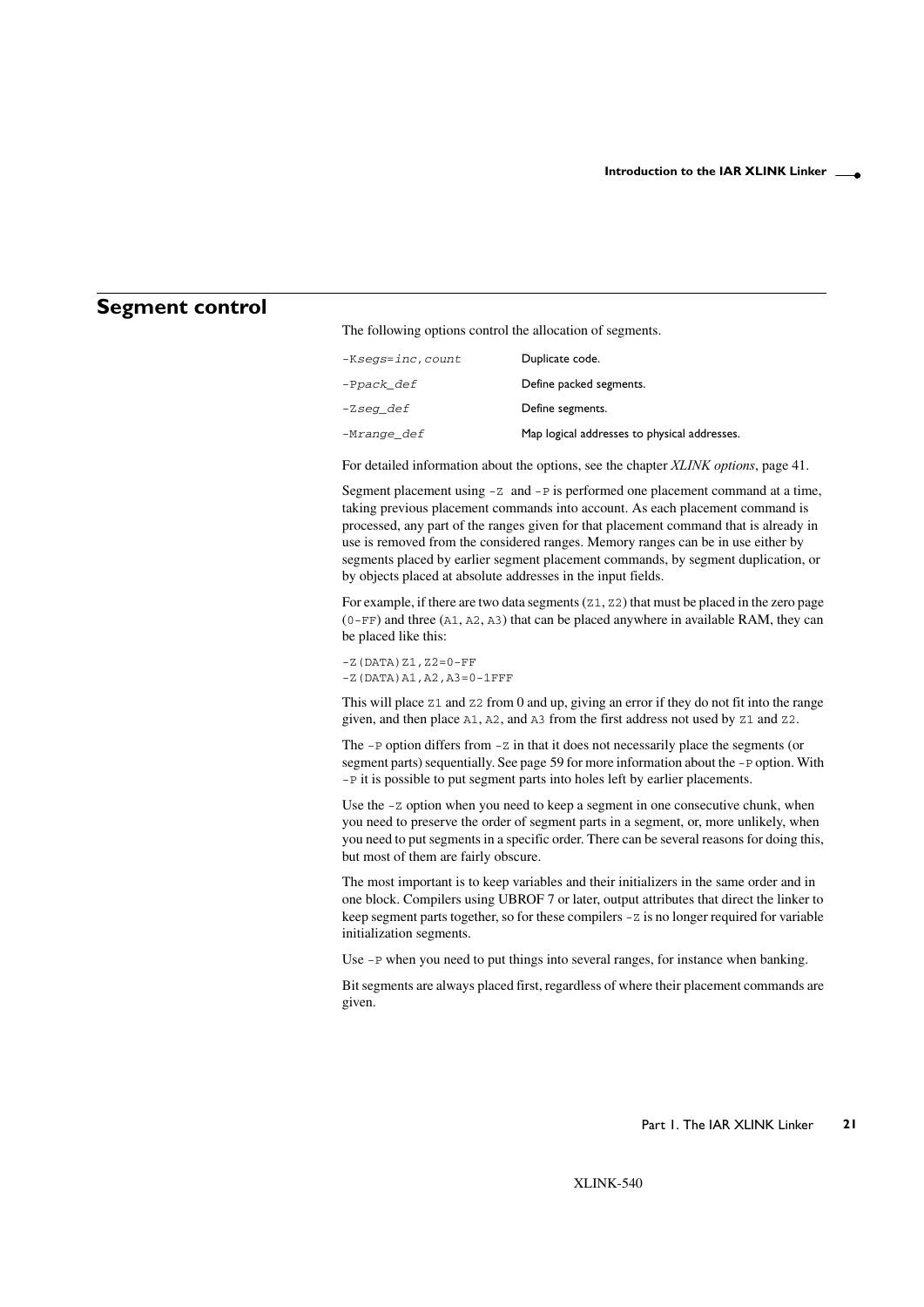## Segment control

The following options control the allocation of segments.

| | |
|---|---|
| -K*segs*=*inc*,*count* | Duplicate code. |
| -P*pack_def* | Define packed segments. |
| -Z*seg_def* | Define segments. |
| -M*range_def* | Map logical addresses to physical addresses. |

For detailed information about the options, see the chapter *XLINK options*, page 41.

Segment placement using `-Z` and `-P` is performed one placement command at a time, taking previous placement commands into account. As each placement command is processed, any part of the ranges given for that placement command that is already in use is removed from the considered ranges. Memory ranges can be in use either by segments placed by earlier segment placement commands, by segment duplication, or by objects placed at absolute addresses in the input fields.

For example, if there are two data segments (`Z1`, `Z2`) that must be placed in the zero page (`0-FF`) and three (`A1`, `A2`, `A3`) that can be placed anywhere in available RAM, they can be placed like this:

```
-Z(DATA)Z1,Z2=0-FF
-Z(DATA)A1,A2,A3=0-1FFF
```

This will place `Z1` and `Z2` from 0 and up, giving an error if they do not fit into the range given, and then place `A1`, `A2`, and `A3` from the first address not used by `Z1` and `Z2`.

The `-P` option differs from `-Z` in that it does not necessarily place the segments (or segment parts) sequentially. See page 59 for more information about the `-P` option. With `-P` it is possible to put segment parts into holes left by earlier placements.

Use the `-Z` option when you need to keep a segment in one consecutive chunk, when you need to preserve the order of segment parts in a segment, or, more unlikely, when you need to put segments in a specific order. There can be several reasons for doing this, but most of them are fairly obscure.

The most important is to keep variables and their initializers in the same order and in one block. Compilers using UBROF 7 or later, output attributes that direct the linker to keep segment parts together, so for these compilers `-Z` is no longer required for variable initialization segments.

Use `-P` when you need to put things into several ranges, for instance when banking.

Bit segments are always placed first, regardless of where their placement commands are given.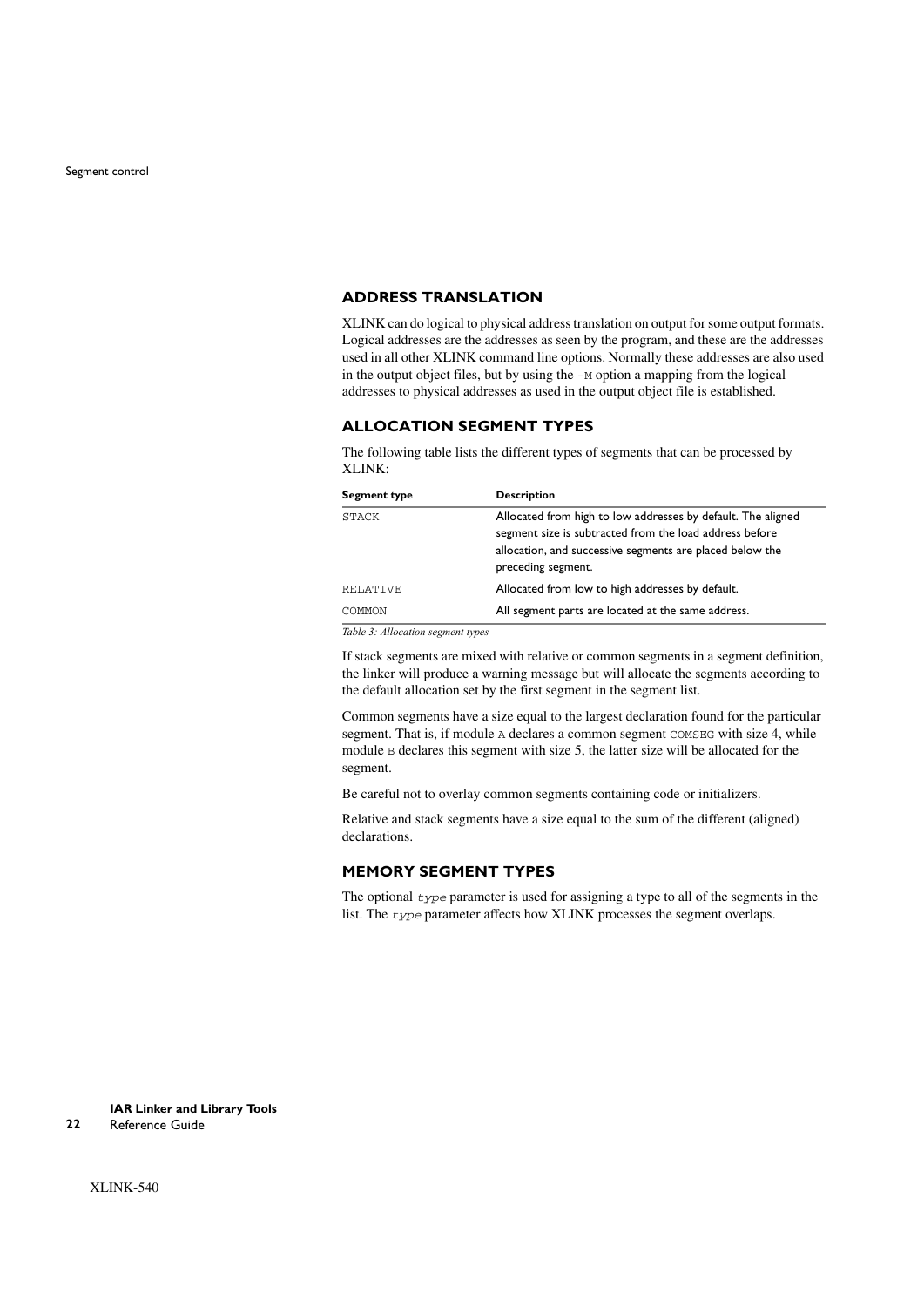### ADDRESS TRANSLATION

XLINK can do logical to physical address translation on output for some output formats. Logical addresses are the addresses as seen by the program, and these are the addresses used in all other XLINK command line options. Normally these addresses are also used in the output object files, but by using the `-M` option a mapping from the logical addresses to physical addresses as used in the output object file is established.

### ALLOCATION SEGMENT TYPES

The following table lists the different types of segments that can be processed by XLINK:

| Segment type | Description |
|---|---|
| `STACK` | Allocated from high to low addresses by default. The aligned segment size is subtracted from the load address before allocation, and successive segments are placed below the preceding segment. |
| `RELATIVE` | Allocated from low to high addresses by default. |
| `COMMON` | All segment parts are located at the same address. |

*Table 3: Allocation segment types*

If stack segments are mixed with relative or common segments in a segment definition, the linker will produce a warning message but will allocate the segments according to the default allocation set by the first segment in the segment list.

Common segments have a size equal to the largest declaration found for the particular segment. That is, if module `A` declares a common segment `COMSEG` with size 4, while module `B` declares this segment with size 5, the latter size will be allocated for the segment.

Be careful not to overlay common segments containing code or initializers.

Relative and stack segments have a size equal to the sum of the different (aligned) declarations.

### MEMORY SEGMENT TYPES

The optional *`type`* parameter is used for assigning a type to all of the segments in the list. The *`type`* parameter affects how XLINK processes the segment overlaps.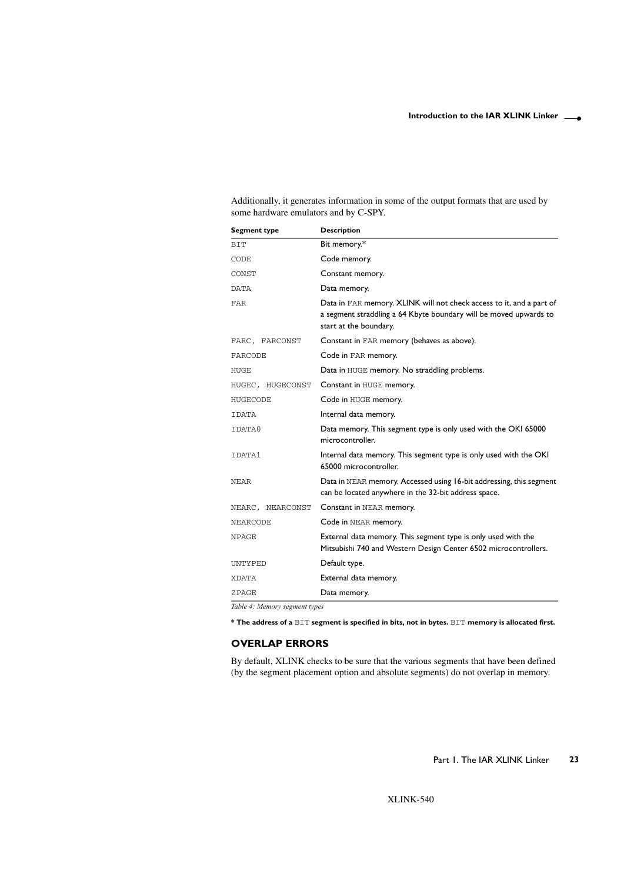Additionally, it generates information in some of the output formats that are used by some hardware emulators and by C-SPY.

| Segment type | Description |
|---|---|
| `BIT` | Bit memory.* |
| `CODE` | Code memory. |
| `CONST` | Constant memory. |
| `DATA` | Data memory. |
| `FAR` | Data in `FAR` memory. XLINK will not check access to it, and a part of a segment straddling a 64 Kbyte boundary will be moved upwards to start at the boundary. |
| `FARC, FARCONST` | Constant in `FAR` memory (behaves as above). |
| `FARCODE` | Code in `FAR` memory. |
| `HUGE` | Data in `HUGE` memory. No straddling problems. |
| `HUGEC, HUGECONST` | Constant in `HUGE` memory. |
| `HUGECODE` | Code in `HUGE` memory. |
| `IDATA` | Internal data memory. |
| `IDATA0` | Data memory. This segment type is only used with the OKI 65000 microcontroller. |
| `IDATA1` | Internal data memory. This segment type is only used with the OKI 65000 microcontroller. |
| `NEAR` | Data in `NEAR` memory. Accessed using 16-bit addressing, this segment can be located anywhere in the 32-bit address space. |
| `NEARC, NEARCONST` | Constant in `NEAR` memory. |
| `NEARCODE` | Code in `NEAR` memory. |
| `NPAGE` | External data memory. This segment type is only used with the Mitsubishi 740 and Western Design Center 6502 microcontrollers. |
| `UNTYPED` | Default type. |
| `XDATA` | External data memory. |
| `ZPAGE` | Data memory. |

*Table 4: Memory segment types*

**\* The address of a `BIT` segment is specified in bits, not in bytes. `BIT` memory is allocated first.**

### OVERLAP ERRORS

By default, XLINK checks to be sure that the various segments that have been defined (by the segment placement option and absolute segments) do not overlap in memory.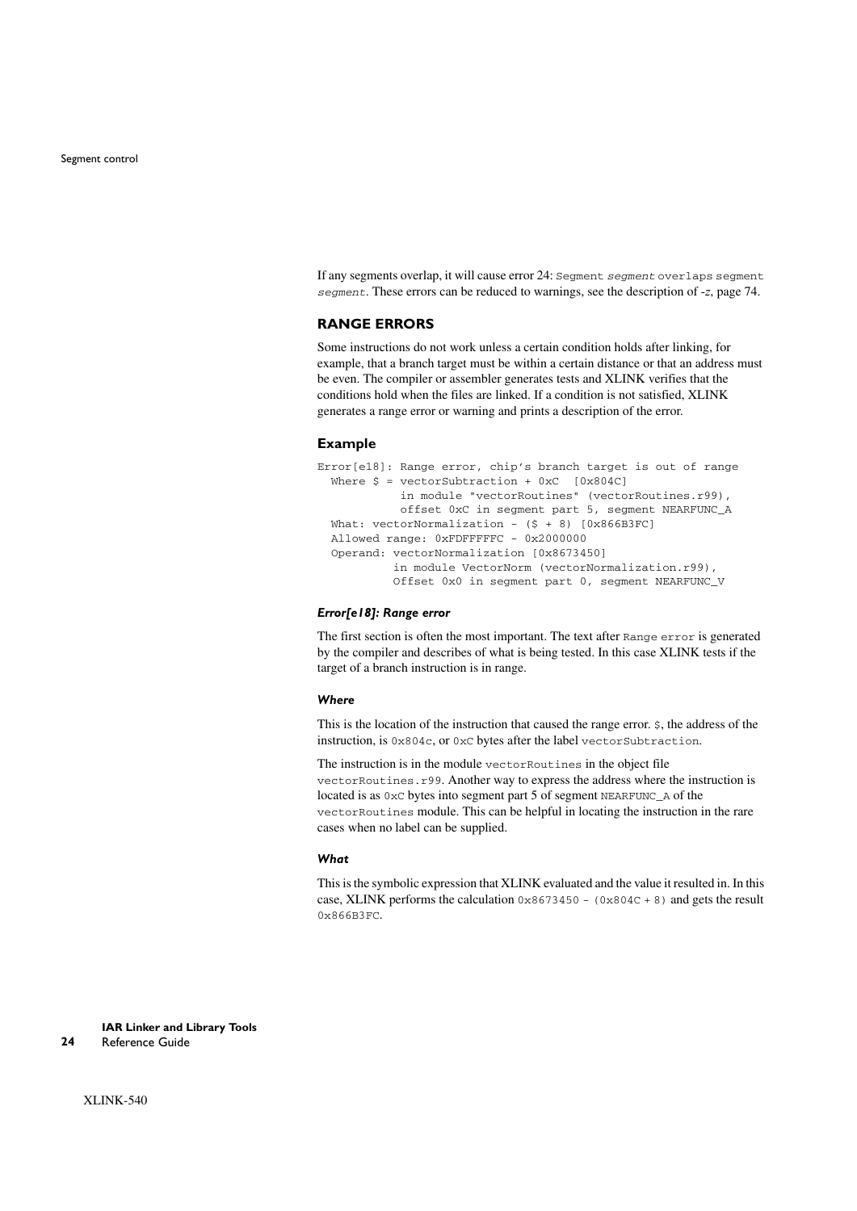If any segments overlap, it will cause error 24: `Segment segment overlaps segment segment`. These errors can be reduced to warnings, see the description of *-z*, page 74.

## RANGE ERRORS

Some instructions do not work unless a certain condition holds after linking, for example, that a branch target must be within a certain distance or that an address must be even. The compiler or assembler generates tests and XLINK verifies that the conditions hold when the files are linked. If a condition is not satisfied, XLINK generates a range error or warning and prints a description of the error.

### Example

```
Error[e18]: Range error, chip's branch target is out of range
  Where $ = vectorSubtraction + 0xC  [0x804C]
            in module "vectorRoutines" (vectorRoutines.r99),
            offset 0xC in segment part 5, segment NEARFUNC_A
  What: vectorNormalization - ($ + 8) [0x866B3FC]
  Allowed range: 0xFDFFFFFC - 0x2000000
  Operand: vectorNormalization [0x8673450]
           in module VectorNorm (vectorNormalization.r99),
           Offset 0x0 in segment part 0, segment NEARFUNC_V
```

#### *Error[e18]: Range error*

The first section is often the most important. The text after `Range error` is generated by the compiler and describes of what is being tested. In this case XLINK tests if the target of a branch instruction is in range.

#### *Where*

This is the location of the instruction that caused the range error. `$`, the address of the instruction, is `0x804c`, or `0xC` bytes after the label `vectorSubtraction`.

The instruction is in the module `vectorRoutines` in the object file `vectorRoutines.r99`. Another way to express the address where the instruction is located is as `0xC` bytes into segment part 5 of segment `NEARFUNC_A` of the `vectorRoutines` module. This can be helpful in locating the instruction in the rare cases when no label can be supplied.

#### *What*

This is the symbolic expression that XLINK evaluated and the value it resulted in. In this case, XLINK performs the calculation `0x8673450 - (0x804C + 8)` and gets the result `0x866B3FC`.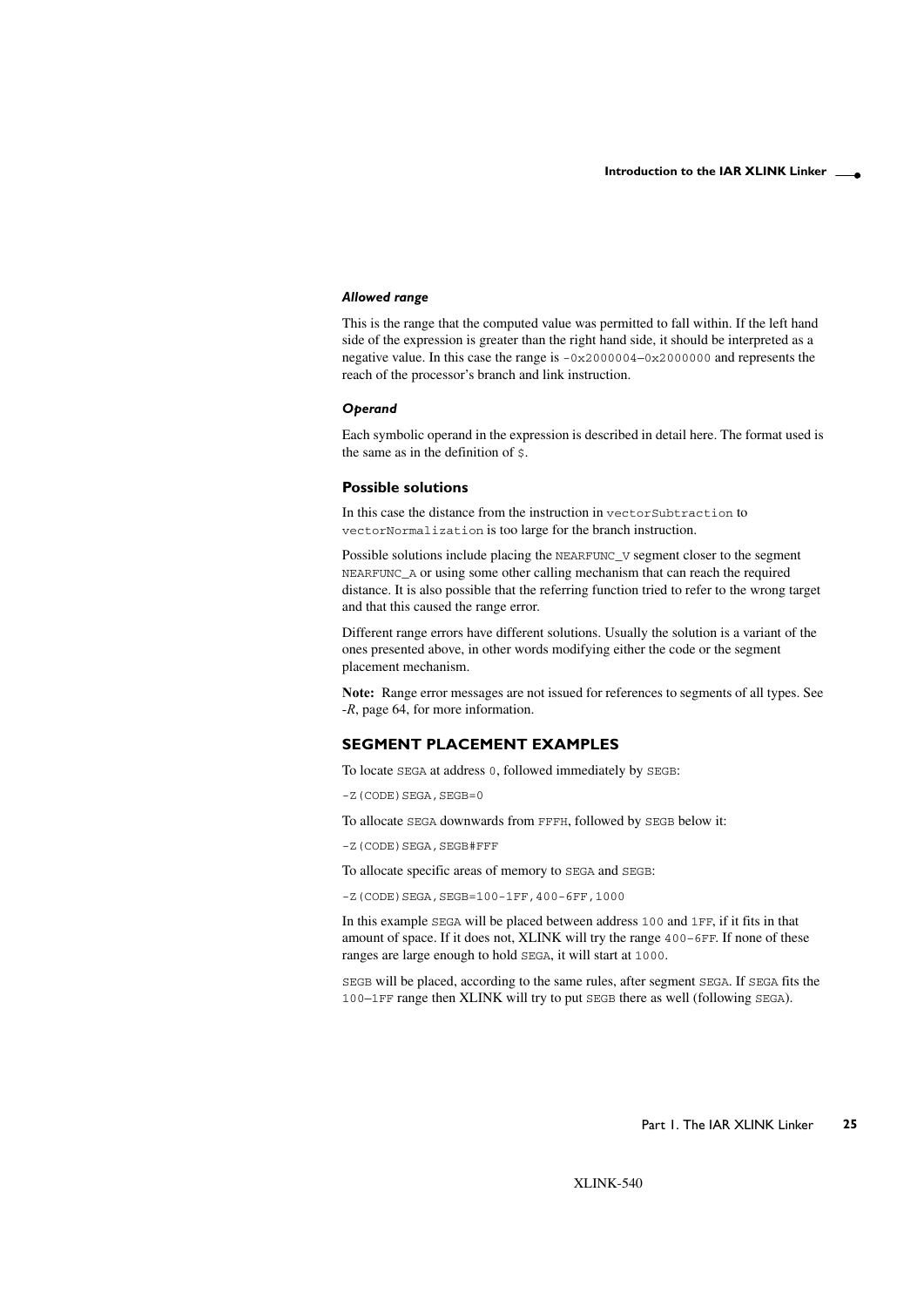#### *Allowed range*

This is the range that the computed value was permitted to fall within. If the left hand side of the expression is greater than the right hand side, it should be interpreted as a negative value. In this case the range is `-0x2000004–0x2000000` and represents the reach of the processor's branch and link instruction.

#### *Operand*

Each symbolic operand in the expression is described in detail here. The format used is the same as in the definition of `$`.

### Possible solutions

In this case the distance from the instruction in `vectorSubtraction` to `vectorNormalization` is too large for the branch instruction.

Possible solutions include placing the `NEARFUNC_V` segment closer to the segment `NEARFUNC_A` or using some other calling mechanism that can reach the required distance. It is also possible that the referring function tried to refer to the wrong target and that this caused the range error.

Different range errors have different solutions. Usually the solution is a variant of the ones presented above, in other words modifying either the code or the segment placement mechanism.

**Note:** Range error messages are not issued for references to segments of all types. See *-R*, page 64, for more information.

## SEGMENT PLACEMENT EXAMPLES

To locate `SEGA` at address `0`, followed immediately by `SEGB`:

```
-Z(CODE)SEGA,SEGB=0
```

To allocate `SEGA` downwards from `FFFH`, followed by `SEGB` below it:

```
-Z(CODE)SEGA,SEGB#FFF
```

To allocate specific areas of memory to `SEGA` and `SEGB`:

```
-Z(CODE)SEGA,SEGB=100-1FF,400-6FF,1000
```

In this example `SEGA` will be placed between address `100` and `1FF`, if it fits in that amount of space. If it does not, XLINK will try the range `400–6FF`. If none of these ranges are large enough to hold `SEGA`, it will start at `1000`.

`SEGB` will be placed, according to the same rules, after segment `SEGA`. If `SEGA` fits the `100–1FF` range then XLINK will try to put `SEGB` there as well (following `SEGA`).

XLINK-540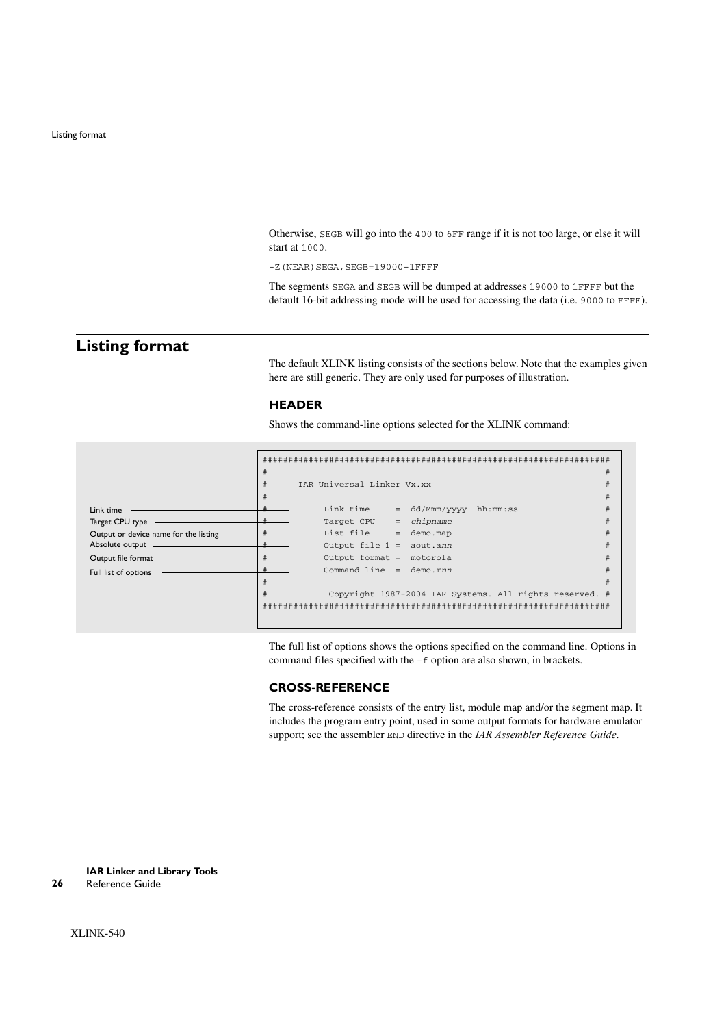Otherwise, SEGB will go into the 400 to 6FF range if it is not too large, or else it will start at 1000.

```
-Z(NEAR)SEGA,SEGB=19000-1FFFF
```

The segments SEGA and SEGB will be dumped at addresses 19000 to 1FFFF but the default 16-bit addressing mode will be used for accessing the data (i.e. 9000 to FFFF).

## Listing format

The default XLINK listing consists of the sections below. Note that the examples given here are still generic. They are only used for purposes of illustration.

### HEADER

Shows the command-line options selected for the XLINK command:

```
###################################################################
#                                                                 #
#      IAR Universal Linker Vx.xx                                 #
#                                                                 #
#           Link time     =  dd/Mmm/yyyy  hh:mm:ss                #
#           Target CPU    =  chipname                             #
#           List file     =  demo.map                             #
#           Output file 1 =  aout.ann                             #
#           Output format =  motorola                             #
#           Command line  =  demo.rnn                             #
#                                                                 #
#            Copyright 1987-2004 IAR Systems. All rights reserved. #
###################################################################
```

- Link time
- Target CPU type
- Output or device name for the listing
- Absolute output
- Output file format
- Full list of options

The full list of options shows the options specified on the command line. Options in command files specified with the -f option are also shown, in brackets.

### CROSS-REFERENCE

The cross-reference consists of the entry list, module map and/or the segment map. It includes the program entry point, used in some output formats for hardware emulator support; see the assembler END directive in the *IAR Assembler Reference Guide*.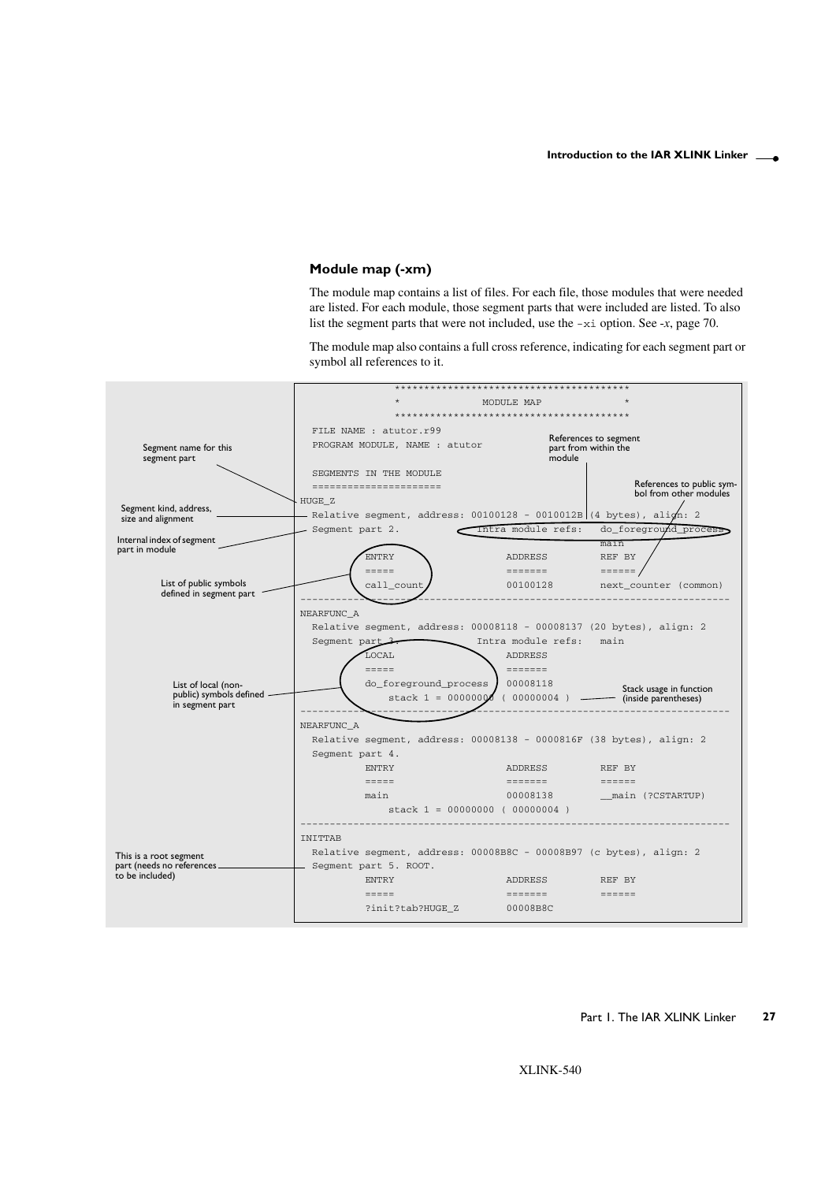### Module map (-xm)

The module map contains a list of files. For each file, those modules that were needed are listed. For each module, those segment parts that were included are listed. To also list the segment parts that were not included, use the `-xi` option. See *-x*, page 70.

The module map also contains a full cross reference, indicating for each segment part or symbol all references to it.

```
               ****************************************
               *              MODULE MAP              *
               ****************************************
  FILE NAME : atutor.r99
  PROGRAM MODULE, NAME : atutor

  SEGMENTS IN THE MODULE
  ======================
HUGE_Z
  Relative segment, address: 00100128 - 0010012B (4 bytes), align: 2
  Segment part 2.           Intra module refs:   do_foreground_process
                                                 main
           ENTRY                      ADDRESS         REF BY
           =====                      =======         ======
           call_count                 00100128        next_counter (common)
-------------------------------------------------------------------------
NEARFUNC_A
  Relative segment, address: 00008118 - 00008137 (20 bytes), align: 2
  Segment part 3.           Intra module refs:   main
           LOCAL                      ADDRESS
           =====                      =======
           do_foreground_process      00008118
               stack 1 = 00000000 ( 00000004 )
-------------------------------------------------------------------------
NEARFUNC_A
  Relative segment, address: 00008138 - 0000816F (38 bytes), align: 2
  Segment part 4.
           ENTRY                      ADDRESS         REF BY
           =====                      =======         ======
           main                       00008138        __main (?CSTARTUP)
               stack 1 = 00000000 ( 00000004 )
-------------------------------------------------------------------------
INITTAB
  Relative segment, address: 00008B8C - 00008B97 (c bytes), align: 2
  Segment part 5. ROOT.
           ENTRY                      ADDRESS         REF BY
           =====                      =======         ======
           ?init?tab?HUGE_Z           00008B8C
```

Annotations:

- Segment name for this segment part
- Segment kind, address, size and alignment
- Internal index of segment part in module
- List of public symbols defined in segment part
- List of local (non-public) symbols defined in segment part
- This is a root segment part (needs no references to be included)
- References to segment part from within the module
- References to public symbol from other modules
- Stack usage in function (inside parentheses)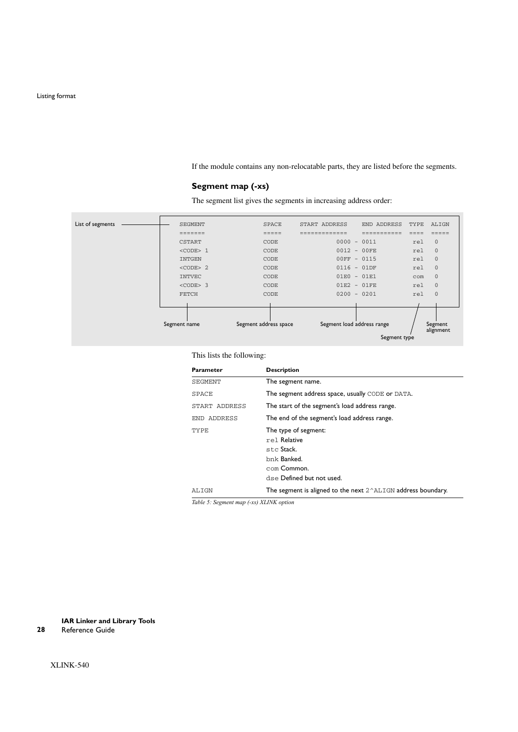If the module contains any non-relocatable parts, they are listed before the segments.

### Segment map (-xs)

The segment list gives the segments in increasing address order:

List of segments

```
SEGMENT              SPACE    START ADDRESS   END ADDRESS   TYPE  ALIGN
=======              =====    =============   ===========   ====  =====
CSTART               CODE              0000 - 0011          rel    0
<CODE> 1             CODE              0012 - 00FE          rel    0
INTGEN               CODE              00FF - 0115          rel    0
<CODE> 2             CODE              0116 - 01DF          rel    0
INTVEC               CODE              01E0 - 01E1          com    0
<CODE> 3             CODE              01E2 - 01FE          rel    0
FETCH                CODE              0200 - 0201          rel    0
```

Segment name | Segment address space | Segment load address range | Segment type | Segment alignment

This lists the following:

| Parameter | Description |
|---|---|
| SEGMENT | The segment name. |
| SPACE | The segment address space, usually CODE or DATA. |
| START ADDRESS | The start of the segment's load address range. |
| END ADDRESS | The end of the segment's load address range. |
| TYPE | The type of segment:<br>rel Relative<br>stc Stack.<br>bnk Banked.<br>com Common.<br>dse Defined but not used. |
| ALIGN | The segment is aligned to the next 2^ALIGN address boundary. |

*Table 5: Segment map (-xs) XLINK option*

XLINK-540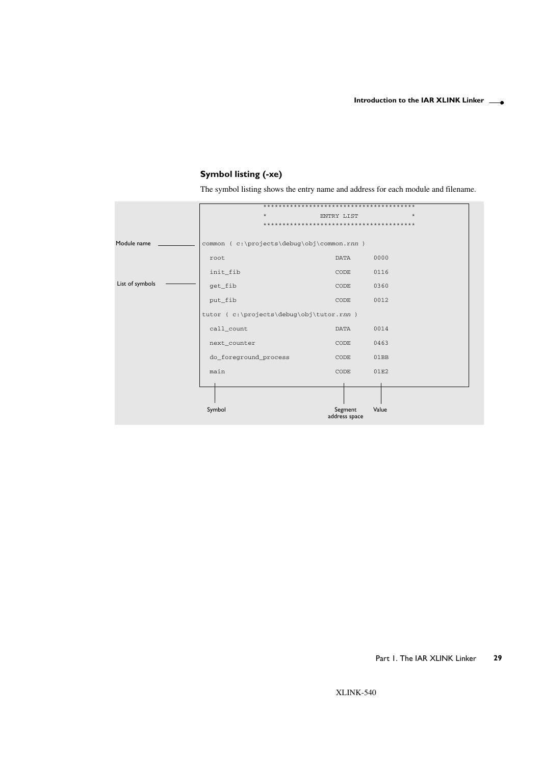### Symbol listing (-xe)

The symbol listing shows the entry name and address for each module and filename.

```
                 ****************************************
                 *              ENTRY LIST              *
                 ****************************************

common ( c:\projects\debug\obj\common.rnn )

  root                                 DATA      0000

  init_fib                             CODE      0116

  get_fib                              CODE      0360

  put_fib                              CODE      0012

tutor ( c:\projects\debug\obj\tutor.rnn )

  call_count                           DATA      0014

  next_counter                         CODE      0463

  do_foreground_process                CODE      01BB

  main                                 CODE      01E2
```

Module name — List of symbols — Symbol — Segment address space — Value

XLINK-540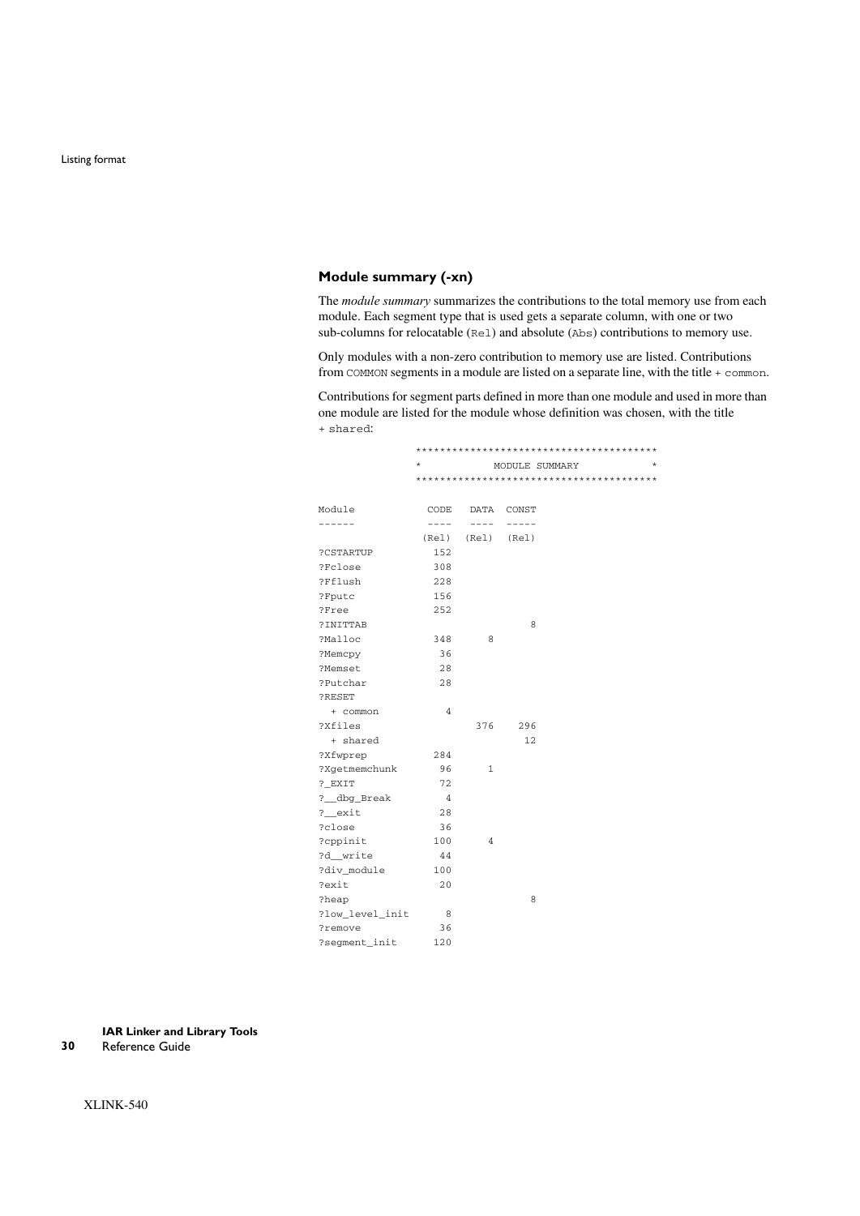### Module summary (-xn)

The *module summary* summarizes the contributions to the total memory use from each module. Each segment type that is used gets a separate column, with one or two sub-columns for relocatable (`Rel`) and absolute (`Abs`) contributions to memory use.

Only modules with a non-zero contribution to memory use are listed. Contributions from `COMMON` segments in a module are listed on a separate line, with the title `+ common`.

Contributions for segment parts defined in more than one module and used in more than one module are listed for the module whose definition was chosen, with the title `+ shared`:

```
                ****************************************
                *            MODULE SUMMARY            *
                ****************************************

Module            CODE   DATA  CONST
------            ----   ----  -----
                 (Rel)  (Rel)  (Rel)
?CSTARTUP          152
?Fclose            308
?Fflush            228
?Fputc             156
?Free              252
?INITTAB                           8
?Malloc            348      8
?Memcpy             36
?Memset             28
?Putchar            28
?RESET
  + common           4
?Xfiles                   376    296
  + shared                        12
?Xfwprep           284
?Xgetmemchunk       96      1
?_EXIT              72
?__dbg_Break         4
?__exit             28
?close              36
?cppinit           100      4
?d__write           44
?div_module        100
?exit               20
?heap                              8
?low_level_init      8
?remove             36
?segment_init      120
```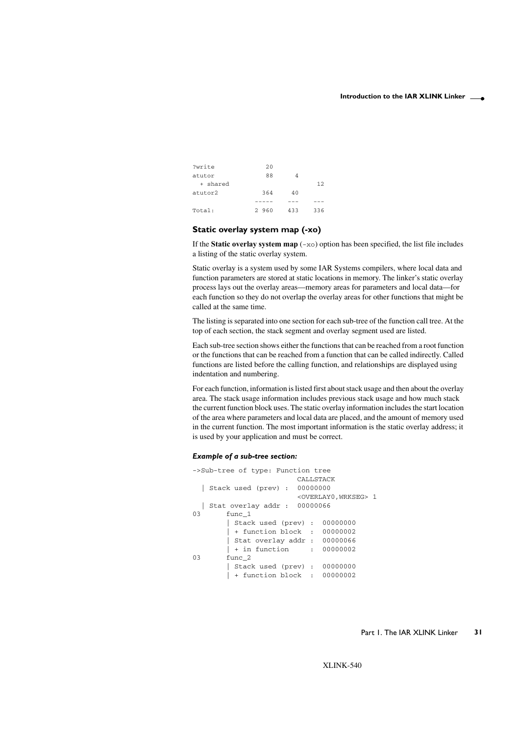```
?write            20
atutor            88      4
  + shared                        12
atutor2          364     40
               -----    ---      ---
Total:         2 960    433      336
```

### Static overlay system map (-xo)

If the **Static overlay system map** (`-xo`) option has been specified, the list file includes a listing of the static overlay system.

Static overlay is a system used by some IAR Systems compilers, where local data and function parameters are stored at static locations in memory. The linker's static overlay process lays out the overlay areas—memory areas for parameters and local data—for each function so they do not overlap the overlay areas for other functions that might be called at the same time.

The listing is separated into one section for each sub-tree of the function call tree. At the top of each section, the stack segment and overlay segment used are listed.

Each sub-tree section shows either the functions that can be reached from a root function or the functions that can be reached from a function that can be called indirectly. Called functions are listed before the calling function, and relationships are displayed using indentation and numbering.

For each function, information is listed first about stack usage and then about the overlay area. The stack usage information includes previous stack usage and how much stack the current function block uses. The static overlay information includes the start location of the area where parameters and local data are placed, and the amount of memory used in the current function. The most important information is the static overlay address; it is used by your application and must be correct.

#### *Example of a sub-tree section:*

```
->Sub-tree of type: Function tree
                        CALLSTACK
  | Stack used (prev) :  00000000
                        <OVERLAY0,WRKSEG> 1
  | Stat overlay addr :  00000066
03       func_1
         | Stack used (prev) :  00000000
         | + function block  :  00000002
         | Stat overlay addr :  00000066
         | + in function     :  00000002
03       func_2
         | Stack used (prev) :  00000000
         | + function block  :  00000002
```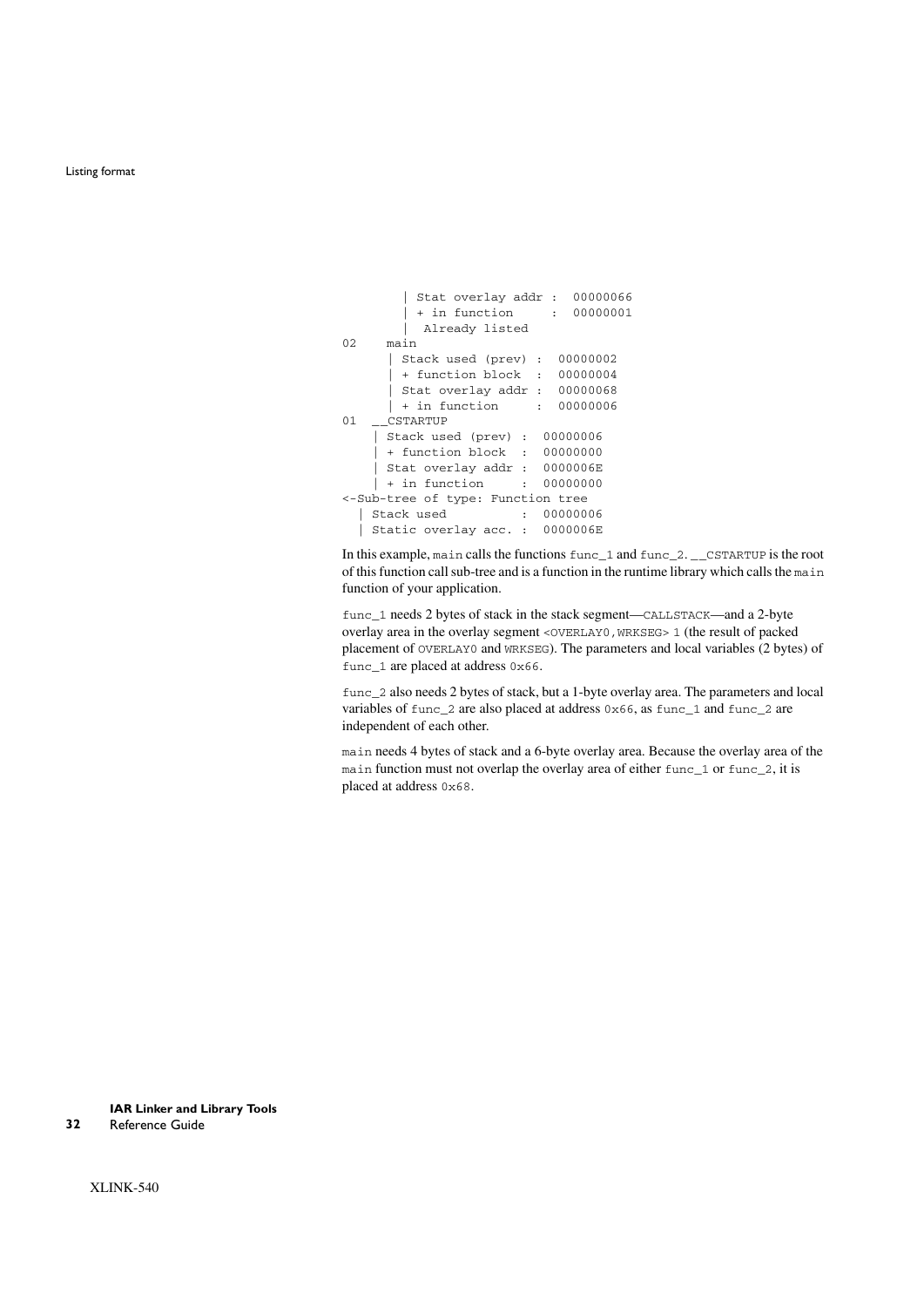```
        | Stat overlay addr :  00000066
        | + in function     :  00000001
        |  Already listed
02    main
      | Stack used (prev) :  00000002
      | + function block  :  00000004
      | Stat overlay addr :  00000068
      | + in function     :  00000006
01  __CSTARTUP
    | Stack used (prev) :  00000006
    | + function block  :  00000000
    | Stat overlay addr :  0000006E
    | + in function     :  00000000
<-Sub-tree of type: Function tree
  | Stack used          :  00000006
  | Static overlay acc. :  0000006E
```

In this example, `main` calls the functions `func_1` and `func_2`. `__CSTARTUP` is the root of this function call sub-tree and is a function in the runtime library which calls the `main` function of your application.

`func_1` needs 2 bytes of stack in the stack segment—`CALLSTACK`—and a 2-byte overlay area in the overlay segment `<OVERLAY0,WRKSEG> 1` (the result of packed placement of `OVERLAY0` and `WRKSEG`). The parameters and local variables (2 bytes) of `func_1` are placed at address `0x66`.

`func_2` also needs 2 bytes of stack, but a 1-byte overlay area. The parameters and local variables of `func_2` are also placed at address `0x66`, as `func_1` and `func_2` are independent of each other.

`main` needs 4 bytes of stack and a 6-byte overlay area. Because the overlay area of the `main` function must not overlap the overlay area of either `func_1` or `func_2`, it is placed at address `0x68`.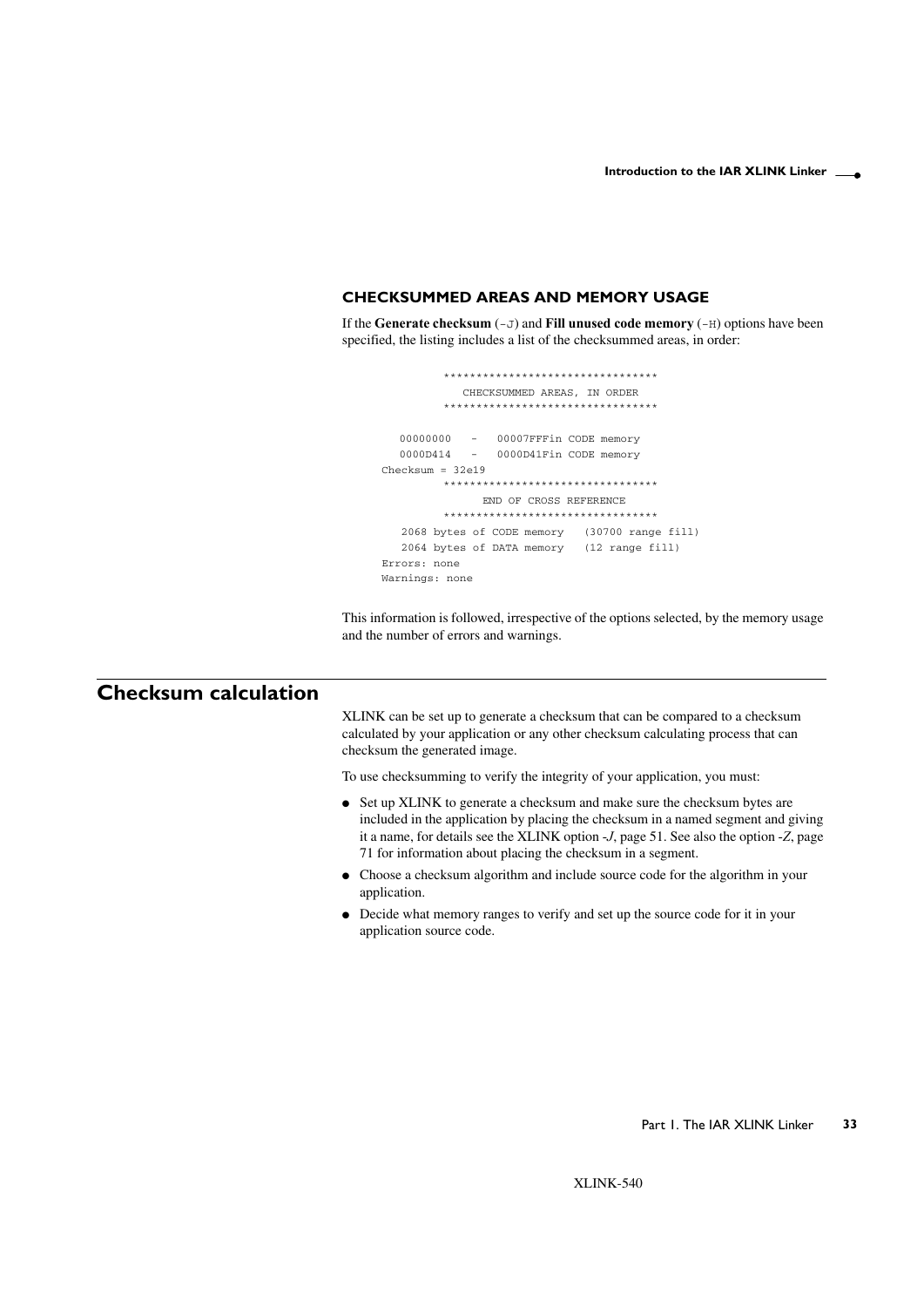### CHECKSUMMED AREAS AND MEMORY USAGE

If the **Generate checksum** (`-J`) and **Fill unused code memory** (`-H`) options have been specified, the listing includes a list of the checksummed areas, in order:

```
          *********************************
             CHECKSUMMED AREAS, IN ORDER
          *********************************

   00000000   -   00007FFFin CODE memory
   0000D414   -   0000D41Fin CODE memory
Checksum = 32e19
          *********************************
                END OF CROSS REFERENCE
          *********************************
   2068 bytes of CODE memory   (30700 range fill)
   2064 bytes of DATA memory   (12 range fill)
Errors: none
Warnings: none
```

This information is followed, irrespective of the options selected, by the memory usage and the number of errors and warnings.

## Checksum calculation

XLINK can be set up to generate a checksum that can be compared to a checksum calculated by your application or any other checksum calculating process that can checksum the generated image.

To use checksumming to verify the integrity of your application, you must:

- Set up XLINK to generate a checksum and make sure the checksum bytes are included in the application by placing the checksum in a named segment and giving it a name, for details see the XLINK option *-J*, page 51. See also the option *-Z*, page 71 for information about placing the checksum in a segment.
- Choose a checksum algorithm and include source code for the algorithm in your application.
- Decide what memory ranges to verify and set up the source code for it in your application source code.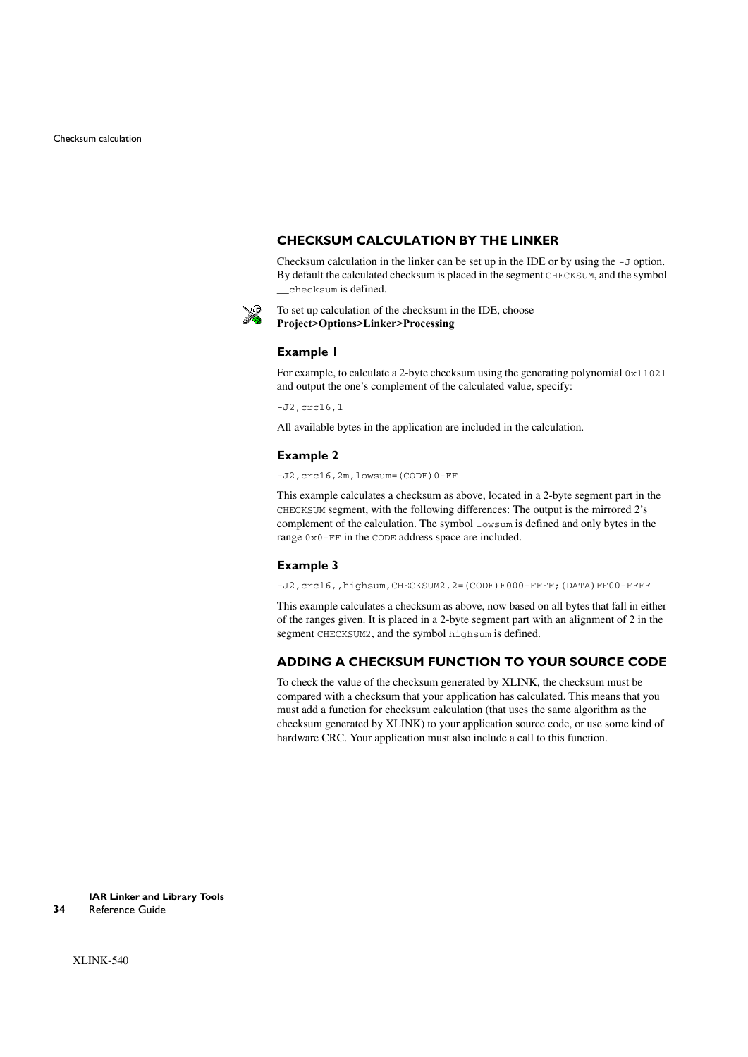### CHECKSUM CALCULATION BY THE LINKER

Checksum calculation in the linker can be set up in the IDE or by using the `-J` option. By default the calculated checksum is placed in the segment `CHECKSUM`, and the symbol `__checksum` is defined.

To set up calculation of the checksum in the IDE, choose **Project>Options>Linker>Processing**

#### Example 1

For example, to calculate a 2-byte checksum using the generating polynomial `0x11021` and output the one's complement of the calculated value, specify:

```
-J2,crc16,1
```

All available bytes in the application are included in the calculation.

#### Example 2

```
-J2,crc16,2m,lowsum=(CODE)0-FF
```

This example calculates a checksum as above, located in a 2-byte segment part in the `CHECKSUM` segment, with the following differences: The output is the mirrored 2's complement of the calculation. The symbol `lowsum` is defined and only bytes in the range `0x0-FF` in the `CODE` address space are included.

#### Example 3

```
-J2,crc16,,highsum,CHECKSUM2,2=(CODE)F000-FFFF;(DATA)FF00-FFFF
```

This example calculates a checksum as above, now based on all bytes that fall in either of the ranges given. It is placed in a 2-byte segment part with an alignment of 2 in the segment `CHECKSUM2`, and the symbol `highsum` is defined.

### ADDING A CHECKSUM FUNCTION TO YOUR SOURCE CODE

To check the value of the checksum generated by XLINK, the checksum must be compared with a checksum that your application has calculated. This means that you must add a function for checksum calculation (that uses the same algorithm as the checksum generated by XLINK) to your application source code, or use some kind of hardware CRC. Your application must also include a call to this function.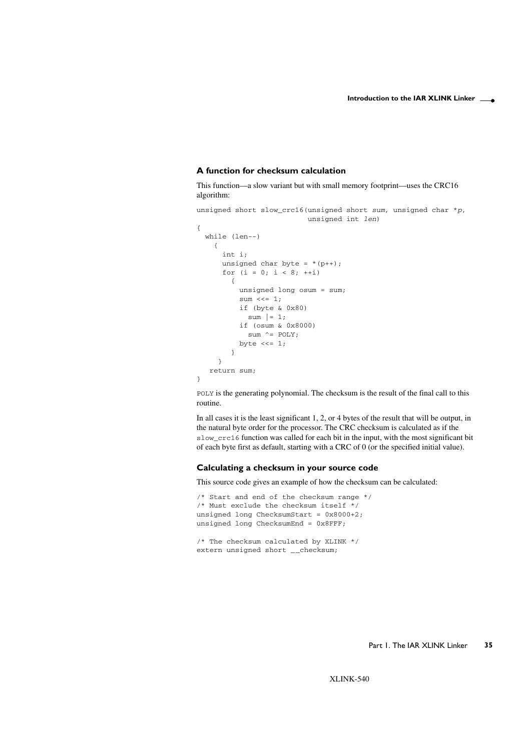### A function for checksum calculation

This function—a slow variant but with small memory footprint—uses the CRC16 algorithm:

```
unsigned short slow_crc16(unsigned short sum, unsigned char *p,
                          unsigned int len)
{
  while (len--)
    {
      int i;
      unsigned char byte = *(p++);
      for (i = 0; i < 8; ++i)
        {
          unsigned long osum = sum;
          sum <<= 1;
          if (byte & 0x80)
            sum |= 1;
          if (osum & 0x8000)
            sum ^= POLY;
          byte <<= 1;
        }
     }
   return sum;
}
```

`POLY` is the generating polynomial. The checksum is the result of the final call to this routine.

In all cases it is the least significant 1, 2, or 4 bytes of the result that will be output, in the natural byte order for the processor. The CRC checksum is calculated as if the `slow_crc16` function was called for each bit in the input, with the most significant bit of each byte first as default, starting with a CRC of 0 (or the specified initial value).

### Calculating a checksum in your source code

This source code gives an example of how the checksum can be calculated:

```
/* Start and end of the checksum range */
/* Must exclude the checksum itself */
unsigned long ChecksumStart = 0x8000+2;
unsigned long ChecksumEnd = 0x8FFF;

/* The checksum calculated by XLINK */
extern unsigned short __checksum;
```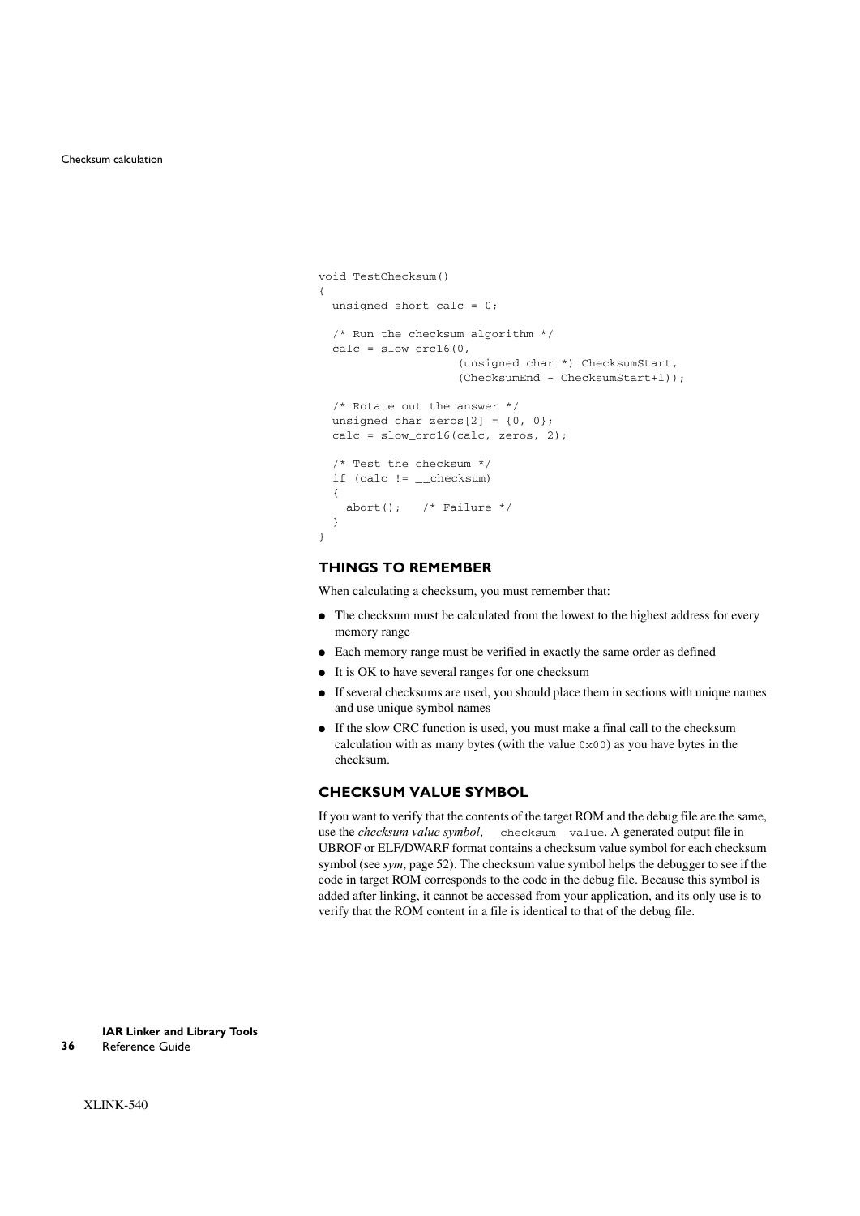```
void TestChecksum()
{
  unsigned short calc = 0;

  /* Run the checksum algorithm */
  calc = slow_crc16(0,
                    (unsigned char *) ChecksumStart,
                    (ChecksumEnd - ChecksumStart+1));

  /* Rotate out the answer */
  unsigned char zeros[2] = {0, 0};
  calc = slow_crc16(calc, zeros, 2);

  /* Test the checksum */
  if (calc != __checksum)
  {
    abort();   /* Failure */
  }
}
```

### THINGS TO REMEMBER

When calculating a checksum, you must remember that:

- The checksum must be calculated from the lowest to the highest address for every memory range
- Each memory range must be verified in exactly the same order as defined
- It is OK to have several ranges for one checksum
- If several checksums are used, you should place them in sections with unique names and use unique symbol names
- If the slow CRC function is used, you must make a final call to the checksum calculation with as many bytes (with the value `0x00`) as you have bytes in the checksum.

### CHECKSUM VALUE SYMBOL

If you want to verify that the contents of the target ROM and the debug file are the same, use the *checksum value symbol*, `__checksum__value`. A generated output file in UBROF or ELF/DWARF format contains a checksum value symbol for each checksum symbol (see *sym*, page 52). The checksum value symbol helps the debugger to see if the code in target ROM corresponds to the code in the debug file. Because this symbol is added after linking, it cannot be accessed from your application, and its only use is to verify that the ROM content in a file is identical to that of the debug file.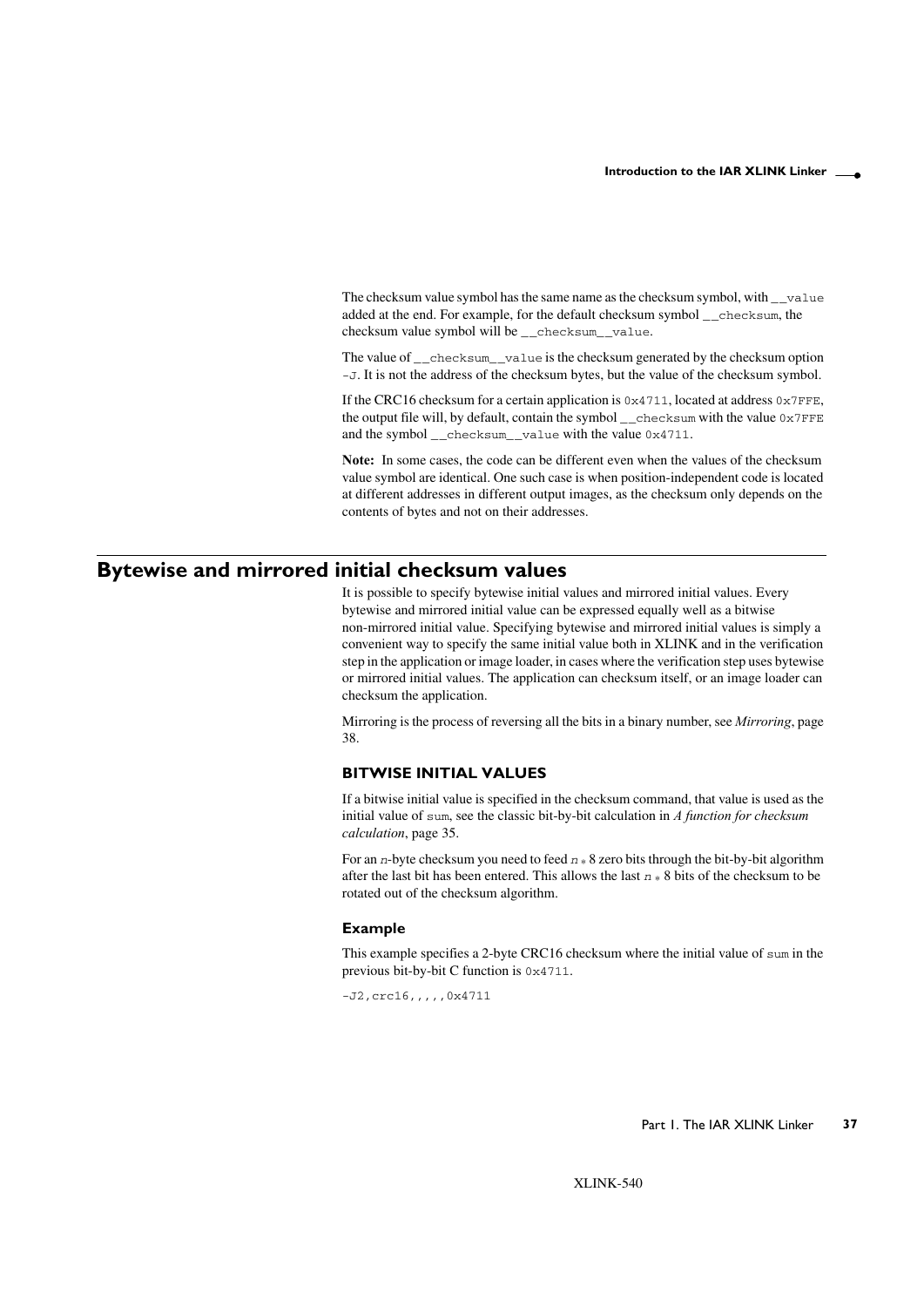The checksum value symbol has the same name as the checksum symbol, with `__value` added at the end. For example, for the default checksum symbol `__checksum`, the checksum value symbol will be `__checksum__value`.

The value of `__checksum__value` is the checksum generated by the checksum option `-J`. It is not the address of the checksum bytes, but the value of the checksum symbol.

If the CRC16 checksum for a certain application is `0x4711`, located at address `0x7FFE`, the output file will, by default, contain the symbol `__checksum` with the value `0x7FFE` and the symbol `__checksum__value` with the value `0x4711`.

**Note:** In some cases, the code can be different even when the values of the checksum value symbol are identical. One such case is when position-independent code is located at different addresses in different output images, as the checksum only depends on the contents of bytes and not on their addresses.

## Bytewise and mirrored initial checksum values

It is possible to specify bytewise initial values and mirrored initial values. Every bytewise and mirrored initial value can be expressed equally well as a bitwise non-mirrored initial value. Specifying bytewise and mirrored initial values is simply a convenient way to specify the same initial value both in XLINK and in the verification step in the application or image loader, in cases where the verification step uses bytewise or mirrored initial values. The application can checksum itself, or an image loader can checksum the application.

Mirroring is the process of reversing all the bits in a binary number, see *Mirroring*, page 38.

### BITWISE INITIAL VALUES

If a bitwise initial value is specified in the checksum command, that value is used as the initial value of `sum`, see the classic bit-by-bit calculation in *A function for checksum calculation*, page 35.

For an *n*-byte checksum you need to feed *n* * 8 zero bits through the bit-by-bit algorithm after the last bit has been entered. This allows the last *n* * 8 bits of the checksum to be rotated out of the checksum algorithm.

#### Example

This example specifies a 2-byte CRC16 checksum where the initial value of `sum` in the previous bit-by-bit C function is `0x4711`.

```
-J2,crc16,,,,,0x4711
```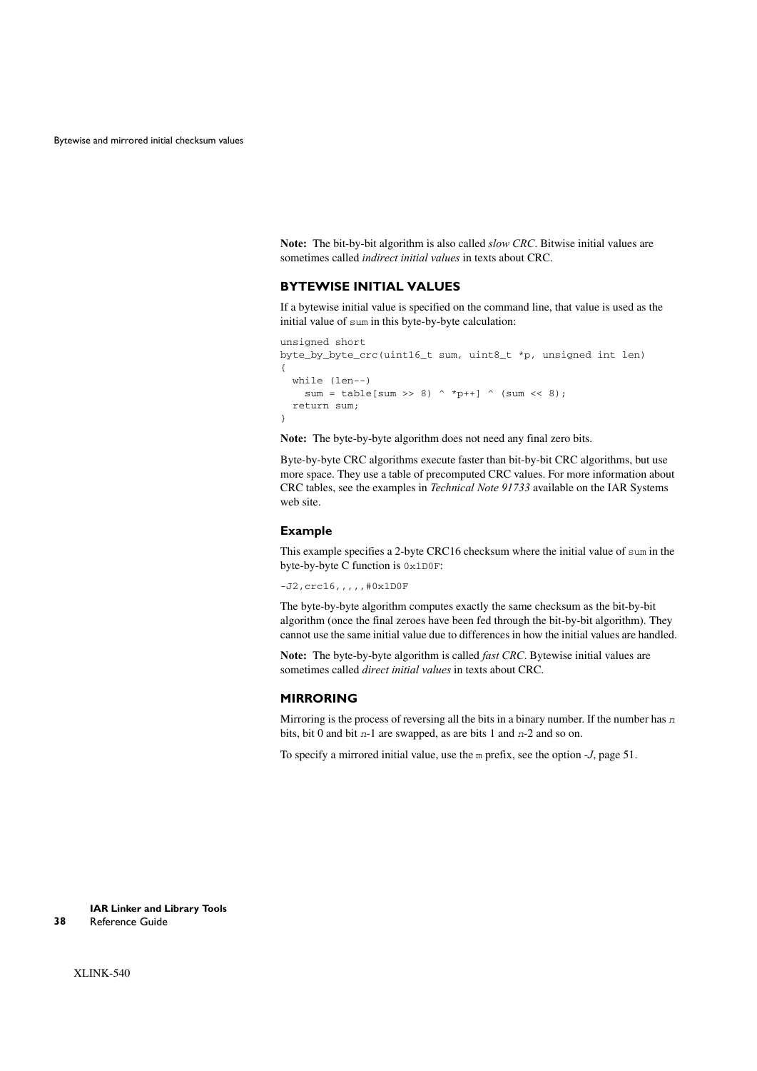**Note:** The bit-by-bit algorithm is also called *slow CRC*. Bitwise initial values are sometimes called *indirect initial values* in texts about CRC.

### BYTEWISE INITIAL VALUES

If a bytewise initial value is specified on the command line, that value is used as the initial value of `sum` in this byte-by-byte calculation:

```
unsigned short
byte_by_byte_crc(uint16_t sum, uint8_t *p, unsigned int len)
{
  while (len--)
    sum = table[sum >> 8) ^ *p++] ^ (sum << 8);
  return sum;
}
```

**Note:** The byte-by-byte algorithm does not need any final zero bits.

Byte-by-byte CRC algorithms execute faster than bit-by-bit CRC algorithms, but use more space. They use a table of precomputed CRC values. For more information about CRC tables, see the examples in *Technical Note 91733* available on the IAR Systems web site.

#### Example

This example specifies a 2-byte CRC16 checksum where the initial value of `sum` in the byte-by-byte C function is `0x1D0F`:

```
-J2,crc16,,,,,#0x1D0F
```

The byte-by-byte algorithm computes exactly the same checksum as the bit-by-bit algorithm (once the final zeroes have been fed through the bit-by-bit algorithm). They cannot use the same initial value due to differences in how the initial values are handled.

**Note:** The byte-by-byte algorithm is called *fast CRC*. Bytewise initial values are sometimes called *direct initial values* in texts about CRC.

### MIRRORING

Mirroring is the process of reversing all the bits in a binary number. If the number has $n$ bits, bit 0 and bit $n$-1 are swapped, as are bits 1 and $n$-2 and so on.

To specify a mirrored initial value, use the `m` prefix, see the option *-J*, page 51.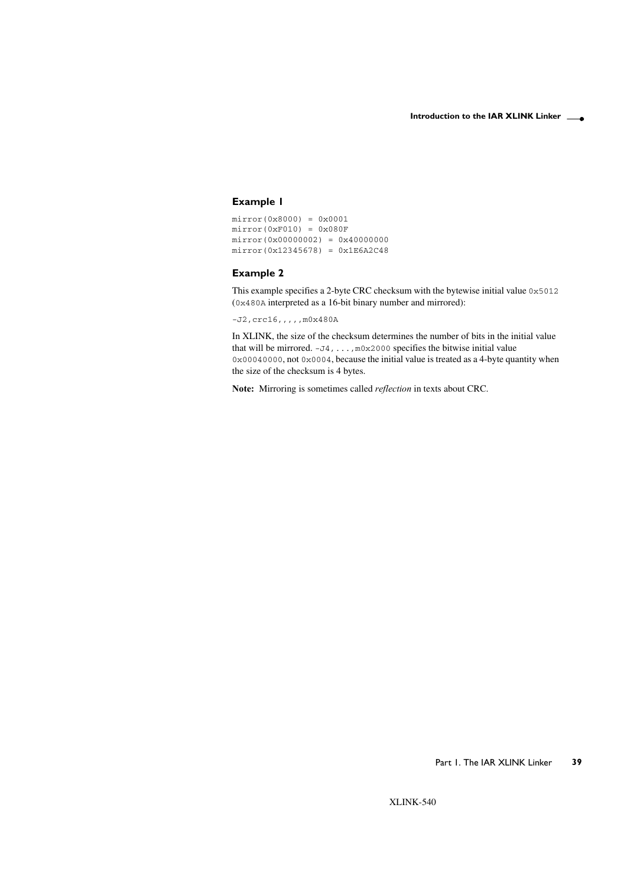### Example 1

```
mirror(0x8000) = 0x0001
mirror(0xF010) = 0x080F
mirror(0x00000002) = 0x40000000
mirror(0x12345678) = 0x1E6A2C48
```

### Example 2

This example specifies a 2-byte CRC checksum with the bytewise initial value `0x5012` (`0x480A` interpreted as a 16-bit binary number and mirrored):

```
-J2,crc16,,,,,m0x480A
```

In XLINK, the size of the checksum determines the number of bits in the initial value that will be mirrored. `-J4,...,m0x2000` specifies the bitwise initial value `0x00040000`, not `0x0004`, because the initial value is treated as a 4-byte quantity when the size of the checksum is 4 bytes.

**Note:** Mirroring is sometimes called *reflection* in texts about CRC.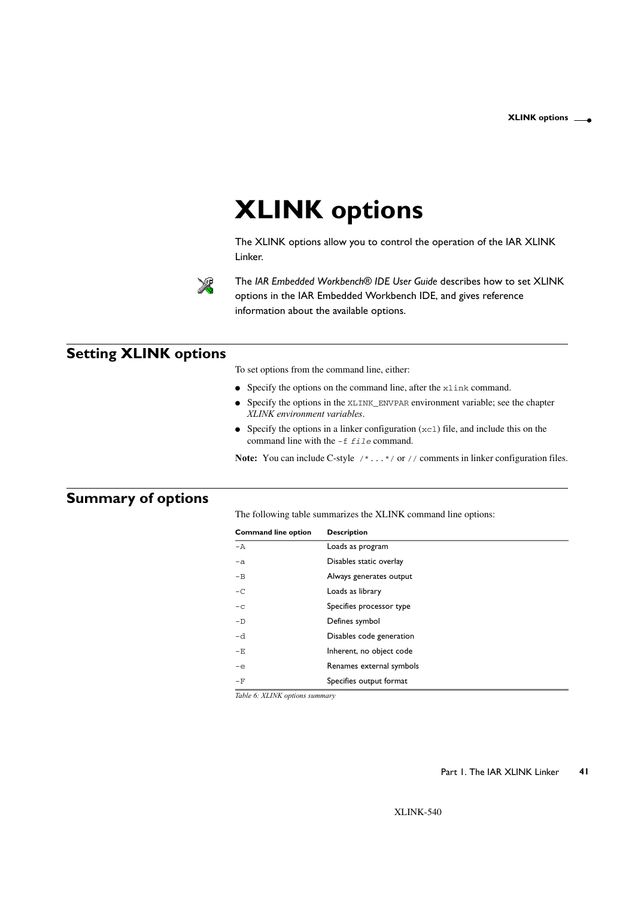# XLINK options

The XLINK options allow you to control the operation of the IAR XLINK Linker.

The *IAR Embedded Workbench® IDE User Guide* describes how to set XLINK options in the IAR Embedded Workbench IDE, and gives reference information about the available options.

## Setting XLINK options

To set options from the command line, either:

- Specify the options on the command line, after the `xlink` command.
- Specify the options in the `XLINK_ENVPAR` environment variable; see the chapter *XLINK environment variables*.
- Specify the options in a linker configuration (`xcl`) file, and include this on the command line with the `-f file` command.

**Note:** You can include C-style `/*...*/` or `//` comments in linker configuration files.

## Summary of options

The following table summarizes the XLINK command line options:

| Command line option | Description |
|---|---|
| `-A` | Loads as program |
| `-a` | Disables static overlay |
| `-B` | Always generates output |
| `-C` | Loads as library |
| `-c` | Specifies processor type |
| `-D` | Defines symbol |
| `-d` | Disables code generation |
| `-E` | Inherent, no object code |
| `-e` | Renames external symbols |
| `-F` | Specifies output format |

*Table 6: XLINK options summary*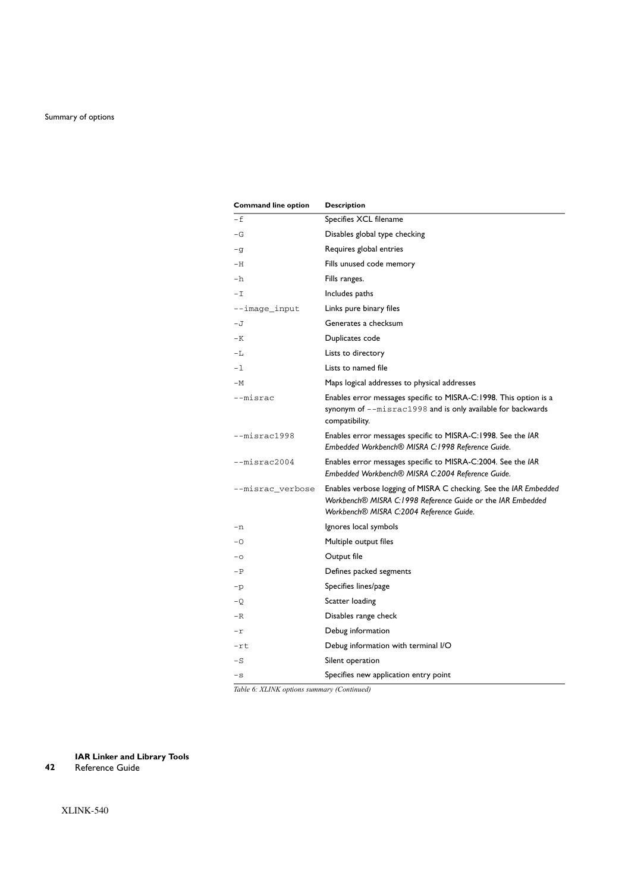| Command line option | Description |
|---|---|
| -f | Specifies XCL filename |
| -G | Disables global type checking |
| -g | Requires global entries |
| -H | Fills unused code memory |
| -h | Fills ranges. |
| -I | Includes paths |
| --image_input | Links pure binary files |
| -J | Generates a checksum |
| -K | Duplicates code |
| -L | Lists to directory |
| -l | Lists to named file |
| -M | Maps logical addresses to physical addresses |
| --misrac | Enables error messages specific to MISRA-C:1998. This option is a synonym of --misrac1998 and is only available for backwards compatibility. |
| --misrac1998 | Enables error messages specific to MISRA-C:1998. See the *IAR Embedded Workbench® MISRA C:1998 Reference Guide*. |
| --misrac2004 | Enables error messages specific to MISRA-C:2004. See the *IAR Embedded Workbench® MISRA C:2004 Reference Guide*. |
| --misrac_verbose | Enables verbose logging of MISRA C checking. See the *IAR Embedded Workbench® MISRA C:1998 Reference Guide* or the *IAR Embedded Workbench® MISRA C:2004 Reference Guide*. |
| -n | Ignores local symbols |
| -O | Multiple output files |
| -o | Output file |
| -P | Defines packed segments |
| -p | Specifies lines/page |
| -Q | Scatter loading |
| -R | Disables range check |
| -r | Debug information |
| -rt | Debug information with terminal I/O |
| -S | Silent operation |
| -s | Specifies new application entry point |

*Table 6: XLINK options summary (Continued)*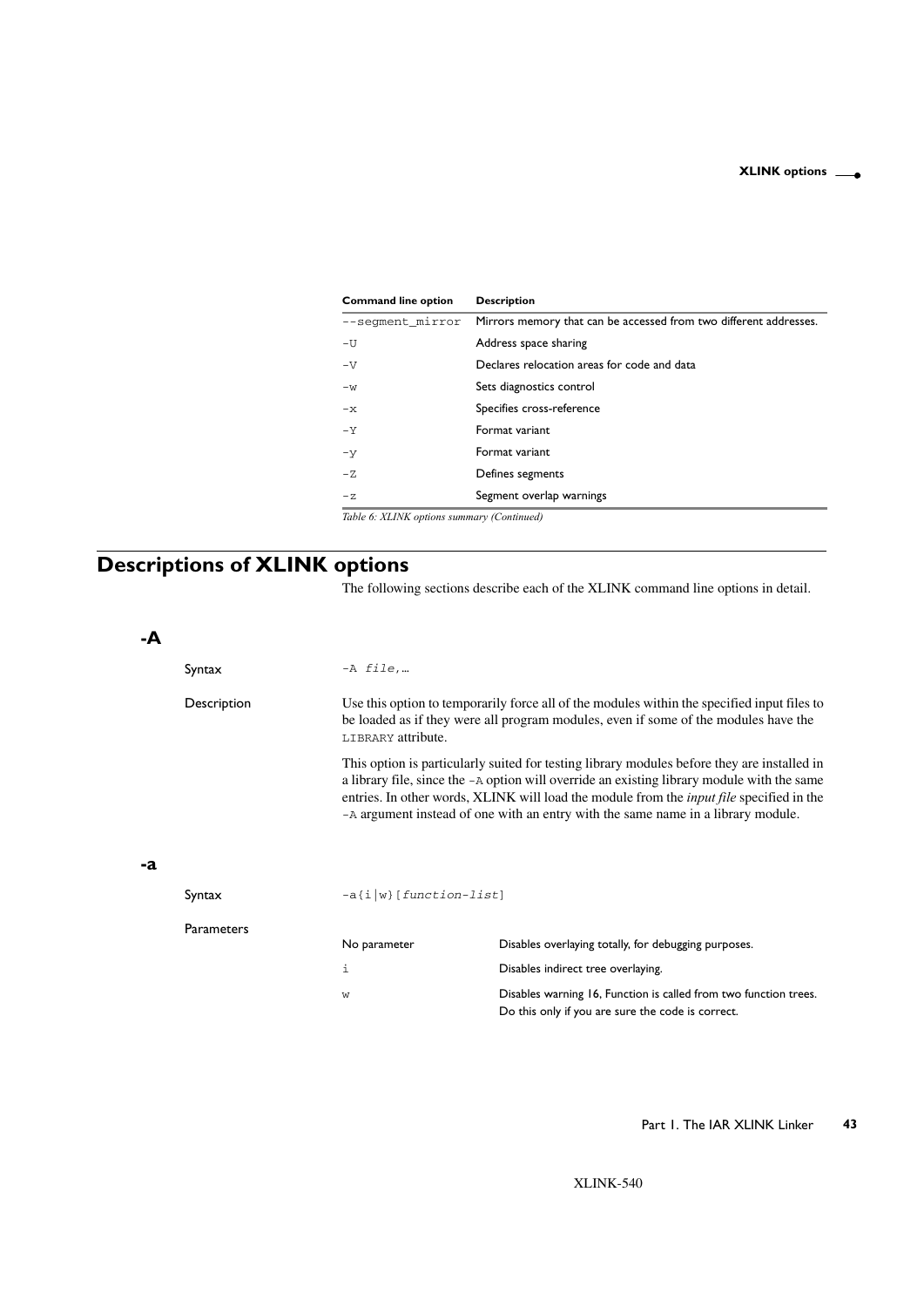| Command line option | Description |
|---|---|
| `--segment_mirror` | Mirrors memory that can be accessed from two different addresses. |
| `-U` | Address space sharing |
| `-V` | Declares relocation areas for code and data |
| `-w` | Sets diagnostics control |
| `-x` | Specifies cross-reference |
| `-Y` | Format variant |
| `-y` | Format variant |
| `-Z` | Defines segments |
| `-z` | Segment overlap warnings |

*Table 6: XLINK options summary (Continued)*

# Descriptions of XLINK options

The following sections describe each of the XLINK command line options in detail.

## -A

**Syntax**

`-A file,…`

**Description**

Use this option to temporarily force all of the modules within the specified input files to be loaded as if they were all program modules, even if some of the modules have the `LIBRARY` attribute.

This option is particularly suited for testing library modules before they are installed in a library file, since the `-A` option will override an existing library module with the same entries. In other words, XLINK will load the module from the *input file* specified in the `-A` argument instead of one with an entry with the same name in a library module.

## -a

**Syntax**

`-a{i|w}[function-list]`

**Parameters**

| | |
|---|---|
| No parameter | Disables overlaying totally, for debugging purposes. |
| `i` | Disables indirect tree overlaying. |
| `w` | Disables warning 16, Function is called from two function trees. Do this only if you are sure the code is correct. |

XLINK-540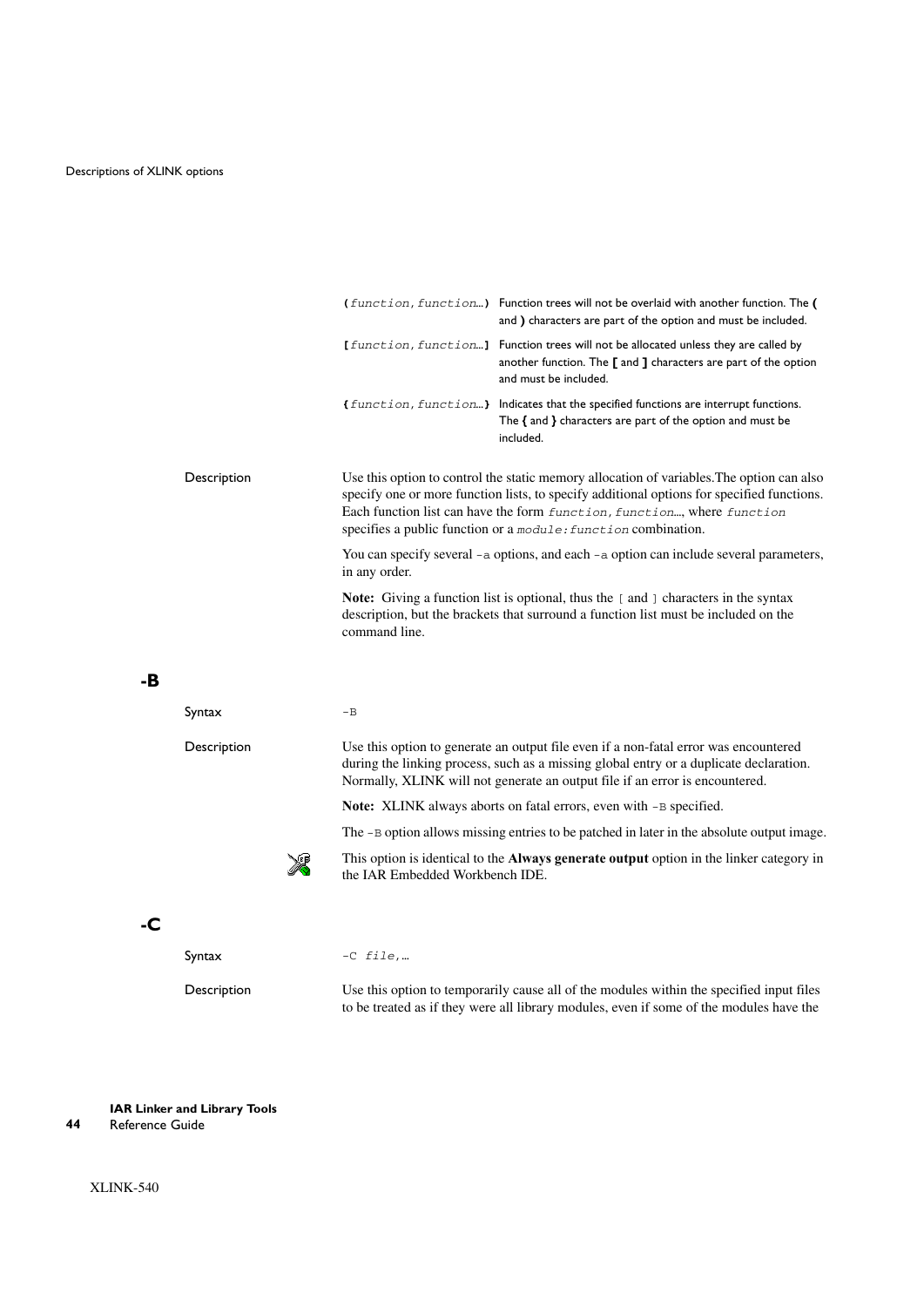| | |
|---|---|
| **(***function*, *function*…**)** | Function trees will not be overlaid with another function. The **(** and **)** characters are part of the option and must be included. |
| **[***function*, *function*…**]** | Function trees will not be allocated unless they are called by another function. The **[** and **]** characters are part of the option and must be included. |
| **{***function*, *function*…**}** | Indicates that the specified functions are interrupt functions. The **{** and **}** characters are part of the option and must be included. |

Description

Use this option to control the static memory allocation of variables.The option can also specify one or more function lists, to specify additional options for specified functions. Each function list can have the form *function*, *function*..., where *function* specifies a public function or a *module*:*function* combination.

You can specify several `-a` options, and each `-a` option can include several parameters, in any order.

**Note:** Giving a function list is optional, thus the `[` and `]` characters in the syntax description, but the brackets that surround a function list must be included on the command line.

## -B

Syntax

```
-B
```

Description

Use this option to generate an output file even if a non-fatal error was encountered during the linking process, such as a missing global entry or a duplicate declaration. Normally, XLINK will not generate an output file if an error is encountered.

**Note:** XLINK always aborts on fatal errors, even with `-B` specified.

The `-B` option allows missing entries to be patched in later in the absolute output image.

This option is identical to the **Always generate output** option in the linker category in the IAR Embedded Workbench IDE.

## -C

Syntax

`-C` *file*,…

Description

Use this option to temporarily cause all of the modules within the specified input files to be treated as if they were all library modules, even if some of the modules have the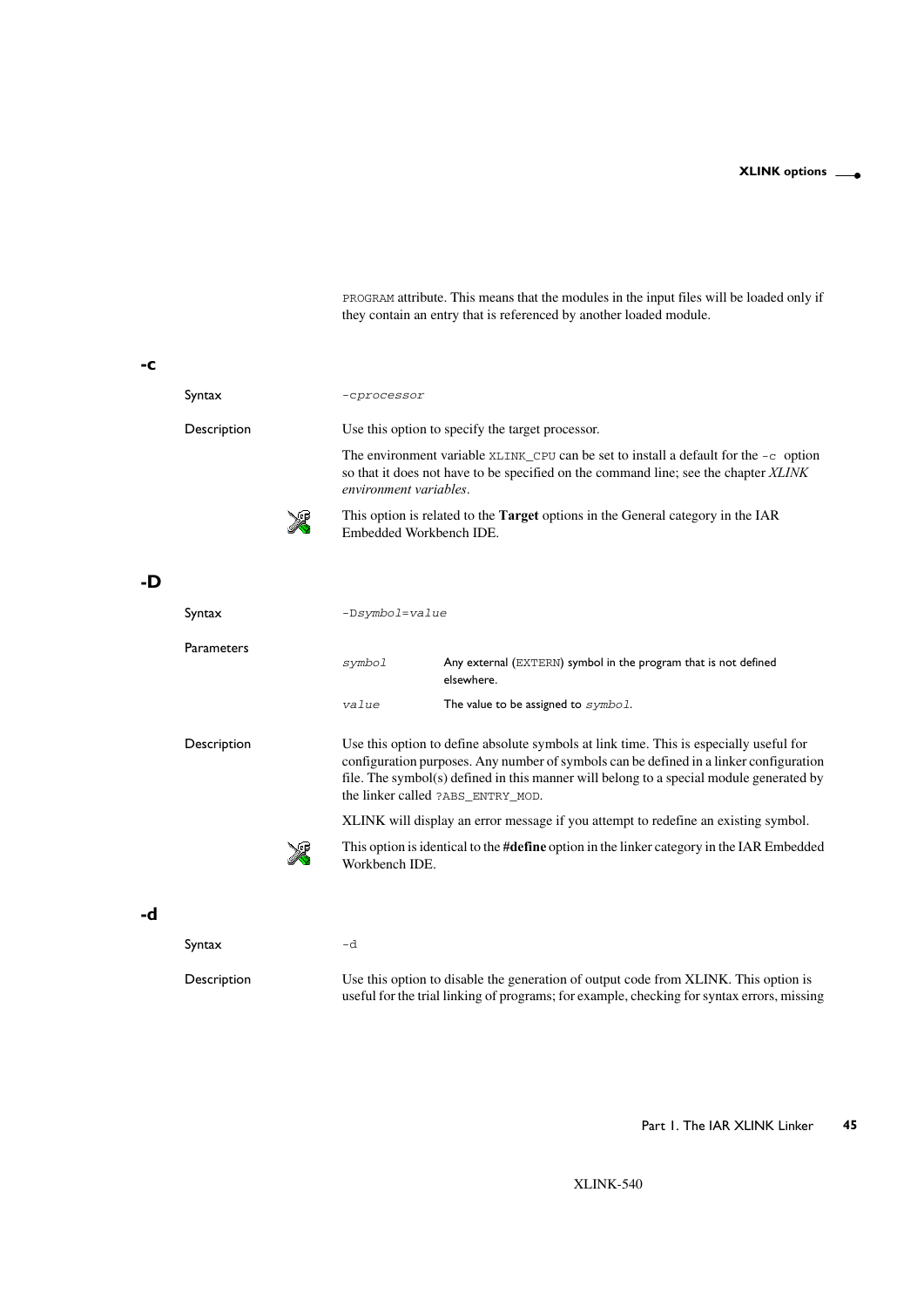PROGRAM attribute. This means that the modules in the input files will be loaded only if they contain an entry that is referenced by another loaded module.

## -c

**Syntax**

`-cprocessor`

**Description**

Use this option to specify the target processor.

The environment variable XLINK_CPU can be set to install a default for the -c option so that it does not have to be specified on the command line; see the chapter *XLINK environment variables*.

This option is related to the **Target** options in the General category in the IAR Embedded Workbench IDE.

## -D

**Syntax**

`-Dsymbol=value`

**Parameters**

| | |
|---|---|
| *symbol* | Any external (EXTERN) symbol in the program that is not defined elsewhere. |
| *value* | The value to be assigned to *symbol*. |

**Description**

Use this option to define absolute symbols at link time. This is especially useful for configuration purposes. Any number of symbols can be defined in a linker configuration file. The symbol(s) defined in this manner will belong to a special module generated by the linker called ?ABS_ENTRY_MOD.

XLINK will display an error message if you attempt to redefine an existing symbol.

This option is identical to the **#define** option in the linker category in the IAR Embedded Workbench IDE.

## -d

**Syntax**

`-d`

**Description**

Use this option to disable the generation of output code from XLINK. This option is useful for the trial linking of programs; for example, checking for syntax errors, missing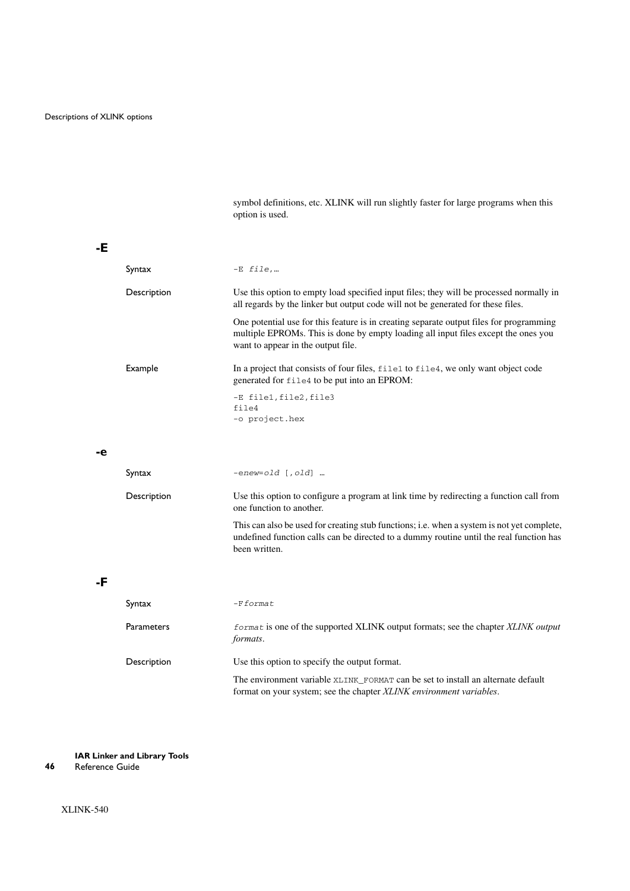symbol definitions, etc. XLINK will run slightly faster for large programs when this option is used.

## -E

**Syntax**

`-E file,…`

**Description**

Use this option to empty load specified input files; they will be processed normally in all regards by the linker but output code will not be generated for these files.

One potential use for this feature is in creating separate output files for programming multiple EPROMs. This is done by empty loading all input files except the ones you want to appear in the output file.

**Example**

In a project that consists of four files, `file1` to `file4`, we only want object code generated for `file4` to be put into an EPROM:

```
-E file1,file2,file3
file4
-o project.hex
```

## -e

**Syntax**

`-enew=old [,old] …`

**Description**

Use this option to configure a program at link time by redirecting a function call from one function to another.

This can also be used for creating stub functions; i.e. when a system is not yet complete, undefined function calls can be directed to a dummy routine until the real function has been written.

## -F

**Syntax**

`-Fformat`

**Parameters**

`format` is one of the supported XLINK output formats; see the chapter *XLINK output formats*.

**Description**

Use this option to specify the output format.

The environment variable `XLINK_FORMAT` can be set to install an alternate default format on your system; see the chapter *XLINK environment variables*.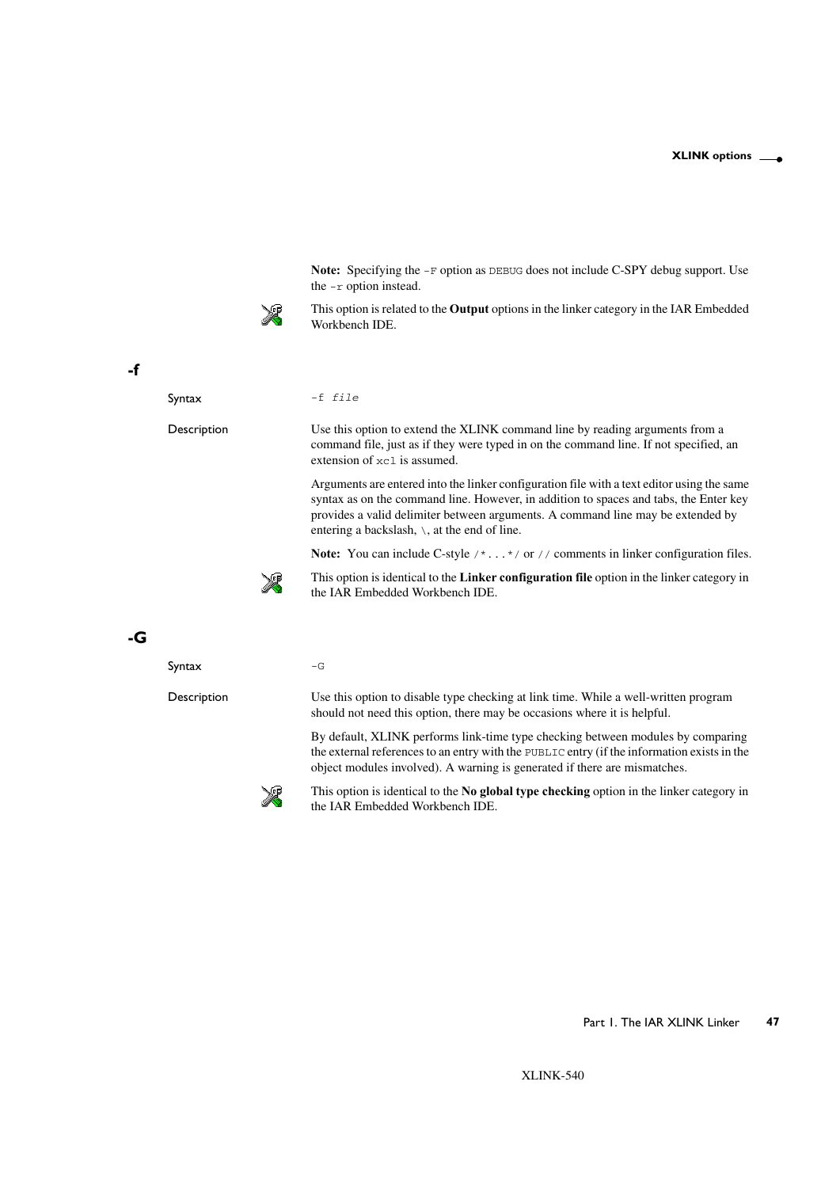**Note:** Specifying the `-F` option as `DEBUG` does not include C-SPY debug support. Use the `-r` option instead.

This option is related to the **Output** options in the linker category in the IAR Embedded Workbench IDE.

## -f

**Syntax**

`-f file`

**Description**

Use this option to extend the XLINK command line by reading arguments from a command file, just as if they were typed in on the command line. If not specified, an extension of `xcl` is assumed.

Arguments are entered into the linker configuration file with a text editor using the same syntax as on the command line. However, in addition to spaces and tabs, the Enter key provides a valid delimiter between arguments. A command line may be extended by entering a backslash, `\`, at the end of line.

**Note:** You can include C-style `/*...*/` or `//` comments in linker configuration files.

This option is identical to the **Linker configuration file** option in the linker category in the IAR Embedded Workbench IDE.

## -G

**Syntax**

`-G`

**Description**

Use this option to disable type checking at link time. While a well-written program should not need this option, there may be occasions where it is helpful.

By default, XLINK performs link-time type checking between modules by comparing the external references to an entry with the `PUBLIC` entry (if the information exists in the object modules involved). A warning is generated if there are mismatches.

This option is identical to the **No global type checking** option in the linker category in the IAR Embedded Workbench IDE.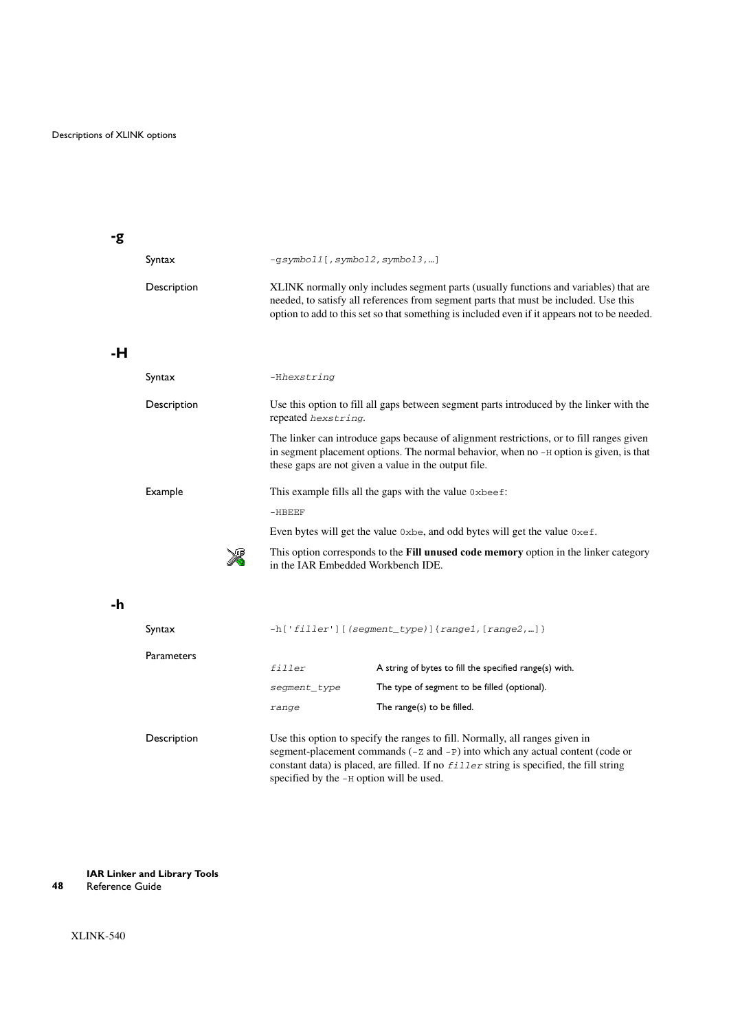## -g

Syntax

`-gsymbol1[,symbol2,symbol3,…]`

Description

XLINK normally only includes segment parts (usually functions and variables) that are needed, to satisfy all references from segment parts that must be included. Use this option to add to this set so that something is included even if it appears not to be needed.

## -H

Syntax

`-Hhexstring`

Description

Use this option to fill all gaps between segment parts introduced by the linker with the repeated *hexstring*.

The linker can introduce gaps because of alignment restrictions, or to fill ranges given in segment placement options. The normal behavior, when no `-H` option is given, is that these gaps are not given a value in the output file.

Example

This example fills all the gaps with the value `0xbeef`:

```
-HBEEF
```

Even bytes will get the value `0xbe`, and odd bytes will get the value `0xef`.

This option corresponds to the **Fill unused code memory** option in the linker category in the IAR Embedded Workbench IDE.

## -h

Syntax

`-h['filler'][(segment_type)]{range1,[range2,…]}`

Parameters

| | |
|---|---|
| *filler* | A string of bytes to fill the specified range(s) with. |
| *segment_type* | The type of segment to be filled (optional). |
| *range* | The range(s) to be filled. |

Description

Use this option to specify the ranges to fill. Normally, all ranges given in segment-placement commands (`-Z` and `-P`) into which any actual content (code or constant data) is placed, are filled. If no *filler* string is specified, the fill string specified by the `-H` option will be used.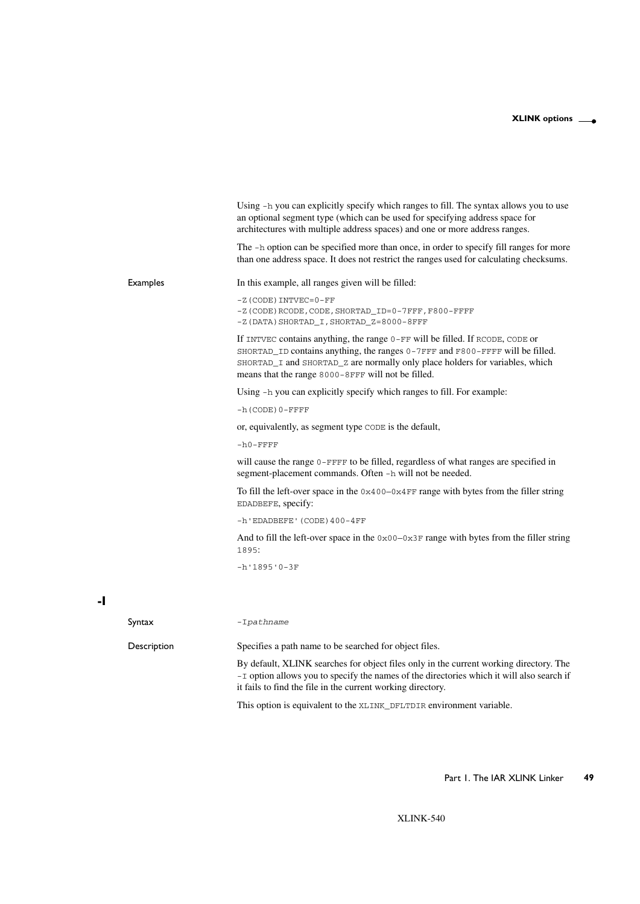Using `-h` you can explicitly specify which ranges to fill. The syntax allows you to use an optional segment type (which can be used for specifying address space for architectures with multiple address spaces) and one or more address ranges.

The `-h` option can be specified more than once, in order to specify fill ranges for more than one address space. It does not restrict the ranges used for calculating checksums.

**Examples**

In this example, all ranges given will be filled:

```
-Z(CODE)INTVEC=0-FF
-Z(CODE)RCODE,CODE,SHORTAD_ID=0-7FFF,F800-FFFF
-Z(DATA)SHORTAD_I,SHORTAD_Z=8000-8FFF
```

If `INTVEC` contains anything, the range `0-FF` will be filled. If `RCODE`, `CODE` or `SHORTAD_ID` contains anything, the ranges `0-7FFF` and `F800-FFFF` will be filled. `SHORTAD_I` and `SHORTAD_Z` are normally only place holders for variables, which means that the range `8000-8FFF` will not be filled.

Using `-h` you can explicitly specify which ranges to fill. For example:

```
-h(CODE)0-FFFF
```

or, equivalently, as segment type `CODE` is the default,

```
-h0-FFFF
```

will cause the range `0-FFFF` to be filled, regardless of what ranges are specified in segment-placement commands. Often `-h` will not be needed.

To fill the left-over space in the `0x400–0x4FF` range with bytes from the filler string `EDADBEFE`, specify:

```
-h'EDADBEFE'(CODE)400-4FF
```

And to fill the left-over space in the `0x00–0x3F` range with bytes from the filler string `1895`:

```
-h'1895'0-3F
```

## -I

**Syntax**

`-Ipathname`

**Description**

Specifies a path name to be searched for object files.

By default, XLINK searches for object files only in the current working directory. The `-I` option allows you to specify the names of the directories which it will also search if it fails to find the file in the current working directory.

This option is equivalent to the `XLINK_DFLTDIR` environment variable.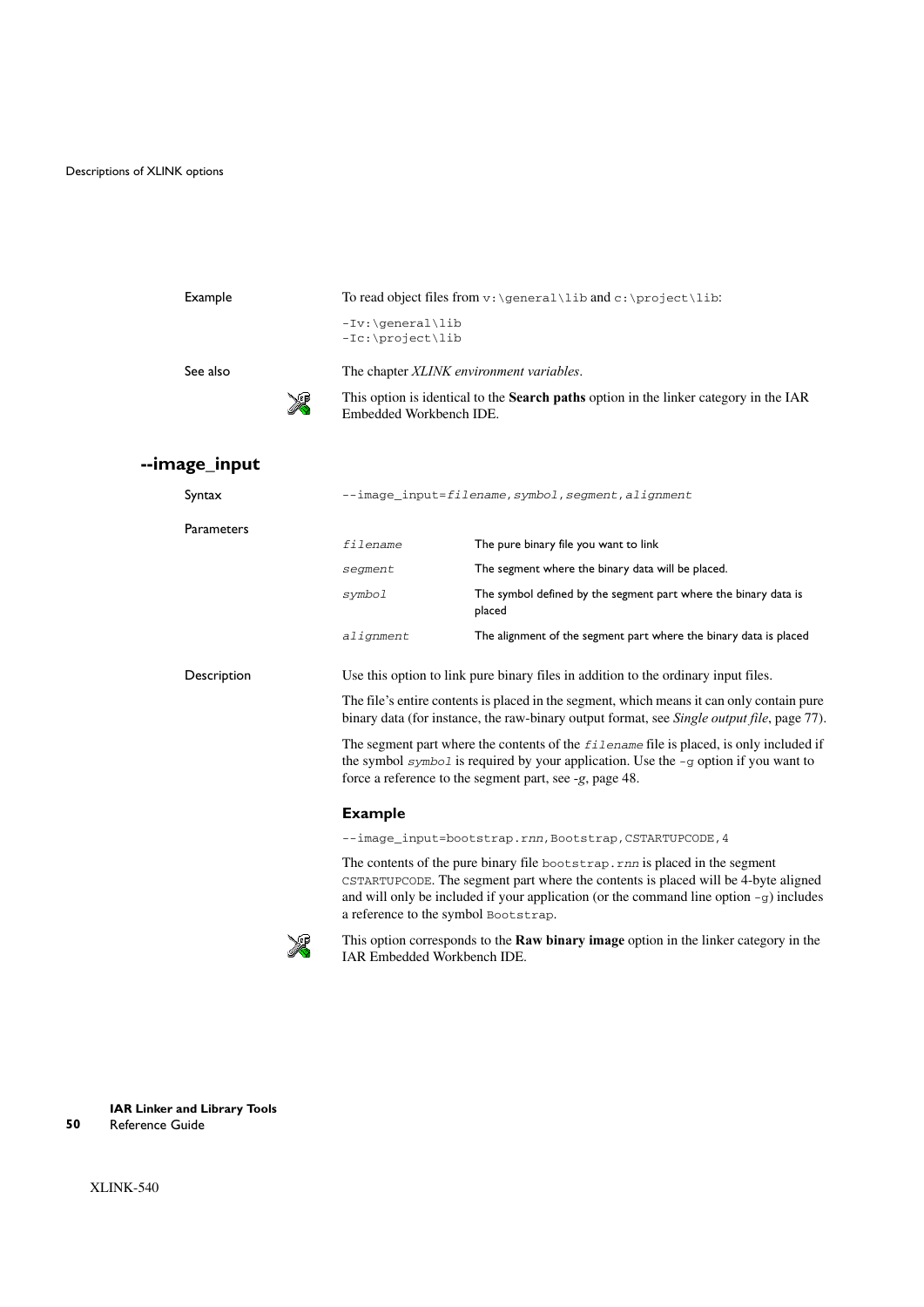Example

To read object files from `v:\general\lib` and `c:\project\lib`:

```
-Iv:\general\lib
-Ic:\project\lib
```

See also

The chapter *XLINK environment variables*.

This option is identical to the **Search paths** option in the linker category in the IAR Embedded Workbench IDE.

## --image_input

Syntax

```
--image_input=filename,symbol,segment,alignment
```

Parameters

| | |
|---|---|
| *filename* | The pure binary file you want to link |
| *segment* | The segment where the binary data will be placed. |
| *symbol* | The symbol defined by the segment part where the binary data is placed |
| *alignment* | The alignment of the segment part where the binary data is placed |

Description

Use this option to link pure binary files in addition to the ordinary input files.

The file's entire contents is placed in the segment, which means it can only contain pure binary data (for instance, the raw-binary output format, see *Single output file*, page 77).

The segment part where the contents of the *filename* file is placed, is only included if the symbol *symbol* is required by your application. Use the `-g` option if you want to force a reference to the segment part, see *-g*, page 48.

### Example

```
--image_input=bootstrap.rnn,Bootstrap,CSTARTUPCODE,4
```

The contents of the pure binary file `bootstrap.rnn` is placed in the segment `CSTARTUPCODE`. The segment part where the contents is placed will be 4-byte aligned and will only be included if your application (or the command line option `-g`) includes a reference to the symbol `Bootstrap`.

This option corresponds to the **Raw binary image** option in the linker category in the IAR Embedded Workbench IDE.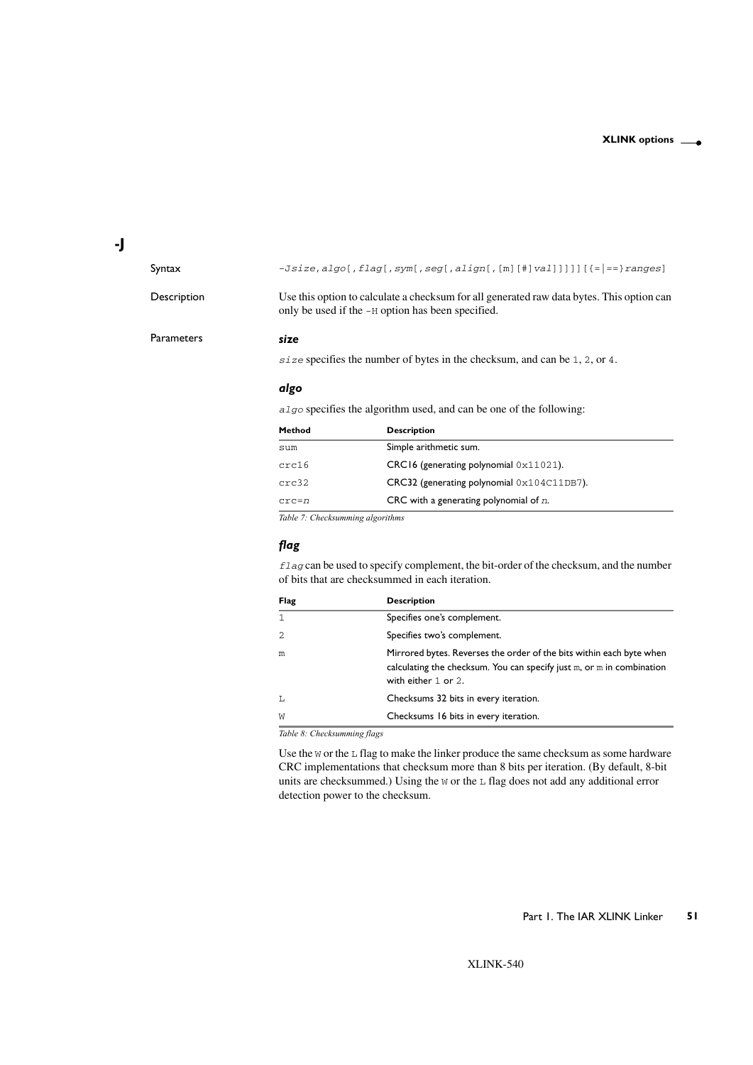## -J

**Syntax**

`-Jsize,algo[,flag[,sym[,seg[,align[,[m][#]val]]]]][{=|==}ranges]`

**Description**

Use this option to calculate a checksum for all generated raw data bytes. This option can only be used if the `-H` option has been specified.

**Parameters**

### *size*

`size` specifies the number of bytes in the checksum, and can be `1`, `2`, or `4`.

### *algo*

`algo` specifies the algorithm used, and can be one of the following:

| Method | Description |
|---|---|
| `sum` | Simple arithmetic sum. |
| `crc16` | CRC16 (generating polynomial `0x11021`). |
| `crc32` | CRC32 (generating polynomial `0x104C11DB7`). |
| `crc=n` | CRC with a generating polynomial of *n*. |

*Table 7: Checksumming algorithms*

### *flag*

`flag` can be used to specify complement, the bit-order of the checksum, and the number of bits that are checksummed in each iteration.

| Flag | Description |
|---|---|
| `1` | Specifies one's complement. |
| `2` | Specifies two's complement. |
| `m` | Mirrored bytes. Reverses the order of the bits within each byte when calculating the checksum. You can specify just `m`, or `m` in combination with either `1` or `2`. |
| `L` | Checksums 32 bits in every iteration. |
| `W` | Checksums 16 bits in every iteration. |

*Table 8: Checksumming flags*

Use the `W` or the `L` flag to make the linker produce the same checksum as some hardware CRC implementations that checksum more than 8 bits per iteration. (By default, 8-bit units are checksummed.) Using the `W` or the `L` flag does not add any additional error detection power to the checksum.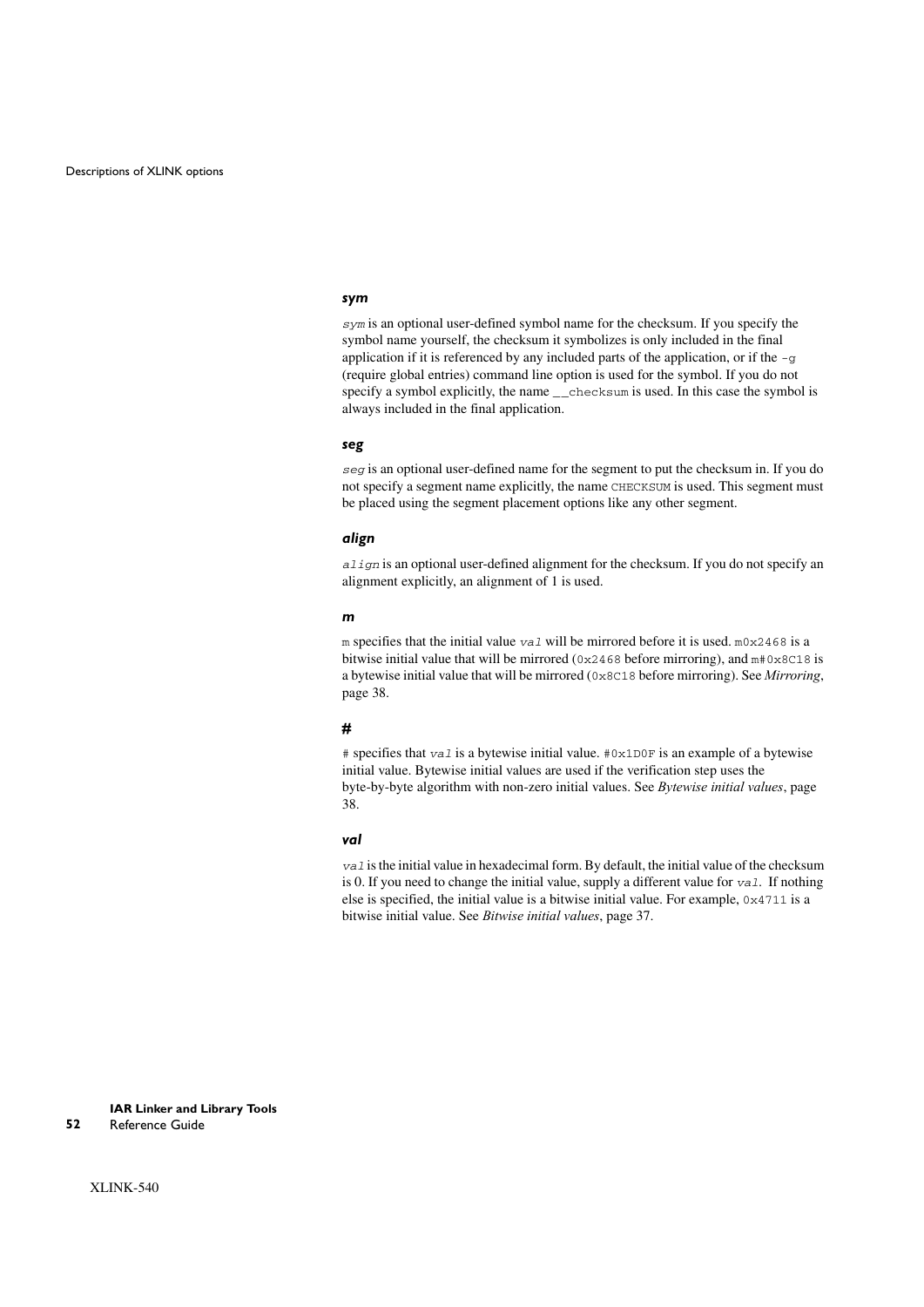#### *sym*

*sym* is an optional user-defined symbol name for the checksum. If you specify the symbol name yourself, the checksum it symbolizes is only included in the final application if it is referenced by any included parts of the application, or if the `-g` (require global entries) command line option is used for the symbol. If you do not specify a symbol explicitly, the name `__checksum` is used. In this case the symbol is always included in the final application.

#### *seg*

*seg* is an optional user-defined name for the segment to put the checksum in. If you do not specify a segment name explicitly, the name `CHECKSUM` is used. This segment must be placed using the segment placement options like any other segment.

#### *align*

*align* is an optional user-defined alignment for the checksum. If you do not specify an alignment explicitly, an alignment of 1 is used.

#### *m*

`m` specifies that the initial value *val* will be mirrored before it is used. `m0x2468` is a bitwise initial value that will be mirrored (`0x2468` before mirroring), and `m#0x8C18` is a bytewise initial value that will be mirrored (`0x8C18` before mirroring). See *Mirroring*, page 38.

#### *#*

`#` specifies that *val* is a bytewise initial value. `#0x1D0F` is an example of a bytewise initial value. Bytewise initial values are used if the verification step uses the byte-by-byte algorithm with non-zero initial values. See *Bytewise initial values*, page 38.

#### *val*

*val* is the initial value in hexadecimal form. By default, the initial value of the checksum is 0. If you need to change the initial value, supply a different value for *val*. If nothing else is specified, the initial value is a bitwise initial value. For example, `0x4711` is a bitwise initial value. See *Bitwise initial values*, page 37.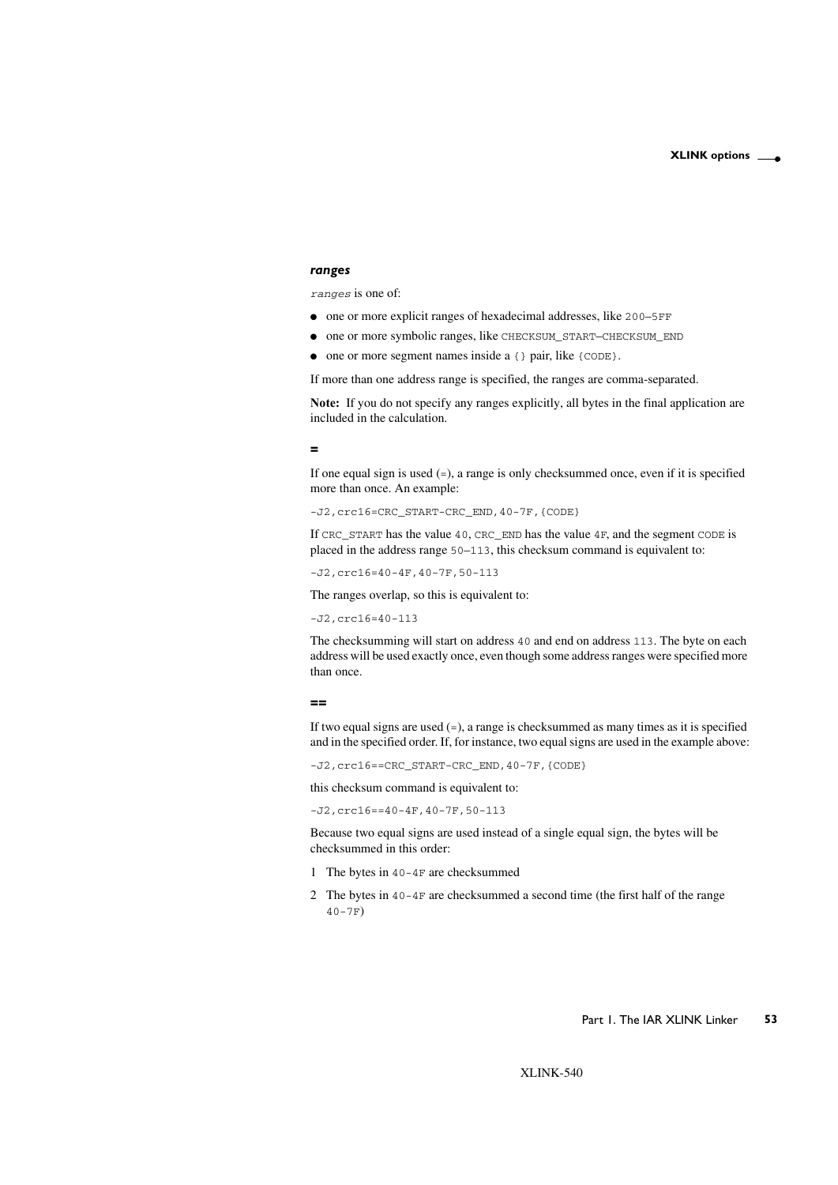#### *ranges*

`ranges` is one of:

- one or more explicit ranges of hexadecimal addresses, like `200–5FF`
- one or more symbolic ranges, like `CHECKSUM_START–CHECKSUM_END`
- one or more segment names inside a `{}` pair, like `{CODE}`.

If more than one address range is specified, the ranges are comma-separated.

**Note:** If you do not specify any ranges explicitly, all bytes in the final application are included in the calculation.

#### =

If one equal sign is used (`=`), a range is only checksummed once, even if it is specified more than once. An example:

```
-J2,crc16=CRC_START-CRC_END,40-7F,{CODE}
```

If `CRC_START` has the value `40`, `CRC_END` has the value `4F`, and the segment `CODE` is placed in the address range `50–113`, this checksum command is equivalent to:

```
-J2,crc16=40-4F,40-7F,50-113
```

The ranges overlap, so this is equivalent to:

```
-J2,crc16=40-113
```

The checksumming will start on address `40` and end on address `113`. The byte on each address will be used exactly once, even though some address ranges were specified more than once.

#### ==

If two equal signs are used (`==`), a range is checksummed as many times as it is specified and in the specified order. If, for instance, two equal signs are used in the example above:

```
-J2,crc16==CRC_START-CRC_END,40-7F,{CODE}
```

this checksum command is equivalent to:

```
-J2,crc16==40-4F,40-7F,50-113
```

Because two equal signs are used instead of a single equal sign, the bytes will be checksummed in this order:

1. The bytes in `40-4F` are checksummed
2. The bytes in `40-4F` are checksummed a second time (the first half of the range `40-7F`)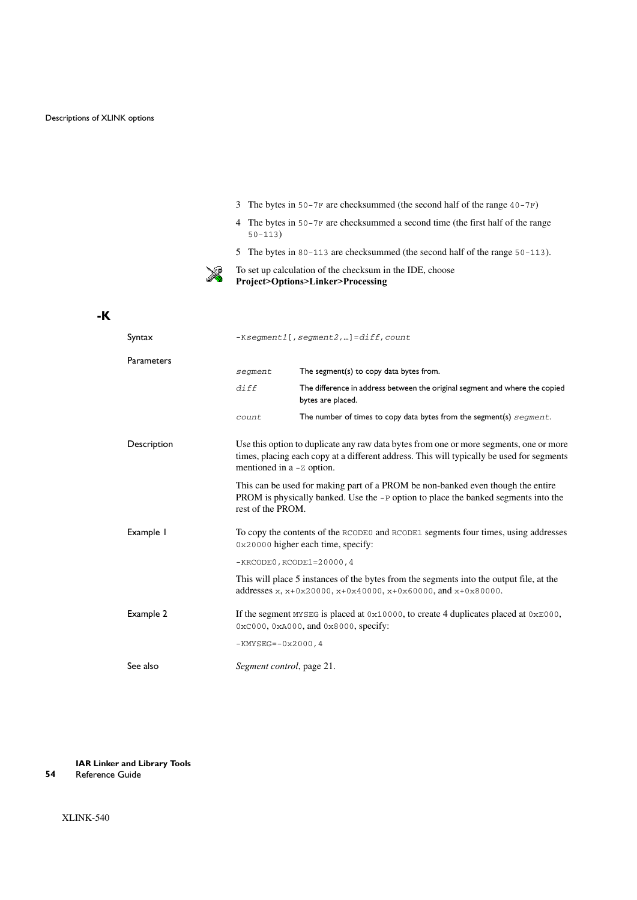3 The bytes in `50-7F` are checksummed (the second half of the range `40-7F`)

4 The bytes in `50-7F` are checksummed a second time (the first half of the range `50-113`)

5 The bytes in `80-113` are checksummed (the second half of the range `50-113`).

To set up calculation of the checksum in the IDE, choose **Project>Options>Linker>Processing**

## -K

**Syntax**

`-Ksegment1[,segment2,…]=diff,count`

**Parameters**

| | |
|---|---|
| *segment* | The segment(s) to copy data bytes from. |
| *diff* | The difference in address between the original segment and where the copied bytes are placed. |
| *count* | The number of times to copy data bytes from the segment(s) *segment*. |

**Description**

Use this option to duplicate any raw data bytes from one or more segments, one or more times, placing each copy at a different address. This will typically be used for segments mentioned in a `-Z` option.

This can be used for making part of a PROM be non-banked even though the entire PROM is physically banked. Use the `-P` option to place the banked segments into the rest of the PROM.

**Example 1**

To copy the contents of the `RCODE0` and `RCODE1` segments four times, using addresses `0x20000` higher each time, specify:

```
-KRCODE0,RCODE1=20000,4
```

This will place 5 instances of the bytes from the segments into the output file, at the addresses `x`, `x+0x20000`, `x+0x40000`, `x+0x60000`, and `x+0x80000`.

**Example 2**

If the segment `MYSEG` is placed at `0x10000`, to create 4 duplicates placed at `0xE000`, `0xC000`, `0xA000`, and `0x8000`, specify:

```
-KMYSEG=-0x2000,4
```

**See also**

*Segment control*, page 21.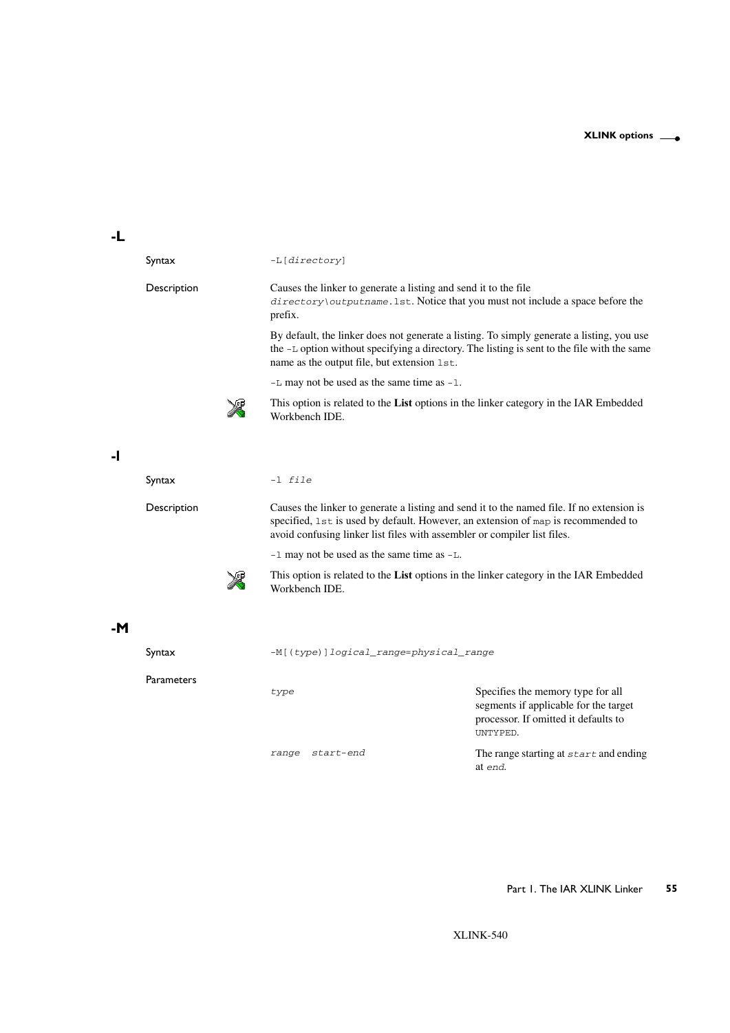## -L

**Syntax**

`-L[directory]`

**Description**

Causes the linker to generate a listing and send it to the file `directory\outputname.lst`. Notice that you must not include a space before the prefix.

By default, the linker does not generate a listing. To simply generate a listing, you use the `-L` option without specifying a directory. The listing is sent to the file with the same name as the output file, but extension `lst`.

`-L` may not be used as the same time as `-l`.

This option is related to the **List** options in the linker category in the IAR Embedded Workbench IDE.

## -l

**Syntax**

`-l file`

**Description**

Causes the linker to generate a listing and send it to the named file. If no extension is specified, `lst` is used by default. However, an extension of `map` is recommended to avoid confusing linker list files with assembler or compiler list files.

`-l` may not be used as the same time as `-L`.

This option is related to the **List** options in the linker category in the IAR Embedded Workbench IDE.

## -M

**Syntax**

`-M[(type)]logical_range=physical_range`

**Parameters**

| | |
|---|---|
| *type* | Specifies the memory type for all segments if applicable for the target processor. If omitted it defaults to `UNTYPED`. |
| *range* *start-end* | The range starting at *start* and ending at *end*. |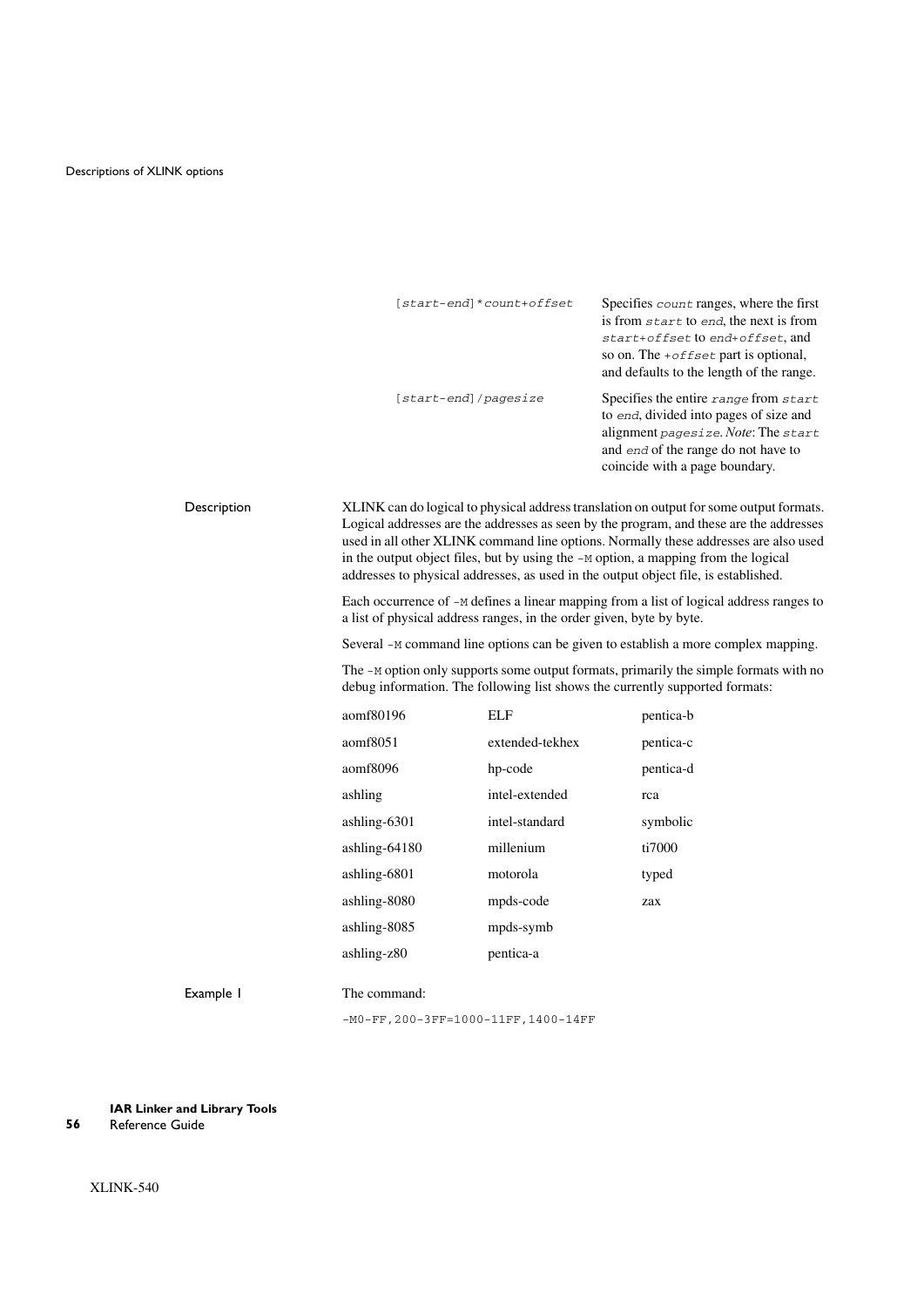| | |
|---|---|
| `[start-end]*count+offset` | Specifies *count* ranges, where the first is from *start* to *end*, the next is from *start+offset* to *end+offset*, and so on. The *+offset* part is optional, and defaults to the length of the range. |
| `[start-end]/pagesize` | Specifies the entire *range* from *start* to *end*, divided into pages of size and alignment *pagesize*. *Note*: The *start* and *end* of the range do not have to coincide with a page boundary. |

### Description

XLINK can do logical to physical address translation on output for some output formats. Logical addresses are the addresses as seen by the program, and these are the addresses used in all other XLINK command line options. Normally these addresses are also used in the output object files, but by using the `-M` option, a mapping from the logical addresses to physical addresses, as used in the output object file, is established.

Each occurrence of `-M` defines a linear mapping from a list of logical address ranges to a list of physical address ranges, in the order given, byte by byte.

Several `-M` command line options can be given to establish a more complex mapping.

The `-M` option only supports some output formats, primarily the simple formats with no debug information. The following list shows the currently supported formats:

| | | |
|---|---|---|
| aomf80196 | ELF | pentica-b |
| aomf8051 | extended-tekhex | pentica-c |
| aomf8096 | hp-code | pentica-d |
| ashling | intel-extended | rca |
| ashling-6301 | intel-standard | symbolic |
| ashling-64180 | millenium | ti7000 |
| ashling-6801 | motorola | typed |
| ashling-8080 | mpds-code | zax |
| ashling-8085 | mpds-symb | |
| ashling-z80 | pentica-a | |

### Example 1

The command:

```
-M0-FF,200-3FF=1000-11FF,1400-14FF
```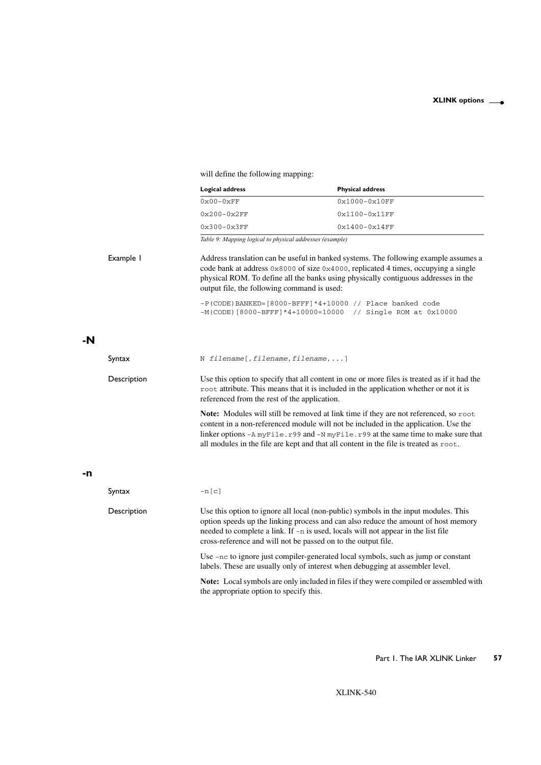will define the following mapping:

| Logical address | Physical address |
| --- | --- |
| 0x00-0xFF | 0x1000-0x10FF |
| 0x200-0x2FF | 0x1100-0x11FF |
| 0x300-0x3FF | 0x1400-0x14FF |

*Table 9: Mapping logical to physical addresses (example)*

Example 1

Address translation can be useful in banked systems. The following example assumes a code bank at address `0x8000` of size `0x4000`, replicated 4 times, occupying a single physical ROM. To define all the banks using physically contiguous addresses in the output file, the following command is used:

```
-P(CODE)BANKED=[8000-BFFF]*4+10000 // Place banked code
-M(CODE)[8000-BFFF]*4+10000=10000  // Single ROM at 0x10000
```

## -N

Syntax

`N filename[,filename,filename,...]`

Description

Use this option to specify that all content in one or more files is treated as if it had the `root` attribute. This means that it is included in the application whether or not it is referenced from the rest of the application.

**Note:** Modules will still be removed at link time if they are not referenced, so `root` content in a non-referenced module will not be included in the application. Use the linker options `-A myFile.r99` and `-N myFile.r99` at the same time to make sure that all modules in the file are kept and that all content in the file is treated as `root`.

## -n

Syntax

`-n[c]`

Description

Use this option to ignore all local (non-public) symbols in the input modules. This option speeds up the linking process and can also reduce the amount of host memory needed to complete a link. If `-n` is used, locals will not appear in the list file cross-reference and will not be passed on to the output file.

Use `-nc` to ignore just compiler-generated local symbols, such as jump or constant labels. These are usually only of interest when debugging at assembler level.

**Note:** Local symbols are only included in files if they were compiled or assembled with the appropriate option to specify this.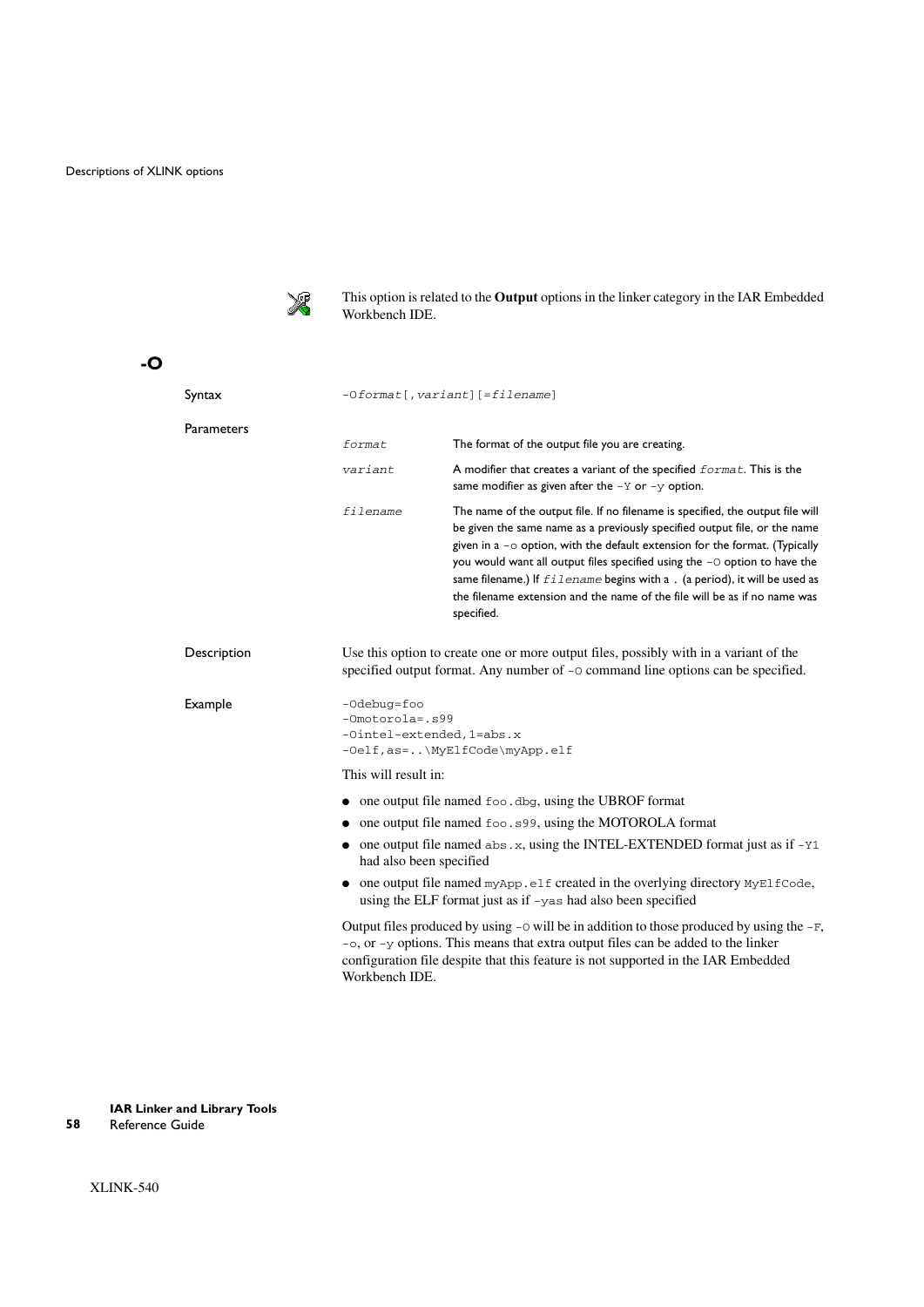This option is related to the **Output** options in the linker category in the IAR Embedded Workbench IDE.

## -O

**Syntax**

`-Oformat[,variant][=filename]`

**Parameters**

| | |
|---|---|
| *format* | The format of the output file you are creating. |
| *variant* | A modifier that creates a variant of the specified *format*. This is the same modifier as given after the `-Y` or `-y` option. |
| *filename* | The name of the output file. If no filename is specified, the output file will be given the same name as a previously specified output file, or the name given in a `-o` option, with the default extension for the format. (Typically you would want all output files specified using the `-O` option to have the same filename.) If *filename* begins with a `.` (a period), it will be used as the filename extension and the name of the file will be as if no name was specified. |

**Description**

Use this option to create one or more output files, possibly with in a variant of the specified output format. Any number of `-O` command line options can be specified.

**Example**

```
-Odebug=foo
-Omotorola=.s99
-Ointel-extended,1=abs.x
-Oelf,as=..\MyElfCode\myApp.elf
```

This will result in:

- one output file named `foo.dbg`, using the UBROF format
- one output file named `foo.s99`, using the MOTOROLA format
- one output file named `abs.x`, using the INTEL-EXTENDED format just as if `-Y1` had also been specified
- one output file named `myApp.elf` created in the overlying directory `MyElfCode`, using the ELF format just as if `-yas` had also been specified

Output files produced by using `-O` will be in addition to those produced by using the `-F`, `-o`, or `-y` options. This means that extra output files can be added to the linker configuration file despite that this feature is not supported in the IAR Embedded Workbench IDE.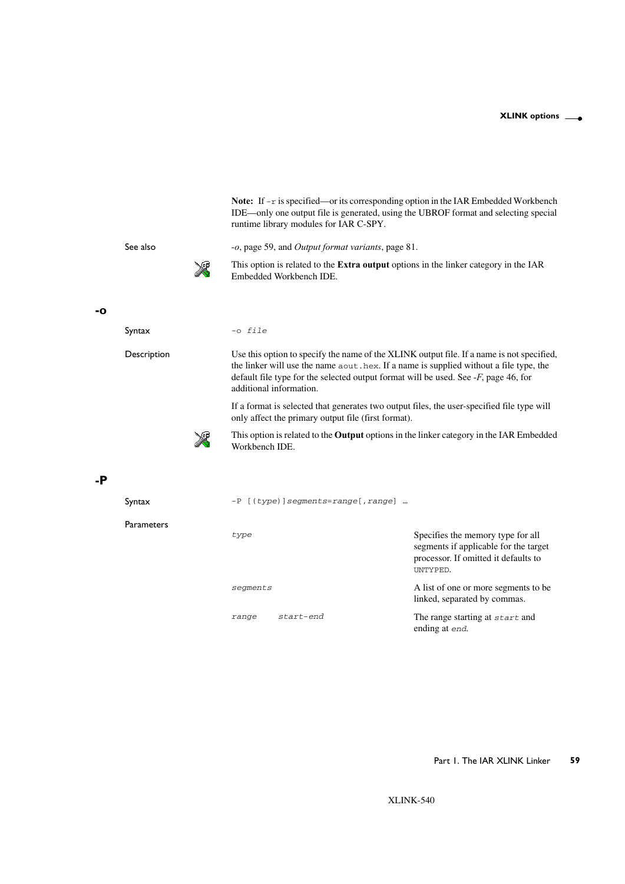**Note:** If `-r` is specified—or its corresponding option in the IAR Embedded Workbench IDE—only one output file is generated, using the UBROF format and selecting special runtime library modules for IAR C-SPY.

See also

*-o*, page 59, and *Output format variants*, page 81.

This option is related to the **Extra output** options in the linker category in the IAR Embedded Workbench IDE.

## -o

Syntax

```
-o file
```

Description

Use this option to specify the name of the XLINK output file. If a name is not specified, the linker will use the name `aout.hex`. If a name is supplied without a file type, the default file type for the selected output format will be used. See *-F*, page 46, for additional information.

If a format is selected that generates two output files, the user-specified file type will only affect the primary output file (first format).

This option is related to the **Output** options in the linker category in the IAR Embedded Workbench IDE.

## -P

Syntax

```
-P [(type)]segments=range[,range] …
```

Parameters

| | | |
|---|---|---|
| *type* | | Specifies the memory type for all segments if applicable for the target processor. If omitted it defaults to `UNTYPED`. |
| *segments* | | A list of one or more segments to be linked, separated by commas. |
| *range* | *start-end* | The range starting at *start* and ending at *end*. |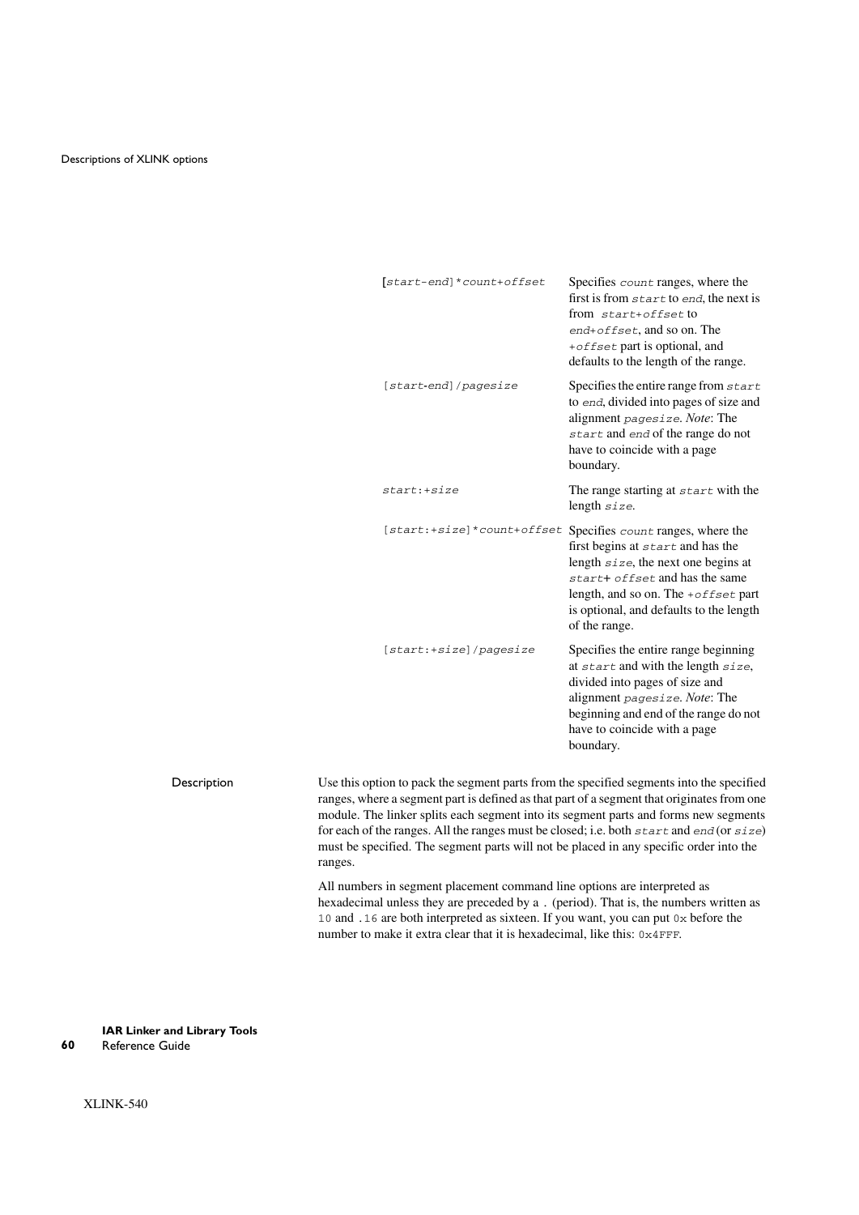| | |
|---|---|
| `[start-end]*count+offset` | Specifies *count* ranges, where the first is from *start* to *end*, the next is from *start+offset* to *end+offset*, and so on. The *+offset* part is optional, and defaults to the length of the range. |
| `[start-end]/pagesize` | Specifies the entire range from *start* to *end*, divided into pages of size and alignment *pagesize*. *Note*: The *start* and *end* of the range do not have to coincide with a page boundary. |
| `start:+size` | The range starting at *start* with the length *size*. |
| `[start:+size]*count+offset` | Specifies *count* ranges, where the first begins at *start* and has the length *size*, the next one begins at *start+ offset* and has the same length, and so on. The *+offset* part is optional, and defaults to the length of the range. |
| `[start:+size]/pagesize` | Specifies the entire range beginning at *start* and with the length *size*, divided into pages of size and alignment *pagesize*. *Note*: The beginning and end of the range do not have to coincide with a page boundary. |

### Description

Use this option to pack the segment parts from the specified segments into the specified ranges, where a segment part is defined as that part of a segment that originates from one module. The linker splits each segment into its segment parts and forms new segments for each of the ranges. All the ranges must be closed; i.e. both `start` and `end` (or `size`) must be specified. The segment parts will not be placed in any specific order into the ranges.

All numbers in segment placement command line options are interpreted as hexadecimal unless they are preceded by a `.` (period). That is, the numbers written as `10` and `.16` are both interpreted as sixteen. If you want, you can put `0x` before the number to make it extra clear that it is hexadecimal, like this: `0x4FFF`.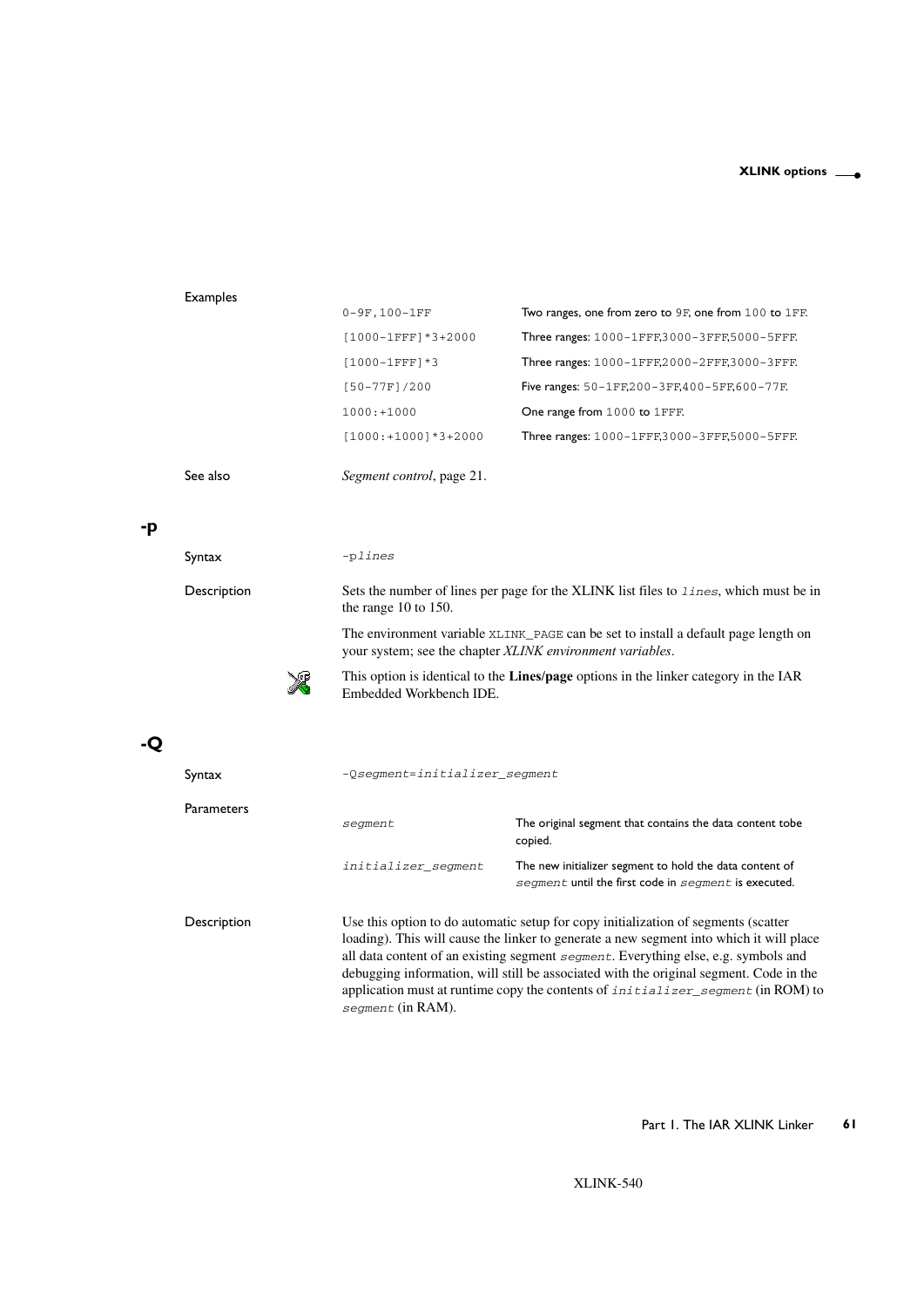Examples

| | |
|---|---|
| `0-9F,100-1FF` | Two ranges, one from zero to `9F`, one from `100` to `1FF`. |
| `[1000-1FFF]*3+2000` | Three ranges: `1000-1FFF,3000-3FFF,5000-5FFF`. |
| `[1000-1FFF]*3` | Three ranges: `1000-1FFF,2000-2FFF,3000-3FFF`. |
| `[50-77F]/200` | Five ranges: `50-1FF,200-3FF,400-5FF,600-77F`. |
| `1000:+1000` | One range from `1000` to `1FFF`. |
| `[1000:+1000]*3+2000` | Three ranges: `1000-1FFF,3000-3FFF,5000-5FFF`. |

See also

*Segment control*, page 21.

## -p

Syntax

`-plines`

Description

Sets the number of lines per page for the XLINK list files to *lines*, which must be in the range 10 to 150.

The environment variable `XLINK_PAGE` can be set to install a default page length on your system; see the chapter *XLINK environment variables*.

This option is identical to the **Lines/page** options in the linker category in the IAR Embedded Workbench IDE.

## -Q

Syntax

`-Qsegment=initializer_segment`

Parameters

| | |
|---|---|
| *segment* | The original segment that contains the data content tobe copied. |
| *initializer_segment* | The new initializer segment to hold the data content of *segment* until the first code in *segment* is executed. |

Description

Use this option to do automatic setup for copy initialization of segments (scatter loading). This will cause the linker to generate a new segment into which it will place all data content of an existing segment *segment*. Everything else, e.g. symbols and debugging information, will still be associated with the original segment. Code in the application must at runtime copy the contents of *initializer_segment* (in ROM) to *segment* (in RAM).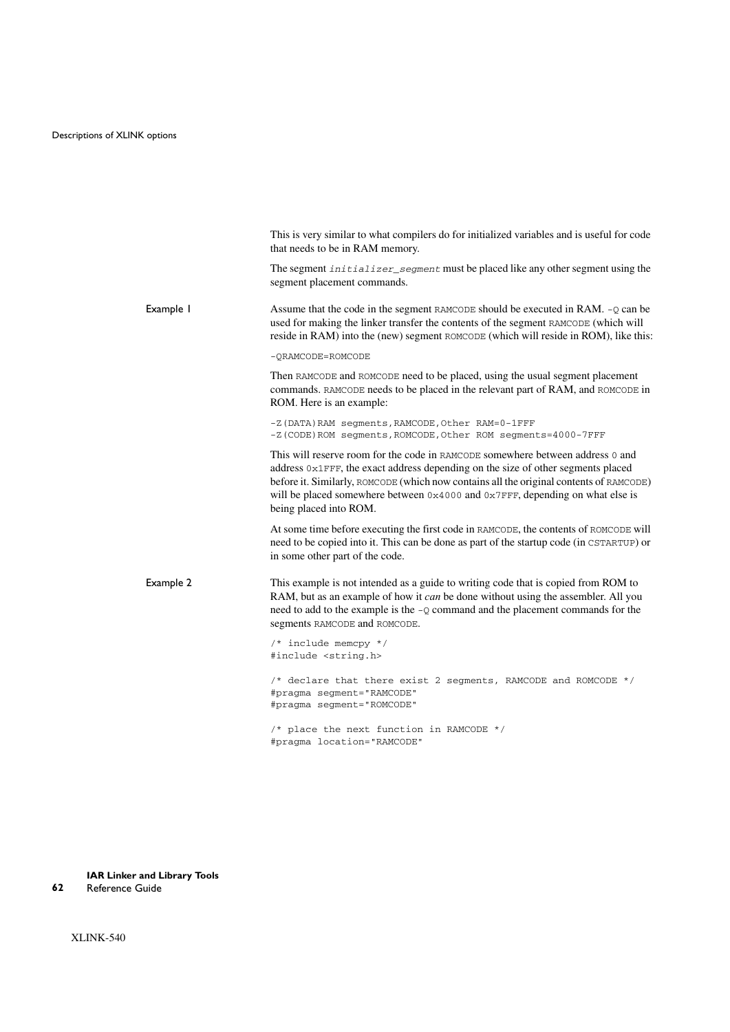This is very similar to what compilers do for initialized variables and is useful for code that needs to be in RAM memory.

The segment *initializer_segment* must be placed like any other segment using the segment placement commands.

**Example 1**

Assume that the code in the segment RAMCODE should be executed in RAM. -Q can be used for making the linker transfer the contents of the segment RAMCODE (which will reside in RAM) into the (new) segment ROMCODE (which will reside in ROM), like this:

```
-QRAMCODE=ROMCODE
```

Then RAMCODE and ROMCODE need to be placed, using the usual segment placement commands. RAMCODE needs to be placed in the relevant part of RAM, and ROMCODE in ROM. Here is an example:

```
-Z(DATA)RAM segments,RAMCODE,Other RAM=0-1FFF
-Z(CODE)ROM segments,ROMCODE,Other ROM segments=4000-7FFF
```

This will reserve room for the code in RAMCODE somewhere between address 0 and address 0x1FFF, the exact address depending on the size of other segments placed before it. Similarly, ROMCODE (which now contains all the original contents of RAMCODE) will be placed somewhere between 0x4000 and 0x7FFF, depending on what else is being placed into ROM.

At some time before executing the first code in RAMCODE, the contents of ROMCODE will need to be copied into it. This can be done as part of the startup code (in CSTARTUP) or in some other part of the code.

**Example 2**

This example is not intended as a guide to writing code that is copied from ROM to RAM, but as an example of how it *can* be done without using the assembler. All you need to add to the example is the -Q command and the placement commands for the segments RAMCODE and ROMCODE.

```
/* include memcpy */
#include <string.h>

/* declare that there exist 2 segments, RAMCODE and ROMCODE */
#pragma segment="RAMCODE"
#pragma segment="ROMCODE"

/* place the next function in RAMCODE */
#pragma location="RAMCODE"
```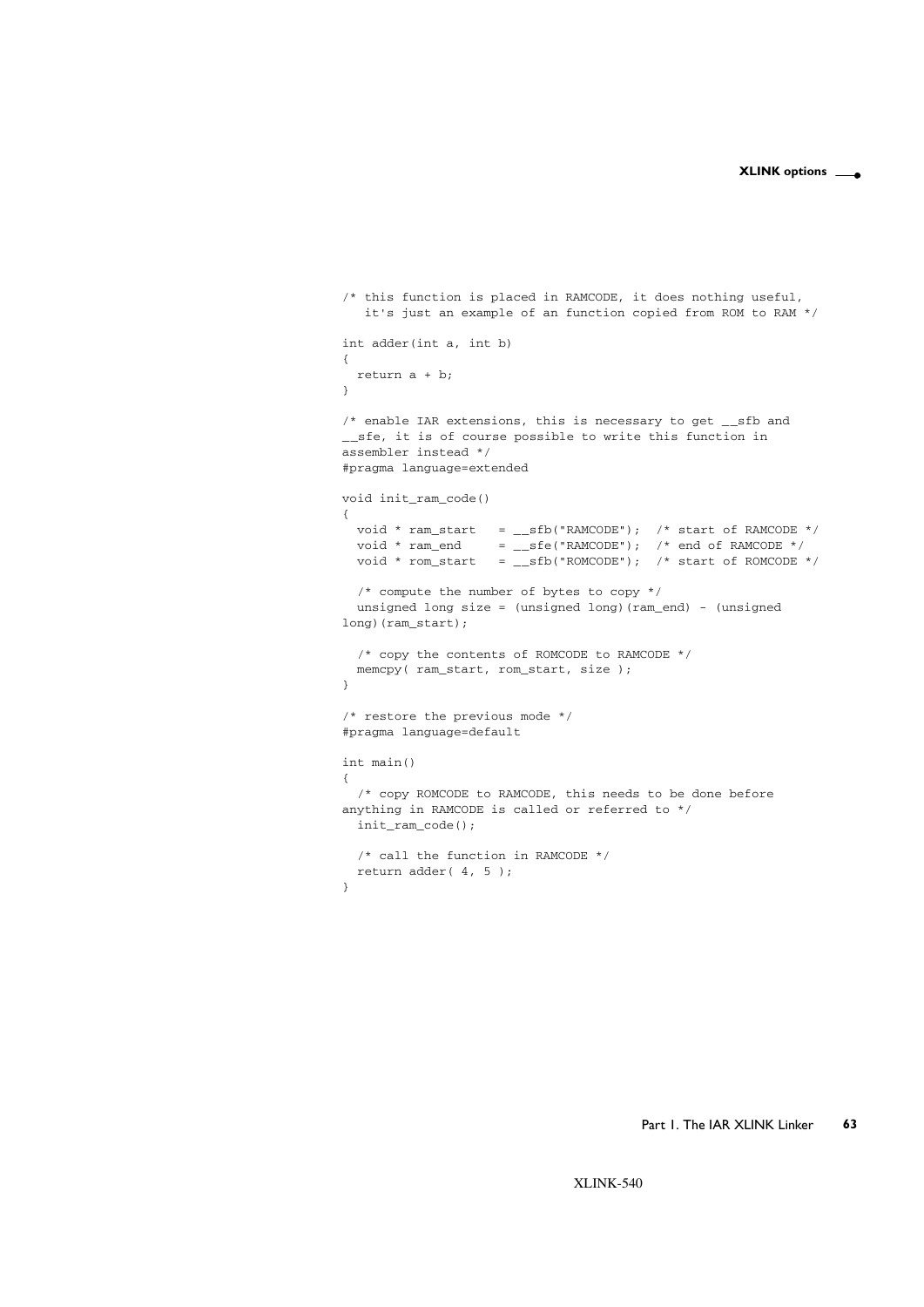```
/* this function is placed in RAMCODE, it does nothing useful,
   it's just an example of an function copied from ROM to RAM */

int adder(int a, int b)
{
  return a + b;
}

/* enable IAR extensions, this is necessary to get __sfb and
__sfe, it is of course possible to write this function in
assembler instead */
#pragma language=extended

void init_ram_code()
{
  void * ram_start   = __sfb("RAMCODE");  /* start of RAMCODE */
  void * ram_end     = __sfe("RAMCODE");  /* end of RAMCODE */
  void * rom_start   = __sfb("ROMCODE");  /* start of ROMCODE */

  /* compute the number of bytes to copy */
  unsigned long size = (unsigned long)(ram_end) - (unsigned
long)(ram_start);

  /* copy the contents of ROMCODE to RAMCODE */
  memcpy( ram_start, rom_start, size );
}

/* restore the previous mode */
#pragma language=default

int main()
{
  /* copy ROMCODE to RAMCODE, this needs to be done before
anything in RAMCODE is called or referred to */
  init_ram_code();

  /* call the function in RAMCODE */
  return adder( 4, 5 );
}
```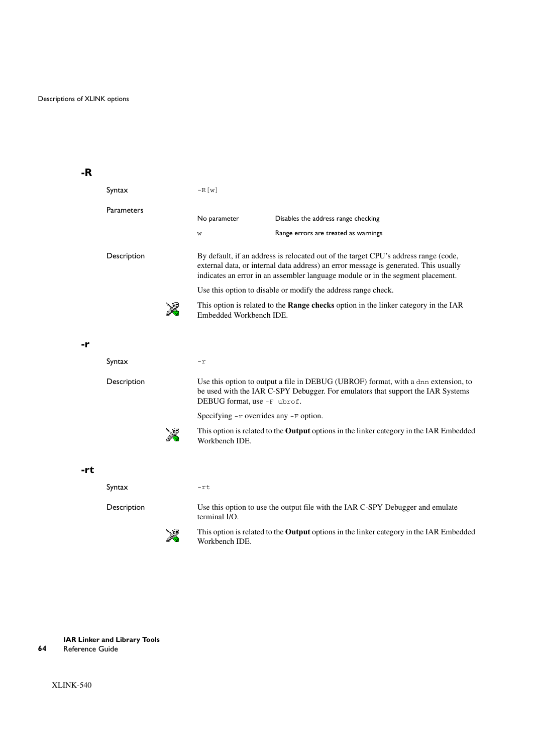## -R

**Syntax**

`-R[w]`

**Parameters**

| | |
|---|---|
| No parameter | Disables the address range checking |
| `w` | Range errors are treated as warnings |

**Description**

By default, if an address is relocated out of the target CPU's address range (code, external data, or internal data address) an error message is generated. This usually indicates an error in an assembler language module or in the segment placement.

Use this option to disable or modify the address range check.

This option is related to the **Range checks** option in the linker category in the IAR Embedded Workbench IDE.

## -r

**Syntax**

`-r`

**Description**

Use this option to output a file in DEBUG (UBROF) format, with a `dnn` extension, to be used with the IAR C-SPY Debugger. For emulators that support the IAR Systems DEBUG format, use `-F ubrof`.

Specifying `-r` overrides any `-F` option.

This option is related to the **Output** options in the linker category in the IAR Embedded Workbench IDE.

## -rt

**Syntax**

`-rt`

**Description**

Use this option to use the output file with the IAR C-SPY Debugger and emulate terminal I/O.

This option is related to the **Output** options in the linker category in the IAR Embedded Workbench IDE.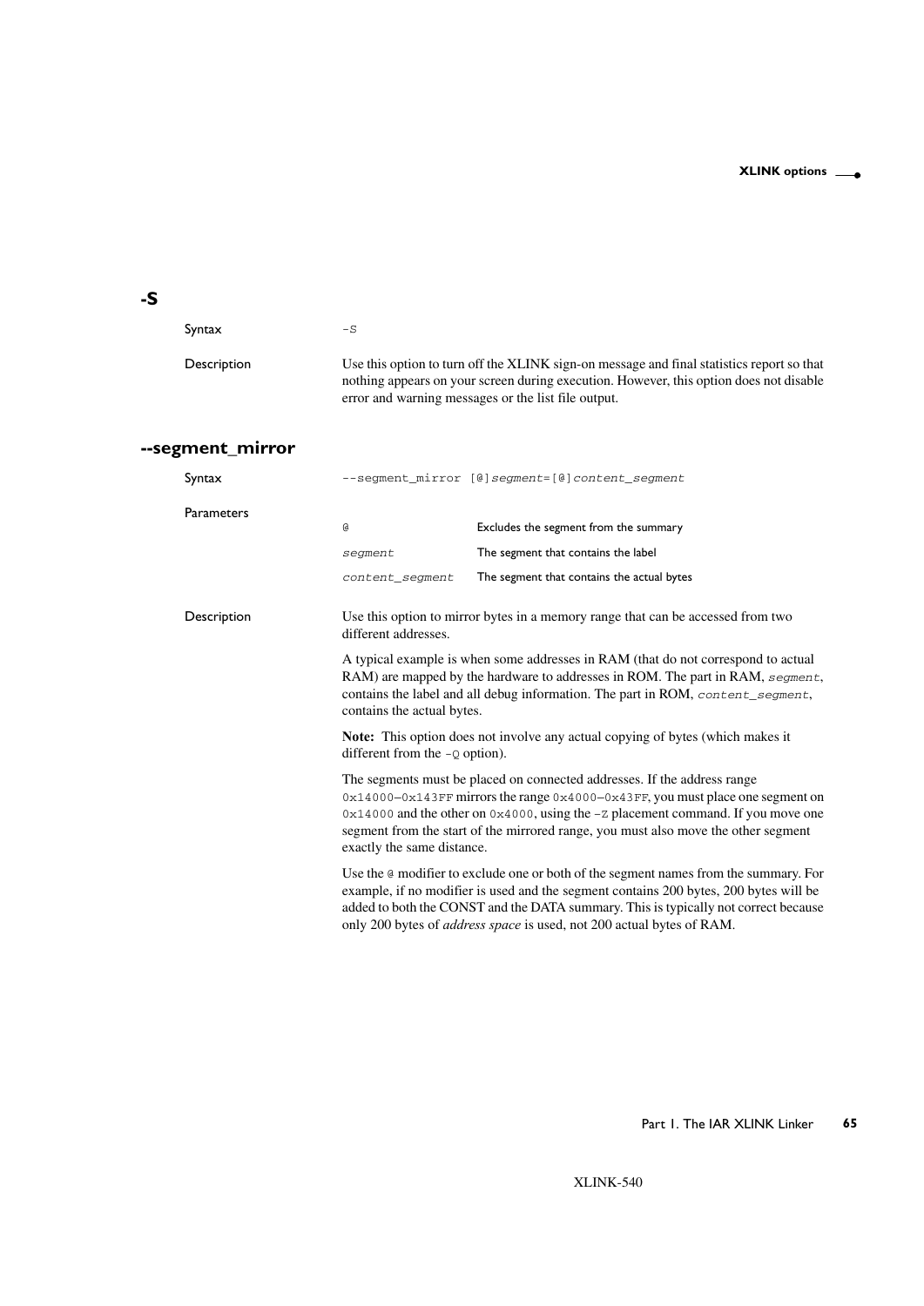## -S

Syntax `-S`

Description

Use this option to turn off the XLINK sign-on message and final statistics report so that nothing appears on your screen during execution. However, this option does not disable error and warning messages or the list file output.

## --segment_mirror

Syntax `--segment_mirror [@]segment=[@]content_segment`

Parameters

| | |
|---|---|
| `@` | Excludes the segment from the summary |
| *`segment`* | The segment that contains the label |
| *`content_segment`* | The segment that contains the actual bytes |

Description

Use this option to mirror bytes in a memory range that can be accessed from two different addresses.

A typical example is when some addresses in RAM (that do not correspond to actual RAM) are mapped by the hardware to addresses in ROM. The part in RAM, *`segment`*, contains the label and all debug information. The part in ROM, *`content_segment`*, contains the actual bytes.

**Note:** This option does not involve any actual copying of bytes (which makes it different from the `-Q` option).

The segments must be placed on connected addresses. If the address range `0x14000–0x143FF` mirrors the range `0x4000–0x43FF`, you must place one segment on `0x14000` and the other on `0x4000`, using the `-Z` placement command. If you move one segment from the start of the mirrored range, you must also move the other segment exactly the same distance.

Use the `@` modifier to exclude one or both of the segment names from the summary. For example, if no modifier is used and the segment contains 200 bytes, 200 bytes will be added to both the CONST and the DATA summary. This is typically not correct because only 200 bytes of *address space* is used, not 200 actual bytes of RAM.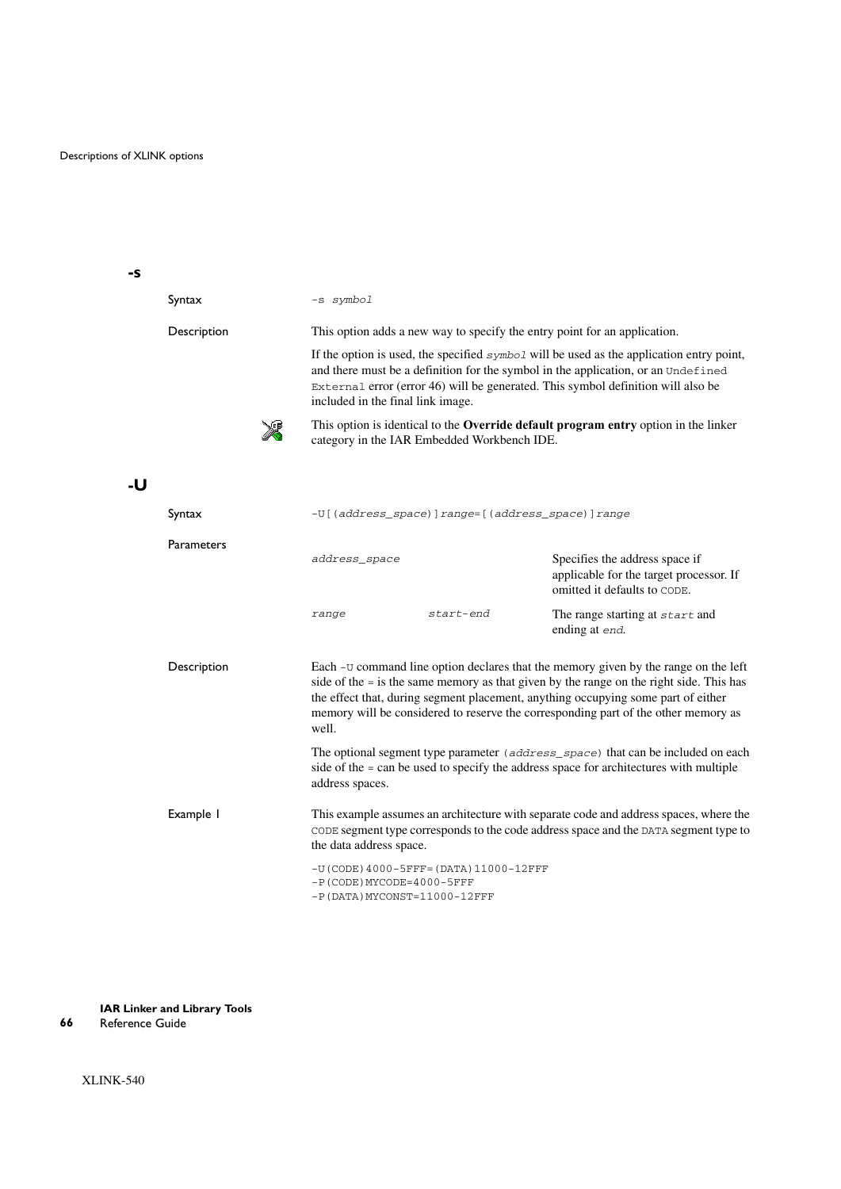## -s

**Syntax** `-s symbol`

**Description**

This option adds a new way to specify the entry point for an application.

If the option is used, the specified *symbol* will be used as the application entry point, and there must be a definition for the symbol in the application, or an `Undefined External` error (error 46) will be generated. This symbol definition will also be included in the final link image.

This option is identical to the **Override default program entry** option in the linker category in the IAR Embedded Workbench IDE.

## -U

**Syntax** `-U[(address_space)]range=[(address_space)]range`

**Parameters**

| | | |
|---|---|---|
| *address_space* | | Specifies the address space if applicable for the target processor. If omitted it defaults to `CODE`. |
| *range* | *start-end* | The range starting at *start* and ending at *end*. |

**Description**

Each `-U` command line option declares that the memory given by the range on the left side of the `=` is the same memory as that given by the range on the right side. This has the effect that, during segment placement, anything occupying some part of either memory will be considered to reserve the corresponding part of the other memory as well.

The optional segment type parameter (*address_space*) that can be included on each side of the `=` can be used to specify the address space for architectures with multiple address spaces.

**Example 1**

This example assumes an architecture with separate code and address spaces, where the `CODE` segment type corresponds to the code address space and the `DATA` segment type to the data address space.

```
-U(CODE)4000-5FFF=(DATA)11000-12FFF
-P(CODE)MYCODE=4000-5FFF
-P(DATA)MYCONST=11000-12FFF
```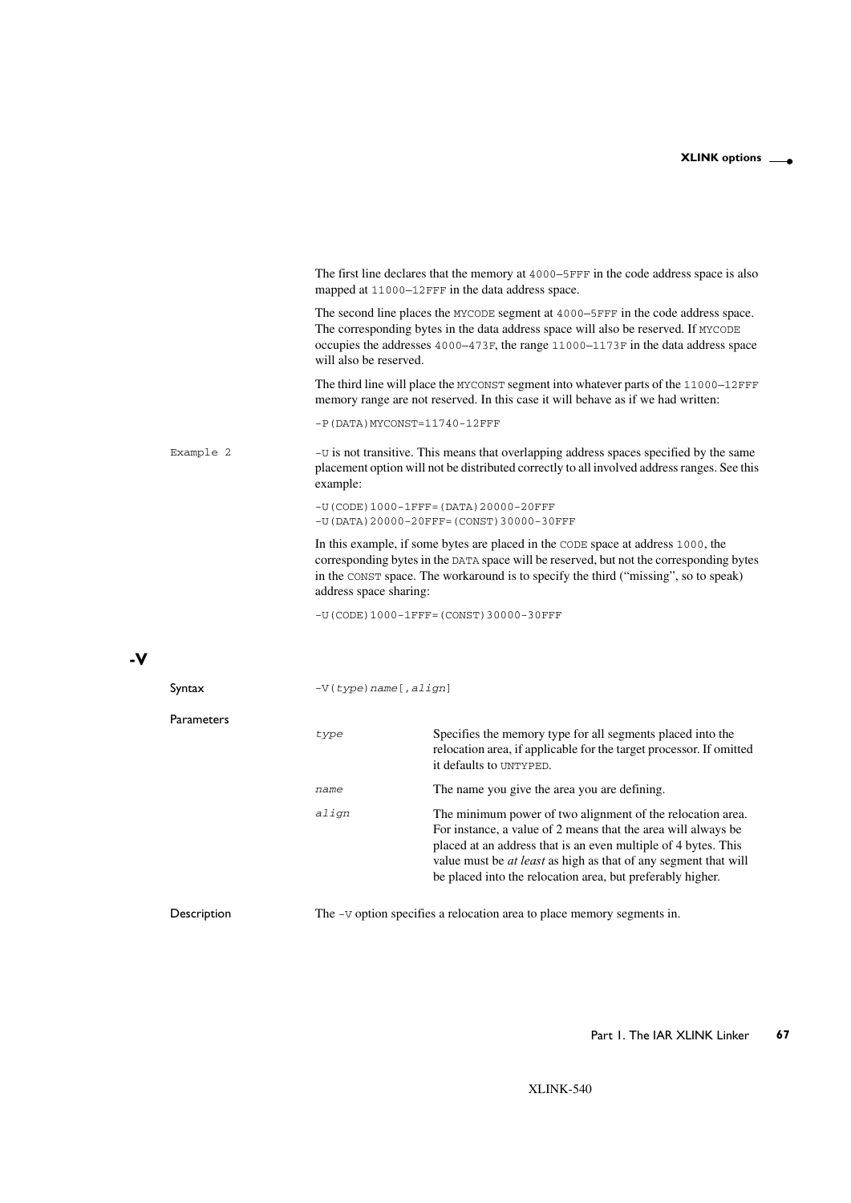The first line declares that the memory at `4000–5FFF` in the code address space is also mapped at `11000–12FFF` in the data address space.

The second line places the `MYCODE` segment at `4000–5FFF` in the code address space. The corresponding bytes in the data address space will also be reserved. If `MYCODE` occupies the addresses `4000–473F`, the range `11000–1173F` in the data address space will also be reserved.

The third line will place the `MYCONST` segment into whatever parts of the `11000–12FFF` memory range are not reserved. In this case it will behave as if we had written:

```
-P(DATA)MYCONST=11740-12FFF
```

Example 2

`-U` is not transitive. This means that overlapping address spaces specified by the same placement option will not be distributed correctly to all involved address ranges. See this example:

```
-U(CODE)1000-1FFF=(DATA)20000-20FFF
-U(DATA)20000-20FFF=(CONST)30000-30FFF
```

In this example, if some bytes are placed in the `CODE` space at address `1000`, the corresponding bytes in the `DATA` space will be reserved, but not the corresponding bytes in the `CONST` space. The workaround is to specify the third ("missing", so to speak) address space sharing:

```
-U(CODE)1000-1FFF=(CONST)30000-30FFF
```

## -V

**Syntax**

`-V(type)name[,align]`

**Parameters**

| | |
|---|---|
| *type* | Specifies the memory type for all segments placed into the relocation area, if applicable for the target processor. If omitted it defaults to `UNTYPED`. |
| *name* | The name you give the area you are defining. |
| *align* | The minimum power of two alignment of the relocation area. For instance, a value of 2 means that the area will always be placed at an address that is an even multiple of 4 bytes. This value must be *at least* as high as that of any segment that will be placed into the relocation area, but preferably higher. |

**Description**

The `-V` option specifies a relocation area to place memory segments in.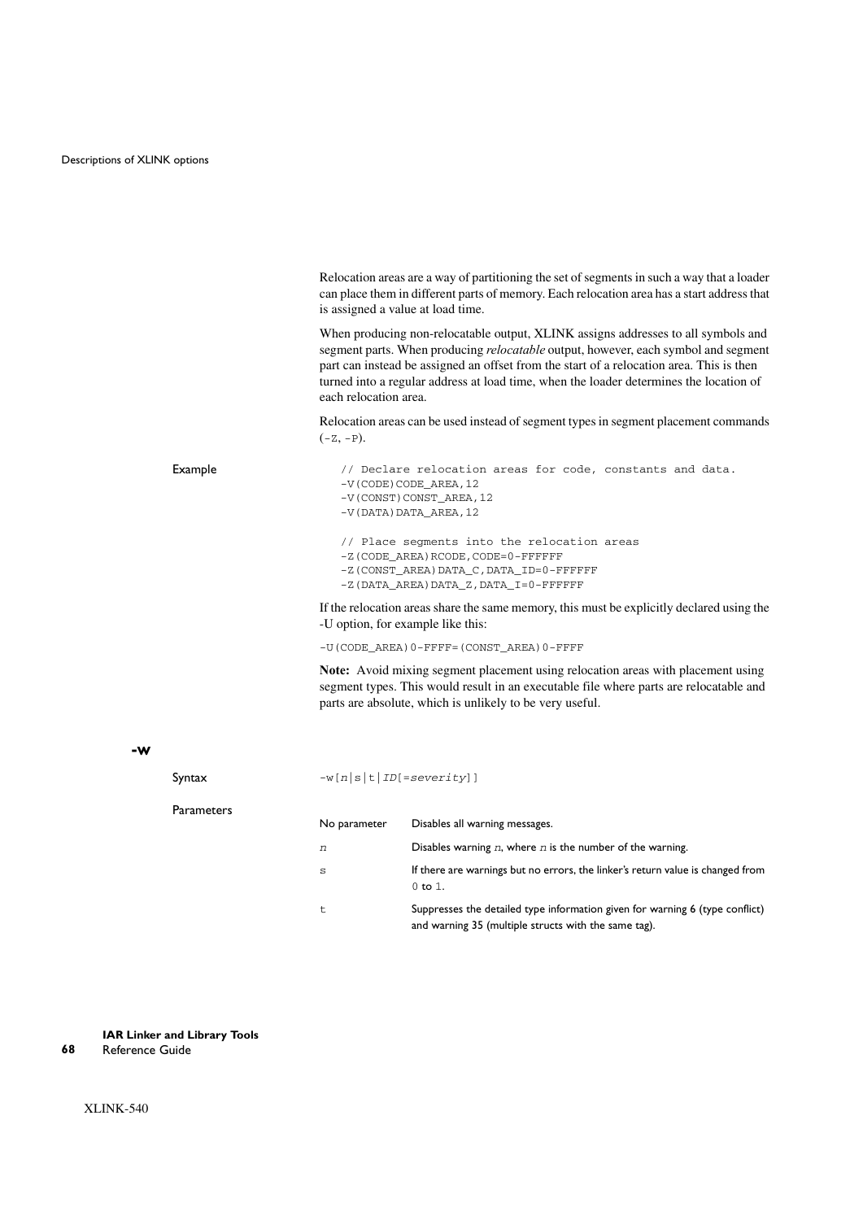Relocation areas are a way of partitioning the set of segments in such a way that a loader can place them in different parts of memory. Each relocation area has a start address that is assigned a value at load time.

When producing non-relocatable output, XLINK assigns addresses to all symbols and segment parts. When producing *relocatable* output, however, each symbol and segment part can instead be assigned an offset from the start of a relocation area. This is then turned into a regular address at load time, when the loader determines the location of each relocation area.

Relocation areas can be used instead of segment types in segment placement commands (`-Z`, `-P`).

Example

```
// Declare relocation areas for code, constants and data.
-V(CODE)CODE_AREA,12
-V(CONST)CONST_AREA,12
-V(DATA)DATA_AREA,12

// Place segments into the relocation areas
-Z(CODE_AREA)RCODE,CODE=0-FFFFFF
-Z(CONST_AREA)DATA_C,DATA_ID=0-FFFFFF
-Z(DATA_AREA)DATA_Z,DATA_I=0-FFFFFF
```

If the relocation areas share the same memory, this must be explicitly declared using the -U option, for example like this:

```
-U(CODE_AREA)0-FFFF=(CONST_AREA)0-FFFF
```

**Note:** Avoid mixing segment placement using relocation areas with placement using segment types. This would result in an executable file where parts are relocatable and parts are absolute, which is unlikely to be very useful.

## -w

Syntax

`-w[n|s|t|ID[=severity]]`

Parameters

| | |
|---|---|
| No parameter | Disables all warning messages. |
| *n* | Disables warning *n*, where *n* is the number of the warning. |
| `s` | If there are warnings but no errors, the linker's return value is changed from `0` to `1`. |
| `t` | Suppresses the detailed type information given for warning 6 (type conflict) and warning 35 (multiple structs with the same tag). |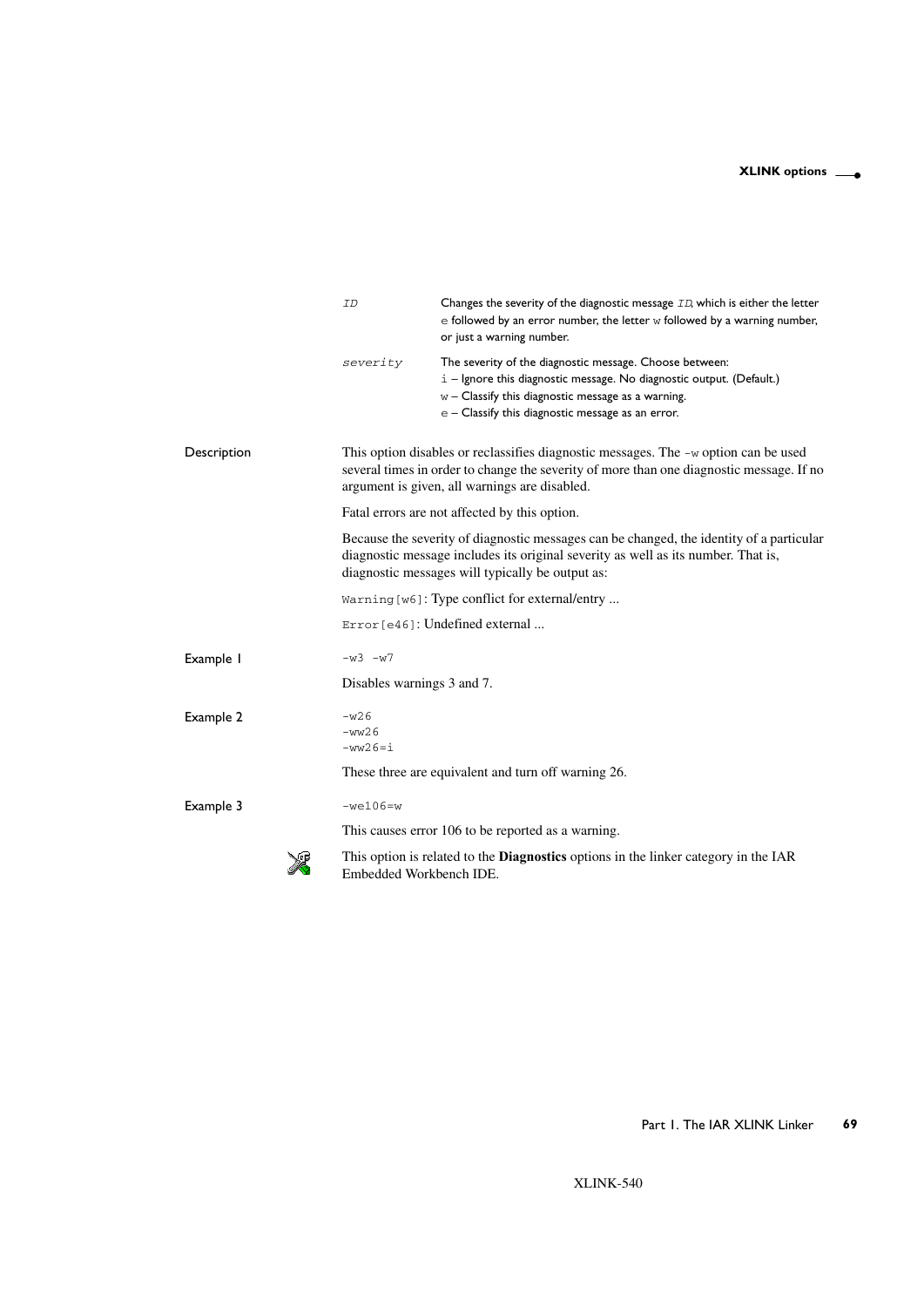| | |
|---|---|
| *ID* | Changes the severity of the diagnostic message *ID*, which is either the letter `e` followed by an error number, the letter `w` followed by a warning number, or just a warning number. |
| *severity* | The severity of the diagnostic message. Choose between:<br>`i` – Ignore this diagnostic message. No diagnostic output. (Default.)<br>`w` – Classify this diagnostic message as a warning.<br>`e` – Classify this diagnostic message as an error. |

**Description**

This option disables or reclassifies diagnostic messages. The `-w` option can be used several times in order to change the severity of more than one diagnostic message. If no argument is given, all warnings are disabled.

Fatal errors are not affected by this option.

Because the severity of diagnostic messages can be changed, the identity of a particular diagnostic message includes its original severity as well as its number. That is, diagnostic messages will typically be output as:

`Warning[w6]`: Type conflict for external/entry ...

`Error[e46]`: Undefined external ...

**Example 1**

```
-w3 -w7
```

Disables warnings 3 and 7.

**Example 2**

```
-w26
-ww26
-ww26=i
```

These three are equivalent and turn off warning 26.

**Example 3**

```
-we106=w
```

This causes error 106 to be reported as a warning.

This option is related to the **Diagnostics** options in the linker category in the IAR Embedded Workbench IDE.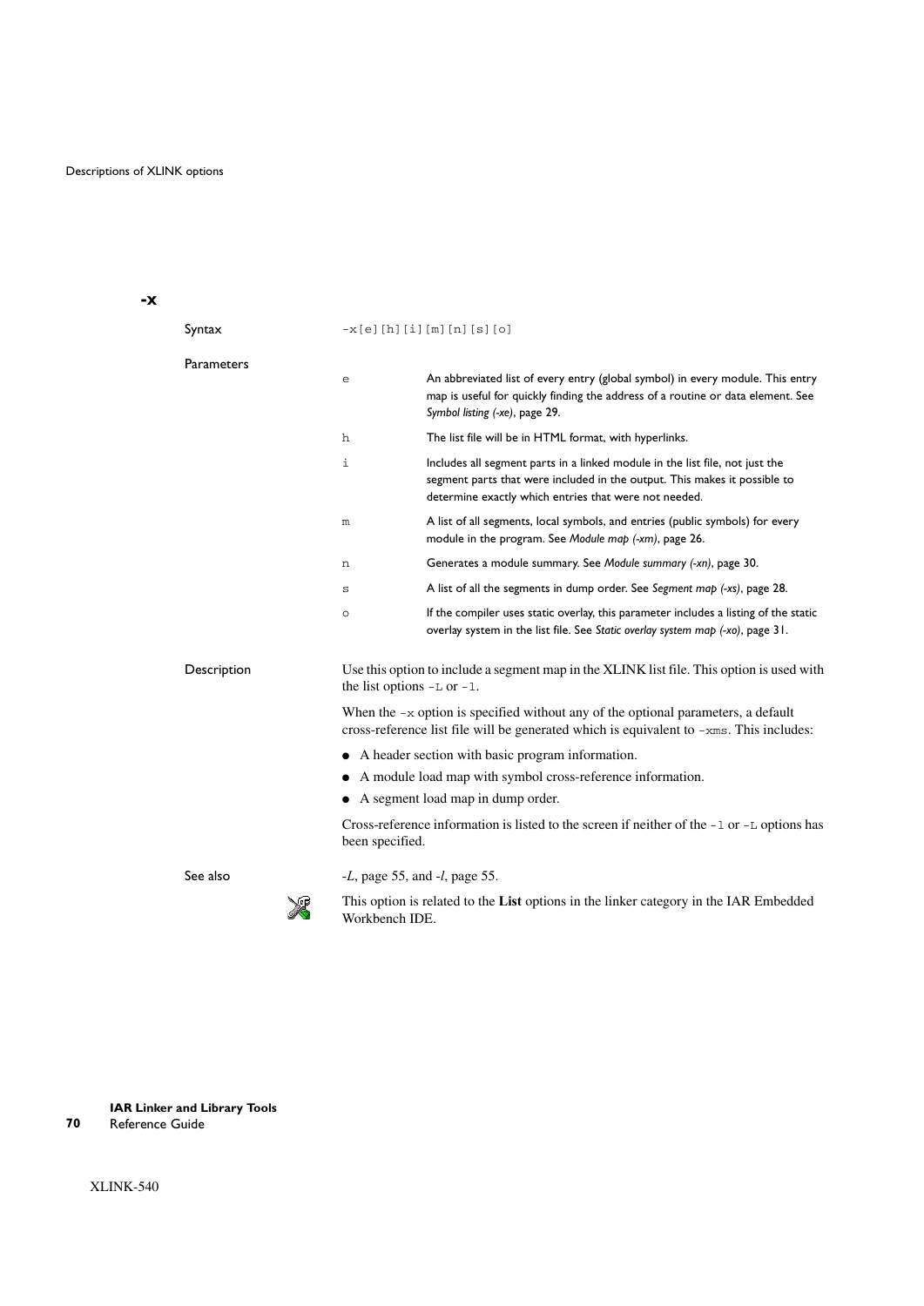## -x

**Syntax**

```
-x[e][h][i][m][n][s][o]
```

**Parameters**

| | |
|---|---|
| `e` | An abbreviated list of every entry (global symbol) in every module. This entry map is useful for quickly finding the address of a routine or data element. See *Symbol listing (-xe)*, page 29. |
| `h` | The list file will be in HTML format, with hyperlinks. |
| `i` | Includes all segment parts in a linked module in the list file, not just the segment parts that were included in the output. This makes it possible to determine exactly which entries that were not needed. |
| `m` | A list of all segments, local symbols, and entries (public symbols) for every module in the program. See *Module map (-xm)*, page 26. |
| `n` | Generates a module summary. See *Module summary (-xn)*, page 30. |
| `s` | A list of all the segments in dump order. See *Segment map (-xs)*, page 28. |
| `o` | If the compiler uses static overlay, this parameter includes a listing of the static overlay system in the list file. See *Static overlay system map (-xo)*, page 31. |

**Description**

Use this option to include a segment map in the XLINK list file. This option is used with the list options `-L` or `-l`.

When the `-x` option is specified without any of the optional parameters, a default cross-reference list file will be generated which is equivalent to `-xms`. This includes:

- A header section with basic program information.
- A module load map with symbol cross-reference information.
- A segment load map in dump order.

Cross-reference information is listed to the screen if neither of the `-l` or `-L` options has been specified.

**See also**

*-L*, page 55, and *-l*, page 55.

This option is related to the **List** options in the linker category in the IAR Embedded Workbench IDE.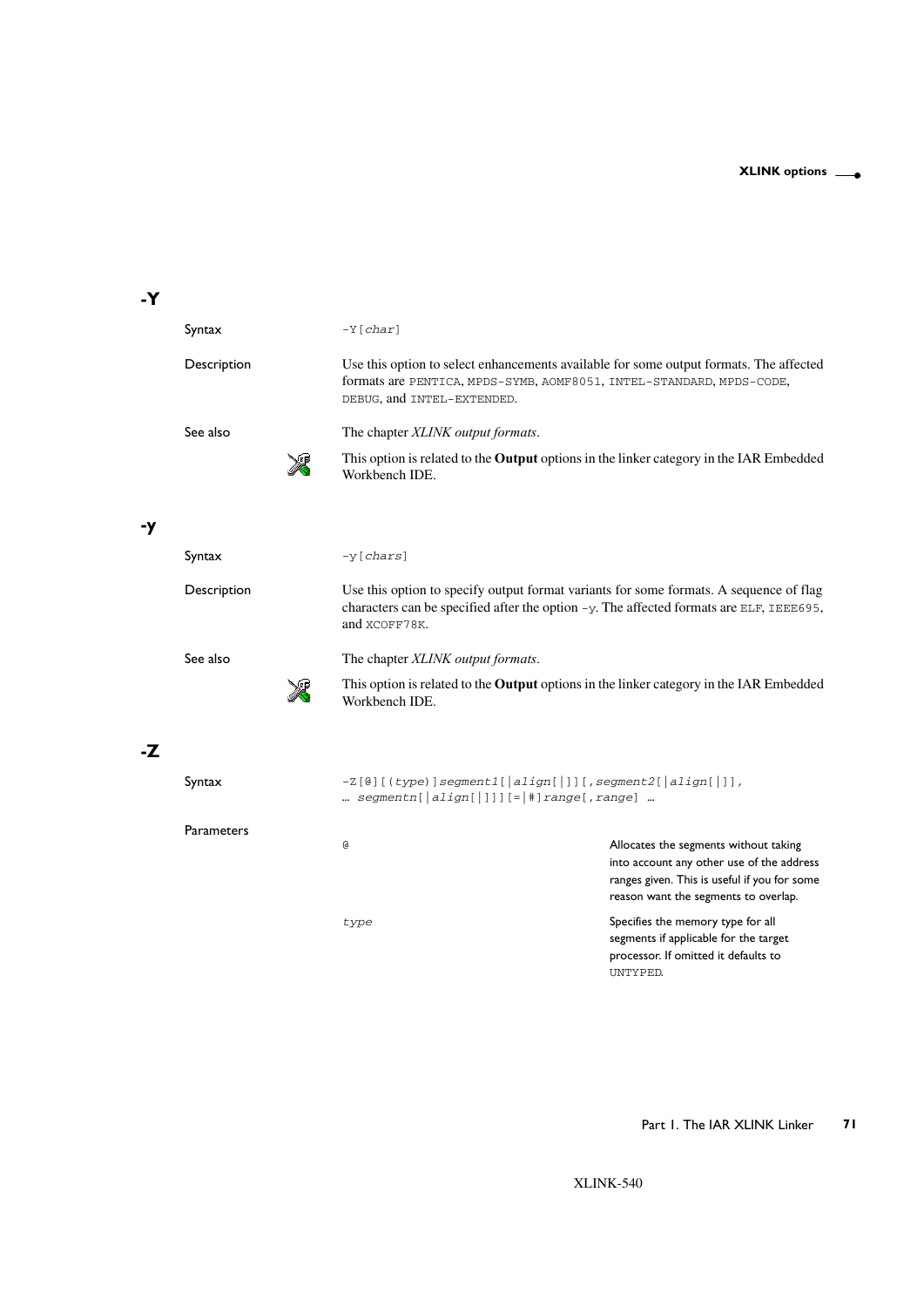## -Y

**Syntax**

`-Y[char]`

**Description**

Use this option to select enhancements available for some output formats. The affected formats are PENTICA, MPDS-SYMB, AOMF8051, INTEL-STANDARD, MPDS-CODE, DEBUG, and INTEL-EXTENDED.

**See also**

The chapter *XLINK output formats*.

This option is related to the **Output** options in the linker category in the IAR Embedded Workbench IDE.

## -y

**Syntax**

`-y[chars]`

**Description**

Use this option to specify output format variants for some formats. A sequence of flag characters can be specified after the option `-y`. The affected formats are ELF, IEEE695, and XCOFF78K.

**See also**

The chapter *XLINK output formats*.

This option is related to the **Output** options in the linker category in the IAR Embedded Workbench IDE.

## -Z

**Syntax**

```
-Z[@][(type)]segment1[|align[|]][,segment2[|align[|]],
… segmentn[|align[|]]][=|#]range[,range] …
```

**Parameters**

| | |
|---|---|
| `@` | Allocates the segments without taking into account any other use of the address ranges given. This is useful if you for some reason want the segments to overlap. |
| `type` | Specifies the memory type for all segments if applicable for the target processor. If omitted it defaults to UNTYPED. |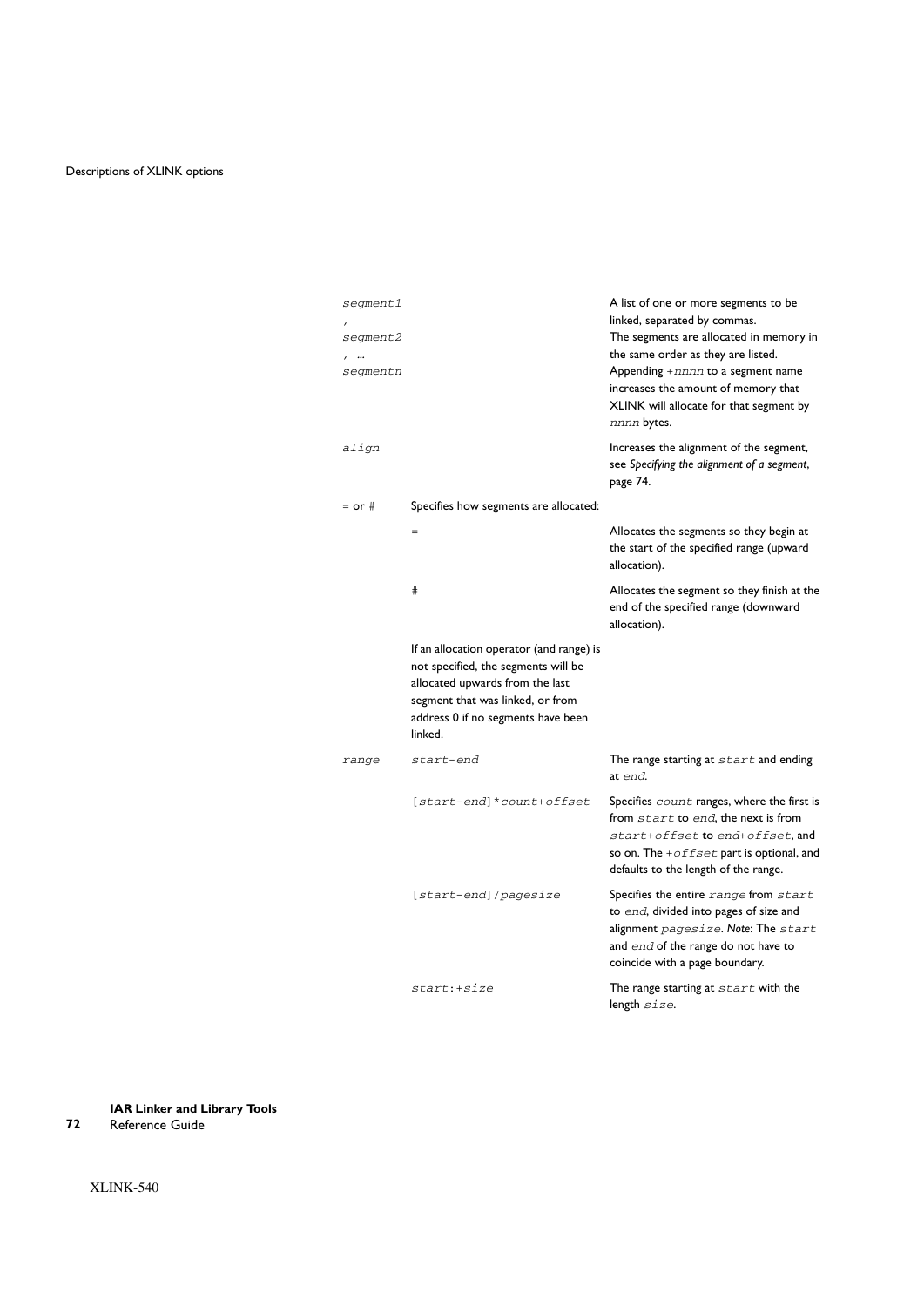| | | |
|---|---|---|
| *segment1* , *segment2* , ... *segmentn* | | A list of one or more segments to be linked, separated by commas. The segments are allocated in memory in the same order as they are listed. Appending `+nnnn` to a segment name increases the amount of memory that XLINK will allocate for that segment by *nnnn* bytes. |
| *align* | | Increases the alignment of the segment, see *Specifying the alignment of a segment*, page 74. |
| = or # | Specifies how segments are allocated: | |
| | = | Allocates the segments so they begin at the start of the specified range (upward allocation). |
| | # | Allocates the segment so they finish at the end of the specified range (downward allocation). |
| | If an allocation operator (and range) is not specified, the segments will be allocated upwards from the last segment that was linked, or from address 0 if no segments have been linked. | |
| *range* | *start-end* | The range starting at *start* and ending at *end*. |
| | [*start-end*]\**count+offset* | Specifies *count* ranges, where the first is from *start* to *end*, the next is from *start+offset* to *end+offset*, and so on. The *+offset* part is optional, and defaults to the length of the range. |
| | [*start-end*]/*pagesize* | Specifies the entire *range* from *start* to *end*, divided into pages of size and alignment *pagesize*. *Note*: The *start* and *end* of the range do not have to coincide with a page boundary. |
| | *start*:+*size* | The range starting at *start* with the length *size*. |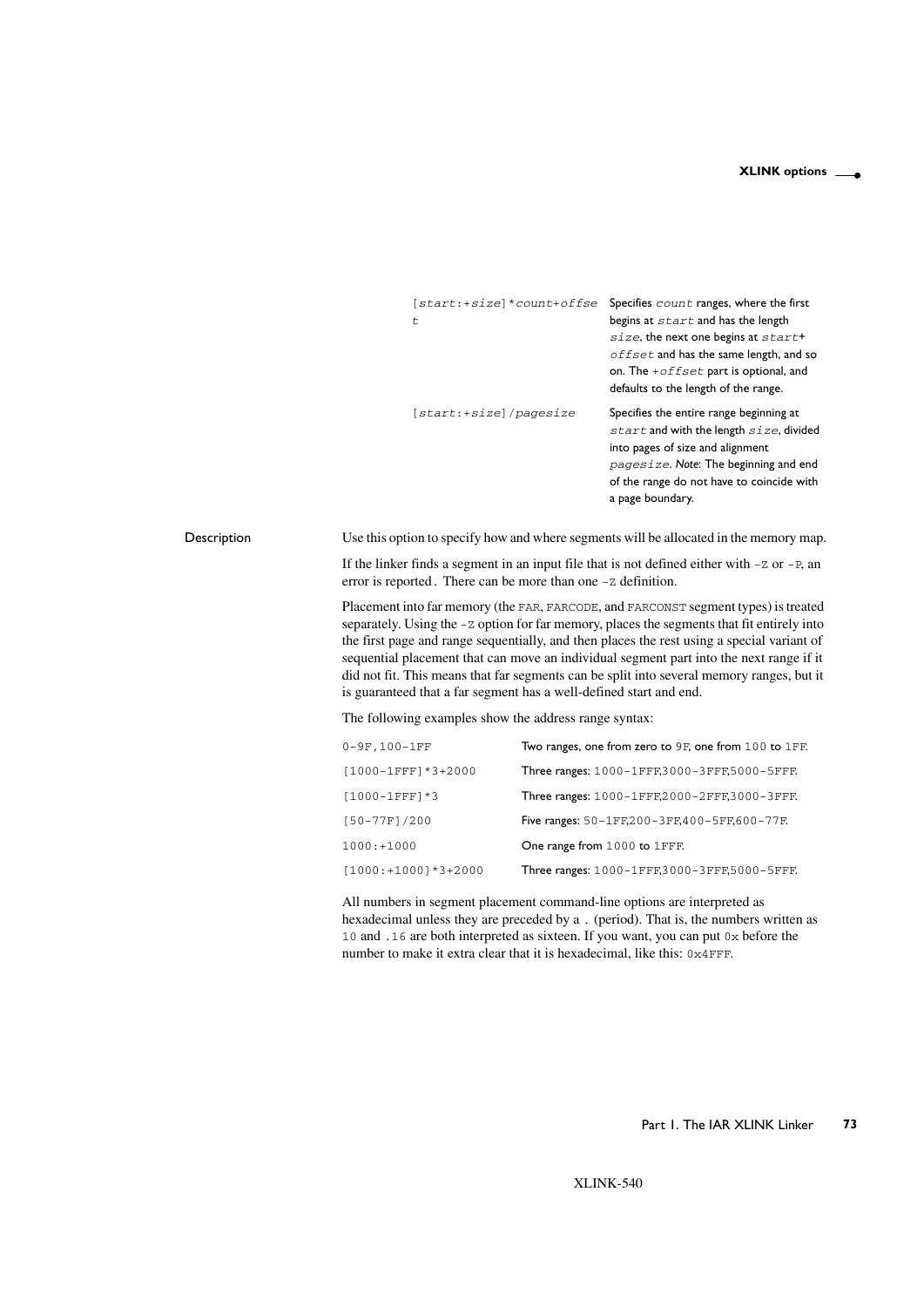| | |
|---|---|
| [*start*:+*size*]*\*count*+*offset* | Specifies *count* ranges, where the first begins at *start* and has the length *size*, the next one begins at *start*+ *offset* and has the same length, and so on. The +*offset* part is optional, and defaults to the length of the range. |
| [*start*:+*size*]/*pagesize* | Specifies the entire range beginning at *start* and with the length *size*, divided into pages of size and alignment *pagesize*. *Note*: The beginning and end of the range do not have to coincide with a page boundary. |

**Description**

Use this option to specify how and where segments will be allocated in the memory map.

If the linker finds a segment in an input file that is not defined either with `-Z` or `-P`, an error is reported . There can be more than one `-Z` definition.

Placement into far memory (the `FAR`, `FARCODE`, and `FARCONST` segment types) is treated separately. Using the `-Z` option for far memory, places the segments that fit entirely into the first page and range sequentially, and then places the rest using a special variant of sequential placement that can move an individual segment part into the next range if it did not fit. This means that far segments can be split into several memory ranges, but it is guaranteed that a far segment has a well-defined start and end.

The following examples show the address range syntax:

| | |
|---|---|
| `0-9F,100-1FF` | Two ranges, one from zero to `9F`, one from `100` to `1FF`. |
| `[1000-1FFF]*3+2000` | Three ranges: `1000-1FFF`,`3000-3FFF`,`5000-5FFF`. |
| `[1000-1FFF]*3` | Three ranges: `1000-1FFF`,`2000-2FFF`,`3000-3FFF`. |
| `[50-77F]/200` | Five ranges: `50-1FF`,`200-3FF`,`400-5FF`,`600-77F`. |
| `1000:+1000` | One range from `1000` to `1FFF`. |
| `[1000:+1000]*3+2000` | Three ranges: `1000-1FFF`,`3000-3FFF`,`5000-5FFF`. |

All numbers in segment placement command-line options are interpreted as hexadecimal unless they are preceded by a . (period). That is, the numbers written as `10` and `.16` are both interpreted as sixteen. If you want, you can put `0x` before the number to make it extra clear that it is hexadecimal, like this: `0x4FFF`.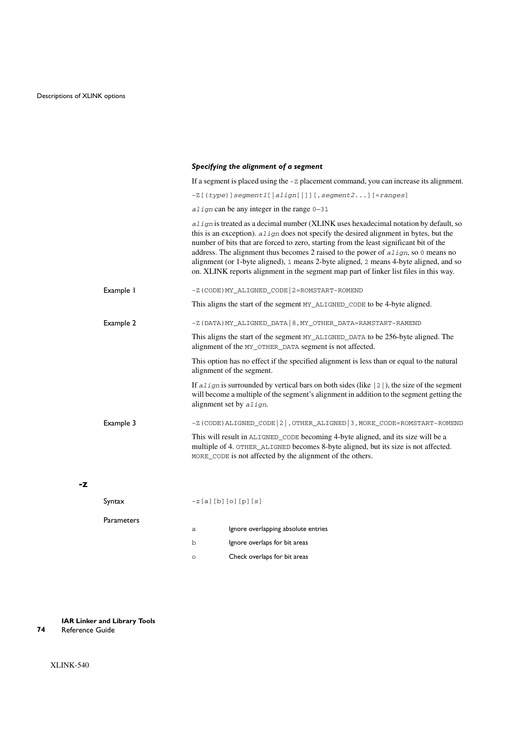#### *Specifying the alignment of a segment*

If a segment is placed using the `-Z` placement command, you can increase its alignment.

`-Z[(type)]segment1[|align[|]][,segment2...][=ranges]`

*align* can be any integer in the range `0`–`31`

*align* is treated as a decimal number (XLINK uses hexadecimal notation by default, so this is an exception). *align* does not specify the desired alignment in bytes, but the number of bits that are forced to zero, starting from the least significant bit of the address. The alignment thus becomes 2 raised to the power of *align*, so `0` means no alignment (or 1-byte aligned), `1` means 2-byte aligned, `2` means 4-byte aligned, and so on. XLINK reports alignment in the segment map part of linker list files in this way.

Example 1

```
-Z(CODE)MY_ALIGNED_CODE|2=ROMSTART-ROMEND
```

This aligns the start of the segment `MY_ALIGNED_CODE` to be 4-byte aligned.

Example 2

```
-Z(DATA)MY_ALIGNED_DATA|8,MY_OTHER_DATA=RAMSTART-RAMEND
```

This aligns the start of the segment `MY_ALIGNED_DATA` to be 256-byte aligned. The alignment of the `MY_OTHER_DATA` segment is not affected.

This option has no effect if the specified alignment is less than or equal to the natural alignment of the segment.

If *align* is surrounded by vertical bars on both sides (like `|2|`), the size of the segment will become a multiple of the segment's alignment in addition to the segment getting the alignment set by *align*.

Example 3

```
-Z(CODE)ALIGNED_CODE|2|,OTHER_ALIGNED|3,MORE_CODE=ROMSTART-ROMEND
```

This will result in `ALIGNED_CODE` becoming 4-byte aligned, and its size will be a multiple of 4. `OTHER_ALIGNED` becomes 8-byte aligned, but its size is not affected. `MORE_CODE` is not affected by the alignment of the others.

## -z

Syntax

```
-z[a][b][o][p][s]
```

Parameters

| | |
|---|---|
| `a` | Ignore overlapping absolute entries |
| `b` | Ignore overlaps for bit areas |
| `o` | Check overlaps for bit areas |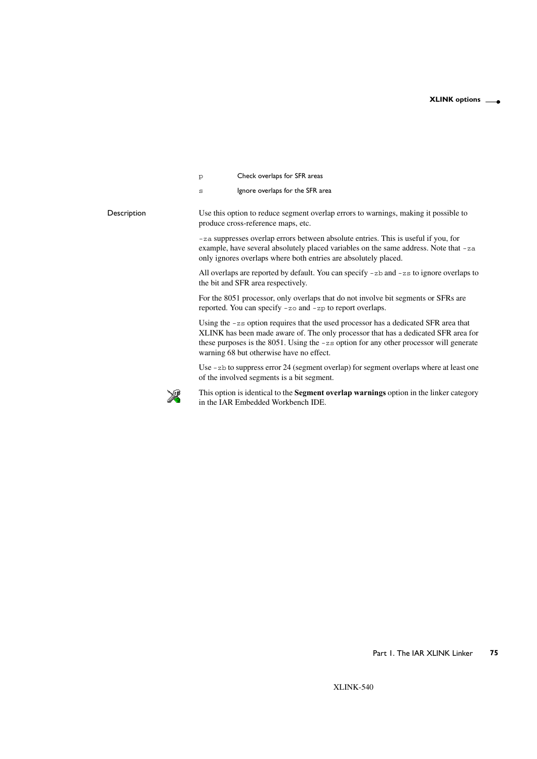| | |
|---|---|
| `p` | Check overlaps for SFR areas |
| `s` | Ignore overlaps for the SFR area |

### Description

Use this option to reduce segment overlap errors to warnings, making it possible to produce cross-reference maps, etc.

`-za` suppresses overlap errors between absolute entries. This is useful if you, for example, have several absolutely placed variables on the same address. Note that `-za` only ignores overlaps where both entries are absolutely placed.

All overlaps are reported by default. You can specify `-zb` and `-zs` to ignore overlaps to the bit and SFR area respectively.

For the 8051 processor, only overlaps that do not involve bit segments or SFRs are reported. You can specify `-zo` and `-zp` to report overlaps.

Using the `-zs` option requires that the used processor has a dedicated SFR area that XLINK has been made aware of. The only processor that has a dedicated SFR area for these purposes is the 8051. Using the `-zs` option for any other processor will generate warning 68 but otherwise have no effect.

Use `-zb` to suppress error 24 (segment overlap) for segment overlaps where at least one of the involved segments is a bit segment.

This option is identical to the **Segment overlap warnings** option in the linker category in the IAR Embedded Workbench IDE.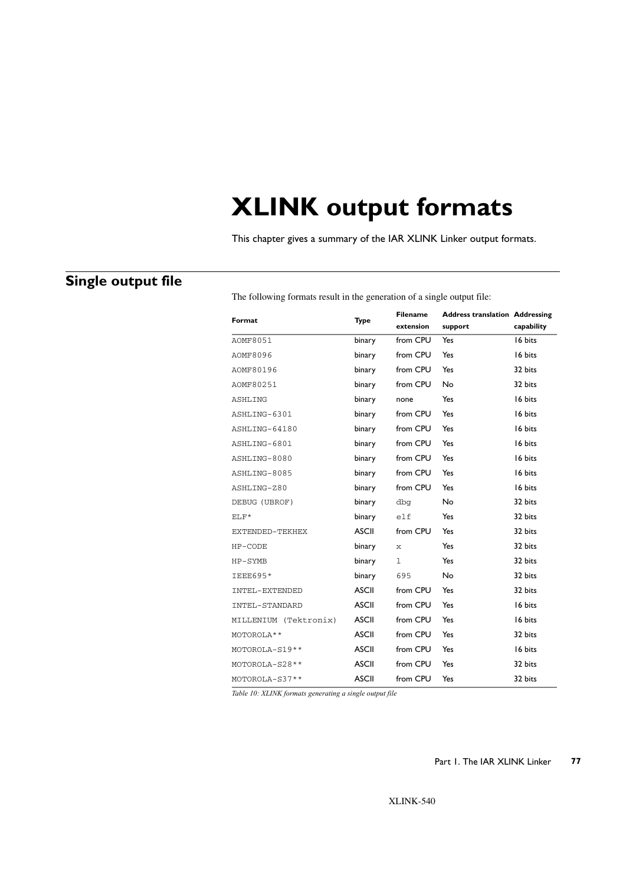# XLINK output formats

This chapter gives a summary of the IAR XLINK Linker output formats.

## Single output file

The following formats result in the generation of a single output file:

| Format | Type | Filename extension | Address translation support | Addressing capability |
|---|---|---|---|---|
| AOMF8051 | binary | from CPU | Yes | 16 bits |
| AOMF8096 | binary | from CPU | Yes | 16 bits |
| AOMF80196 | binary | from CPU | Yes | 32 bits |
| AOMF80251 | binary | from CPU | No | 32 bits |
| ASHLING | binary | none | Yes | 16 bits |
| ASHLING-6301 | binary | from CPU | Yes | 16 bits |
| ASHLING-64180 | binary | from CPU | Yes | 16 bits |
| ASHLING-6801 | binary | from CPU | Yes | 16 bits |
| ASHLING-8080 | binary | from CPU | Yes | 16 bits |
| ASHLING-8085 | binary | from CPU | Yes | 16 bits |
| ASHLING-Z80 | binary | from CPU | Yes | 16 bits |
| DEBUG (UBROF) | binary | dbg | No | 32 bits |
| ELF* | binary | elf | Yes | 32 bits |
| EXTENDED-TEKHEX | ASCII | from CPU | Yes | 32 bits |
| HP-CODE | binary | x | Yes | 32 bits |
| HP-SYMB | binary | l | Yes | 32 bits |
| IEEE695* | binary | 695 | No | 32 bits |
| INTEL-EXTENDED | ASCII | from CPU | Yes | 32 bits |
| INTEL-STANDARD | ASCII | from CPU | Yes | 16 bits |
| MILLENIUM (Tektronix) | ASCII | from CPU | Yes | 16 bits |
| MOTOROLA** | ASCII | from CPU | Yes | 32 bits |
| MOTOROLA-S19** | ASCII | from CPU | Yes | 16 bits |
| MOTOROLA-S28** | ASCII | from CPU | Yes | 32 bits |
| MOTOROLA-S37** | ASCII | from CPU | Yes | 32 bits |

*Table 10: XLINK formats generating a single output file*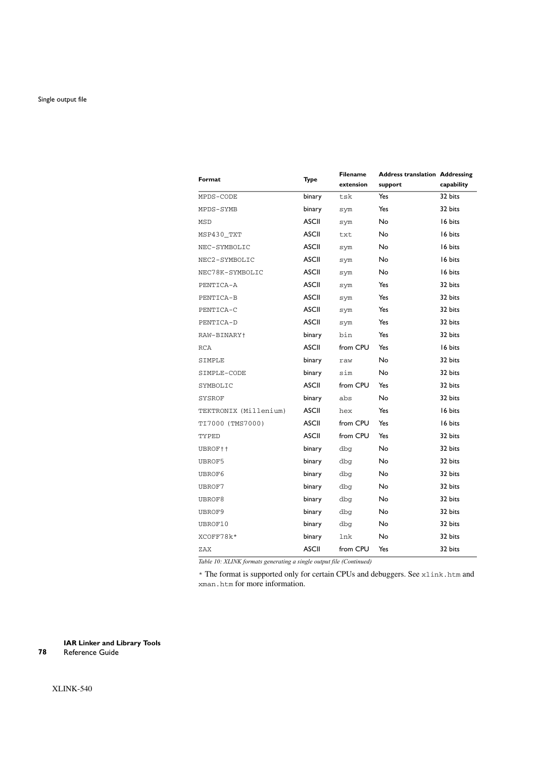| Format | Type | Filename extension | Address translation support | Addressing capability |
|---|---|---|---|---|
| MPDS-CODE | binary | tsk | Yes | 32 bits |
| MPDS-SYMB | binary | sym | Yes | 32 bits |
| MSD | ASCII | sym | No | 16 bits |
| MSP430_TXT | ASCII | txt | No | 16 bits |
| NEC-SYMBOLIC | ASCII | sym | No | 16 bits |
| NEC2-SYMBOLIC | ASCII | sym | No | 16 bits |
| NEC78K-SYMBOLIC | ASCII | sym | No | 16 bits |
| PENTICA-A | ASCII | sym | Yes | 32 bits |
| PENTICA-B | ASCII | sym | Yes | 32 bits |
| PENTICA-C | ASCII | sym | Yes | 32 bits |
| PENTICA-D | ASCII | sym | Yes | 32 bits |
| RAW-BINARY† | binary | bin | Yes | 32 bits |
| RCA | ASCII | from CPU | Yes | 16 bits |
| SIMPLE | binary | raw | No | 32 bits |
| SIMPLE-CODE | binary | sim | No | 32 bits |
| SYMBOLIC | ASCII | from CPU | Yes | 32 bits |
| SYSROF | binary | abs | No | 32 bits |
| TEKTRONIX (Millenium) | ASCII | hex | Yes | 16 bits |
| TI7000 (TMS7000) | ASCII | from CPU | Yes | 16 bits |
| TYPED | ASCII | from CPU | Yes | 32 bits |
| UBROF†† | binary | dbg | No | 32 bits |
| UBROF5 | binary | dbg | No | 32 bits |
| UBROF6 | binary | dbg | No | 32 bits |
| UBROF7 | binary | dbg | No | 32 bits |
| UBROF8 | binary | dbg | No | 32 bits |
| UBROF9 | binary | dbg | No | 32 bits |
| UBROF10 | binary | dbg | No | 32 bits |
| XCOFF78k* | binary | lnk | No | 32 bits |
| ZAX | ASCII | from CPU | Yes | 32 bits |

*Table 10: XLINK formats generating a single output file (Continued)*

* The format is supported only for certain CPUs and debuggers. See xlink.htm and xman.htm for more information.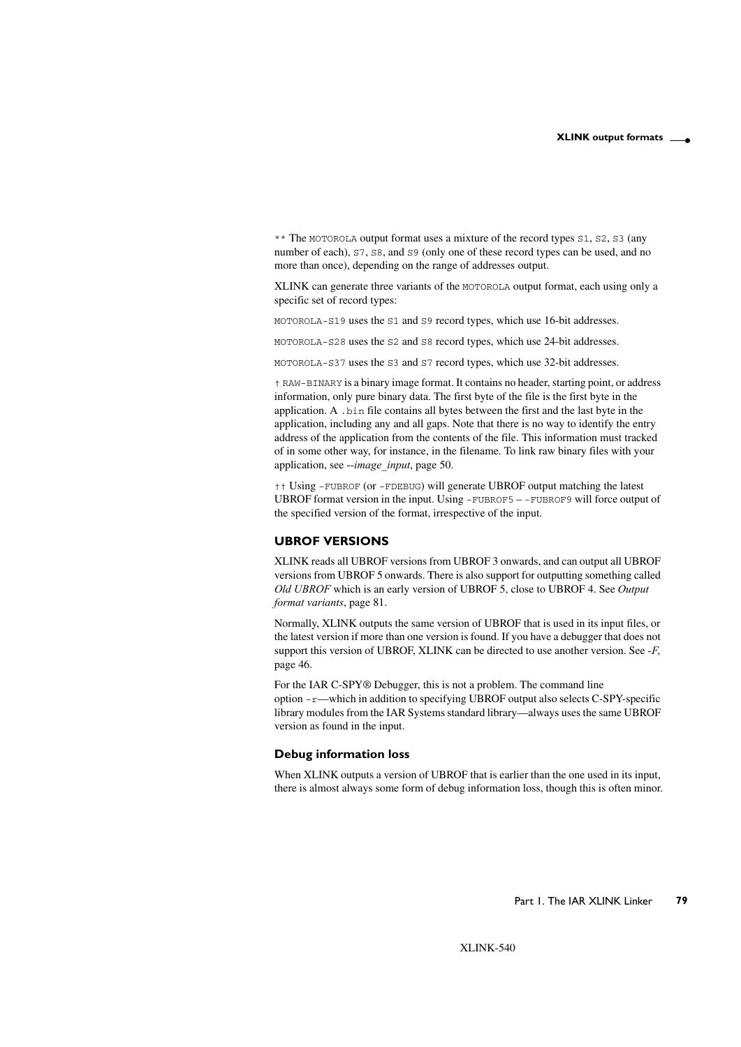** The `MOTOROLA` output format uses a mixture of the record types `S1`, `S2`, `S3` (any number of each), `S7`, `S8`, and `S9` (only one of these record types can be used, and no more than once), depending on the range of addresses output.

XLINK can generate three variants of the `MOTOROLA` output format, each using only a specific set of record types:

`MOTOROLA-S19` uses the `S1` and `S9` record types, which use 16-bit addresses.

`MOTOROLA-S28` uses the `S2` and `S8` record types, which use 24-bit addresses.

`MOTOROLA-S37` uses the `S3` and `S7` record types, which use 32-bit addresses.

† `RAW-BINARY` is a binary image format. It contains no header, starting point, or address information, only pure binary data. The first byte of the file is the first byte in the application. A `.bin` file contains all bytes between the first and the last byte in the application, including any and all gaps. Note that there is no way to identify the entry address of the application from the contents of the file. This information must tracked of in some other way, for instance, in the filename. To link raw binary files with your application, see *--image_input*, page 50.

†† Using `-FUBROF` (or `-FDEBUG`) will generate UBROF output matching the latest UBROF format version in the input. Using `-FUBROF5` – `-FUBROF9` will force output of the specified version of the format, irrespective of the input.

## UBROF VERSIONS

XLINK reads all UBROF versions from UBROF 3 onwards, and can output all UBROF versions from UBROF 5 onwards. There is also support for outputting something called *Old UBROF* which is an early version of UBROF 5, close to UBROF 4. See *Output format variants*, page 81.

Normally, XLINK outputs the same version of UBROF that is used in its input files, or the latest version if more than one version is found. If you have a debugger that does not support this version of UBROF, XLINK can be directed to use another version. See *-F*, page 46.

For the IAR C-SPY® Debugger, this is not a problem. The command line option `-r`—which in addition to specifying UBROF output also selects C-SPY-specific library modules from the IAR Systems standard library—always uses the same UBROF version as found in the input.

### Debug information loss

When XLINK outputs a version of UBROF that is earlier than the one used in its input, there is almost always some form of debug information loss, though this is often minor.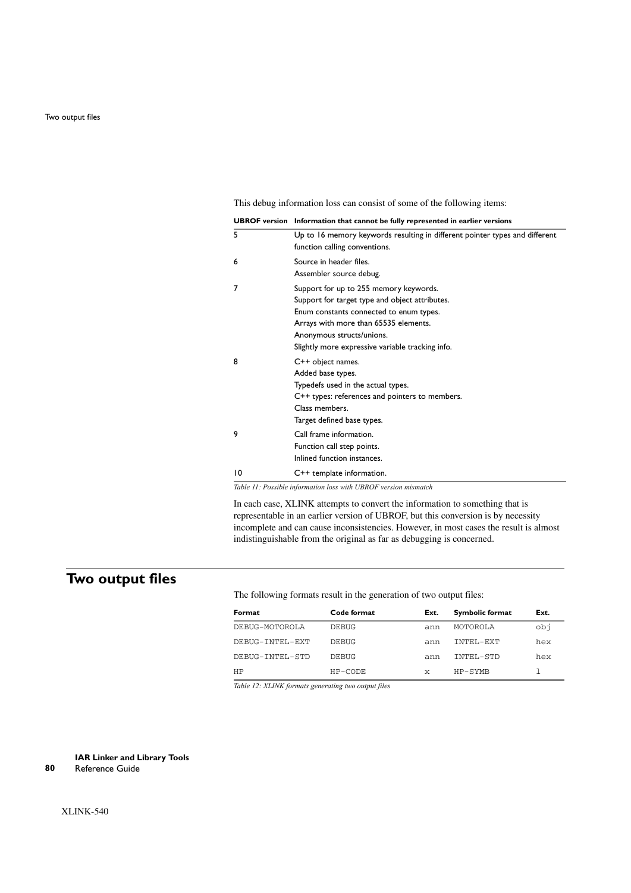This debug information loss can consist of some of the following items:

| UBROF version | Information that cannot be fully represented in earlier versions |
|---|---|
| 5 | Up to 16 memory keywords resulting in different pointer types and different function calling conventions. |
| 6 | Source in header files.<br>Assembler source debug. |
| 7 | Support for up to 255 memory keywords.<br>Support for target type and object attributes.<br>Enum constants connected to enum types.<br>Arrays with more than 65535 elements.<br>Anonymous structs/unions.<br>Slightly more expressive variable tracking info. |
| 8 | C++ object names.<br>Added base types.<br>Typedefs used in the actual types.<br>C++ types: references and pointers to members.<br>Class members.<br>Target defined base types. |
| 9 | Call frame information.<br>Function call step points.<br>Inlined function instances. |
| 10 | C++ template information. |

*Table 11: Possible information loss with UBROF version mismatch*

In each case, XLINK attempts to convert the information to something that is representable in an earlier version of UBROF, but this conversion is by necessity incomplete and can cause inconsistencies. However, in most cases the result is almost indistinguishable from the original as far as debugging is concerned.

## Two output files

The following formats result in the generation of two output files:

| Format | Code format | Ext. | Symbolic format | Ext. |
|---|---|---|---|---|
| `DEBUG-MOTOROLA` | `DEBUG` | `ann` | `MOTOROLA` | `obj` |
| `DEBUG-INTEL-EXT` | `DEBUG` | `ann` | `INTEL-EXT` | `hex` |
| `DEBUG-INTEL-STD` | `DEBUG` | `ann` | `INTEL-STD` | `hex` |
| `HP` | `HP-CODE` | `x` | `HP-SYMB` | `l` |

*Table 12: XLINK formats generating two output files*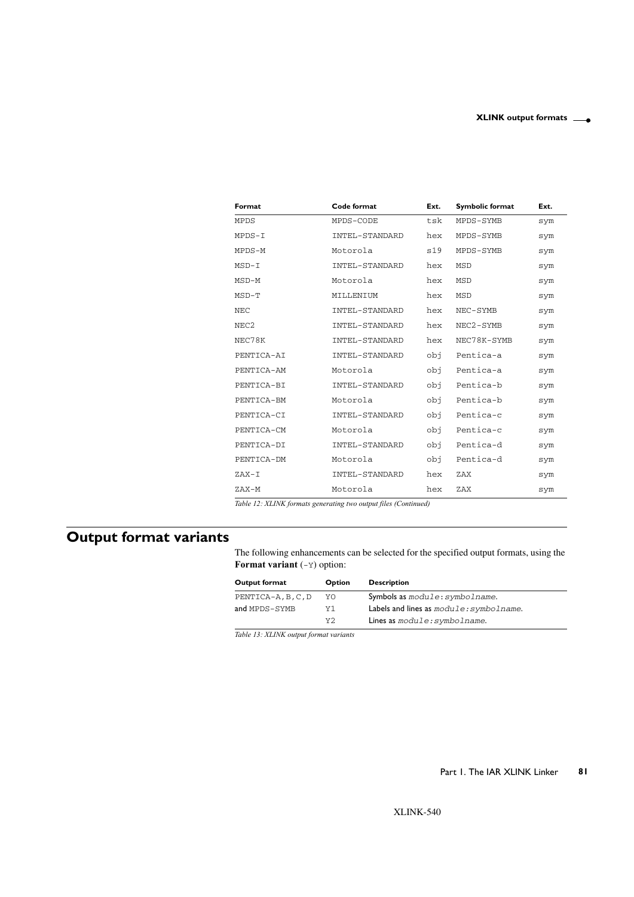| Format | Code format | Ext. | Symbolic format | Ext. |
|---|---|---|---|---|
| MPDS | MPDS-CODE | tsk | MPDS-SYMB | sym |
| MPDS-I | INTEL-STANDARD | hex | MPDS-SYMB | sym |
| MPDS-M | Motorola | s19 | MPDS-SYMB | sym |
| MSD-I | INTEL-STANDARD | hex | MSD | sym |
| MSD-M | Motorola | hex | MSD | sym |
| MSD-T | MILLENIUM | hex | MSD | sym |
| NEC | INTEL-STANDARD | hex | NEC-SYMB | sym |
| NEC2 | INTEL-STANDARD | hex | NEC2-SYMB | sym |
| NEC78K | INTEL-STANDARD | hex | NEC78K-SYMB | sym |
| PENTICA-AI | INTEL-STANDARD | obj | Pentica-a | sym |
| PENTICA-AM | Motorola | obj | Pentica-a | sym |
| PENTICA-BI | INTEL-STANDARD | obj | Pentica-b | sym |
| PENTICA-BM | Motorola | obj | Pentica-b | sym |
| PENTICA-CI | INTEL-STANDARD | obj | Pentica-c | sym |
| PENTICA-CM | Motorola | obj | Pentica-c | sym |
| PENTICA-DI | INTEL-STANDARD | obj | Pentica-d | sym |
| PENTICA-DM | Motorola | obj | Pentica-d | sym |
| ZAX-I | INTEL-STANDARD | hex | ZAX | sym |
| ZAX-M | Motorola | hex | ZAX | sym |

*Table 12: XLINK formats generating two output files (Continued)*

## Output format variants

The following enhancements can be selected for the specified output formats, using the **Format variant** (`-Y`) option:

| Output format | Option | Description |
|---|---|---|
| PENTICA-A,B,C,D | Y0 | Symbols as *module:symbolname*. |
| and MPDS-SYMB | Y1 | Labels and lines as *module:symbolname*. |
| | Y2 | Lines as *module:symbolname*. |

*Table 13: XLINK output format variants*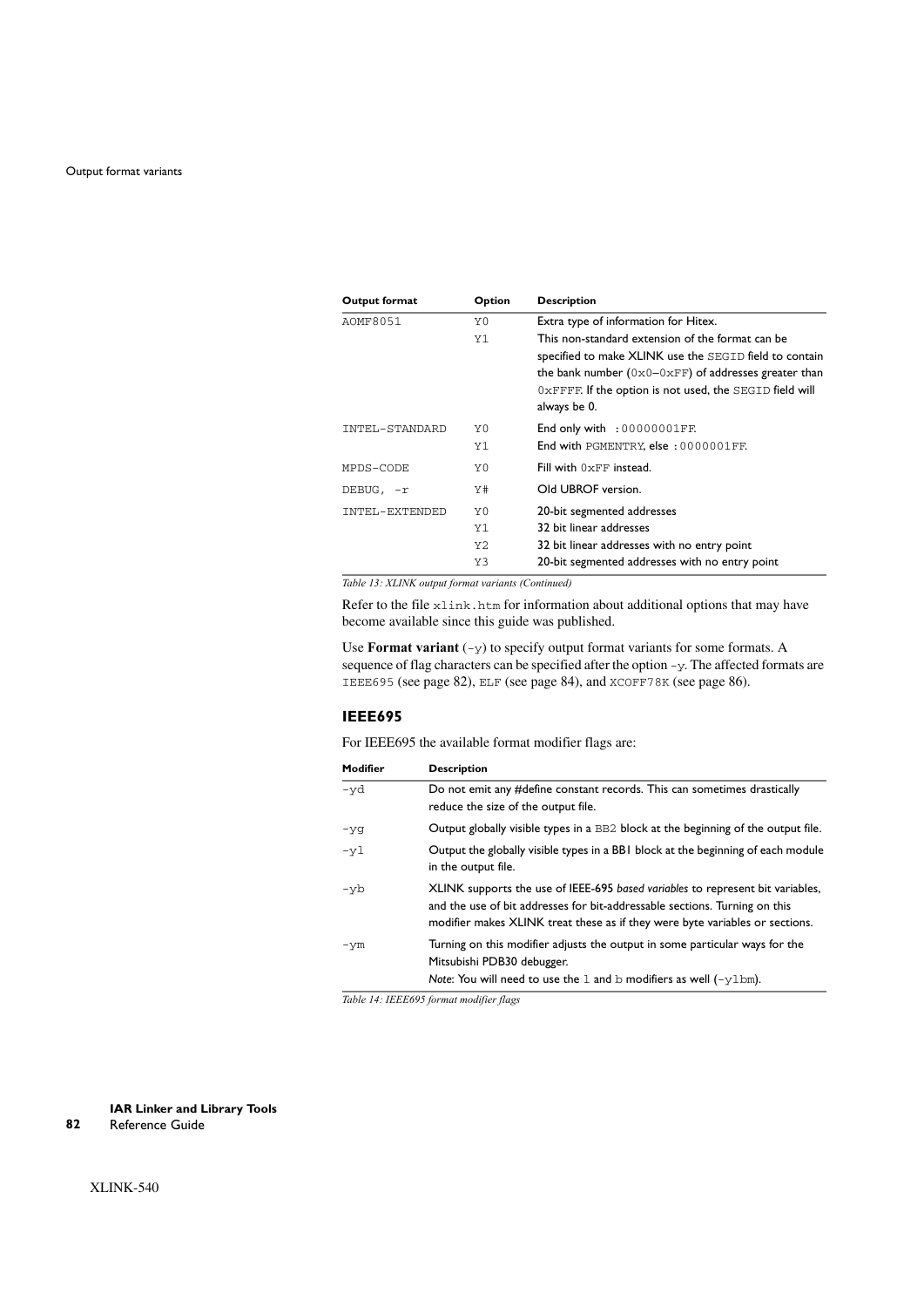| Output format | Option | Description |
|---|---|---|
| AOMF8051 | Y0 | Extra type of information for Hitex. |
| | Y1 | This non-standard extension of the format can be specified to make XLINK use the SEGID field to contain the bank number (0x0–0xFF) of addresses greater than 0xFFFF. If the option is not used, the SEGID field will always be 0. |
| INTEL-STANDARD | Y0 | End only with :00000001FF. |
| | Y1 | End with PGMENTRY, else :0000001FF. |
| MPDS-CODE | Y0 | Fill with 0xFF instead. |
| DEBUG, -r | Y# | Old UBROF version. |
| INTEL-EXTENDED | Y0 | 20-bit segmented addresses |
| | Y1 | 32 bit linear addresses |
| | Y2 | 32 bit linear addresses with no entry point |
| | Y3 | 20-bit segmented addresses with no entry point |

*Table 13: XLINK output format variants (Continued)*

Refer to the file xlink.htm for information about additional options that may have become available since this guide was published.

Use **Format variant** (-y) to specify output format variants for some formats. A sequence of flag characters can be specified after the option -y. The affected formats are IEEE695 (see page 82), ELF (see page 84), and XCOFF78K (see page 86).

### IEEE695

For IEEE695 the available format modifier flags are:

| Modifier | Description |
|---|---|
| -yd | Do not emit any #define constant records. This can sometimes drastically reduce the size of the output file. |
| -yg | Output globally visible types in a BB2 block at the beginning of the output file. |
| -yl | Output the globally visible types in a BB1 block at the beginning of each module in the output file. |
| -yb | XLINK supports the use of IEEE-695 *based variables* to represent bit variables, and the use of bit addresses for bit-addressable sections. Turning on this modifier makes XLINK treat these as if they were byte variables or sections. |
| -ym | Turning on this modifier adjusts the output in some particular ways for the Mitsubishi PDB30 debugger. *Note:* You will need to use the l and b modifiers as well (-ylbm). |

*Table 14: IEEE695 format modifier flags*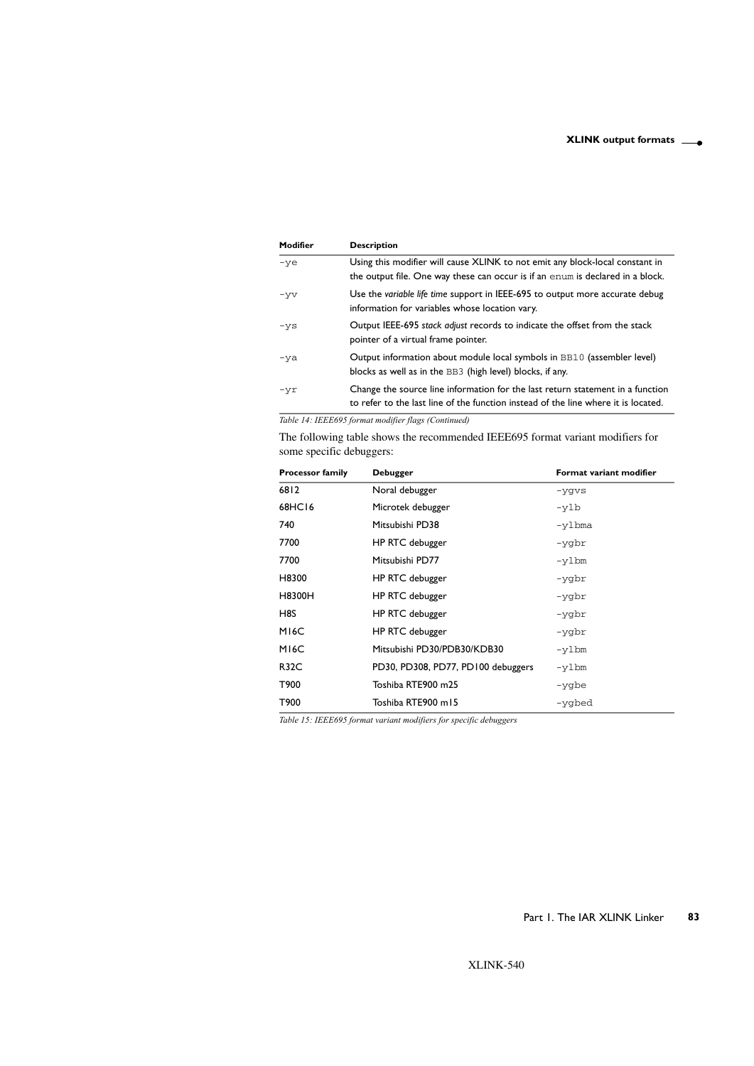| Modifier | Description |
| --- | --- |
| -ye | Using this modifier will cause XLINK to not emit any block-local constant in the output file. One way these can occur is if an enum is declared in a block. |
| -yv | Use the *variable life time* support in IEEE-695 to output more accurate debug information for variables whose location vary. |
| -ys | Output IEEE-695 *stack adjust* records to indicate the offset from the stack pointer of a virtual frame pointer. |
| -ya | Output information about module local symbols in BB10 (assembler level) blocks as well as in the BB3 (high level) blocks, if any. |
| -yr | Change the source line information for the last return statement in a function to refer to the last line of the function instead of the line where it is located. |

*Table 14: IEEE695 format modifier flags (Continued)*

The following table shows the recommended IEEE695 format variant modifiers for some specific debuggers:

| Processor family | Debugger | Format variant modifier |
| --- | --- | --- |
| 6812 | Noral debugger | -ygvs |
| 68HC16 | Microtek debugger | -ylb |
| 740 | Mitsubishi PD38 | -ylbma |
| 7700 | HP RTC debugger | -ygbr |
| 7700 | Mitsubishi PD77 | -ylbm |
| H8300 | HP RTC debugger | -ygbr |
| H8300H | HP RTC debugger | -ygbr |
| H8S | HP RTC debugger | -ygbr |
| M16C | HP RTC debugger | -ygbr |
| M16C | Mitsubishi PD30/PDB30/KDB30 | -ylbm |
| R32C | PD30, PD308, PD77, PD100 debuggers | -ylbm |
| T900 | Toshiba RTE900 m25 | -ygbe |
| T900 | Toshiba RTE900 m15 | -ygbed |

*Table 15: IEEE695 format variant modifiers for specific debuggers*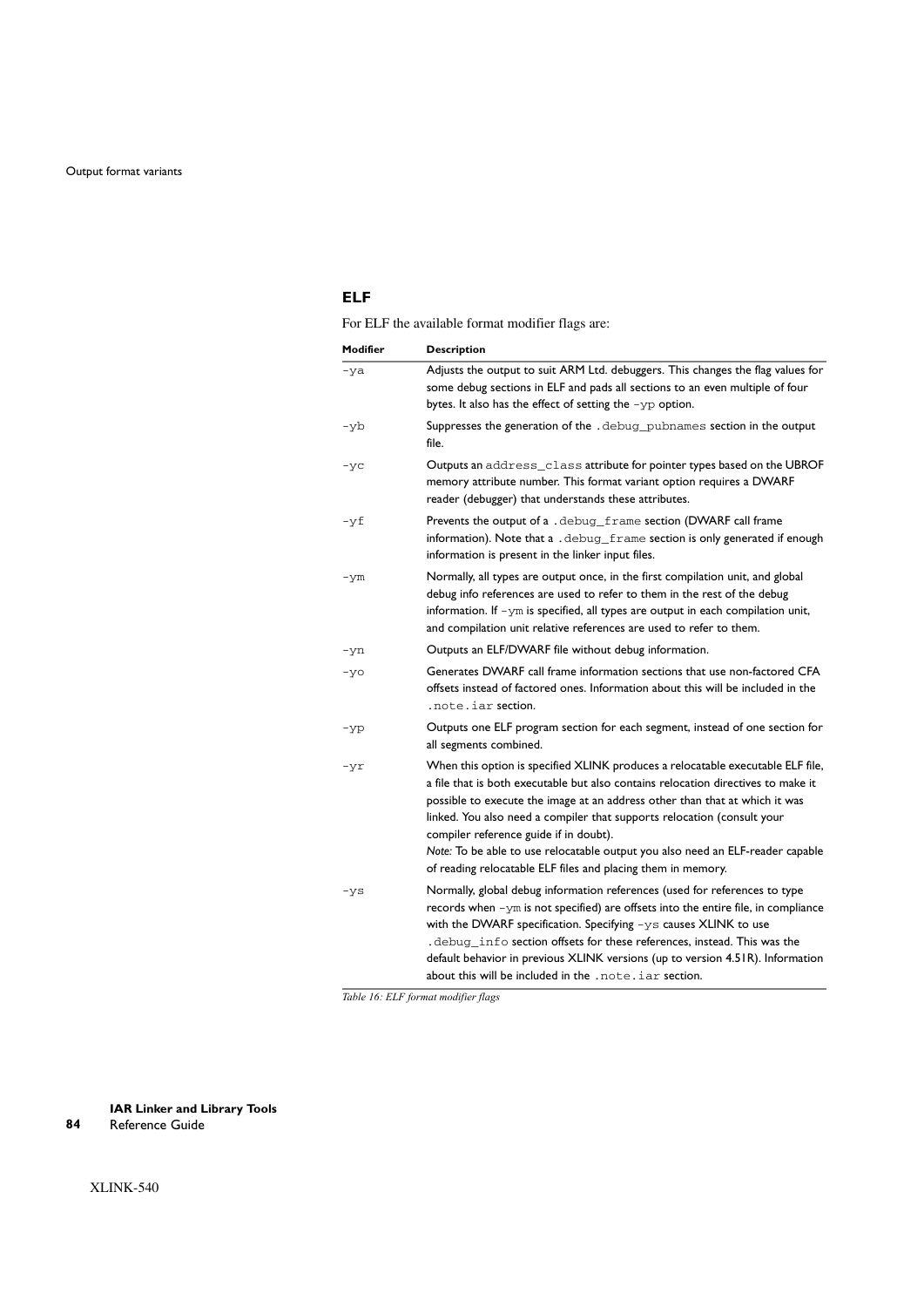## ELF

For ELF the available format modifier flags are:

| Modifier | Description |
|---|---|
| -ya | Adjusts the output to suit ARM Ltd. debuggers. This changes the flag values for some debug sections in ELF and pads all sections to an even multiple of four bytes. It also has the effect of setting the -yp option. |
| -yb | Suppresses the generation of the .debug_pubnames section in the output file. |
| -yc | Outputs an address_class attribute for pointer types based on the UBROF memory attribute number. This format variant option requires a DWARF reader (debugger) that understands these attributes. |
| -yf | Prevents the output of a .debug_frame section (DWARF call frame information). Note that a .debug_frame section is only generated if enough information is present in the linker input files. |
| -ym | Normally, all types are output once, in the first compilation unit, and global debug info references are used to refer to them in the rest of the debug information. If -ym is specified, all types are output in each compilation unit, and compilation unit relative references are used to refer to them. |
| -yn | Outputs an ELF/DWARF file without debug information. |
| -yo | Generates DWARF call frame information sections that use non-factored CFA offsets instead of factored ones. Information about this will be included in the .note.iar section. |
| -yp | Outputs one ELF program section for each segment, instead of one section for all segments combined. |
| -yr | When this option is specified XLINK produces a relocatable executable ELF file, a file that is both executable but also contains relocation directives to make it possible to execute the image at an address other than that at which it was linked. You also need a compiler that supports relocation (consult your compiler reference guide if in doubt). *Note:* To be able to use relocatable output you also need an ELF-reader capable of reading relocatable ELF files and placing them in memory. |
| -ys | Normally, global debug information references (used for references to type records when -ym is not specified) are offsets into the entire file, in compliance with the DWARF specification. Specifying -ys causes XLINK to use .debug_info section offsets for these references, instead. This was the default behavior in previous XLINK versions (up to version 4.51R). Information about this will be included in the .note.iar section. |

*Table 16: ELF format modifier flags*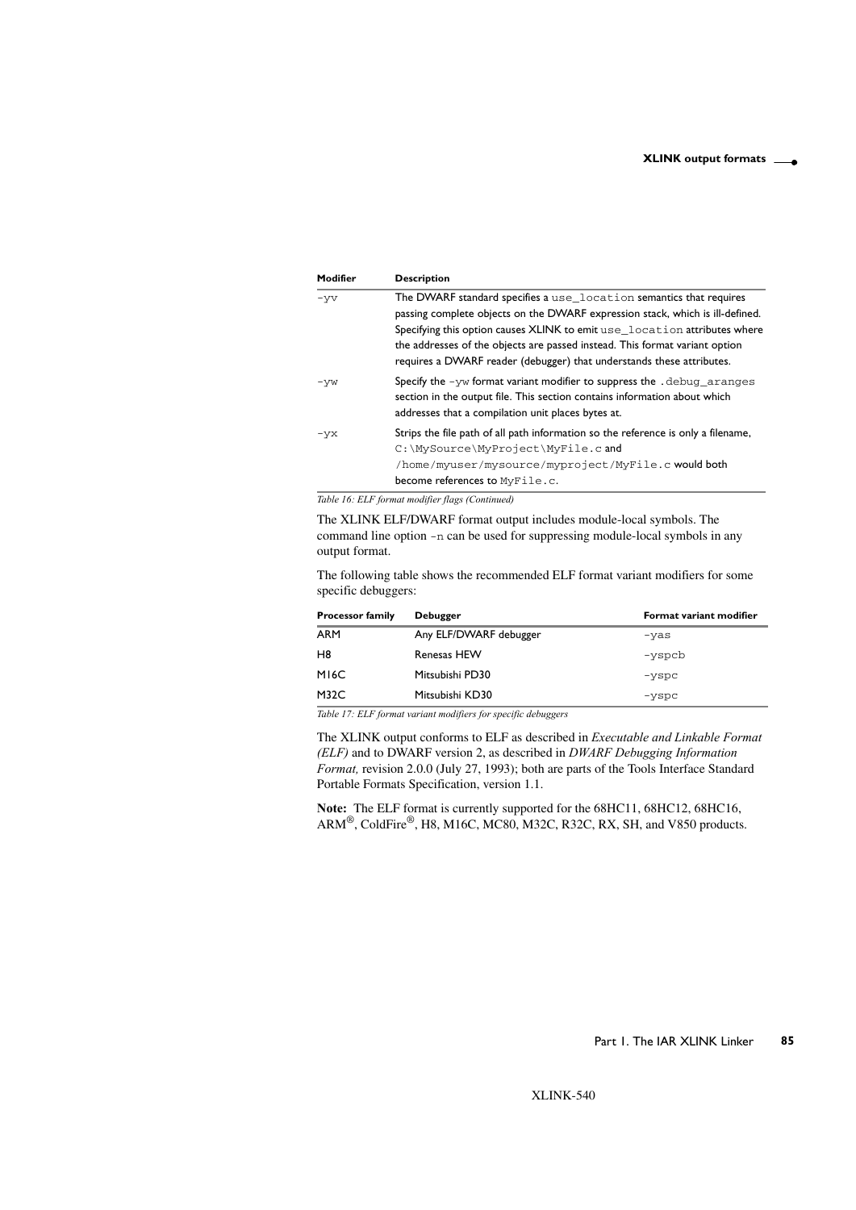| Modifier | Description |
| --- | --- |
| `-yv` | The DWARF standard specifies a `use_location` semantics that requires passing complete objects on the DWARF expression stack, which is ill-defined. Specifying this option causes XLINK to emit `use_location` attributes where the addresses of the objects are passed instead. This format variant option requires a DWARF reader (debugger) that understands these attributes. |
| `-yw` | Specify the `-yw` format variant modifier to suppress the `.debug_aranges` section in the output file. This section contains information about which addresses that a compilation unit places bytes at. |
| `-yx` | Strips the file path of all path information so the reference is only a filename, `C:\MySource\MyProject\MyFile.c` and `/home/myuser/mysource/myproject/MyFile.c` would both become references to `MyFile.c`. |

*Table 16: ELF format modifier flags (Continued)*

The XLINK ELF/DWARF format output includes module-local symbols. The command line option `-n` can be used for suppressing module-local symbols in any output format.

The following table shows the recommended ELF format variant modifiers for some specific debuggers:

| Processor family | Debugger | Format variant modifier |
| --- | --- | --- |
| ARM | Any ELF/DWARF debugger | `-yas` |
| H8 | Renesas HEW | `-yspcb` |
| M16C | Mitsubishi PD30 | `-yspc` |
| M32C | Mitsubishi KD30 | `-yspc` |

*Table 17: ELF format variant modifiers for specific debuggers*

The XLINK output conforms to ELF as described in *Executable and Linkable Format (ELF)* and to DWARF version 2, as described in *DWARF Debugging Information Format,* revision 2.0.0 (July 27, 1993); both are parts of the Tools Interface Standard Portable Formats Specification, version 1.1.

**Note:** The ELF format is currently supported for the 68HC11, 68HC12, 68HC16, ARM®, ColdFire®, H8, M16C, MC80, M32C, R32C, RX, SH, and V850 products.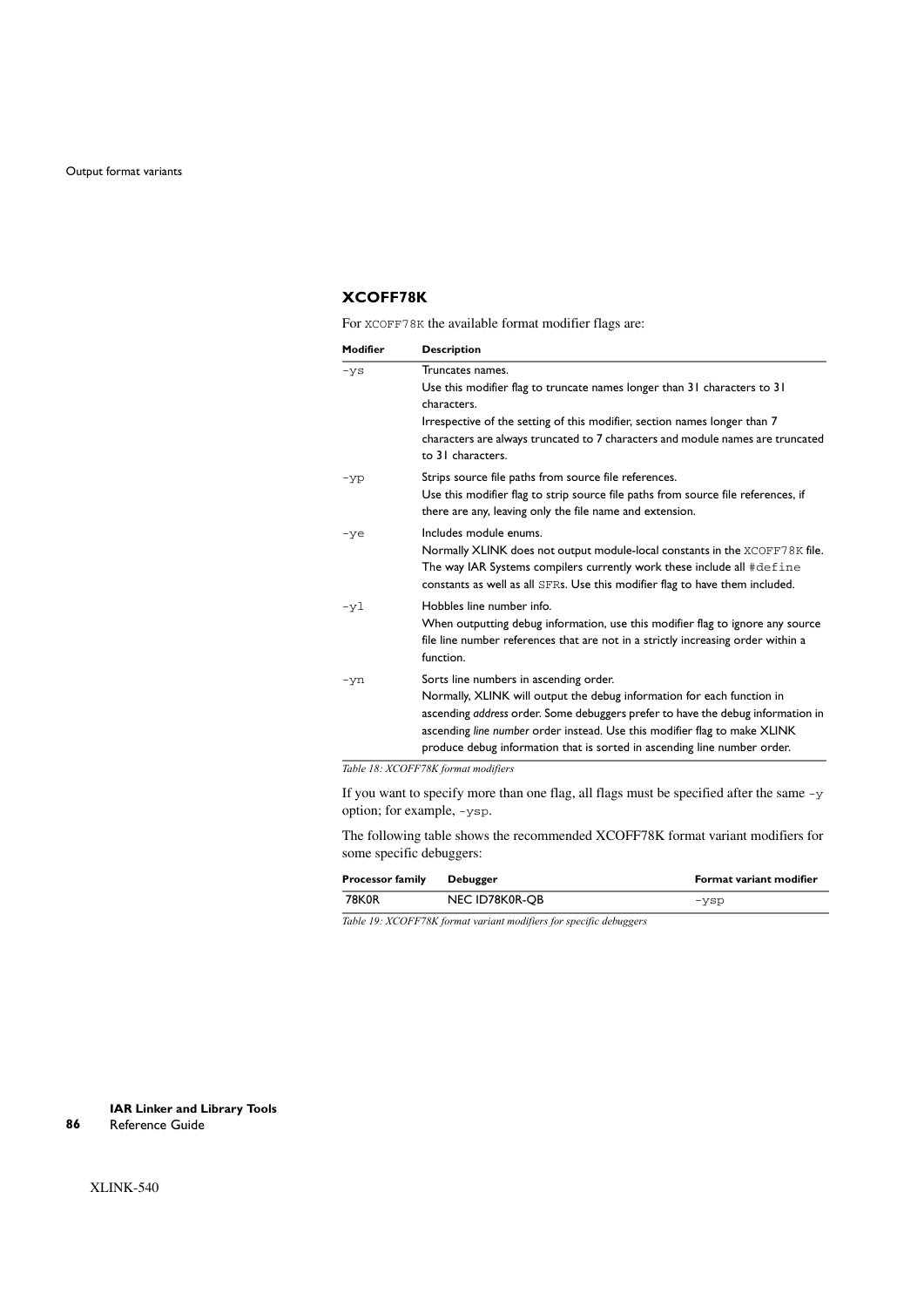### XCOFF78K

For `XCOFF78K` the available format modifier flags are:

| Modifier | Description |
|---|---|
| `-ys` | Truncates names.<br>Use this modifier flag to truncate names longer than 31 characters to 31 characters.<br>Irrespective of the setting of this modifier, section names longer than 7 characters are always truncated to 7 characters and module names are truncated to 31 characters. |
| `-yp` | Strips source file paths from source file references.<br>Use this modifier flag to strip source file paths from source file references, if there are any, leaving only the file name and extension. |
| `-ye` | Includes module enums.<br>Normally XLINK does not output module-local constants in the `XCOFF78K` file. The way IAR Systems compilers currently work these include all `#define` constants as well as all `SFR`s. Use this modifier flag to have them included. |
| `-yl` | Hobbles line number info.<br>When outputting debug information, use this modifier flag to ignore any source file line number references that are not in a strictly increasing order within a function. |
| `-yn` | Sorts line numbers in ascending order.<br>Normally, XLINK will output the debug information for each function in ascending *address* order. Some debuggers prefer to have the debug information in ascending *line number* order instead. Use this modifier flag to make XLINK produce debug information that is sorted in ascending line number order. |

*Table 18: XCOFF78K format modifiers*

If you want to specify more than one flag, all flags must be specified after the same `-y` option; for example, `-ysp`.

The following table shows the recommended XCOFF78K format variant modifiers for some specific debuggers:

| Processor family | Debugger | Format variant modifier |
|---|---|---|
| 78K0R | NEC ID78K0R-QB | `-ysp` |

*Table 19: XCOFF78K format variant modifiers for specific debuggers*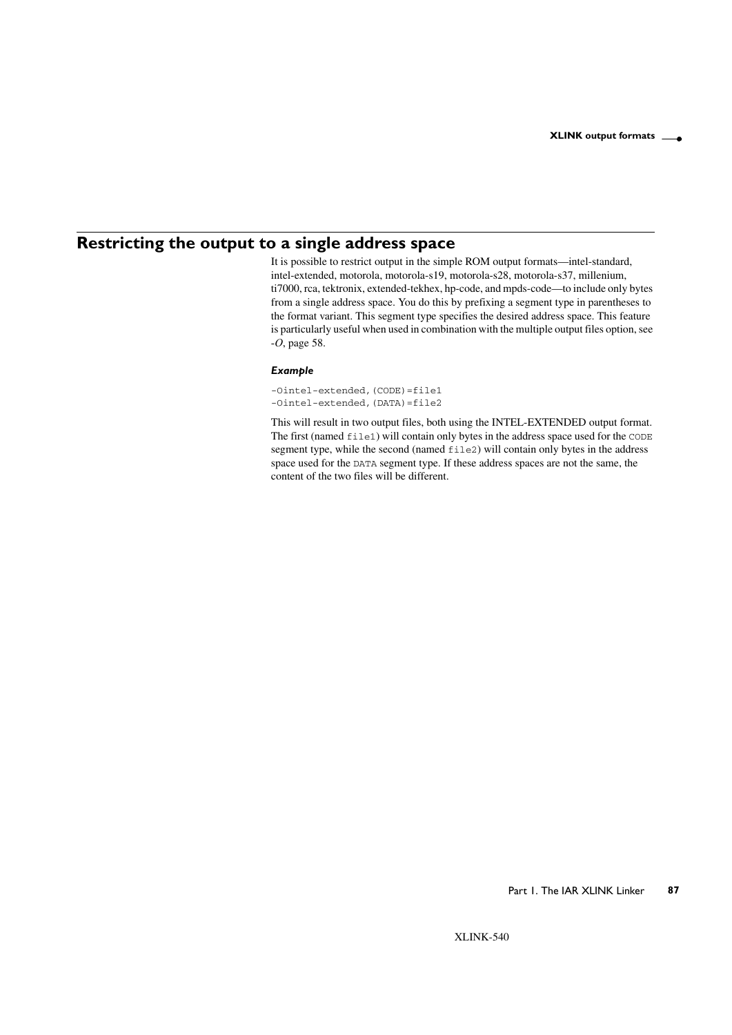## Restricting the output to a single address space

It is possible to restrict output in the simple ROM output formats—intel-standard, intel-extended, motorola, motorola-s19, motorola-s28, motorola-s37, millenium, ti7000, rca, tektronix, extended-tekhex, hp-code, and mpds-code—to include only bytes from a single address space. You do this by prefixing a segment type in parentheses to the format variant. This segment type specifies the desired address space. This feature is particularly useful when used in combination with the multiple output files option, see *-O*, page 58.

#### *Example*

```
-Ointel-extended,(CODE)=file1
-Ointel-extended,(DATA)=file2
```

This will result in two output files, both using the INTEL-EXTENDED output format. The first (named `file1`) will contain only bytes in the address space used for the `CODE` segment type, while the second (named `file2`) will contain only bytes in the address space used for the `DATA` segment type. If these address spaces are not the same, the content of the two files will be different.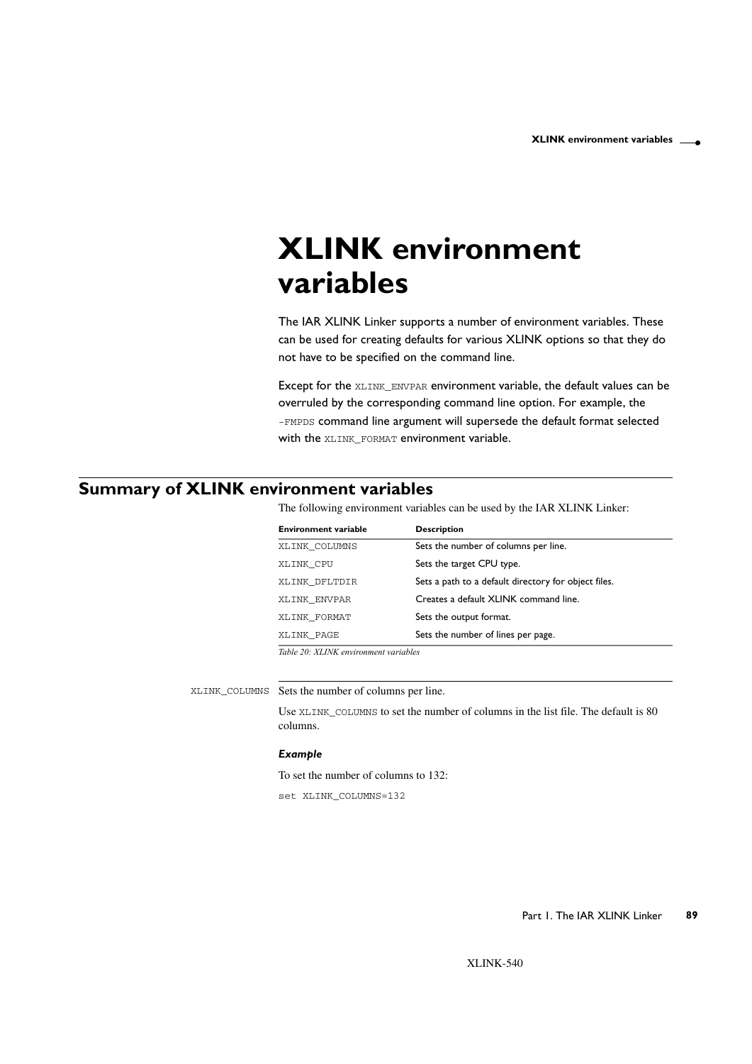# XLINK environment variables

The IAR XLINK Linker supports a number of environment variables. These can be used for creating defaults for various XLINK options so that they do not have to be specified on the command line.

Except for the XLINK_ENVPAR environment variable, the default values can be overruled by the corresponding command line option. For example, the -FMPDS command line argument will supersede the default format selected with the XLINK_FORMAT environment variable.

## Summary of XLINK environment variables

The following environment variables can be used by the IAR XLINK Linker:

| Environment variable | Description |
|---|---|
| XLINK_COLUMNS | Sets the number of columns per line. |
| XLINK_CPU | Sets the target CPU type. |
| XLINK_DFLTDIR | Sets a path to a default directory for object files. |
| XLINK_ENVPAR | Creates a default XLINK command line. |
| XLINK_FORMAT | Sets the output format. |
| XLINK_PAGE | Sets the number of lines per page. |

*Table 20: XLINK environment variables*

XLINK_COLUMNS Sets the number of columns per line.

Use XLINK_COLUMNS to set the number of columns in the list file. The default is 80 columns.

***Example***

To set the number of columns to 132:

```
set XLINK_COLUMNS=132
```

XLINK-540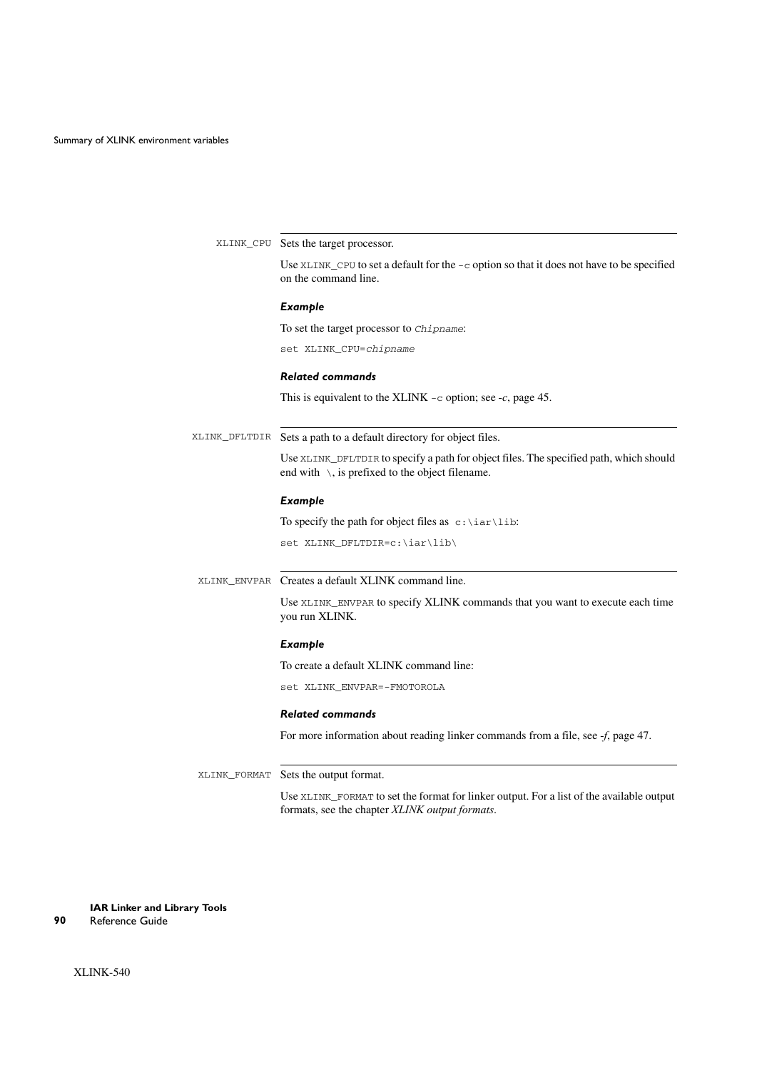### XLINK_CPU

Sets the target processor.

Use `XLINK_CPU` to set a default for the `-c` option so that it does not have to be specified on the command line.

#### *Example*

To set the target processor to *Chipname*:

```
set XLINK_CPU=chipname
```

#### *Related commands*

This is equivalent to the XLINK `-c` option; see *-c*, page 45.

### XLINK_DFLTDIR

Sets a path to a default directory for object files.

Use `XLINK_DFLTDIR` to specify a path for object files. The specified path, which should end with `\`, is prefixed to the object filename.

#### *Example*

To specify the path for object files as `c:\iar\lib`:

```
set XLINK_DFLTDIR=c:\iar\lib\
```

### XLINK_ENVPAR

Creates a default XLINK command line.

Use `XLINK_ENVPAR` to specify XLINK commands that you want to execute each time you run XLINK.

#### *Example*

To create a default XLINK command line:

```
set XLINK_ENVPAR=-FMOTOROLA
```

#### *Related commands*

For more information about reading linker commands from a file, see *-f*, page 47.

### XLINK_FORMAT

Sets the output format.

Use `XLINK_FORMAT` to set the format for linker output. For a list of the available output formats, see the chapter *XLINK output formats*.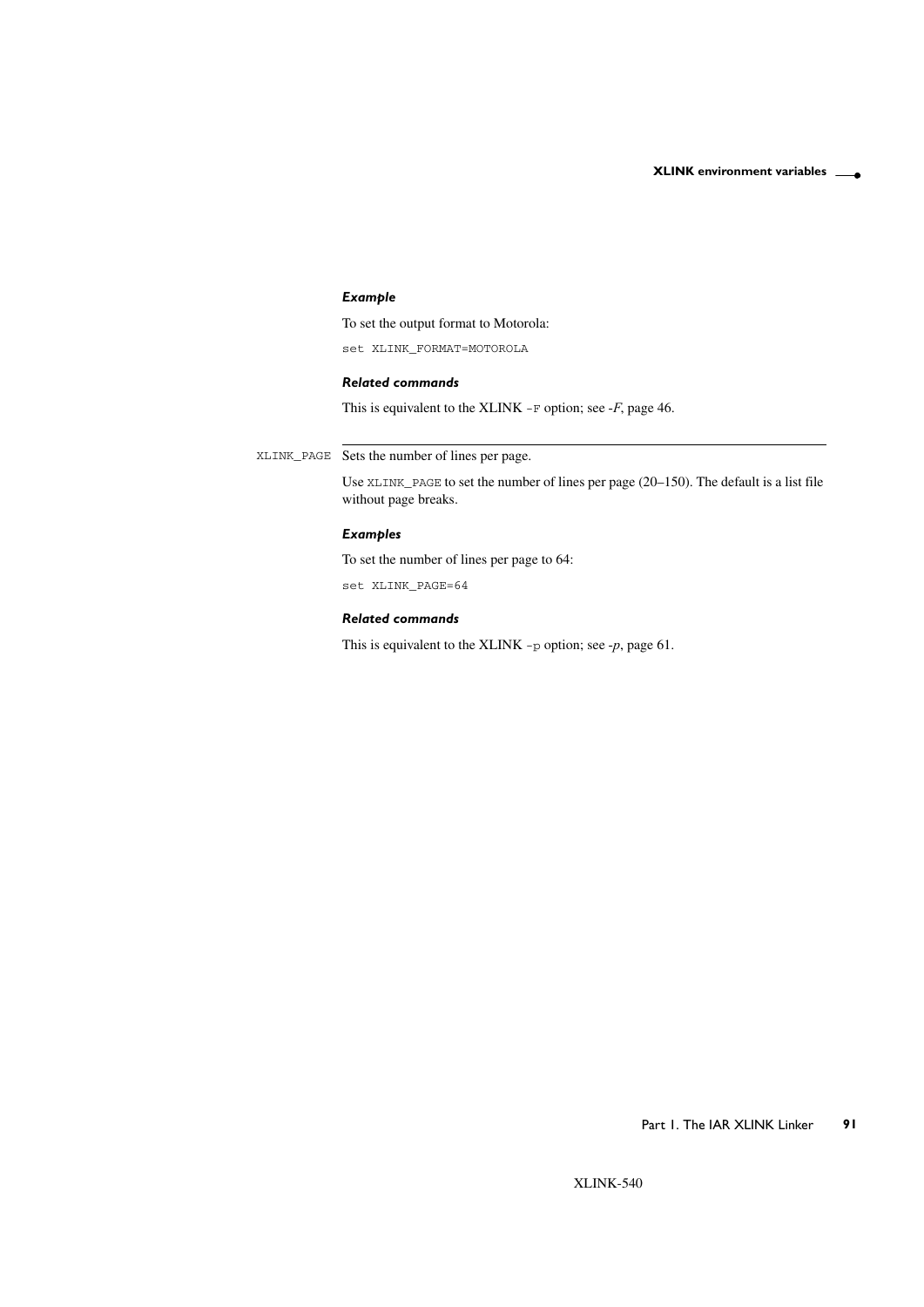#### *Example*

To set the output format to Motorola:

```
set XLINK_FORMAT=MOTOROLA
```

#### *Related commands*

This is equivalent to the XLINK `-F` option; see *-F*, page 46.

---

`XLINK_PAGE` Sets the number of lines per page.

Use `XLINK_PAGE` to set the number of lines per page (20–150). The default is a list file without page breaks.

#### *Examples*

To set the number of lines per page to 64:

```
set XLINK_PAGE=64
```

#### *Related commands*

This is equivalent to the XLINK `-p` option; see *-p*, page 61.

XLINK-540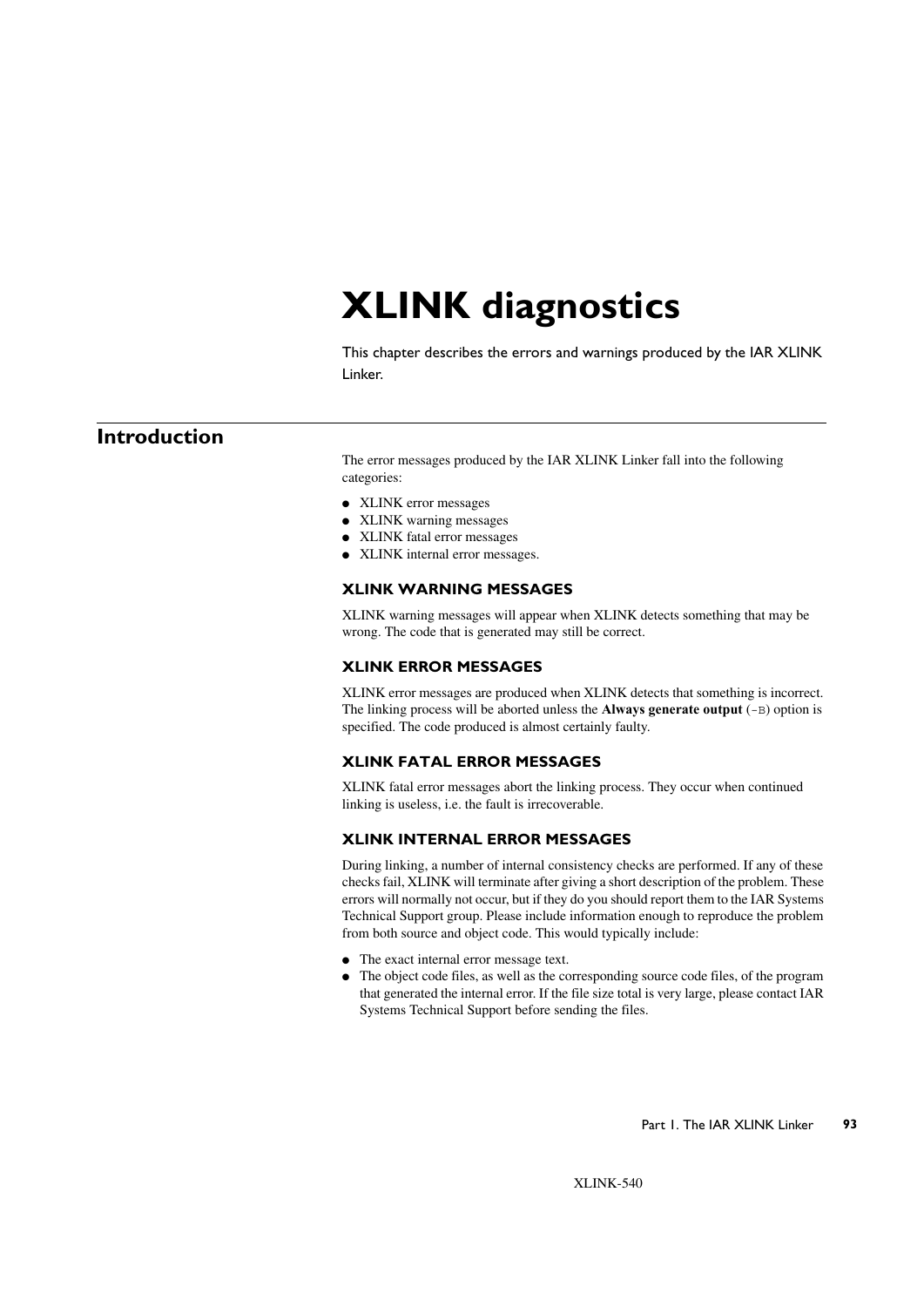# XLINK diagnostics

This chapter describes the errors and warnings produced by the IAR XLINK Linker.

## Introduction

The error messages produced by the IAR XLINK Linker fall into the following categories:

- XLINK error messages
- XLINK warning messages
- XLINK fatal error messages
- XLINK internal error messages.

### XLINK WARNING MESSAGES

XLINK warning messages will appear when XLINK detects something that may be wrong. The code that is generated may still be correct.

### XLINK ERROR MESSAGES

XLINK error messages are produced when XLINK detects that something is incorrect. The linking process will be aborted unless the **Always generate output** (`-B`) option is specified. The code produced is almost certainly faulty.

### XLINK FATAL ERROR MESSAGES

XLINK fatal error messages abort the linking process. They occur when continued linking is useless, i.e. the fault is irrecoverable.

### XLINK INTERNAL ERROR MESSAGES

During linking, a number of internal consistency checks are performed. If any of these checks fail, XLINK will terminate after giving a short description of the problem. These errors will normally not occur, but if they do you should report them to the IAR Systems Technical Support group. Please include information enough to reproduce the problem from both source and object code. This would typically include:

- The exact internal error message text.
- The object code files, as well as the corresponding source code files, of the program that generated the internal error. If the file size total is very large, please contact IAR Systems Technical Support before sending the files.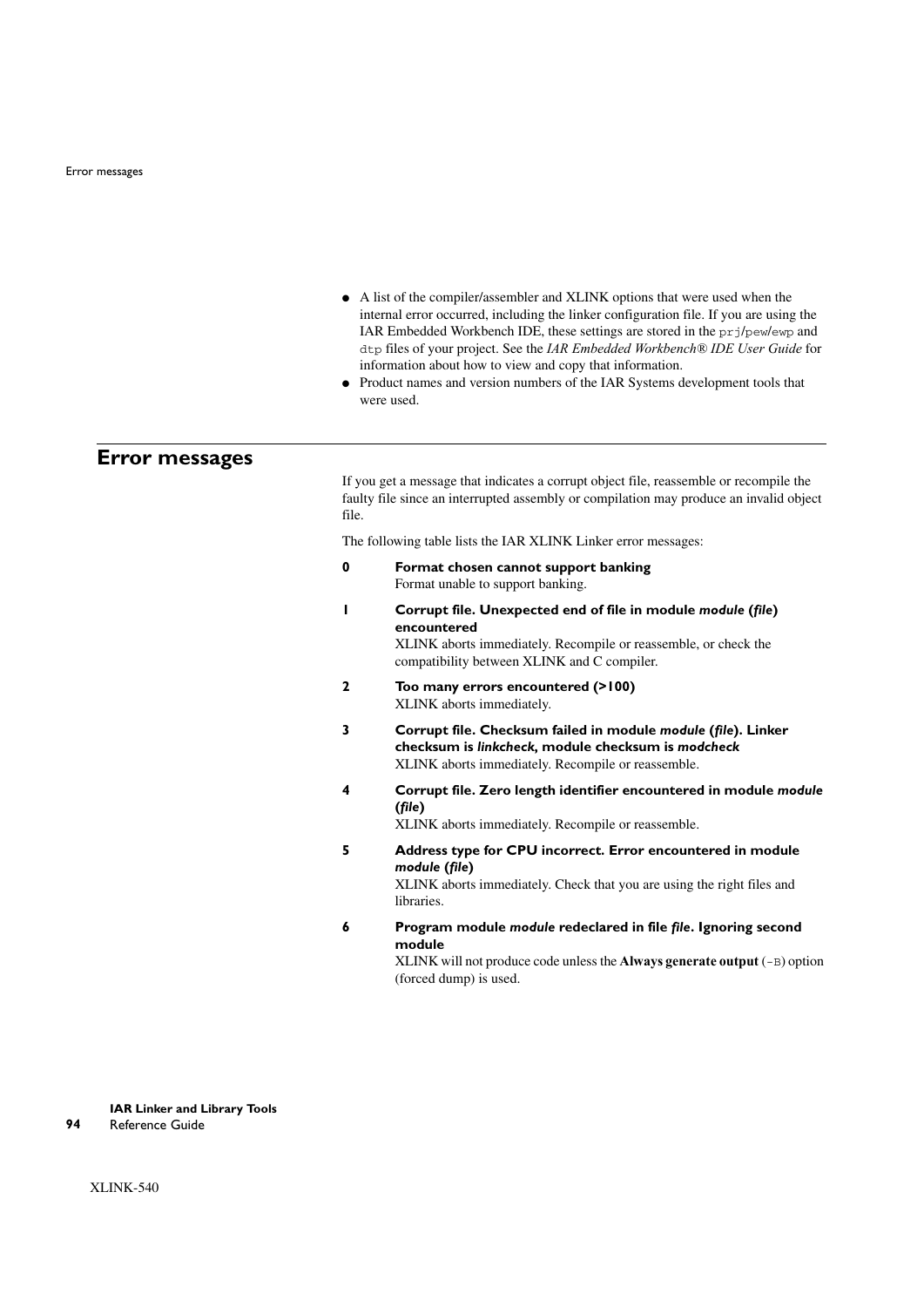- A list of the compiler/assembler and XLINK options that were used when the internal error occurred, including the linker configuration file. If you are using the IAR Embedded Workbench IDE, these settings are stored in the `prj`/`pew`/`ewp` and `dtp` files of your project. See the *IAR Embedded Workbench® IDE User Guide* for information about how to view and copy that information.
- Product names and version numbers of the IAR Systems development tools that were used.

## Error messages

If you get a message that indicates a corrupt object file, reassemble or recompile the faulty file since an interrupted assembly or compilation may produce an invalid object file.

The following table lists the IAR XLINK Linker error messages:

**0** **Format chosen cannot support banking**
Format unable to support banking.

**1** **Corrupt file. Unexpected end of file in module *module* (*file*) encountered**
XLINK aborts immediately. Recompile or reassemble, or check the compatibility between XLINK and C compiler.

**2** **Too many errors encountered (>100)**
XLINK aborts immediately.

**3** **Corrupt file. Checksum failed in module *module* (*file*). Linker checksum is *linkcheck*, module checksum is *modcheck***
XLINK aborts immediately. Recompile or reassemble.

**4** **Corrupt file. Zero length identifier encountered in module *module* (*file*)**
XLINK aborts immediately. Recompile or reassemble.

**5** **Address type for CPU incorrect. Error encountered in module *module* (*file*)**
XLINK aborts immediately. Check that you are using the right files and libraries.

**6** **Program module *module* redeclared in file *file*. Ignoring second module**
XLINK will not produce code unless the **Always generate output** (`-B`) option (forced dump) is used.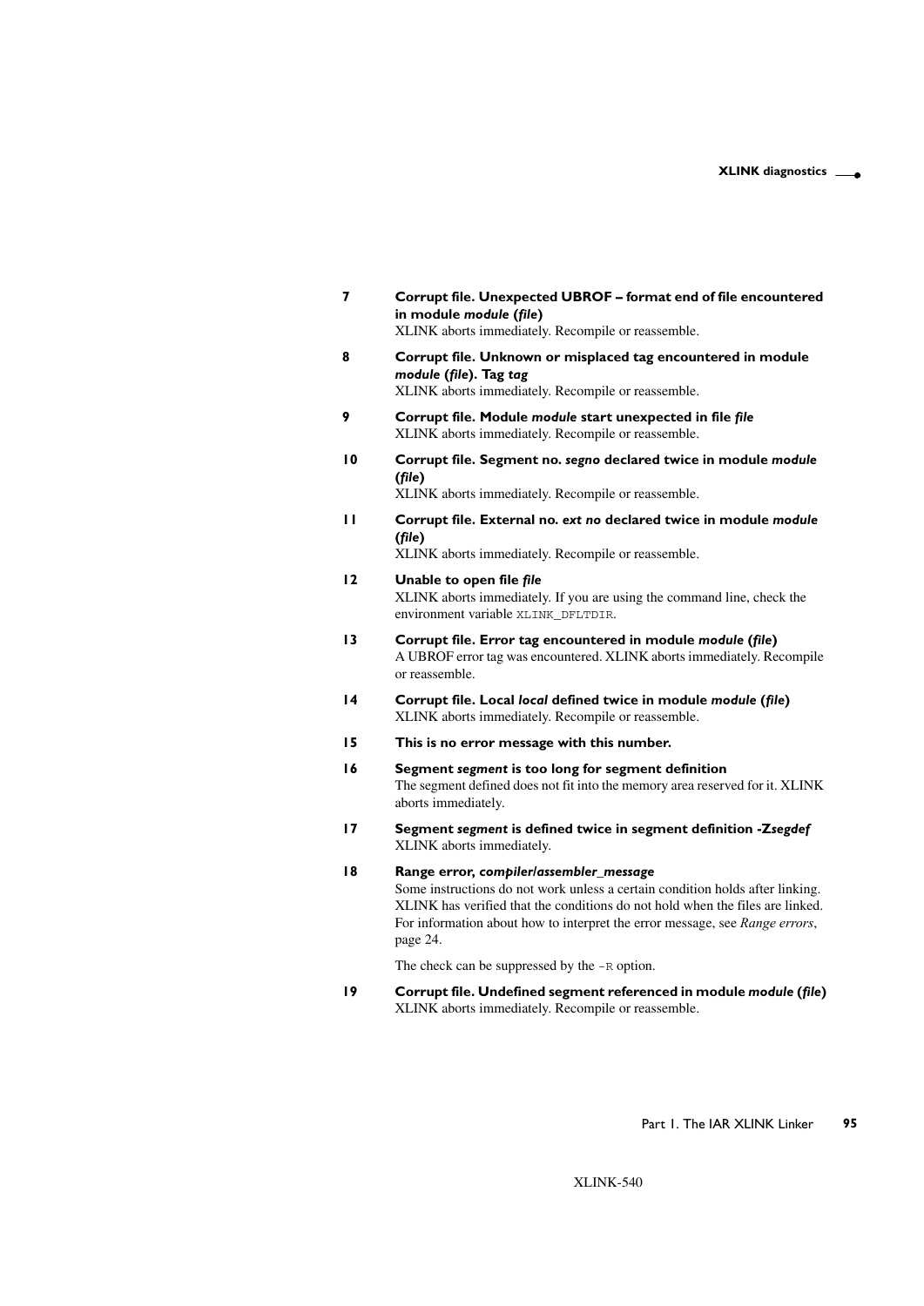**7** **Corrupt file. Unexpected UBROF – format end of file encountered in module *module* (*file*)**
XLINK aborts immediately. Recompile or reassemble.

**8** **Corrupt file. Unknown or misplaced tag encountered in module *module* (*file*). Tag *tag***
XLINK aborts immediately. Recompile or reassemble.

**9** **Corrupt file. Module *module* start unexpected in file *file***
XLINK aborts immediately. Recompile or reassemble.

**10** **Corrupt file. Segment no. *segno* declared twice in module *module* (*file*)**
XLINK aborts immediately. Recompile or reassemble.

**11** **Corrupt file. External no. *ext no* declared twice in module *module* (*file*)**
XLINK aborts immediately. Recompile or reassemble.

**12** **Unable to open file *file***
XLINK aborts immediately. If you are using the command line, check the environment variable `XLINK_DFLTDIR`.

**13** **Corrupt file. Error tag encountered in module *module* (*file*)**
A UBROF error tag was encountered. XLINK aborts immediately. Recompile or reassemble.

**14** **Corrupt file. Local *local* defined twice in module *module* (*file*)**
XLINK aborts immediately. Recompile or reassemble.

**15** **This is no error message with this number.**

**16** **Segment *segment* is too long for segment definition**
The segment defined does not fit into the memory area reserved for it. XLINK aborts immediately.

**17** **Segment *segment* is defined twice in segment definition -Z*segdef***
XLINK aborts immediately.

**18** **Range error, *compiler/assembler_message***
Some instructions do not work unless a certain condition holds after linking. XLINK has verified that the conditions do not hold when the files are linked. For information about how to interpret the error message, see *Range errors*, page 24.

The check can be suppressed by the `-R` option.

**19** **Corrupt file. Undefined segment referenced in module *module* (*file*)**
XLINK aborts immediately. Recompile or reassemble.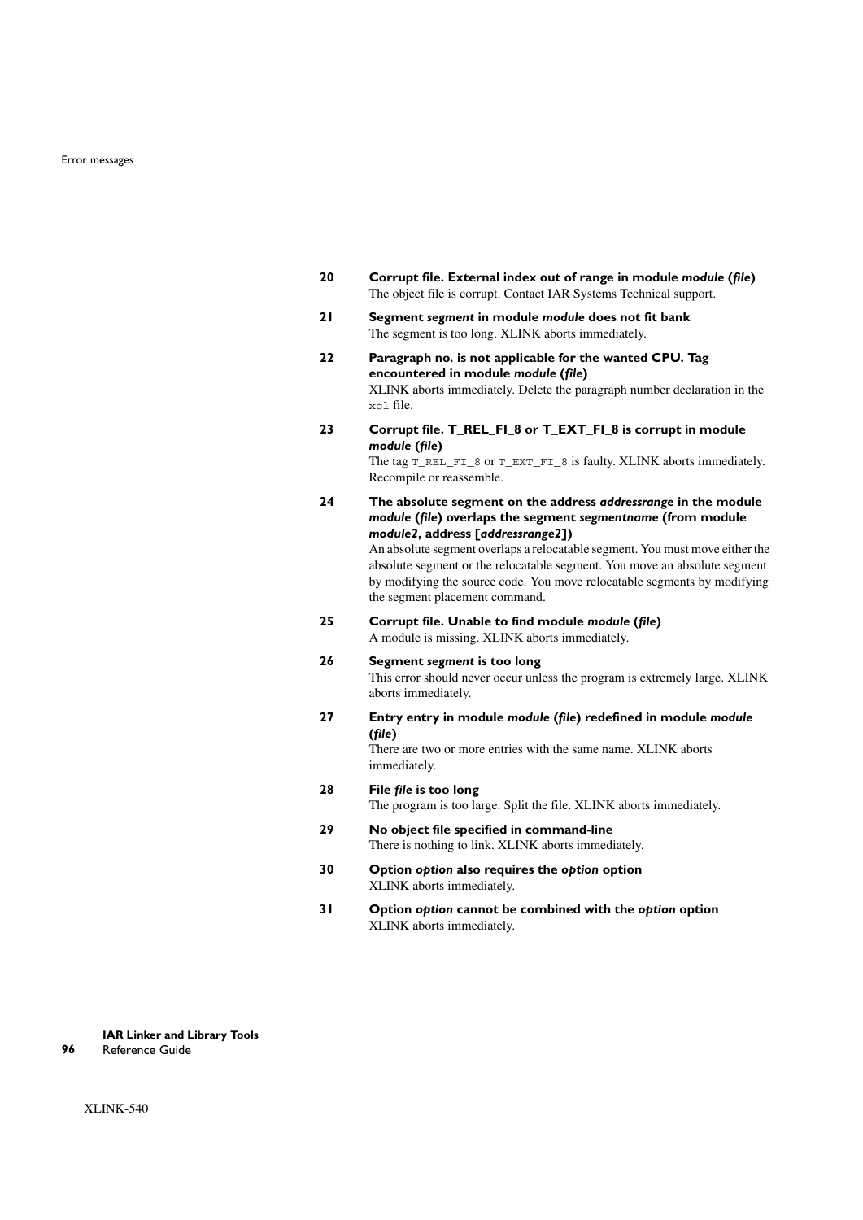**20 Corrupt file. External index out of range in module *module* (*file*)**
The object file is corrupt. Contact IAR Systems Technical support.

**21 Segment *segment* in module *module* does not fit bank**
The segment is too long. XLINK aborts immediately.

**22 Paragraph no. is not applicable for the wanted CPU. Tag encountered in module *module* (*file*)**
XLINK aborts immediately. Delete the paragraph number declaration in the `xcl` file.

**23 Corrupt file. T_REL_FI_8 or T_EXT_FI_8 is corrupt in module *module* (*file*)**
The tag `T_REL_FI_8` or `T_EXT_FI_8` is faulty. XLINK aborts immediately. Recompile or reassemble.

**24 The absolute segment on the address *addressrange* in the module *module* (*file*) overlaps the segment *segmentname* (from module *module2*, address [*addressrange2*])**
An absolute segment overlaps a relocatable segment. You must move either the absolute segment or the relocatable segment. You move an absolute segment by modifying the source code. You move relocatable segments by modifying the segment placement command.

**25 Corrupt file. Unable to find module *module* (*file*)**
A module is missing. XLINK aborts immediately.

**26 Segment *segment* is too long**
This error should never occur unless the program is extremely large. XLINK aborts immediately.

**27 Entry entry in module *module* (*file*) redefined in module *module* (*file*)**
There are two or more entries with the same name. XLINK aborts immediately.

**28 File *file* is too long**
The program is too large. Split the file. XLINK aborts immediately.

**29 No object file specified in command-line**
There is nothing to link. XLINK aborts immediately.

**30 Option *option* also requires the *option* option**
XLINK aborts immediately.

**31 Option *option* cannot be combined with the *option* option**
XLINK aborts immediately.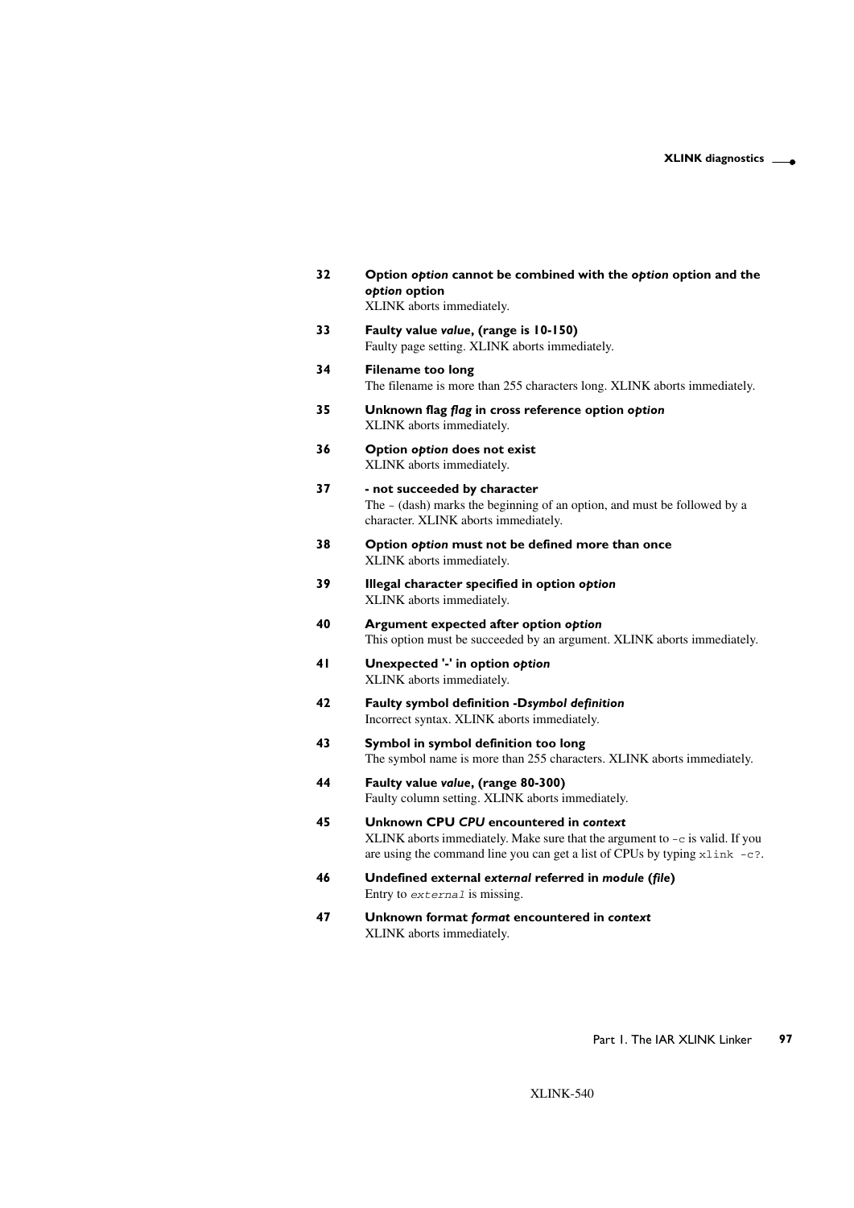**32** **Option *option* cannot be combined with the *option* option and the *option* option**
XLINK aborts immediately.

**33** **Faulty value *value*, (range is 10-150)**
Faulty page setting. XLINK aborts immediately.

**34** **Filename too long**
The filename is more than 255 characters long. XLINK aborts immediately.

**35** **Unknown flag *flag* in cross reference option *option***
XLINK aborts immediately.

**36** **Option *option* does not exist**
XLINK aborts immediately.

**37** **- not succeeded by character**
The - (dash) marks the beginning of an option, and must be followed by a character. XLINK aborts immediately.

**38** **Option *option* must not be defined more than once**
XLINK aborts immediately.

**39** **Illegal character specified in option *option***
XLINK aborts immediately.

**40** **Argument expected after option *option***
This option must be succeeded by an argument. XLINK aborts immediately.

**41** **Unexpected '-' in option *option***
XLINK aborts immediately.

**42** **Faulty symbol definition -D*symbol definition***
Incorrect syntax. XLINK aborts immediately.

**43** **Symbol in symbol definition too long**
The symbol name is more than 255 characters. XLINK aborts immediately.

**44** **Faulty value *value*, (range 80-300)**
Faulty column setting. XLINK aborts immediately.

**45** **Unknown CPU *CPU* encountered in *context***
XLINK aborts immediately. Make sure that the argument to `-c` is valid. If you are using the command line you can get a list of CPUs by typing `xlink -c?`.

**46** **Undefined external *external* referred in *module* (*file*)**
Entry to *`external`* is missing.

**47** **Unknown format *format* encountered in *context***
XLINK aborts immediately.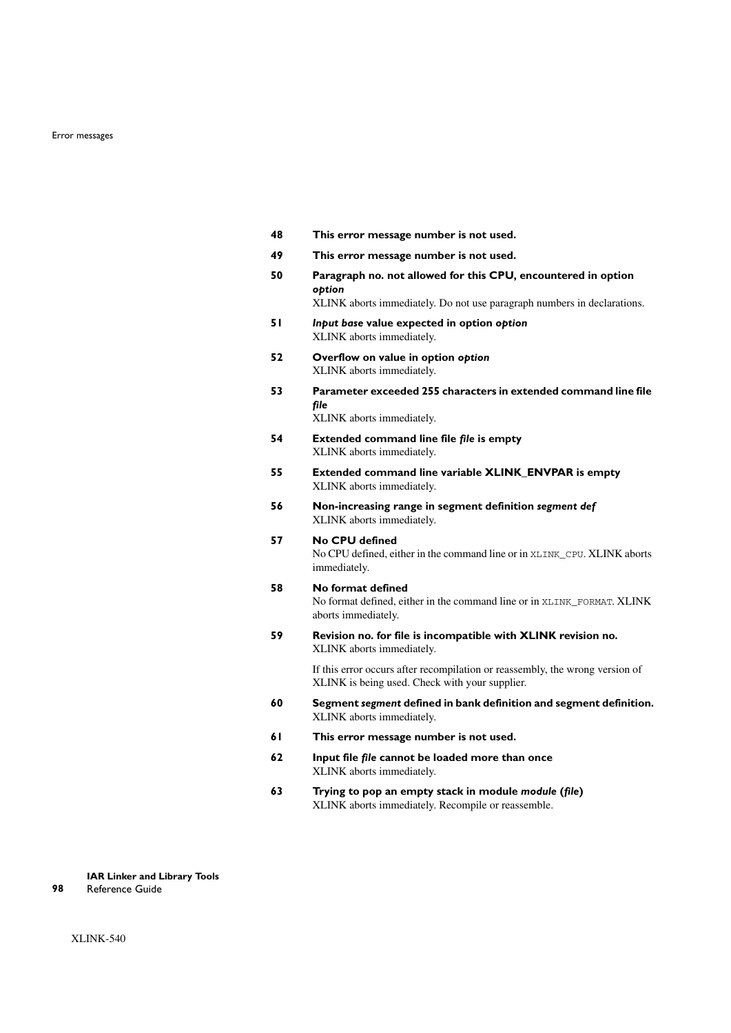**48 This error message number is not used.**

**49 This error message number is not used.**

**50 Paragraph no. not allowed for this CPU, encountered in option *option***

XLINK aborts immediately. Do not use paragraph numbers in declarations.

**51 *Input base* value expected in option *option***

XLINK aborts immediately.

**52 Overflow on value in option *option***

XLINK aborts immediately.

**53 Parameter exceeded 255 characters in extended command line file *file***

XLINK aborts immediately.

**54 Extended command line file *file* is empty**

XLINK aborts immediately.

**55 Extended command line variable XLINK_ENVPAR is empty**

XLINK aborts immediately.

**56 Non-increasing range in segment definition *segment def***

XLINK aborts immediately.

**57 No CPU defined**

No CPU defined, either in the command line or in `XLINK_CPU`. XLINK aborts immediately.

**58 No format defined**

No format defined, either in the command line or in `XLINK_FORMAT`. XLINK aborts immediately.

**59 Revision no. for file is incompatible with XLINK revision no.**

XLINK aborts immediately.

If this error occurs after recompilation or reassembly, the wrong version of XLINK is being used. Check with your supplier.

**60 Segment *segment* defined in bank definition and segment definition.**

XLINK aborts immediately.

**61 This error message number is not used.**

**62 Input file *file* cannot be loaded more than once**

XLINK aborts immediately.

**63 Trying to pop an empty stack in module *module* (*file*)**

XLINK aborts immediately. Recompile or reassemble.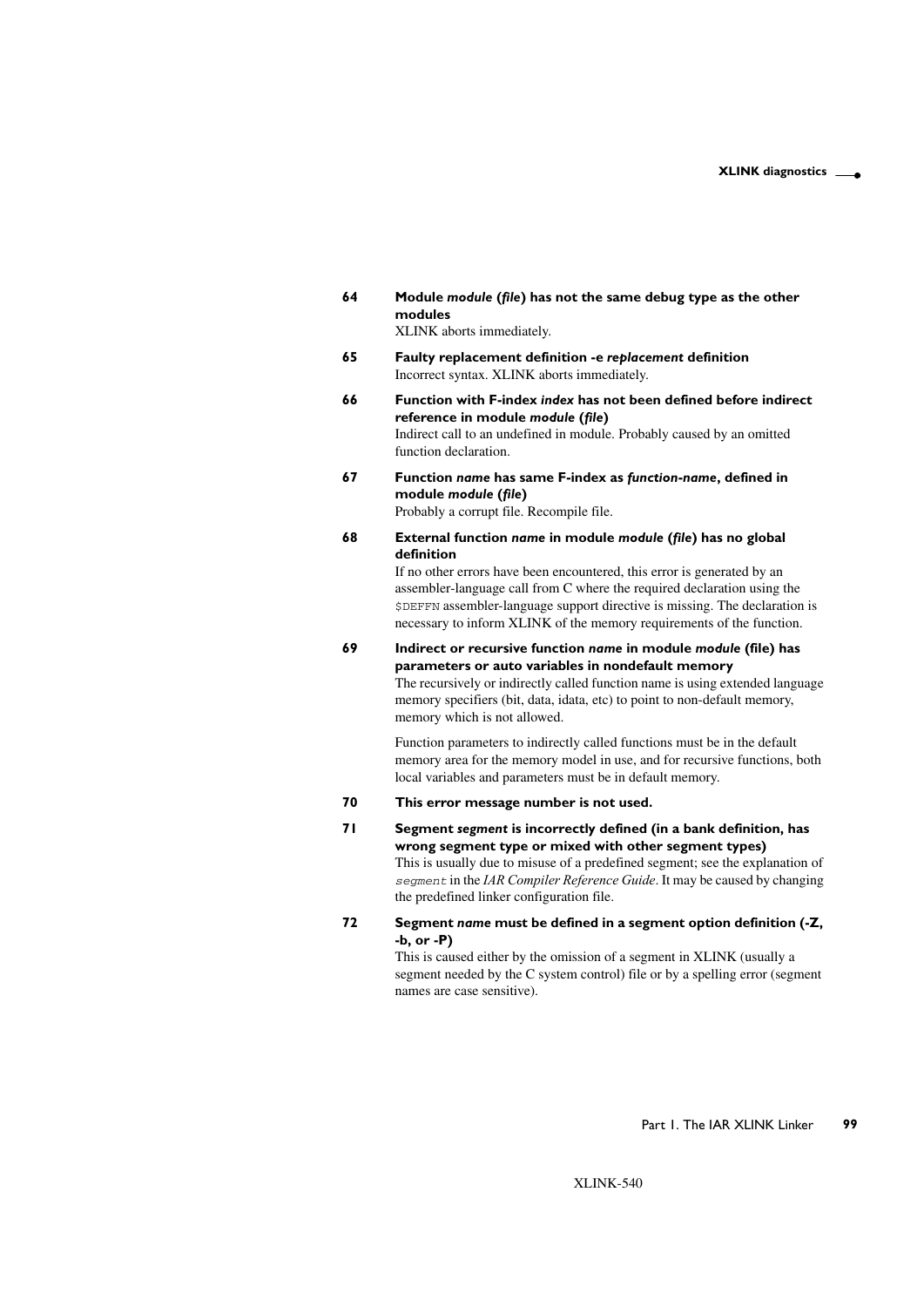**64 Module *module* (*file*) has not the same debug type as the other modules**

XLINK aborts immediately.

**65 Faulty replacement definition -e *replacement* definition**

Incorrect syntax. XLINK aborts immediately.

**66 Function with F-index *index* has not been defined before indirect reference in module *module* (*file*)**

Indirect call to an undefined in module. Probably caused by an omitted function declaration.

**67 Function *name* has same F-index as *function-name*, defined in module *module* (*file*)**

Probably a corrupt file. Recompile file.

**68 External function *name* in module *module* (*file*) has no global definition**

If no other errors have been encountered, this error is generated by an assembler-language call from C where the required declaration using the `$DEFFN` assembler-language support directive is missing. The declaration is necessary to inform XLINK of the memory requirements of the function.

**69 Indirect or recursive function *name* in module *module* (file) has parameters or auto variables in nondefault memory**

The recursively or indirectly called function name is using extended language memory specifiers (bit, data, idata, etc) to point to non-default memory, memory which is not allowed.

Function parameters to indirectly called functions must be in the default memory area for the memory model in use, and for recursive functions, both local variables and parameters must be in default memory.

**70 This error message number is not used.**

**71 Segment *segment* is incorrectly defined (in a bank definition, has wrong segment type or mixed with other segment types)**

This is usually due to misuse of a predefined segment; see the explanation of *`segment`* in the *IAR Compiler Reference Guide*. It may be caused by changing the predefined linker configuration file.

**72 Segment *name* must be defined in a segment option definition (-Z, -b, or -P)**

This is caused either by the omission of a segment in XLINK (usually a segment needed by the C system control) file or by a spelling error (segment names are case sensitive).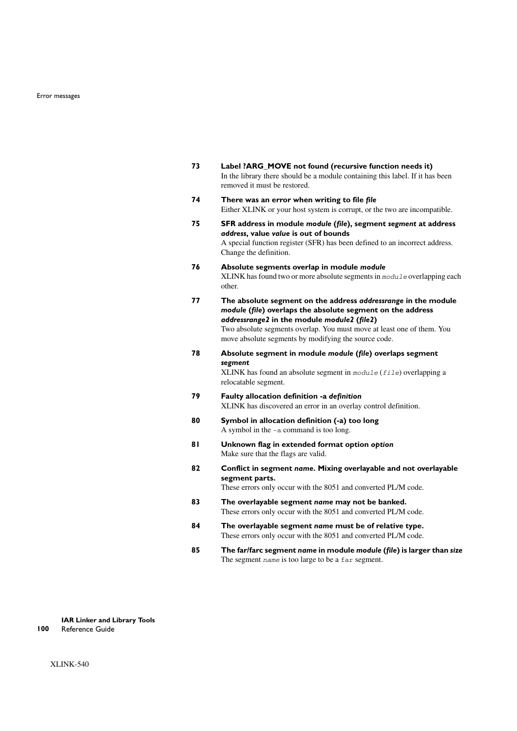**73 Label ?ARG_MOVE not found (recursive function needs it)**

In the library there should be a module containing this label. If it has been removed it must be restored.

**74 There was an error when writing to file *file***

Either XLINK or your host system is corrupt, or the two are incompatible.

**75 SFR address in module *module* (*file*), segment *segment* at address *address*, value *value* is out of bounds**

A special function register (SFR) has been defined to an incorrect address. Change the definition.

**76 Absolute segments overlap in module *module***

XLINK has found two or more absolute segments in `module` overlapping each other.

**77 The absolute segment on the address *addressrange* in the module *module* (*file*) overlaps the absolute segment on the address *addressrange2* in the module *module2* (*file2*)**

Two absolute segments overlap. You must move at least one of them. You move absolute segments by modifying the source code.

**78 Absolute segment in module *module* (*file*) overlaps segment *segment***

XLINK has found an absolute segment in `module` (`file`) overlapping a relocatable segment.

**79 Faulty allocation definition -a *definition***

XLINK has discovered an error in an overlay control definition.

**80 Symbol in allocation definition (-a) too long**

A symbol in the `-a` command is too long.

**81 Unknown flag in extended format option *option***

Make sure that the flags are valid.

**82 Conflict in segment *name*. Mixing overlayable and not overlayable segment parts.**

These errors only occur with the 8051 and converted PL/M code.

**83 The overlayable segment *name* may not be banked.**

These errors only occur with the 8051 and converted PL/M code.

**84 The overlayable segment *name* must be of relative type.**

These errors only occur with the 8051 and converted PL/M code.

**85 The far/farc segment *name* in module *module* (*file*) is larger than *size***

The segment `name` is too large to be a `far` segment.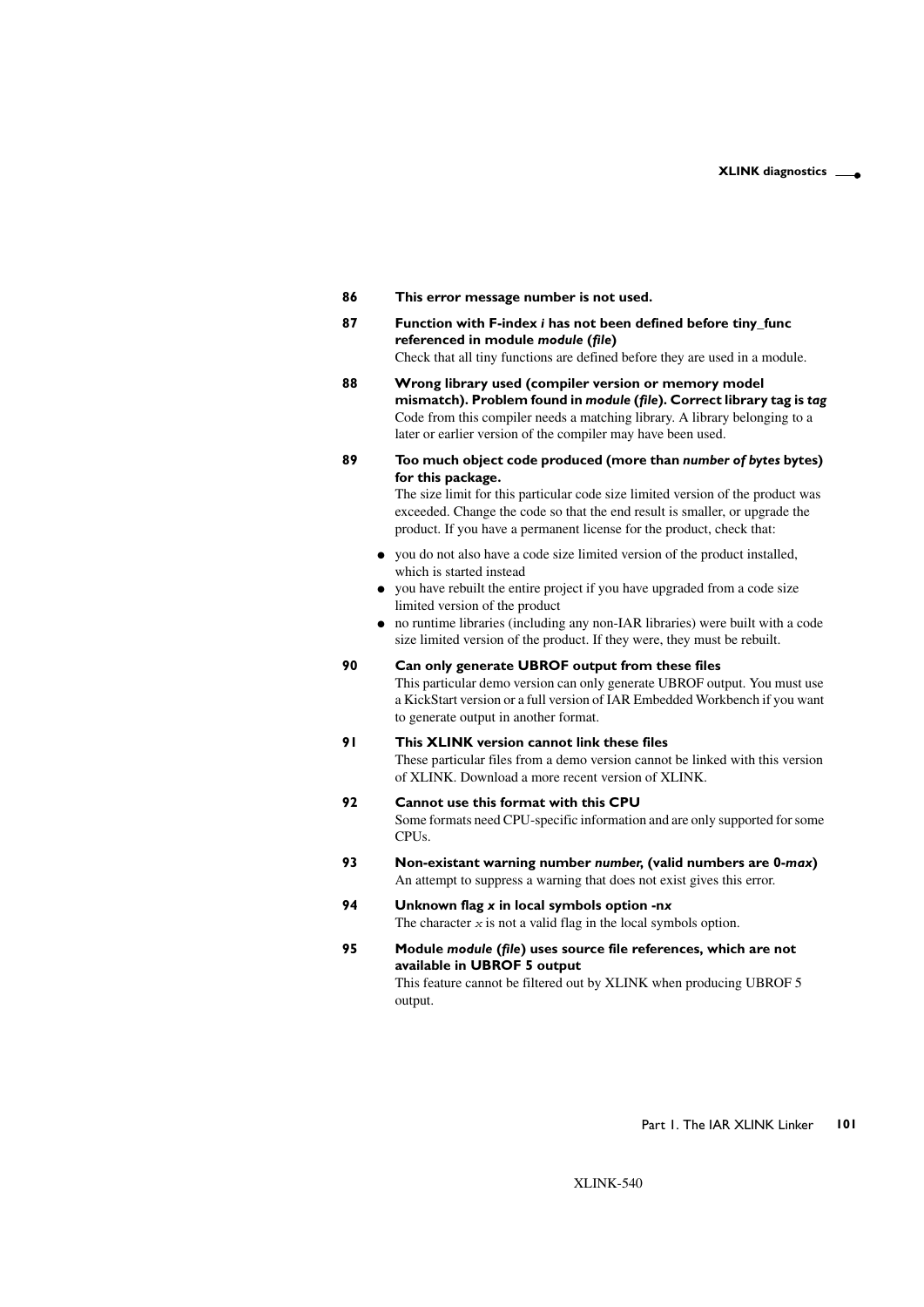**86 This error message number is not used.**

**87 Function with F-index *i* has not been defined before tiny_func referenced in module *module* (*file*)**

Check that all tiny functions are defined before they are used in a module.

**88 Wrong library used (compiler version or memory model mismatch). Problem found in *module* (*file*). Correct library tag is *tag***

Code from this compiler needs a matching library. A library belonging to a later or earlier version of the compiler may have been used.

**89 Too much object code produced (more than *number of bytes* bytes) for this package.**

The size limit for this particular code size limited version of the product was exceeded. Change the code so that the end result is smaller, or upgrade the product. If you have a permanent license for the product, check that:

- you do not also have a code size limited version of the product installed, which is started instead
- you have rebuilt the entire project if you have upgraded from a code size limited version of the product
- no runtime libraries (including any non-IAR libraries) were built with a code size limited version of the product. If they were, they must be rebuilt.

**90 Can only generate UBROF output from these files**

This particular demo version can only generate UBROF output. You must use a KickStart version or a full version of IAR Embedded Workbench if you want to generate output in another format.

**91 This XLINK version cannot link these files**

These particular files from a demo version cannot be linked with this version of XLINK. Download a more recent version of XLINK.

**92 Cannot use this format with this CPU**

Some formats need CPU-specific information and are only supported for some CPUs.

**93 Non-existant warning number *number*, (valid numbers are 0-*max*)**

An attempt to suppress a warning that does not exist gives this error.

**94 Unknown flag *x* in local symbols option -n*x***

The character *x* is not a valid flag in the local symbols option.

**95 Module *module* (*file*) uses source file references, which are not available in UBROF 5 output**

This feature cannot be filtered out by XLINK when producing UBROF 5 output.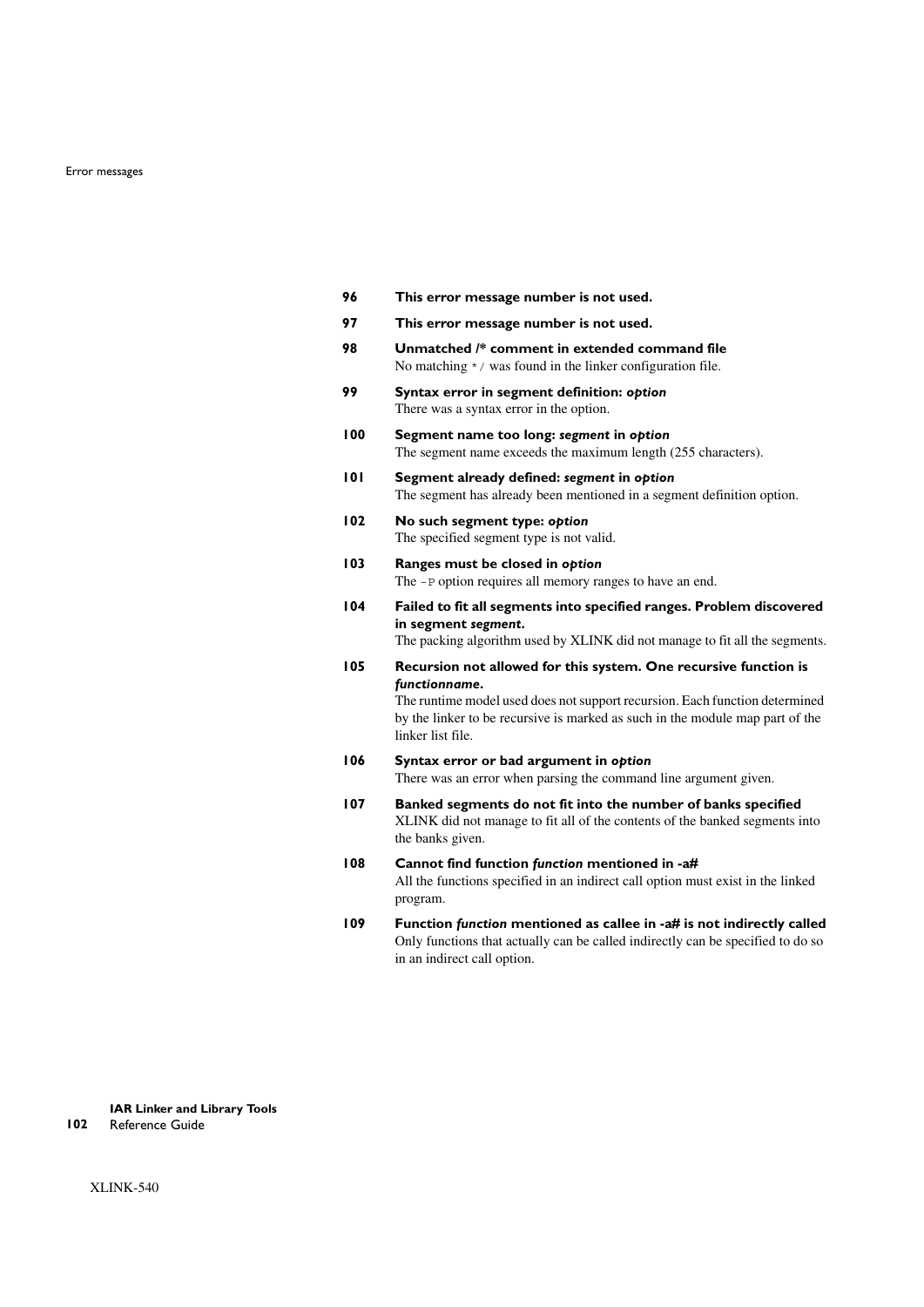**96 This error message number is not used.**

**97 This error message number is not used.**

**98 Unmatched /* comment in extended command file**
No matching `*/` was found in the linker configuration file.

**99 Syntax error in segment definition: *option***
There was a syntax error in the option.

**100 Segment name too long: *segment* in *option***
The segment name exceeds the maximum length (255 characters).

**101 Segment already defined: *segment* in *option***
The segment has already been mentioned in a segment definition option.

**102 No such segment type: *option***
The specified segment type is not valid.

**103 Ranges must be closed in *option***
The `-P` option requires all memory ranges to have an end.

**104 Failed to fit all segments into specified ranges. Problem discovered in segment *segment*.**
The packing algorithm used by XLINK did not manage to fit all the segments.

**105 Recursion not allowed for this system. One recursive function is *functionname*.**
The runtime model used does not support recursion. Each function determined by the linker to be recursive is marked as such in the module map part of the linker list file.

**106 Syntax error or bad argument in *option***
There was an error when parsing the command line argument given.

**107 Banked segments do not fit into the number of banks specified**
XLINK did not manage to fit all of the contents of the banked segments into the banks given.

**108 Cannot find function *function* mentioned in -a#**
All the functions specified in an indirect call option must exist in the linked program.

**109 Function *function* mentioned as callee in -a# is not indirectly called**
Only functions that actually can be called indirectly can be specified to do so in an indirect call option.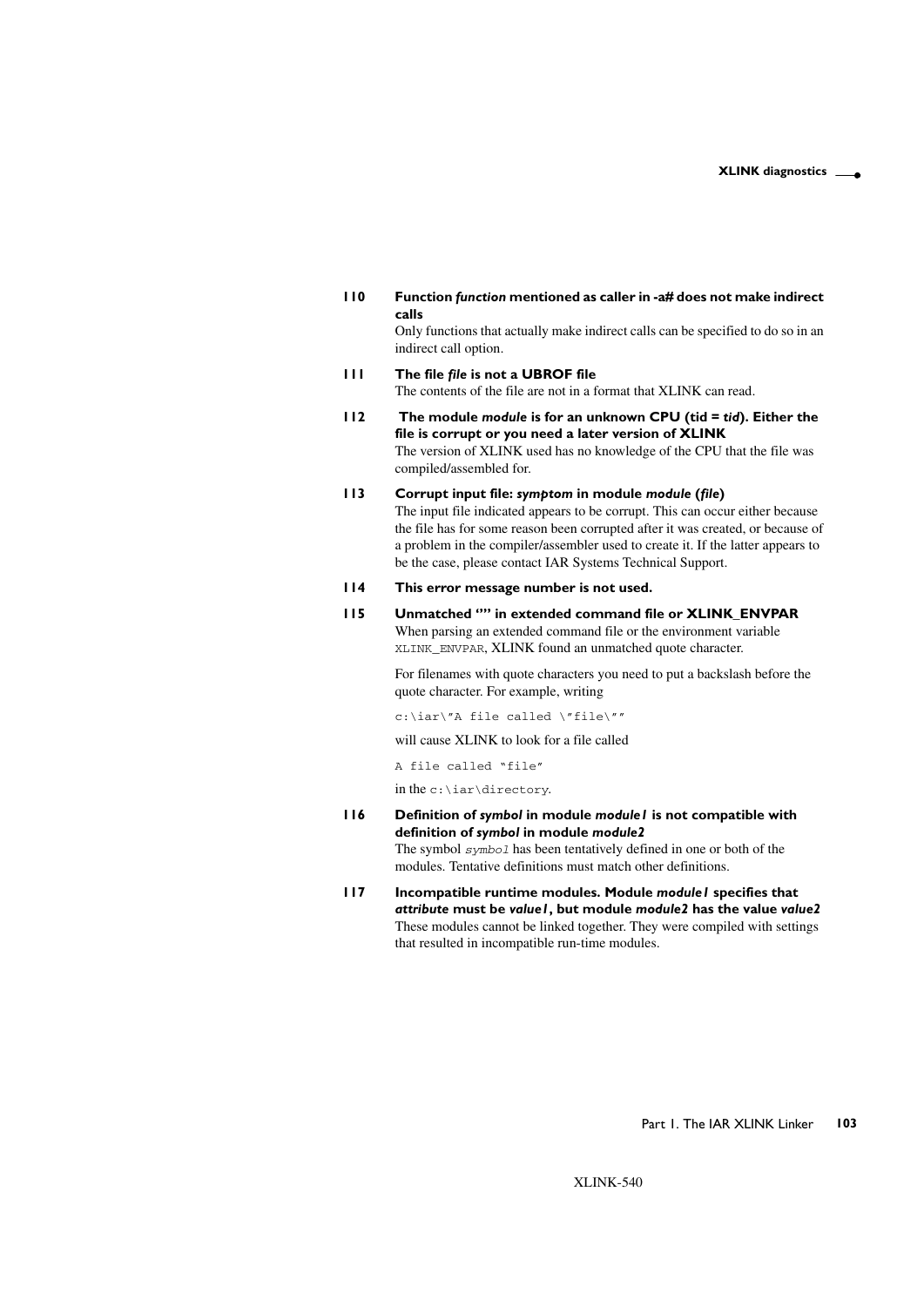**110 Function *function* mentioned as caller in -a# does not make indirect calls**

Only functions that actually make indirect calls can be specified to do so in an indirect call option.

**111 The file *file* is not a UBROF file**

The contents of the file are not in a format that XLINK can read.

**112 The module *module* is for an unknown CPU (tid = *tid*). Either the file is corrupt or you need a later version of XLINK**

The version of XLINK used has no knowledge of the CPU that the file was compiled/assembled for.

**113 Corrupt input file: *symptom* in module *module* (*file*)**

The input file indicated appears to be corrupt. This can occur either because the file has for some reason been corrupted after it was created, or because of a problem in the compiler/assembler used to create it. If the latter appears to be the case, please contact IAR Systems Technical Support.

**114 This error message number is not used.**

**115 Unmatched '"' in extended command file or XLINK_ENVPAR**

When parsing an extended command file or the environment variable `XLINK_ENVPAR`, XLINK found an unmatched quote character.

For filenames with quote characters you need to put a backslash before the quote character. For example, writing

```
c:\iar\"A file called \"file\""
```

will cause XLINK to look for a file called

```
A file called "file"
```

in the `c:\iar\directory`.

**116 Definition of *symbol* in module *module1* is not compatible with definition of *symbol* in module *module2***

The symbol *`symbol`* has been tentatively defined in one or both of the modules. Tentative definitions must match other definitions.

**117 Incompatible runtime modules. Module *module1* specifies that *attribute* must be *value1*, but module *module2* has the value *value2***

These modules cannot be linked together. They were compiled with settings that resulted in incompatible run-time modules.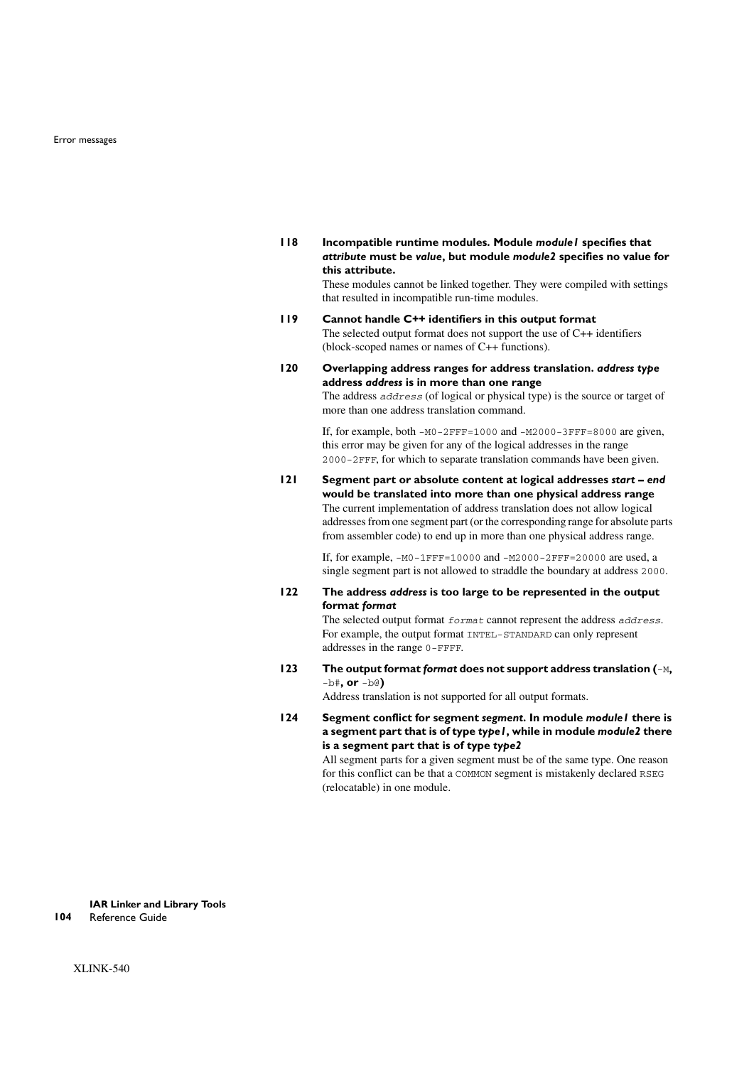**118 Incompatible runtime modules. Module *module1* specifies that *attribute* must be *value*, but module *module2* specifies no value for this attribute.**

These modules cannot be linked together. They were compiled with settings that resulted in incompatible run-time modules.

**119 Cannot handle C++ identifiers in this output format**

The selected output format does not support the use of C++ identifiers (block-scoped names or names of C++ functions).

**120 Overlapping address ranges for address translation. *address type* address *address* is in more than one range**

The address `address` (of logical or physical type) is the source or target of more than one address translation command.

If, for example, both `-M0-2FFF=1000` and `-M2000-3FFF=8000` are given, this error may be given for any of the logical addresses in the range `2000-2FFF`, for which to separate translation commands have been given.

**121 Segment part or absolute content at logical addresses *start* – *end* would be translated into more than one physical address range**

The current implementation of address translation does not allow logical addresses from one segment part (or the corresponding range for absolute parts from assembler code) to end up in more than one physical address range.

If, for example, `-M0-1FFF=10000` and `-M2000-2FFF=20000` are used, a single segment part is not allowed to straddle the boundary at address `2000`.

**122 The address *address* is too large to be represented in the output format *format***

The selected output format `format` cannot represent the address `address`. For example, the output format `INTEL-STANDARD` can only represent addresses in the range `0-FFFF`.

**123 The output format *format* does not support address translation (`-M`, `-b#`, or `-b@`)**

Address translation is not supported for all output formats.

**124 Segment conflict for segment *segment*. In module *module1* there is a segment part that is of type *type1*, while in module *module2* there is a segment part that is of type *type2***

All segment parts for a given segment must be of the same type. One reason for this conflict can be that a `COMMON` segment is mistakenly declared `RSEG` (relocatable) in one module.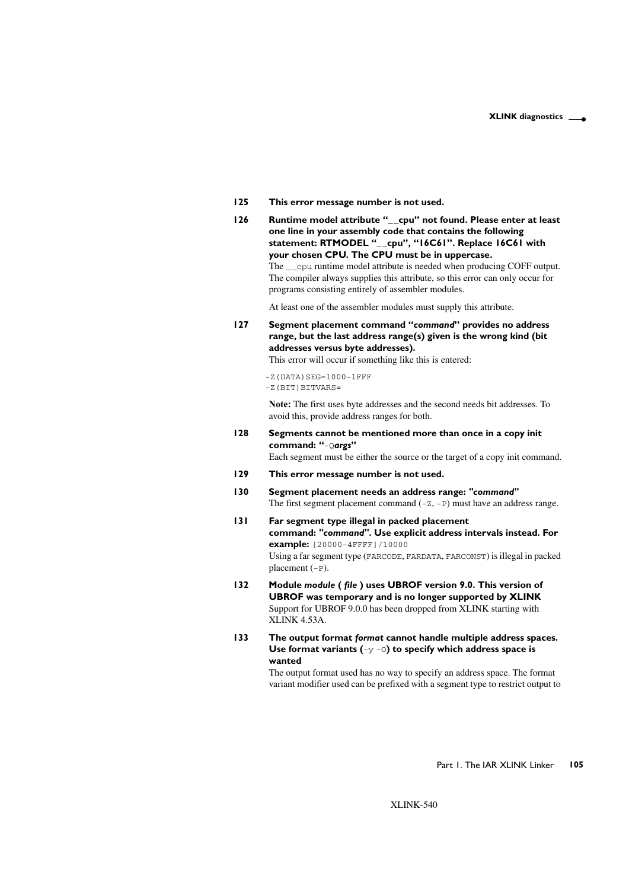**125 This error message number is not used.**

**126 Runtime model attribute "__cpu" not found. Please enter at least one line in your assembly code that contains the following statement: RTMODEL "__cpu", "16C61". Replace 16C61 with your chosen CPU. The CPU must be in uppercase.**

The `__cpu` runtime model attribute is needed when producing COFF output. The compiler always supplies this attribute, so this error can only occur for programs consisting entirely of assembler modules.

At least one of the assembler modules must supply this attribute.

**127 Segment placement command "*command*" provides no address range, but the last address range(s) given is the wrong kind (bit addresses versus byte addresses).**

This error will occur if something like this is entered:

```
-Z(DATA)SEG=1000-1FFF
-Z(BIT)BITVARS=
```

**Note:** The first uses byte addresses and the second needs bit addresses. To avoid this, provide address ranges for both.

**128 Segments cannot be mentioned more than once in a copy init command: "`-Q`*args*"**

Each segment must be either the source or the target of a copy init command.

**129 This error message number is not used.**

**130 Segment placement needs an address range: "*command*"**

The first segment placement command (`-Z`, `-P`) must have an address range.

**131 Far segment type illegal in packed placement command: "*command*". Use explicit address intervals instead. For example:** `[20000-4FFFF]/10000`

Using a far segment type (`FARCODE`, `FARDATA`, `FARCONST`) is illegal in packed placement (`-P`).

**132 Module *module* ( *file* ) uses UBROF version 9.0. This version of UBROF was temporary and is no longer supported by XLINK**

Support for UBROF 9.0.0 has been dropped from XLINK starting with XLINK 4.53A.

**133 The output format *format* cannot handle multiple address spaces. Use format variants (`-y -O`) to specify which address space is wanted**

The output format used has no way to specify an address space. The format variant modifier used can be prefixed with a segment type to restrict output to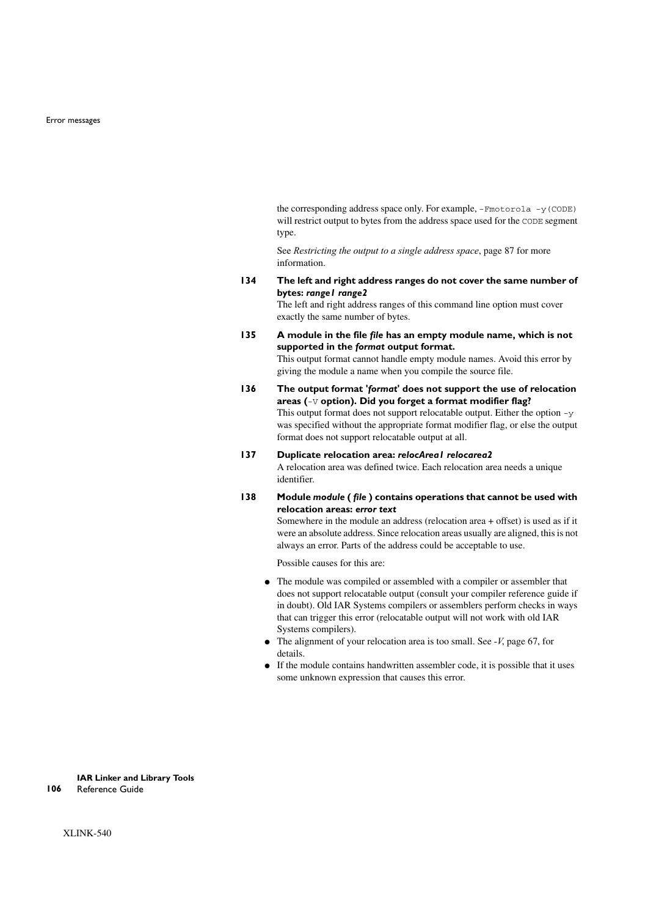the corresponding address space only. For example, `-Fmotorola -y(CODE)` will restrict output to bytes from the address space used for the `CODE` segment type.

See *Restricting the output to a single address space*, page 87 for more information.

**134 The left and right address ranges do not cover the same number of bytes: *range1 range2***

The left and right address ranges of this command line option must cover exactly the same number of bytes.

**135 A module in the file *file* has an empty module name, which is not supported in the *format* output format.**

This output format cannot handle empty module names. Avoid this error by giving the module a name when you compile the source file.

**136 The output format '*format*' does not support the use of relocation areas (`-V` option). Did you forget a format modifier flag?**

This output format does not support relocatable output. Either the option `-y` was specified without the appropriate format modifier flag, or else the output format does not support relocatable output at all.

**137 Duplicate relocation area: *relocArea1 relocarea2***

A relocation area was defined twice. Each relocation area needs a unique identifier.

**138 Module *module* ( *file* ) contains operations that cannot be used with relocation areas: *error text***

Somewhere in the module an address (relocation area + offset) is used as if it were an absolute address. Since relocation areas usually are aligned, this is not always an error. Parts of the address could be acceptable to use.

Possible causes for this are:

- The module was compiled or assembled with a compiler or assembler that does not support relocatable output (consult your compiler reference guide if in doubt). Old IAR Systems compilers or assemblers perform checks in ways that can trigger this error (relocatable output will not work with old IAR Systems compilers).
- The alignment of your relocation area is too small. See *-V*, page 67, for details.
- If the module contains handwritten assembler code, it is possible that it uses some unknown expression that causes this error.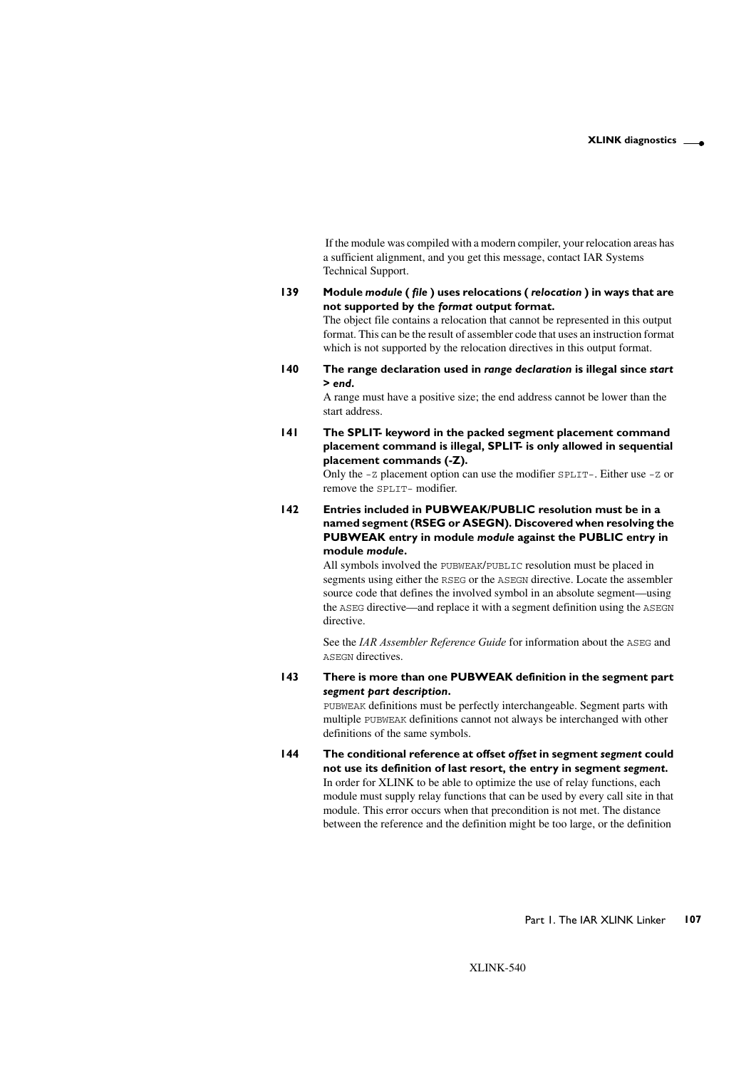If the module was compiled with a modern compiler, your relocation areas has a sufficient alignment, and you get this message, contact IAR Systems Technical Support.

**139 Module *module* ( *file* ) uses relocations ( *relocation* ) in ways that are not supported by the *format* output format.**

The object file contains a relocation that cannot be represented in this output format. This can be the result of assembler code that uses an instruction format which is not supported by the relocation directives in this output format.

**140 The range declaration used in *range declaration* is illegal since *start* > *end*.**

A range must have a positive size; the end address cannot be lower than the start address.

**141 The SPLIT- keyword in the packed segment placement command placement command is illegal, SPLIT- is only allowed in sequential placement commands (-Z).**

Only the `-Z` placement option can use the modifier `SPLIT-`. Either use `-Z` or remove the `SPLIT-` modifier.

**142 Entries included in PUBWEAK/PUBLIC resolution must be in a named segment (RSEG or ASEGN). Discovered when resolving the PUBWEAK entry in module *module* against the PUBLIC entry in module *module*.**

All symbols involved the `PUBWEAK`/`PUBLIC` resolution must be placed in segments using either the `RSEG` or the `ASEGN` directive. Locate the assembler source code that defines the involved symbol in an absolute segment—using the `ASEG` directive—and replace it with a segment definition using the `ASEGN` directive.

See the *IAR Assembler Reference Guide* for information about the `ASEG` and `ASEGN` directives.

**143 There is more than one PUBWEAK definition in the segment part *segment part description*.**

`PUBWEAK` definitions must be perfectly interchangeable. Segment parts with multiple `PUBWEAK` definitions cannot not always be interchanged with other definitions of the same symbols.

**144 The conditional reference at offset *offset* in segment *segment* could not use its definition of last resort, the entry in segment *segment*.**

In order for XLINK to be able to optimize the use of relay functions, each module must supply relay functions that can be used by every call site in that module. This error occurs when that precondition is not met. The distance between the reference and the definition might be too large, or the definition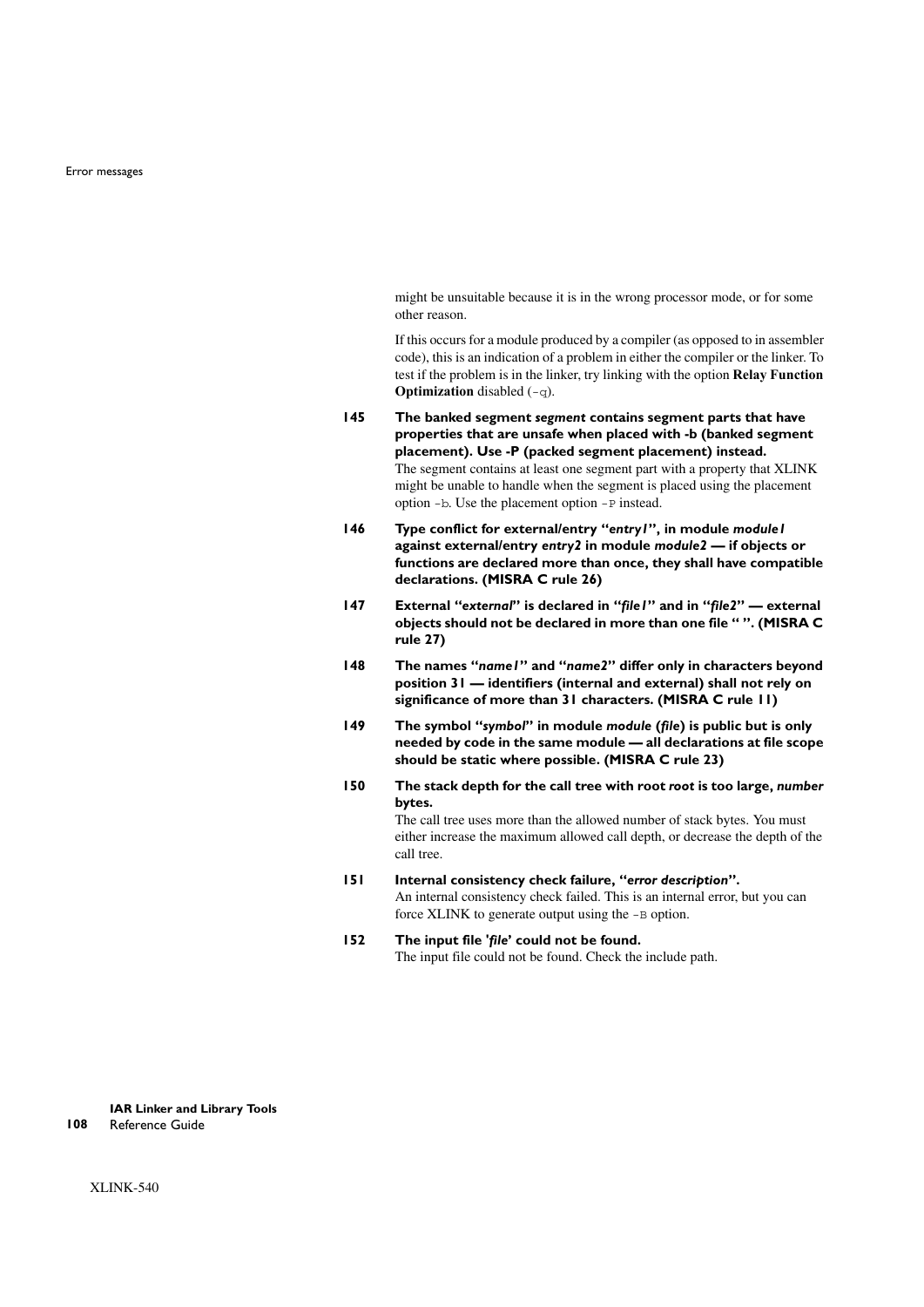might be unsuitable because it is in the wrong processor mode, or for some other reason.

If this occurs for a module produced by a compiler (as opposed to in assembler code), this is an indication of a problem in either the compiler or the linker. To test if the problem is in the linker, try linking with the option **Relay Function Optimization** disabled (`-q`).

**145 The banked segment *segment* contains segment parts that have properties that are unsafe when placed with -b (banked segment placement). Use -P (packed segment placement) instead.**

The segment contains at least one segment part with a property that XLINK might be unable to handle when the segment is placed using the placement option `-b`. Use the placement option `-P` instead.

**146 Type conflict for external/entry "*entry1*", in module *module1* against external/entry *entry2* in module *module2* — if objects or functions are declared more than once, they shall have compatible declarations. (MISRA C rule 26)**

**147 External "*external*" is declared in "*file1*" and in "*file2*" — external objects should not be declared in more than one file " ". (MISRA C rule 27)**

**148 The names "*name1*" and "*name2*" differ only in characters beyond position 31 — identifiers (internal and external) shall not rely on significance of more than 31 characters. (MISRA C rule 11)**

**149 The symbol "*symbol*" in module *module* (*file*) is public but is only needed by code in the same module — all declarations at file scope should be static where possible. (MISRA C rule 23)**

**150 The stack depth for the call tree with root *root* is too large, *number* bytes.**

The call tree uses more than the allowed number of stack bytes. You must either increase the maximum allowed call depth, or decrease the depth of the call tree.

**151 Internal consistency check failure, "*error description*".**

An internal consistency check failed. This is an internal error, but you can force XLINK to generate output using the `-B` option.

**152 The input file '*file*' could not be found.**

The input file could not be found. Check the include path.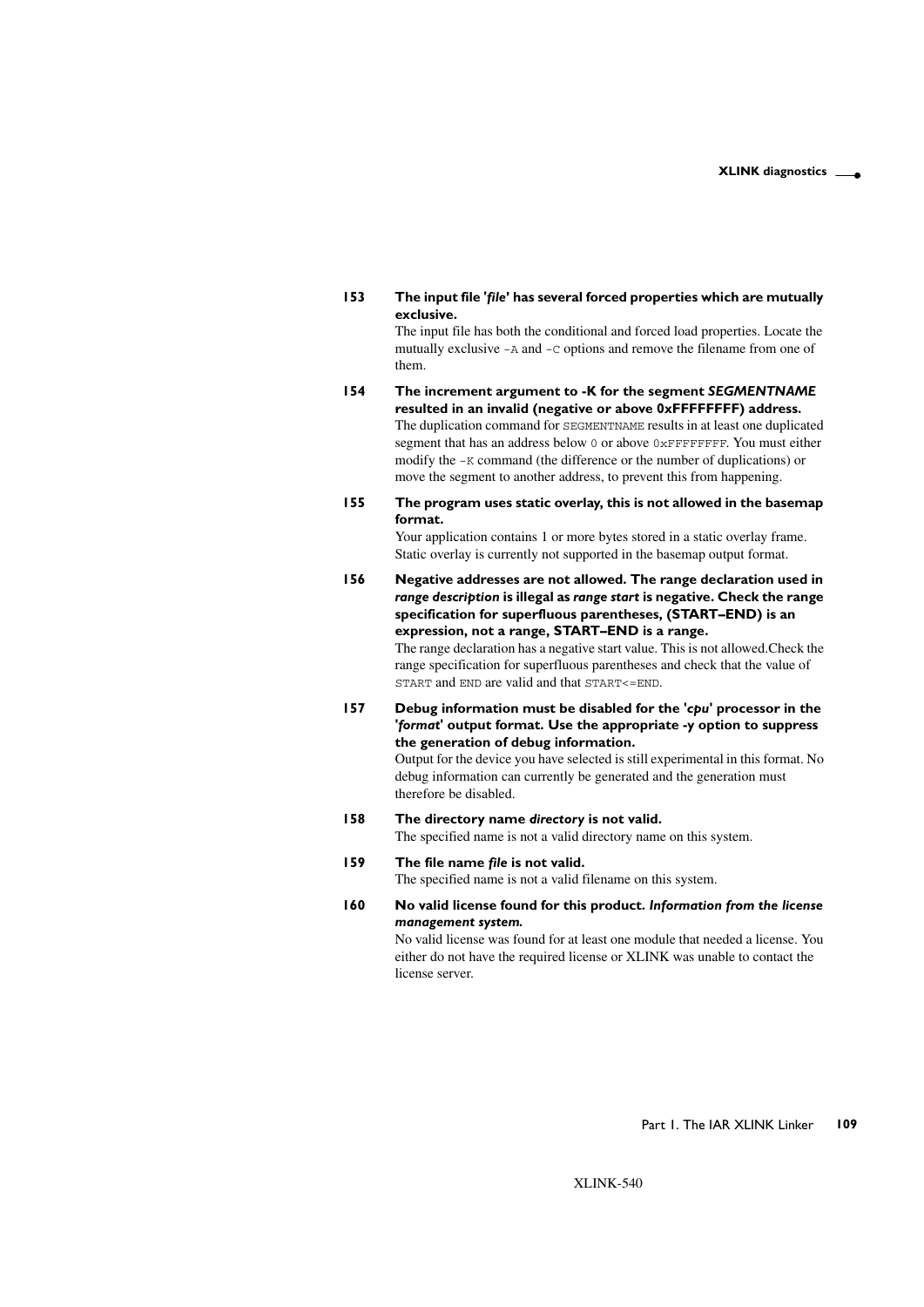**153 The input file '*file*' has several forced properties which are mutually exclusive.**

The input file has both the conditional and forced load properties. Locate the mutually exclusive `-A` and `-C` options and remove the filename from one of them.

**154 The increment argument to -K for the segment *SEGMENTNAME* resulted in an invalid (negative or above 0xFFFFFFFF) address.**

The duplication command for `SEGMENTNAME` results in at least one duplicated segment that has an address below `0` or above `0xFFFFFFFF`. You must either modify the `-K` command (the difference or the number of duplications) or move the segment to another address, to prevent this from happening.

**155 The program uses static overlay, this is not allowed in the basemap format.**

Your application contains 1 or more bytes stored in a static overlay frame. Static overlay is currently not supported in the basemap output format.

**156 Negative addresses are not allowed. The range declaration used in *range description* is illegal as *range start* is negative. Check the range specification for superfluous parentheses, (START–END) is an expression, not a range, START–END is a range.**

The range declaration has a negative start value. This is not allowed.Check the range specification for superfluous parentheses and check that the value of `START` and `END` are valid and that `START<=END`.

**157 Debug information must be disabled for the '*cpu*' processor in the '*format*' output format. Use the appropriate -y option to suppress the generation of debug information.**

Output for the device you have selected is still experimental in this format. No debug information can currently be generated and the generation must therefore be disabled.

**158 The directory name *directory* is not valid.**

The specified name is not a valid directory name on this system.

**159 The file name *file* is not valid.**

The specified name is not a valid filename on this system.

**160 No valid license found for this product. *Information from the license management system.***

No valid license was found for at least one module that needed a license. You either do not have the required license or XLINK was unable to contact the license server.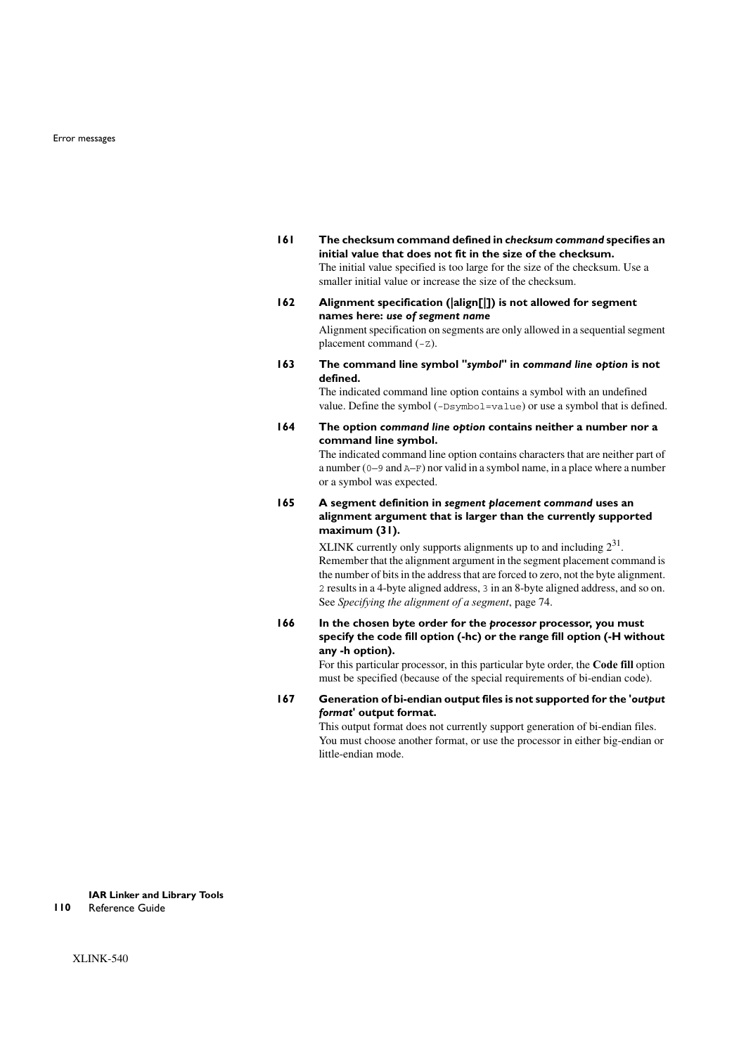**161 The checksum command defined in *checksum command* specifies an initial value that does not fit in the size of the checksum.**

The initial value specified is too large for the size of the checksum. Use a smaller initial value or increase the size of the checksum.

**162 Alignment specification (|align[|]) is not allowed for segment names here: *use of segment name***

Alignment specification on segments are only allowed in a sequential segment placement command (`-Z`).

**163 The command line symbol "*symbol*" in *command line option* is not defined.**

The indicated command line option contains a symbol with an undefined value. Define the symbol (`-Dsymbol=value`) or use a symbol that is defined.

**164 The option *command line option* contains neither a number nor a command line symbol.**

The indicated command line option contains characters that are neither part of a number (`0`–`9` and `A`–`F`) nor valid in a symbol name, in a place where a number or a symbol was expected.

**165 A segment definition in *segment placement command* uses an alignment argument that is larger than the currently supported maximum (31).**

XLINK currently only supports alignments up to and including $2^{31}$. Remember that the alignment argument in the segment placement command is the number of bits in the address that are forced to zero, not the byte alignment. `2` results in a 4-byte aligned address, `3` in an 8-byte aligned address, and so on. See *Specifying the alignment of a segment*, page 74.

**166 In the chosen byte order for the *processor* processor, you must specify the code fill option (-hc) or the range fill option (-H without any -h option).**

For this particular processor, in this particular byte order, the **Code fill** option must be specified (because of the special requirements of bi-endian code).

**167 Generation of bi-endian output files is not supported for the '*output format*' output format.**

This output format does not currently support generation of bi-endian files. You must choose another format, or use the processor in either big-endian or little-endian mode.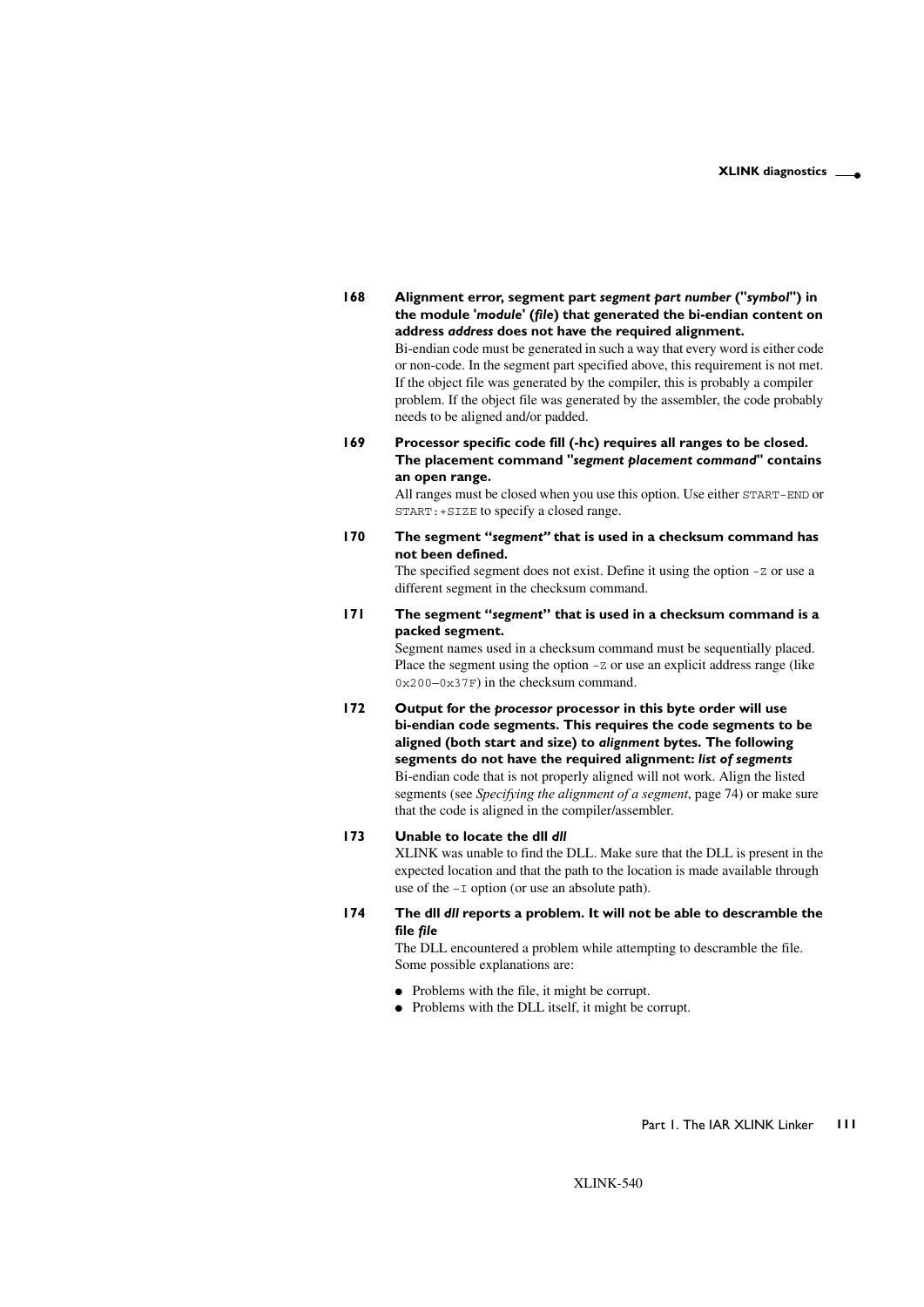**168 Alignment error, segment part *segment part number* ("*symbol*") in the module '*module*' (*file*) that generated the bi-endian content on address *address* does not have the required alignment.**

Bi-endian code must be generated in such a way that every word is either code or non-code. In the segment part specified above, this requirement is not met. If the object file was generated by the compiler, this is probably a compiler problem. If the object file was generated by the assembler, the code probably needs to be aligned and/or padded.

**169 Processor specific code fill (-hc) requires all ranges to be closed. The placement command "*segment placement command*" contains an open range.**

All ranges must be closed when you use this option. Use either `START-END` or `START:+SIZE` to specify a closed range.

**170 The segment "*segment*" that is used in a checksum command has not been defined.**

The specified segment does not exist. Define it using the option `-Z` or use a different segment in the checksum command.

**171 The segment "*segment*" that is used in a checksum command is a packed segment.**

Segment names used in a checksum command must be sequentially placed. Place the segment using the option `-Z` or use an explicit address range (like `0x200–0x37F`) in the checksum command.

**172 Output for the *processor* processor in this byte order will use bi-endian code segments. This requires the code segments to be aligned (both start and size) to *alignment* bytes. The following segments do not have the required alignment: *list of segments***

Bi-endian code that is not properly aligned will not work. Align the listed segments (see *Specifying the alignment of a segment*, page 74) or make sure that the code is aligned in the compiler/assembler.

**173 Unable to locate the dll *dll***

XLINK was unable to find the DLL. Make sure that the DLL is present in the expected location and that the path to the location is made available through use of the `-I` option (or use an absolute path).

**174 The dll *dll* reports a problem. It will not be able to descramble the file *file***

The DLL encountered a problem while attempting to descramble the file. Some possible explanations are:

- Problems with the file, it might be corrupt.
- Problems with the DLL itself, it might be corrupt.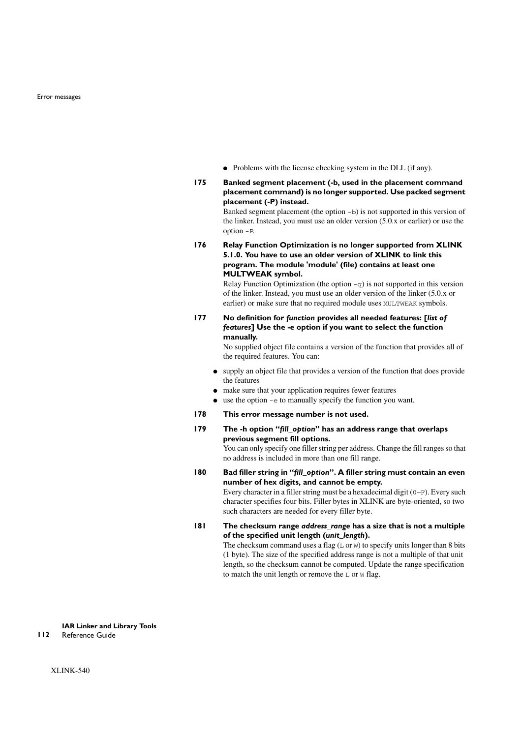- Problems with the license checking system in the DLL (if any).

**175 Banked segment placement (-b, used in the placement command placement command) is no longer supported. Use packed segment placement (-P) instead.**

Banked segment placement (the option `-b`) is not supported in this version of the linker. Instead, you must use an older version (5.0.x or earlier) or use the option `-P`.

**176 Relay Function Optimization is no longer supported from XLINK 5.1.0. You have to use an older version of XLINK to link this program. The module 'module' (file) contains at least one MULTWEAK symbol.**

Relay Function Optimization (the option `-q`) is not supported in this version of the linker. Instead, you must use an older version of the linker (5.0.x or earlier) or make sure that no required module uses `MULTWEAK` symbols.

**177 No definition for *function* provides all needed features: [*list of features*] Use the -e option if you want to select the function manually.**

No supplied object file contains a version of the function that provides all of the required features. You can:

- supply an object file that provides a version of the function that does provide the features
- make sure that your application requires fewer features
- use the option `-e` to manually specify the function you want.

**178 This error message number is not used.**

**179 The -h option "*fill_option*" has an address range that overlaps previous segment fill options.**

You can only specify one filler string per address. Change the fill ranges so that no address is included in more than one fill range.

**180 Bad filler string in "*fill_option*". A filler string must contain an even number of hex digits, and cannot be empty.**

Every character in a filler string must be a hexadecimal digit (`0`–`F`). Every such character specifies four bits. Filler bytes in XLINK are byte-oriented, so two such characters are needed for every filler byte.

**181 The checksum range *address_range* has a size that is not a multiple of the specified unit length (*unit_length*).**

The checksum command uses a flag (`L` or `W`) to specify units longer than 8 bits (1 byte). The size of the specified address range is not a multiple of that unit length, so the checksum cannot be computed. Update the range specification to match the unit length or remove the `L` or `W` flag.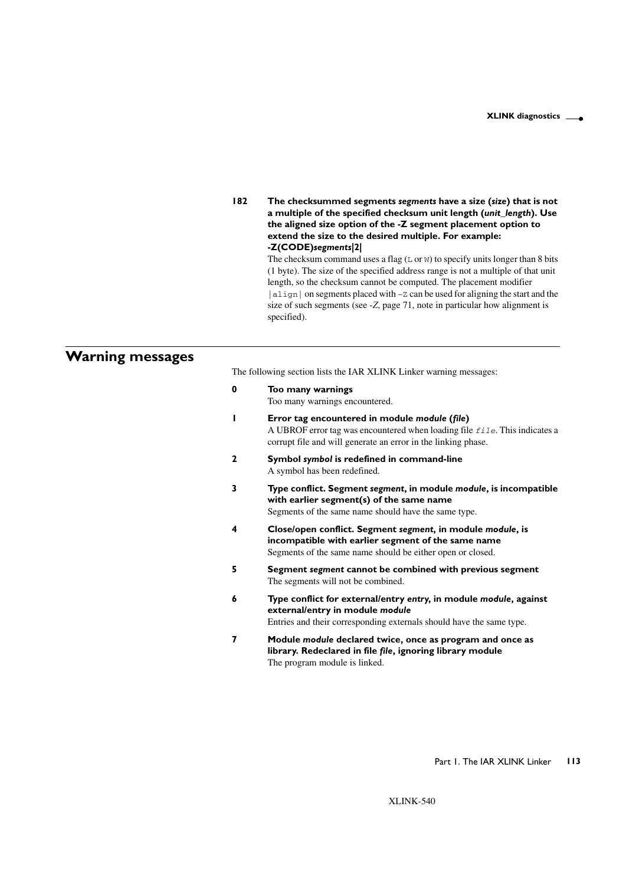**182 The checksummed segments *segments* have a size (*size*) that is not a multiple of the specified checksum unit length (*unit_length*). Use the aligned size option of the -Z segment placement option to extend the size to the desired multiple. For example: -Z(CODE)*segments*|2|**

The checksum command uses a flag (`L` or `W`) to specify units longer than 8 bits (1 byte). The size of the specified address range is not a multiple of that unit length, so the checksum cannot be computed. The placement modifier `|align|` on segments placed with `-Z` can be used for aligning the start and the size of such segments (see *-Z*, page 71, note in particular how alignment is specified).

## Warning messages

The following section lists the IAR XLINK Linker warning messages:

**0 Too many warnings**

Too many warnings encountered.

**1 Error tag encountered in module *module* (*file*)**

A UBROF error tag was encountered when loading file `file`. This indicates a corrupt file and will generate an error in the linking phase.

**2 Symbol *symbol* is redefined in command-line**

A symbol has been redefined.

**3 Type conflict. Segment *segment*, in module *module*, is incompatible with earlier segment(s) of the same name**

Segments of the same name should have the same type.

**4 Close/open conflict. Segment *segment*, in module *module*, is incompatible with earlier segment of the same name**

Segments of the same name should be either open or closed.

**5 Segment *segment* cannot be combined with previous segment**

The segments will not be combined.

**6 Type conflict for external/entry *entry*, in module *module*, against external/entry in module *module***

Entries and their corresponding externals should have the same type.

**7 Module *module* declared twice, once as program and once as library. Redeclared in file *file*, ignoring library module**

The program module is linked.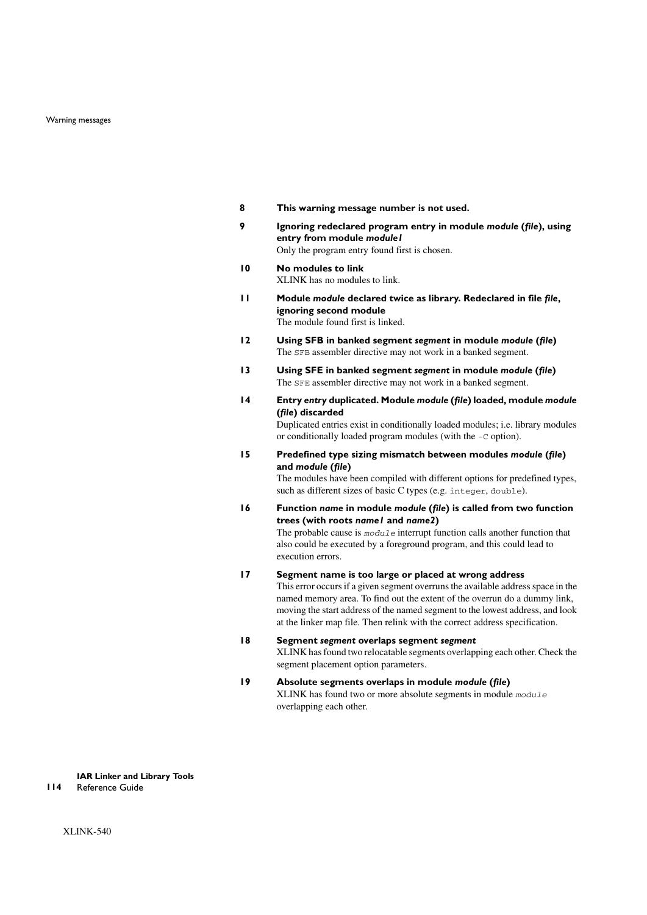**8 This warning message number is not used.**

**9 Ignoring redeclared program entry in module *module* (*file*), using entry from module *module1***

Only the program entry found first is chosen.

**10 No modules to link**

XLINK has no modules to link.

**11 Module *module* declared twice as library. Redeclared in file *file*, ignoring second module**

The module found first is linked.

**12 Using SFB in banked segment *segment* in module *module* (*file*)**

The `SFB` assembler directive may not work in a banked segment.

**13 Using SFE in banked segment *segment* in module *module* (*file*)**

The `SFE` assembler directive may not work in a banked segment.

**14 Entry *entry* duplicated. Module *module* (*file*) loaded, module *module* (*file*) discarded**

Duplicated entries exist in conditionally loaded modules; i.e. library modules or conditionally loaded program modules (with the `-C` option).

**15 Predefined type sizing mismatch between modules *module* (*file*) and *module* (*file*)**

The modules have been compiled with different options for predefined types, such as different sizes of basic C types (e.g. `integer`, `double`).

**16 Function *name* in module *module* (*file*) is called from two function trees (with roots *name1* and *name2*)**

The probable cause is *`module`* interrupt function calls another function that also could be executed by a foreground program, and this could lead to execution errors.

**17 Segment name is too large or placed at wrong address**

This error occurs if a given segment overruns the available address space in the named memory area. To find out the extent of the overrun do a dummy link, moving the start address of the named segment to the lowest address, and look at the linker map file. Then relink with the correct address specification.

**18 Segment *segment* overlaps segment *segment***

XLINK has found two relocatable segments overlapping each other. Check the segment placement option parameters.

**19 Absolute segments overlaps in module *module* (*file*)**

XLINK has found two or more absolute segments in module *`module`* overlapping each other.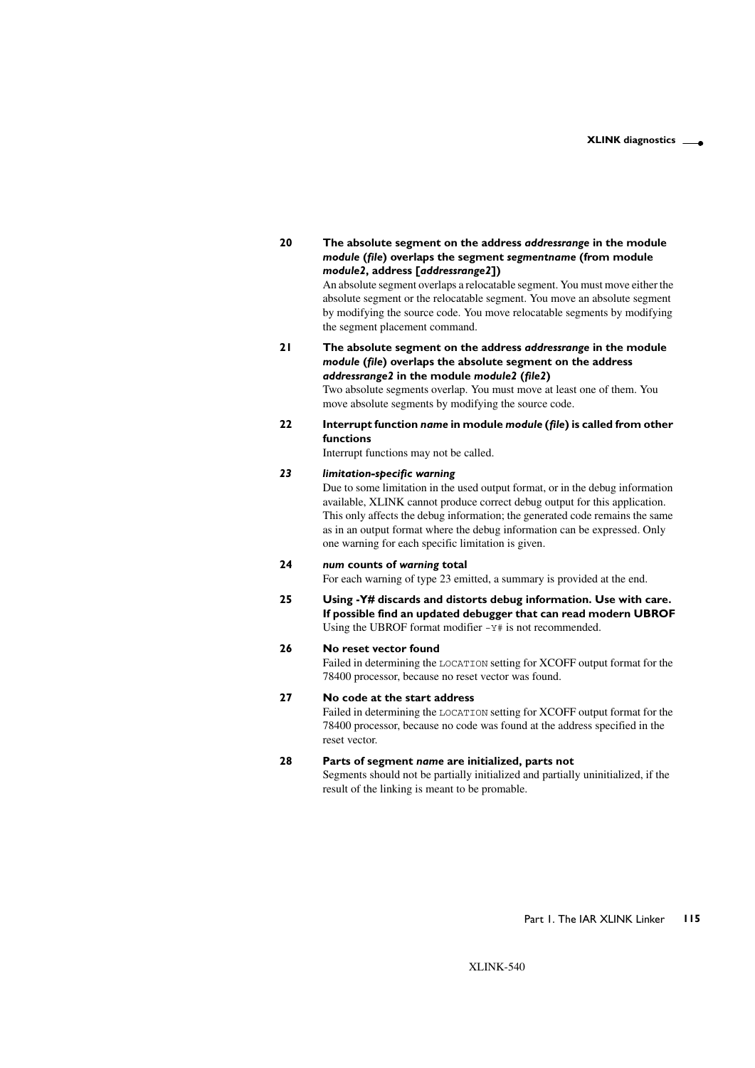**20 The absolute segment on the address *addressrange* in the module *module* (*file*) overlaps the segment *segmentname* (from module *module2*, address [*addressrange2*])**

An absolute segment overlaps a relocatable segment. You must move either the absolute segment or the relocatable segment. You move an absolute segment by modifying the source code. You move relocatable segments by modifying the segment placement command.

**21 The absolute segment on the address *addressrange* in the module *module* (*file*) overlaps the absolute segment on the address *addressrange2* in the module *module2* (*file2*)**

Two absolute segments overlap. You must move at least one of them. You move absolute segments by modifying the source code.

**22 Interrupt function *name* in module *module* (*file*) is called from other functions**

Interrupt functions may not be called.

***23 limitation-specific warning***

Due to some limitation in the used output format, or in the debug information available, XLINK cannot produce correct debug output for this application. This only affects the debug information; the generated code remains the same as in an output format where the debug information can be expressed. Only one warning for each specific limitation is given.

**24 *num* counts of *warning* total**

For each warning of type 23 emitted, a summary is provided at the end.

**25 Using -Y# discards and distorts debug information. Use with care. If possible find an updated debugger that can read modern UBROF**

Using the UBROF format modifier `-Y#` is not recommended.

**26 No reset vector found**

Failed in determining the `LOCATION` setting for XCOFF output format for the 78400 processor, because no reset vector was found.

**27 No code at the start address**

Failed in determining the `LOCATION` setting for XCOFF output format for the 78400 processor, because no code was found at the address specified in the reset vector.

**28 Parts of segment *name* are initialized, parts not**

Segments should not be partially initialized and partially uninitialized, if the result of the linking is meant to be promable.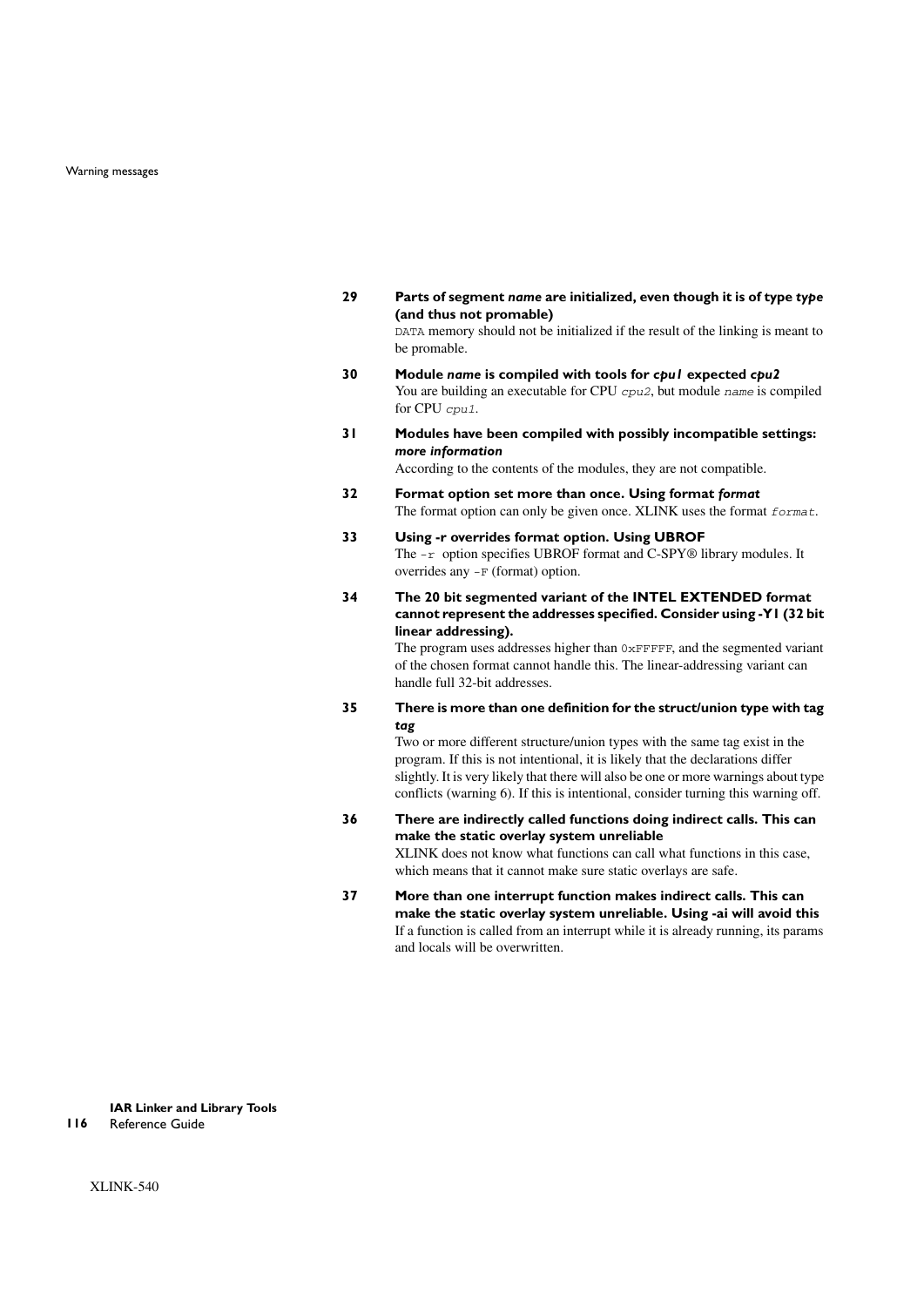**29** **Parts of segment *name* are initialized, even though it is of type *type* (and thus not promable)**

`DATA` memory should not be initialized if the result of the linking is meant to be promable.

**30** **Module *name* is compiled with tools for *cpu1* expected *cpu2***

You are building an executable for CPU *cpu2*, but module *name* is compiled for CPU *cpu1*.

**31** **Modules have been compiled with possibly incompatible settings: *more information***

According to the contents of the modules, they are not compatible.

**32** **Format option set more than once. Using format *format***

The format option can only be given once. XLINK uses the format *format*.

**33** **Using -r overrides format option. Using UBROF**

The `-r` option specifies UBROF format and C-SPY® library modules. It overrides any `-F` (format) option.

**34** **The 20 bit segmented variant of the INTEL EXTENDED format cannot represent the addresses specified. Consider using -Y1 (32 bit linear addressing).**

The program uses addresses higher than `0xFFFFF`, and the segmented variant of the chosen format cannot handle this. The linear-addressing variant can handle full 32-bit addresses.

**35** **There is more than one definition for the struct/union type with tag *tag***

Two or more different structure/union types with the same tag exist in the program. If this is not intentional, it is likely that the declarations differ slightly. It is very likely that there will also be one or more warnings about type conflicts (warning 6). If this is intentional, consider turning this warning off.

**36** **There are indirectly called functions doing indirect calls. This can make the static overlay system unreliable**

XLINK does not know what functions can call what functions in this case, which means that it cannot make sure static overlays are safe.

**37** **More than one interrupt function makes indirect calls. This can make the static overlay system unreliable. Using -ai will avoid this**

If a function is called from an interrupt while it is already running, its params and locals will be overwritten.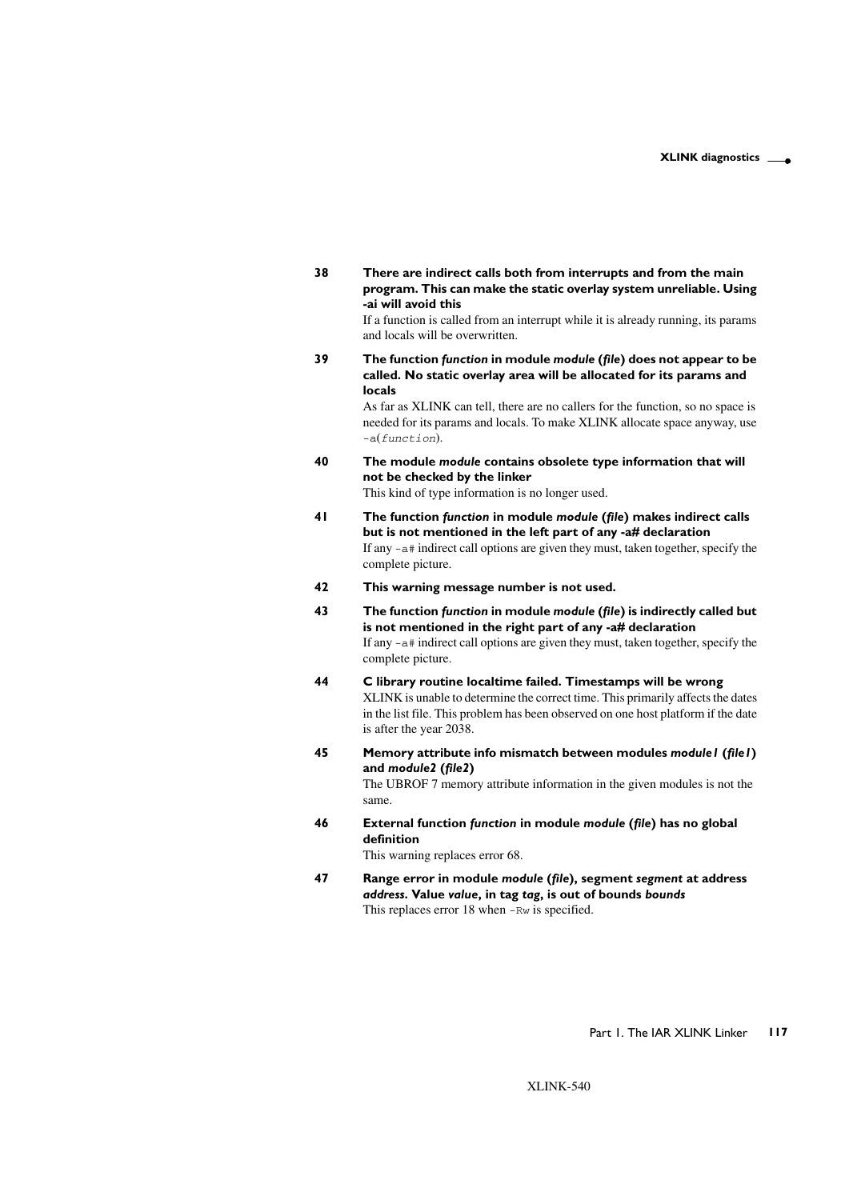**38 There are indirect calls both from interrupts and from the main program. This can make the static overlay system unreliable. Using -ai will avoid this**

If a function is called from an interrupt while it is already running, its params and locals will be overwritten.

**39 The function *function* in module *module* (*file*) does not appear to be called. No static overlay area will be allocated for its params and locals**

As far as XLINK can tell, there are no callers for the function, so no space is needed for its params and locals. To make XLINK allocate space anyway, use `-a(function)`.

**40 The module *module* contains obsolete type information that will not be checked by the linker**

This kind of type information is no longer used.

**41 The function *function* in module *module* (*file*) makes indirect calls but is not mentioned in the left part of any -a# declaration**

If any `-a#` indirect call options are given they must, taken together, specify the complete picture.

**42 This warning message number is not used.**

**43 The function *function* in module *module* (*file*) is indirectly called but is not mentioned in the right part of any -a# declaration**

If any `-a#` indirect call options are given they must, taken together, specify the complete picture.

**44 C library routine localtime failed. Timestamps will be wrong**

XLINK is unable to determine the correct time. This primarily affects the dates in the list file. This problem has been observed on one host platform if the date is after the year 2038.

**45 Memory attribute info mismatch between modules *module1* (*file1*) and *module2* (*file2*)**

The UBROF 7 memory attribute information in the given modules is not the same.

**46 External function *function* in module *module* (*file*) has no global definition**

This warning replaces error 68.

**47 Range error in module *module* (*file*), segment *segment* at address *address*. Value *value*, in tag *tag*, is out of bounds *bounds***

This replaces error 18 when `-Rw` is specified.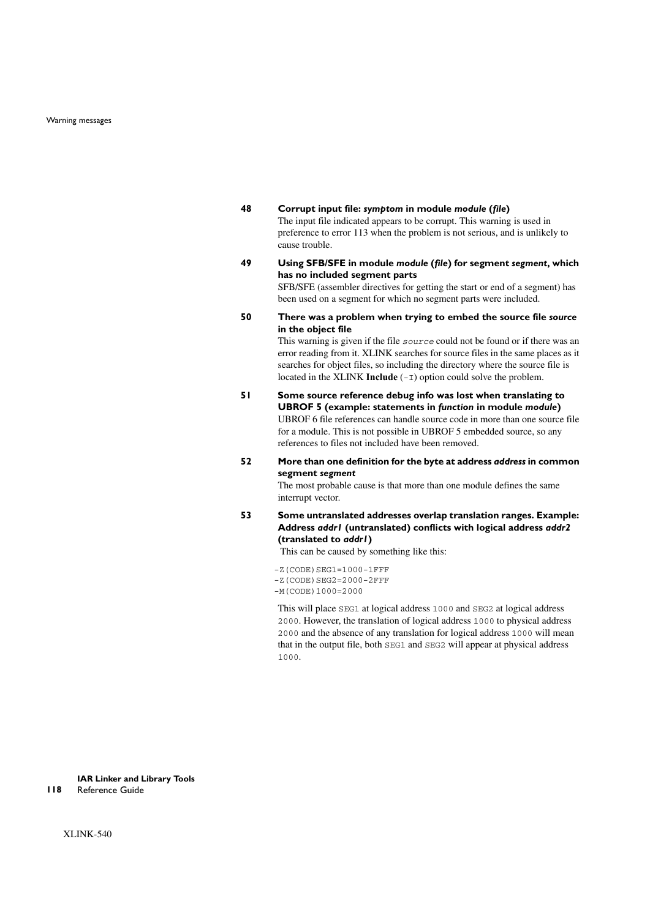**48 Corrupt input file: *symptom* in module *module* (*file*)**

The input file indicated appears to be corrupt. This warning is used in preference to error 113 when the problem is not serious, and is unlikely to cause trouble.

**49 Using SFB/SFE in module *module* (*file*) for segment *segment*, which has no included segment parts**

SFB/SFE (assembler directives for getting the start or end of a segment) has been used on a segment for which no segment parts were included.

**50 There was a problem when trying to embed the source file *source* in the object file**

This warning is given if the file `source` could not be found or if there was an error reading from it. XLINK searches for source files in the same places as it searches for object files, so including the directory where the source file is located in the XLINK **Include** (`-I`) option could solve the problem.

**51 Some source reference debug info was lost when translating to UBROF 5 (example: statements in *function* in module *module*)**

UBROF 6 file references can handle source code in more than one source file for a module. This is not possible in UBROF 5 embedded source, so any references to files not included have been removed.

**52 More than one definition for the byte at address *address* in common segment *segment***

The most probable cause is that more than one module defines the same interrupt vector.

**53 Some untranslated addresses overlap translation ranges. Example: Address *addr1* (untranslated) conflicts with logical address *addr2* (translated to *addr1*)**

This can be caused by something like this:

```
-Z(CODE)SEG1=1000-1FFF
-Z(CODE)SEG2=2000-2FFF
-M(CODE)1000=2000
```

This will place `SEG1` at logical address `1000` and `SEG2` at logical address `2000`. However, the translation of logical address `1000` to physical address `2000` and the absence of any translation for logical address `1000` will mean that in the output file, both `SEG1` and `SEG2` will appear at physical address `1000`.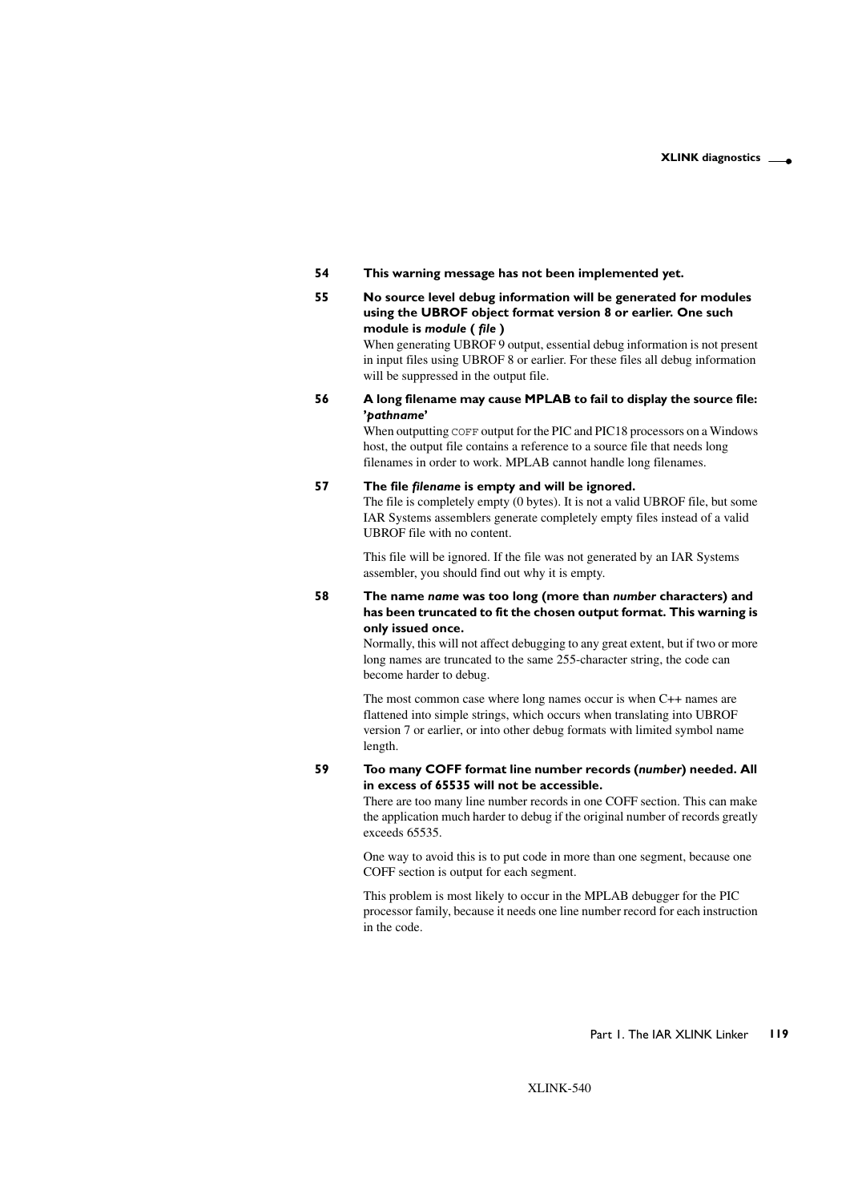**54 This warning message has not been implemented yet.**

**55 No source level debug information will be generated for modules using the UBROF object format version 8 or earlier. One such module is *module* ( *file* )**

When generating UBROF 9 output, essential debug information is not present in input files using UBROF 8 or earlier. For these files all debug information will be suppressed in the output file.

**56 A long filename may cause MPLAB to fail to display the source file: '*pathname*'**

When outputting `COFF` output for the PIC and PIC18 processors on a Windows host, the output file contains a reference to a source file that needs long filenames in order to work. MPLAB cannot handle long filenames.

**57 The file *filename* is empty and will be ignored.**

The file is completely empty (0 bytes). It is not a valid UBROF file, but some IAR Systems assemblers generate completely empty files instead of a valid UBROF file with no content.

This file will be ignored. If the file was not generated by an IAR Systems assembler, you should find out why it is empty.

**58 The name *name* was too long (more than *number* characters) and has been truncated to fit the chosen output format. This warning is only issued once.**

Normally, this will not affect debugging to any great extent, but if two or more long names are truncated to the same 255-character string, the code can become harder to debug.

The most common case where long names occur is when C++ names are flattened into simple strings, which occurs when translating into UBROF version 7 or earlier, or into other debug formats with limited symbol name length.

**59 Too many COFF format line number records (*number*) needed. All in excess of 65535 will not be accessible.**

There are too many line number records in one COFF section. This can make the application much harder to debug if the original number of records greatly exceeds 65535.

One way to avoid this is to put code in more than one segment, because one COFF section is output for each segment.

This problem is most likely to occur in the MPLAB debugger for the PIC processor family, because it needs one line number record for each instruction in the code.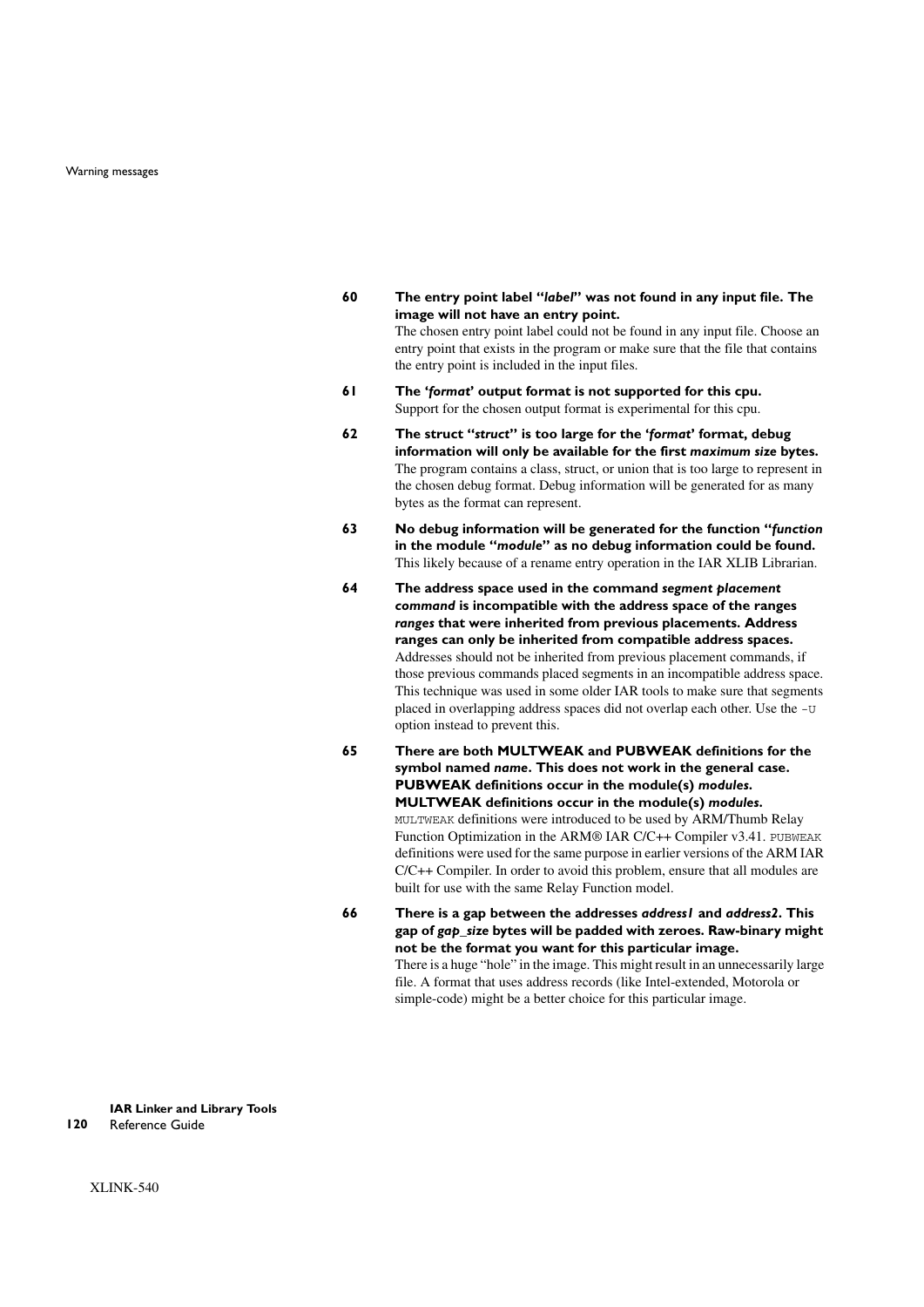**60 The entry point label "*label*" was not found in any input file. The image will not have an entry point.**

The chosen entry point label could not be found in any input file. Choose an entry point that exists in the program or make sure that the file that contains the entry point is included in the input files.

**61 The '*format*' output format is not supported for this cpu.**

Support for the chosen output format is experimental for this cpu.

**62 The struct "*struct*" is too large for the '*format*' format, debug information will only be available for the first *maximum size* bytes.**

The program contains a class, struct, or union that is too large to represent in the chosen debug format. Debug information will be generated for as many bytes as the format can represent.

**63 No debug information will be generated for the function "*function* in the module "*module*" as no debug information could be found.**

This likely because of a rename entry operation in the IAR XLIB Librarian.

**64 The address space used in the command *segment placement command* is incompatible with the address space of the ranges *ranges* that were inherited from previous placements. Address ranges can only be inherited from compatible address spaces.**

Addresses should not be inherited from previous placement commands, if those previous commands placed segments in an incompatible address space. This technique was used in some older IAR tools to make sure that segments placed in overlapping address spaces did not overlap each other. Use the `-U` option instead to prevent this.

**65 There are both MULTWEAK and PUBWEAK definitions for the symbol named *name*. This does not work in the general case. PUBWEAK definitions occur in the module(s) *modules*. MULTWEAK definitions occur in the module(s) *modules*.**

`MULTWEAK` definitions were introduced to be used by ARM/Thumb Relay Function Optimization in the ARM® IAR C/C++ Compiler v3.41. `PUBWEAK` definitions were used for the same purpose in earlier versions of the ARM IAR C/C++ Compiler. In order to avoid this problem, ensure that all modules are built for use with the same Relay Function model.

**66 There is a gap between the addresses *address1* and *address2*. This gap of *gap_size* bytes will be padded with zeroes. Raw-binary might not be the format you want for this particular image.**

There is a huge "hole" in the image. This might result in an unnecessarily large file. A format that uses address records (like Intel-extended, Motorola or simple-code) might be a better choice for this particular image.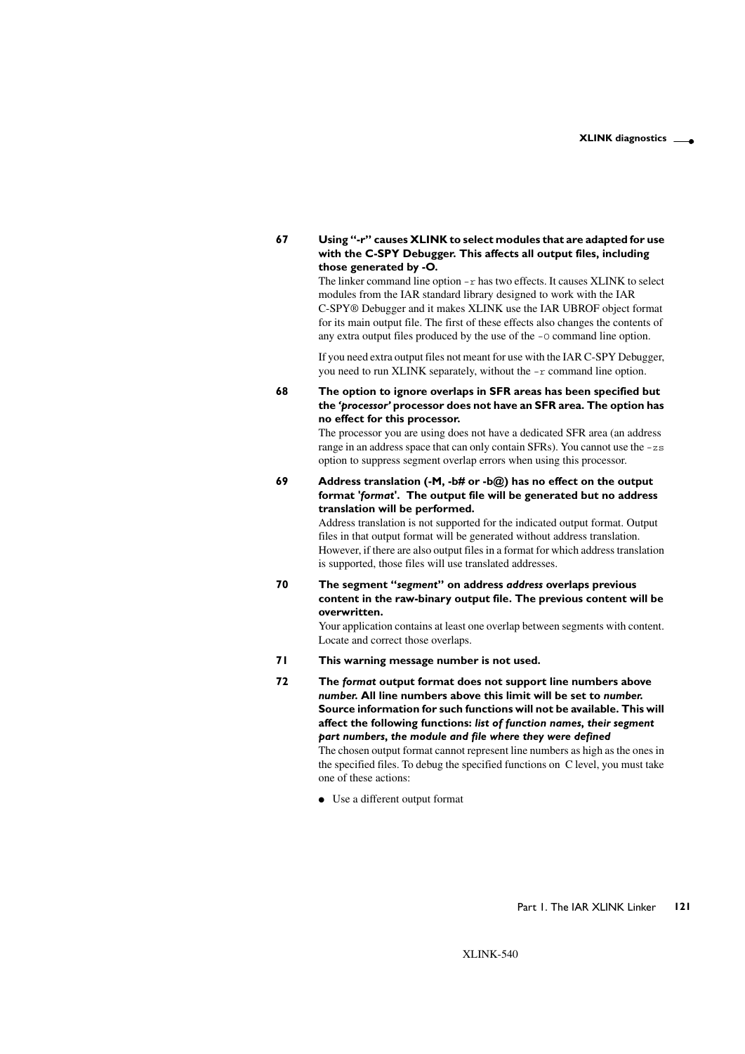**67 Using "-r" causes XLINK to select modules that are adapted for use with the C-SPY Debugger. This affects all output files, including those generated by -O.**

The linker command line option `-r` has two effects. It causes XLINK to select modules from the IAR standard library designed to work with the IAR C-SPY® Debugger and it makes XLINK use the IAR UBROF object format for its main output file. The first of these effects also changes the contents of any extra output files produced by the use of the `-O` command line option.

If you need extra output files not meant for use with the IAR C-SPY Debugger, you need to run XLINK separately, without the `-r` command line option.

**68 The option to ignore overlaps in SFR areas has been specified but the '*processor*' processor does not have an SFR area. The option has no effect for this processor.**

The processor you are using does not have a dedicated SFR area (an address range in an address space that can only contain SFRs). You cannot use the `-zs` option to suppress segment overlap errors when using this processor.

**69 Address translation (-M, -b# or -b@) has no effect on the output format '*format*'. The output file will be generated but no address translation will be performed.**

Address translation is not supported for the indicated output format. Output files in that output format will be generated without address translation. However, if there are also output files in a format for which address translation is supported, those files will use translated addresses.

**70 The segment "*segment*" on address *address* overlaps previous content in the raw-binary output file. The previous content will be overwritten.**

Your application contains at least one overlap between segments with content. Locate and correct those overlaps.

**71 This warning message number is not used.**

**72 The *format* output format does not support line numbers above *number*. All line numbers above this limit will be set to *number*. Source information for such functions will not be available. This will affect the following functions: *list of function names, their segment part numbers, the module and file where they were defined***

The chosen output format cannot represent line numbers as high as the ones in the specified files. To debug the specified functions on C level, you must take one of these actions:

- Use a different output format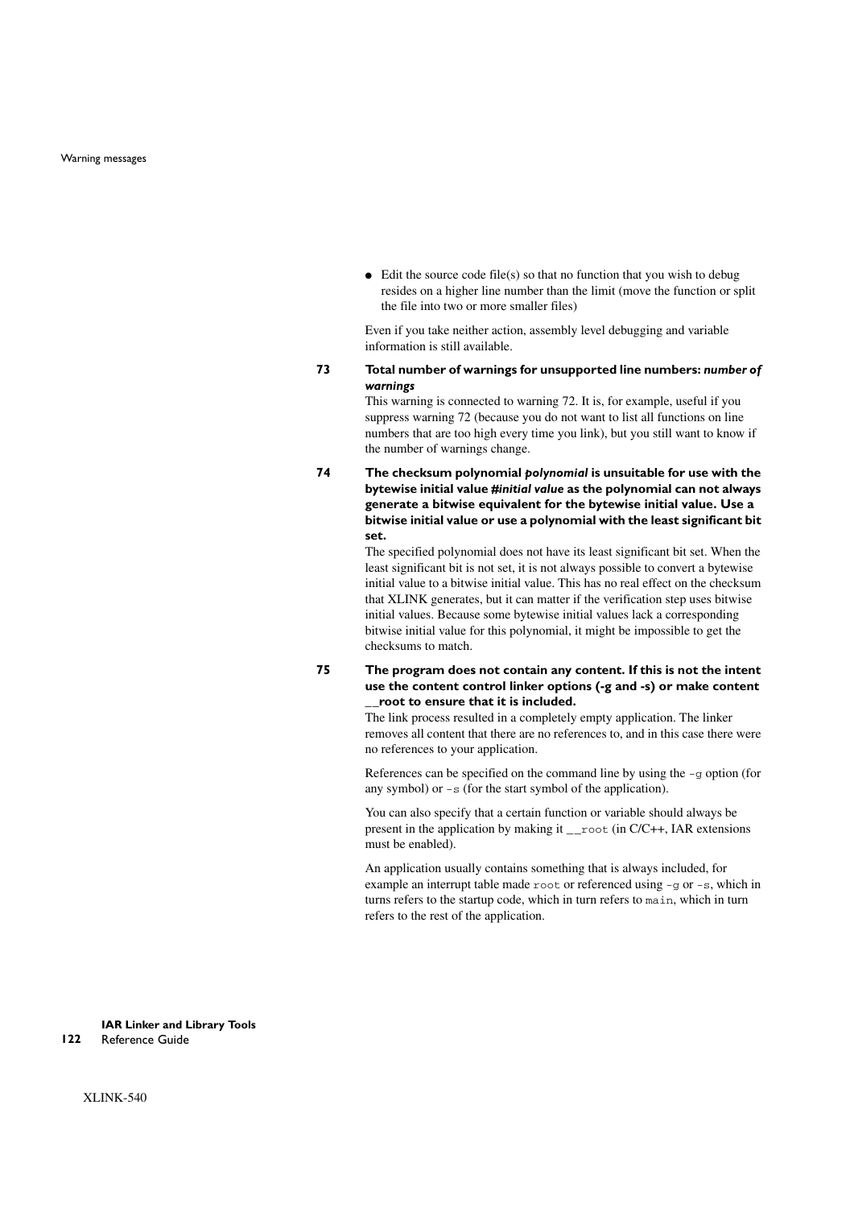- Edit the source code file(s) so that no function that you wish to debug resides on a higher line number than the limit (move the function or split the file into two or more smaller files)

Even if you take neither action, assembly level debugging and variable information is still available.

**73 Total number of warnings for unsupported line numbers:** ***number of warnings***

This warning is connected to warning 72. It is, for example, useful if you suppress warning 72 (because you do not want to list all functions on line numbers that are too high every time you link), but you still want to know if the number of warnings change.

**74 The checksum polynomial** ***polynomial*** **is unsuitable for use with the bytewise initial value #*initial value* as the polynomial can not always generate a bitwise equivalent for the bytewise initial value. Use a bitwise initial value or use a polynomial with the least significant bit set.**

The specified polynomial does not have its least significant bit set. When the least significant bit is not set, it is not always possible to convert a bytewise initial value to a bitwise initial value. This has no real effect on the checksum that XLINK generates, but it can matter if the verification step uses bitwise initial values. Because some bytewise initial values lack a corresponding bitwise initial value for this polynomial, it might be impossible to get the checksums to match.

**75 The program does not contain any content. If this is not the intent use the content control linker options (-g and -s) or make content __root to ensure that it is included.**

The link process resulted in a completely empty application. The linker removes all content that there are no references to, and in this case there were no references to your application.

References can be specified on the command line by using the `-g` option (for any symbol) or `-s` (for the start symbol of the application).

You can also specify that a certain function or variable should always be present in the application by making it `__root` (in C/C++, IAR extensions must be enabled).

An application usually contains something that is always included, for example an interrupt table made `root` or referenced using `-g` or `-s`, which in turns refers to the startup code, which in turn refers to `main`, which in turn refers to the rest of the application.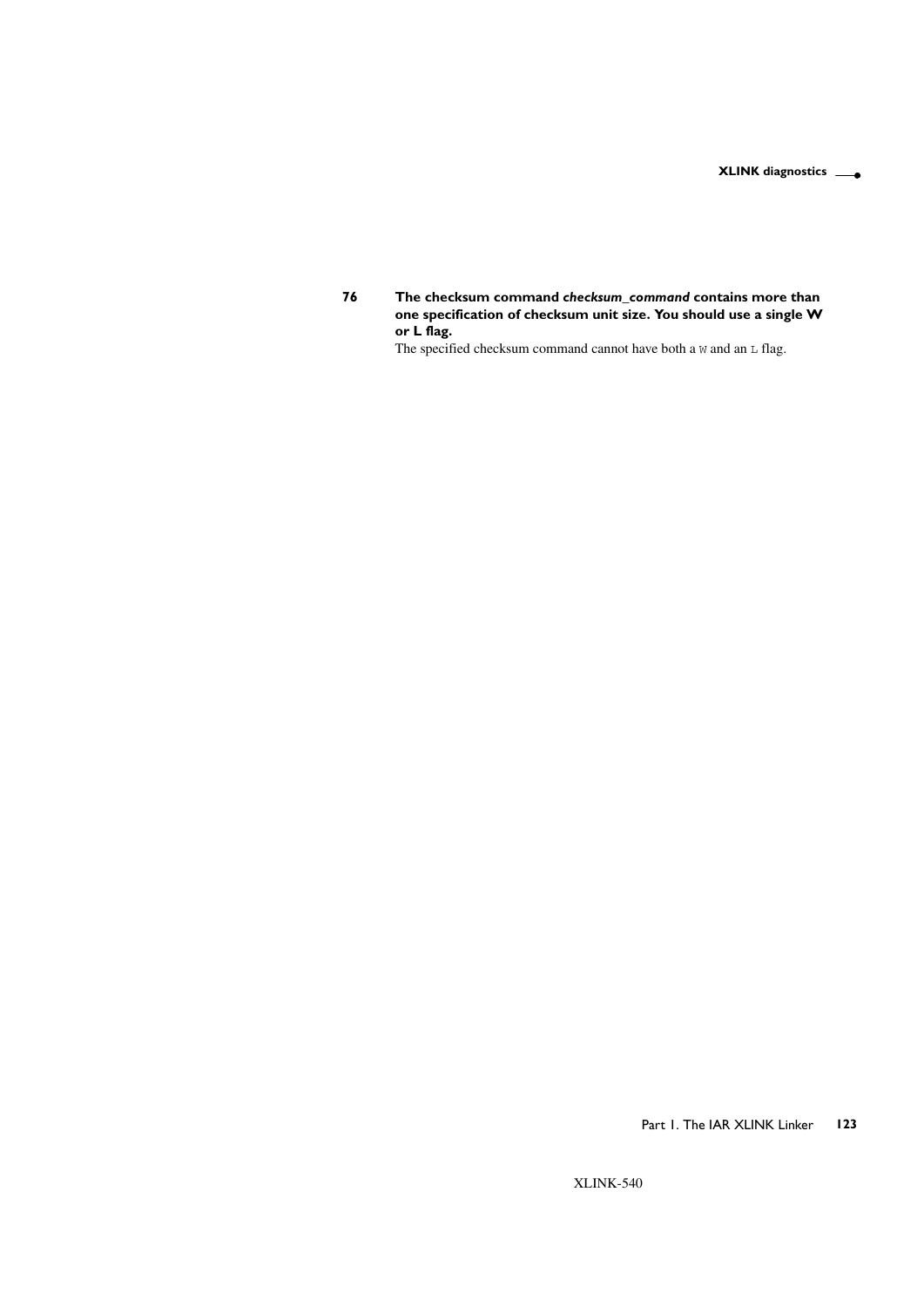**76 The checksum command *checksum_command* contains more than one specification of checksum unit size. You should use a single W or L flag.**

The specified checksum command cannot have both a `W` and an `L` flag.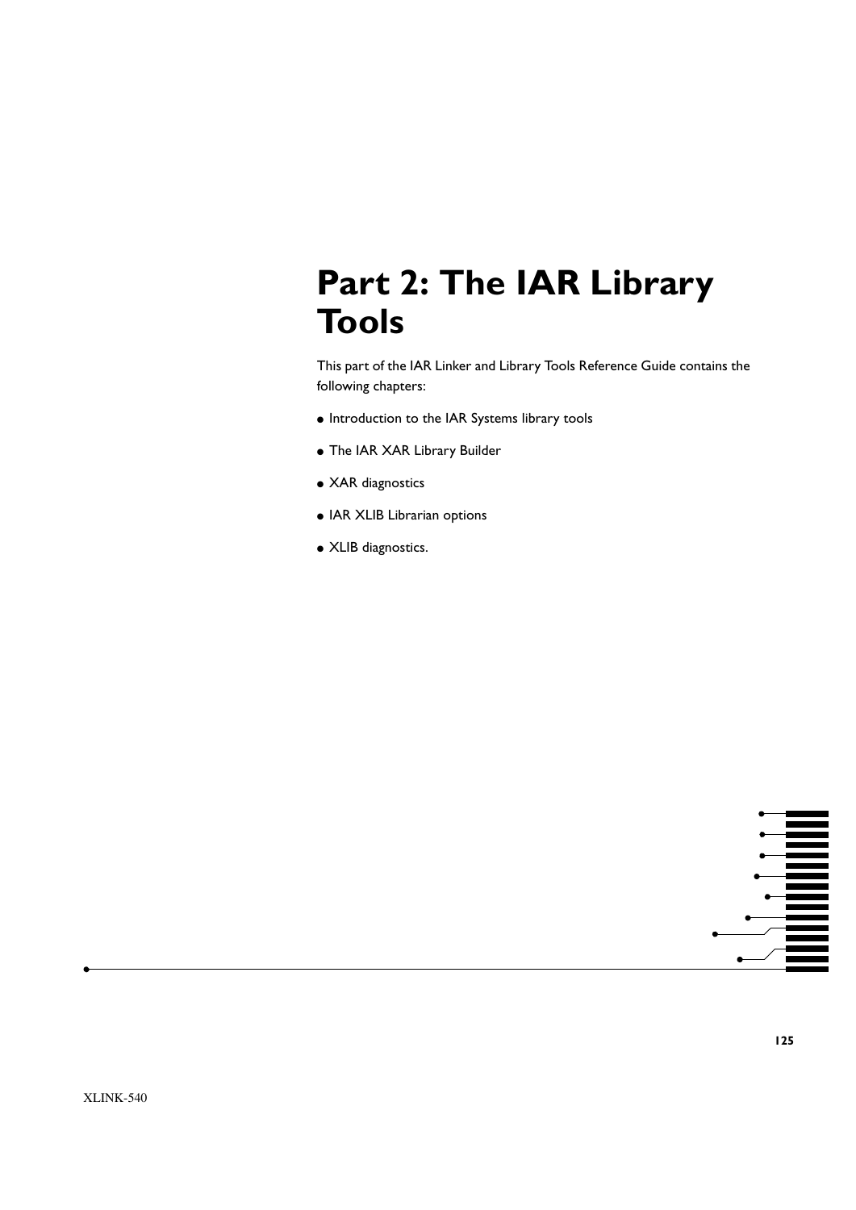# Part 2: The IAR Library Tools

This part of the IAR Linker and Library Tools Reference Guide contains the following chapters:

- Introduction to the IAR Systems library tools
- The IAR XAR Library Builder
- XAR diagnostics
- IAR XLIB Librarian options
- XLIB diagnostics.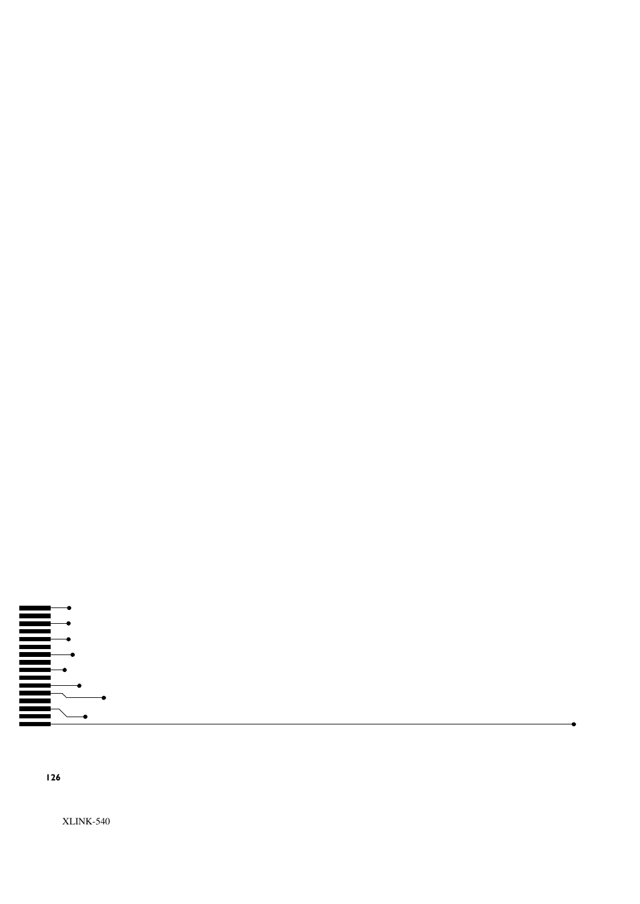XLINK-540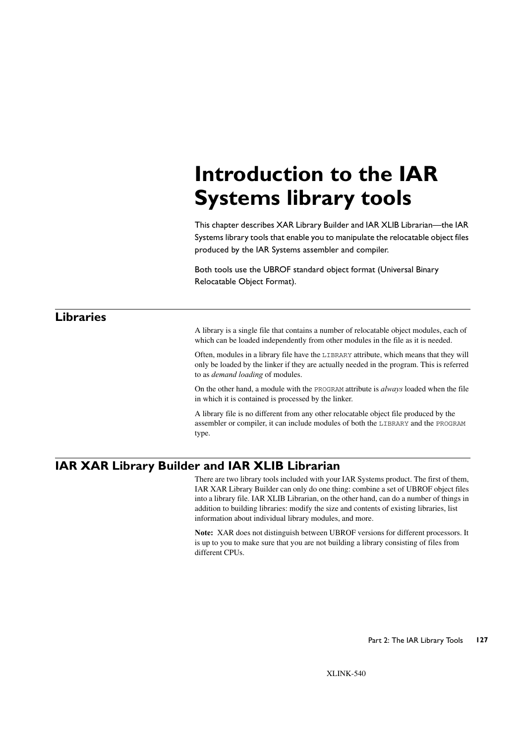# Introduction to the IAR Systems library tools

This chapter describes XAR Library Builder and IAR XLIB Librarian—the IAR Systems library tools that enable you to manipulate the relocatable object files produced by the IAR Systems assembler and compiler.

Both tools use the UBROF standard object format (Universal Binary Relocatable Object Format).

## Libraries

A library is a single file that contains a number of relocatable object modules, each of which can be loaded independently from other modules in the file as it is needed.

Often, modules in a library file have the `LIBRARY` attribute, which means that they will only be loaded by the linker if they are actually needed in the program. This is referred to as *demand loading* of modules.

On the other hand, a module with the `PROGRAM` attribute is *always* loaded when the file in which it is contained is processed by the linker.

A library file is no different from any other relocatable object file produced by the assembler or compiler, it can include modules of both the `LIBRARY` and the `PROGRAM` type.

## IAR XAR Library Builder and IAR XLIB Librarian

There are two library tools included with your IAR Systems product. The first of them, IAR XAR Library Builder can only do one thing: combine a set of UBROF object files into a library file. IAR XLIB Librarian, on the other hand, can do a number of things in addition to building libraries: modify the size and contents of existing libraries, list information about individual library modules, and more.

**Note:** XAR does not distinguish between UBROF versions for different processors. It is up to you to make sure that you are not building a library consisting of files from different CPUs.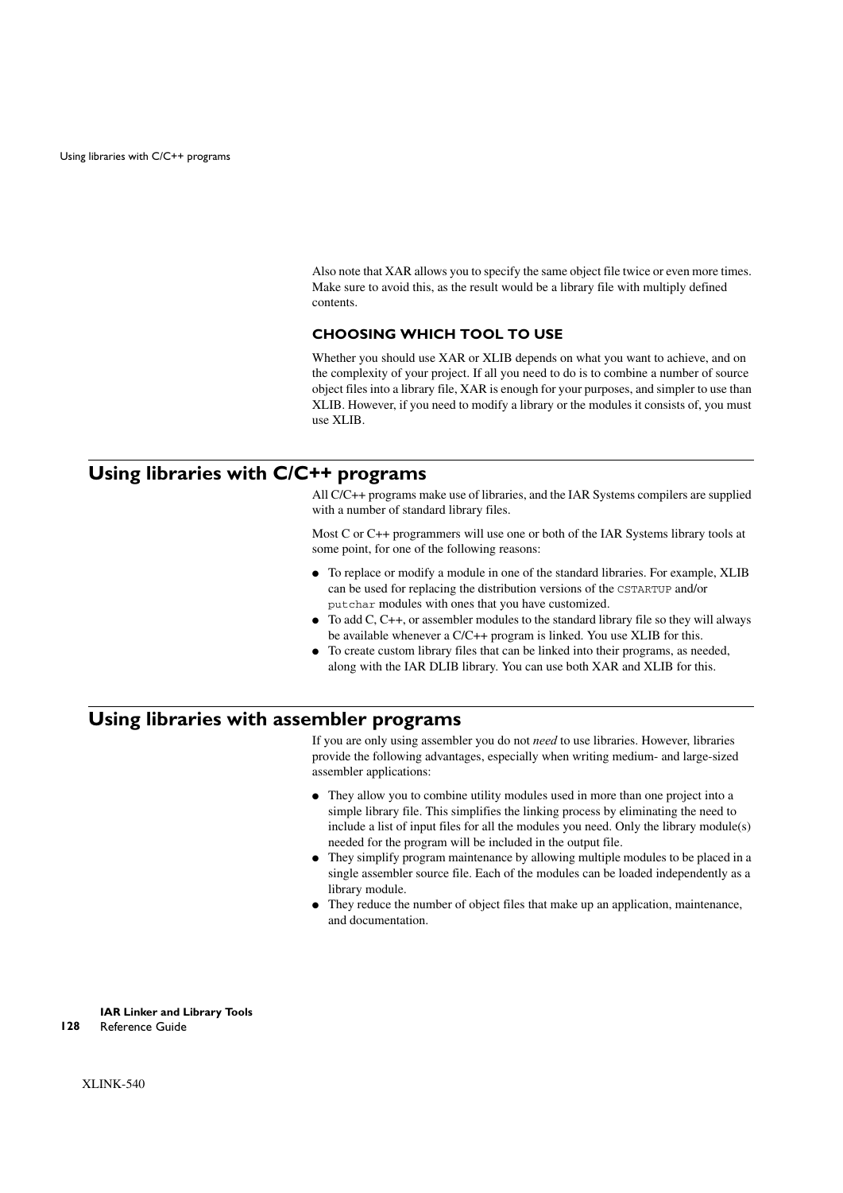Also note that XAR allows you to specify the same object file twice or even more times. Make sure to avoid this, as the result would be a library file with multiply defined contents.

### CHOOSING WHICH TOOL TO USE

Whether you should use XAR or XLIB depends on what you want to achieve, and on the complexity of your project. If all you need to do is to combine a number of source object files into a library file, XAR is enough for your purposes, and simpler to use than XLIB. However, if you need to modify a library or the modules it consists of, you must use XLIB.

## Using libraries with C/C++ programs

All C/C++ programs make use of libraries, and the IAR Systems compilers are supplied with a number of standard library files.

Most C or C++ programmers will use one or both of the IAR Systems library tools at some point, for one of the following reasons:

- To replace or modify a module in one of the standard libraries. For example, XLIB can be used for replacing the distribution versions of the `CSTARTUP` and/or `putchar` modules with ones that you have customized.
- To add C, C++, or assembler modules to the standard library file so they will always be available whenever a C/C++ program is linked. You use XLIB for this.
- To create custom library files that can be linked into their programs, as needed, along with the IAR DLIB library. You can use both XAR and XLIB for this.

## Using libraries with assembler programs

If you are only using assembler you do not *need* to use libraries. However, libraries provide the following advantages, especially when writing medium- and large-sized assembler applications:

- They allow you to combine utility modules used in more than one project into a simple library file. This simplifies the linking process by eliminating the need to include a list of input files for all the modules you need. Only the library module(s) needed for the program will be included in the output file.
- They simplify program maintenance by allowing multiple modules to be placed in a single assembler source file. Each of the modules can be loaded independently as a library module.
- They reduce the number of object files that make up an application, maintenance, and documentation.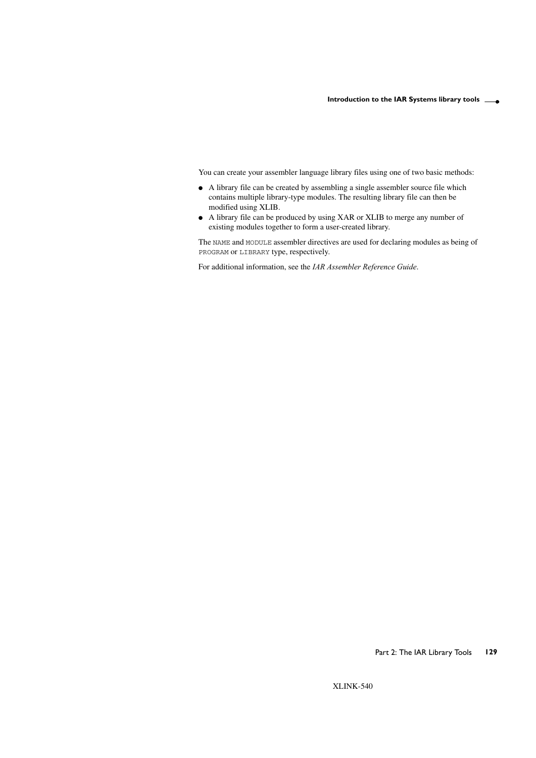You can create your assembler language library files using one of two basic methods:

- A library file can be created by assembling a single assembler source file which contains multiple library-type modules. The resulting library file can then be modified using XLIB.
- A library file can be produced by using XAR or XLIB to merge any number of existing modules together to form a user-created library.

The `NAME` and `MODULE` assembler directives are used for declaring modules as being of `PROGRAM` or `LIBRARY` type, respectively.

For additional information, see the *IAR Assembler Reference Guide*.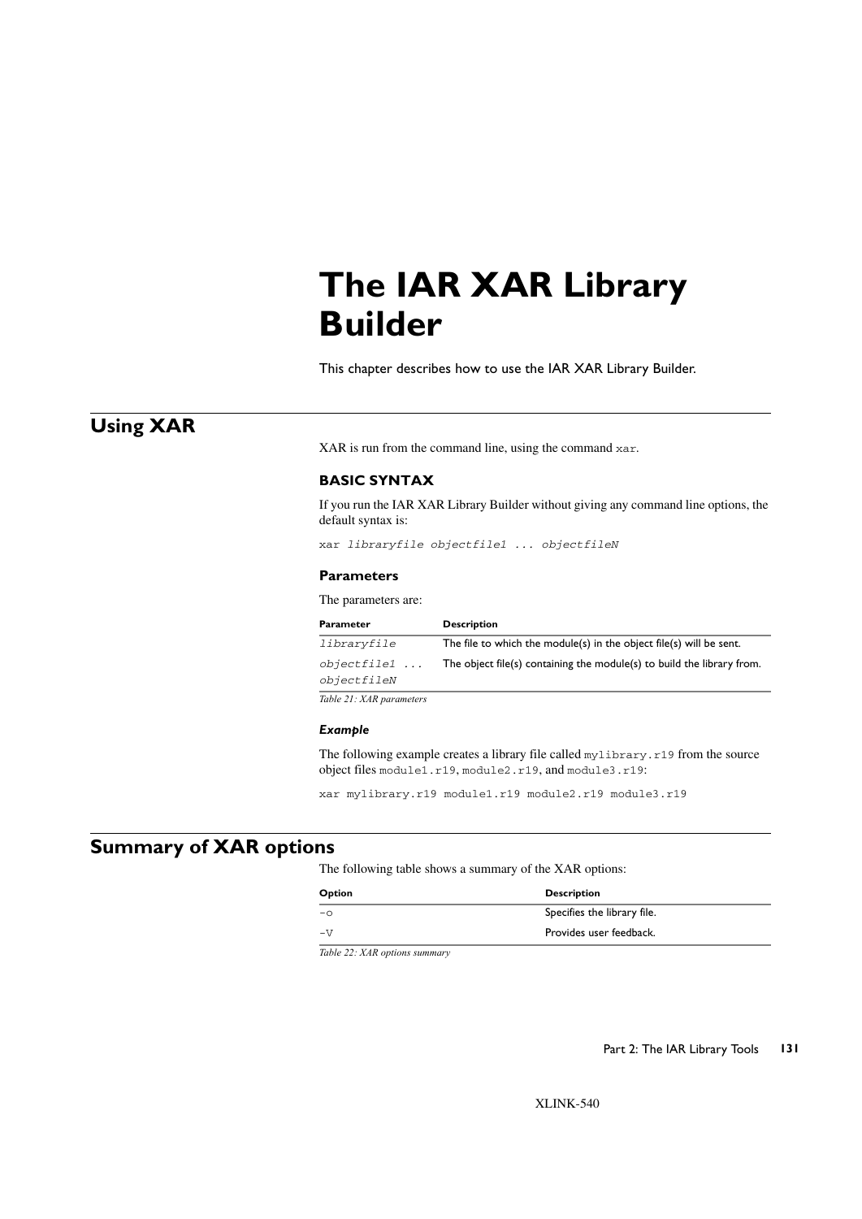# The IAR XAR Library Builder

This chapter describes how to use the IAR XAR Library Builder.

## Using XAR

XAR is run from the command line, using the command `xar`.

### BASIC SYNTAX

If you run the IAR XAR Library Builder without giving any command line options, the default syntax is:

```
xar libraryfile objectfile1 ... objectfileN
```

#### Parameters

The parameters are:

| Parameter | Description |
|---|---|
| *libraryfile* | The file to which the module(s) in the object file(s) will be sent. |
| *objectfile1 ... objectfileN* | The object file(s) containing the module(s) to build the library from. |

*Table 21: XAR parameters*

#### *Example*

The following example creates a library file called `mylibrary.r19` from the source object files `module1.r19`, `module2.r19`, and `module3.r19`:

```
xar mylibrary.r19 module1.r19 module2.r19 module3.r19
```

## Summary of XAR options

The following table shows a summary of the XAR options:

| Option | Description |
|---|---|
| `-o` | Specifies the library file. |
| `-V` | Provides user feedback. |

*Table 22: XAR options summary*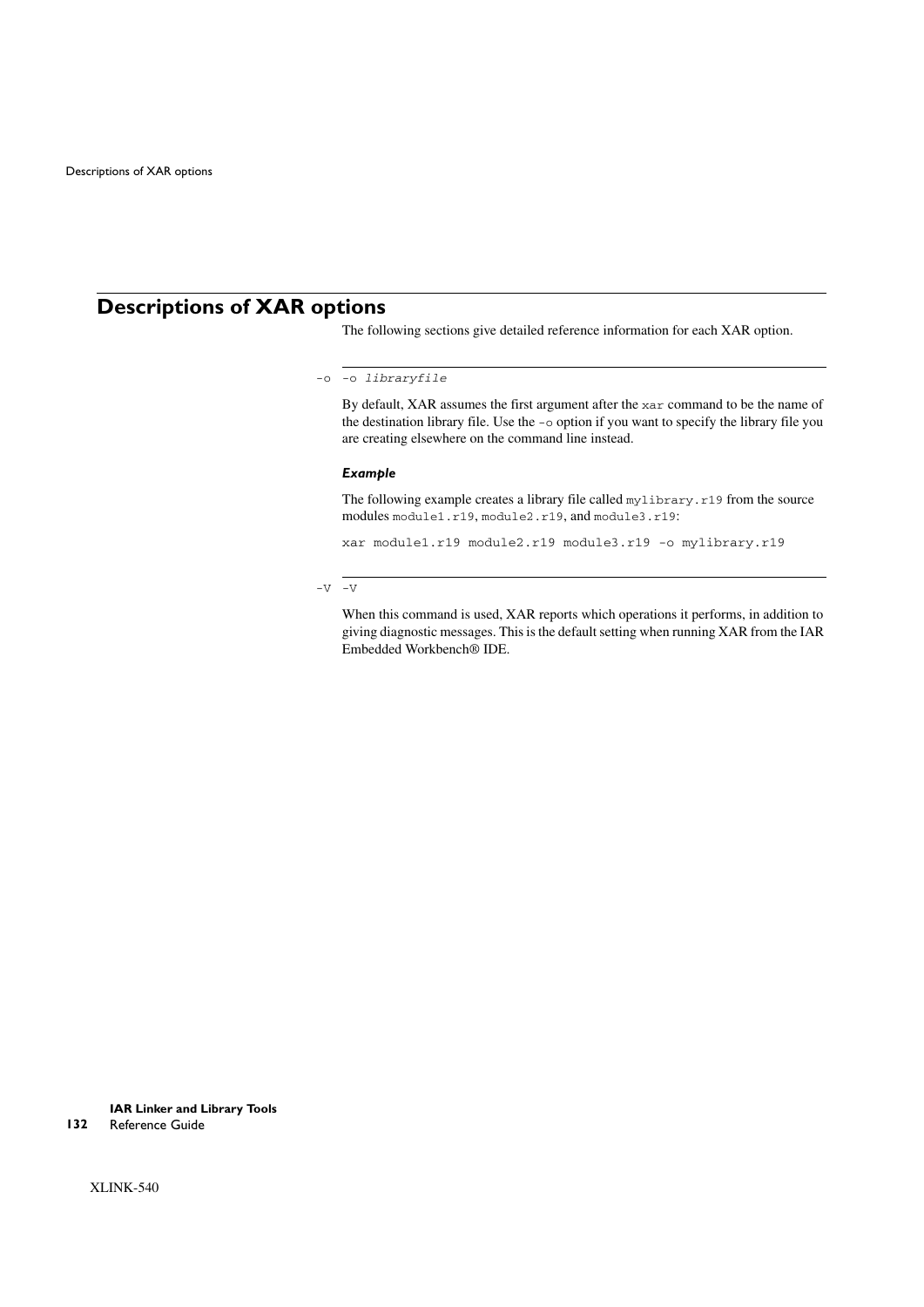## Descriptions of XAR options

The following sections give detailed reference information for each XAR option.

### -o

`-o libraryfile`

By default, XAR assumes the first argument after the `xar` command to be the name of the destination library file. Use the `-o` option if you want to specify the library file you are creating elsewhere on the command line instead.

***Example***

The following example creates a library file called `mylibrary.r19` from the source modules `module1.r19`, `module2.r19`, and `module3.r19`:

```
xar module1.r19 module2.r19 module3.r19 -o mylibrary.r19
```

### -V

`-V`

When this command is used, XAR reports which operations it performs, in addition to giving diagnostic messages. This is the default setting when running XAR from the IAR Embedded Workbench® IDE.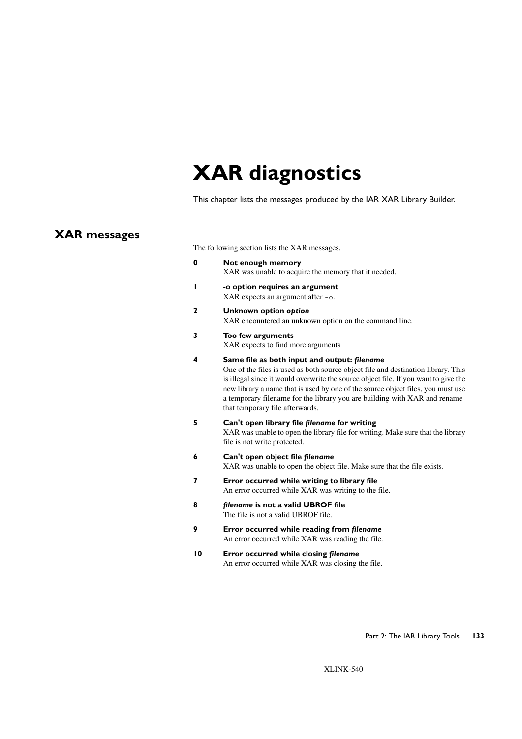# XAR diagnostics

This chapter lists the messages produced by the IAR XAR Library Builder.

## XAR messages

The following section lists the XAR messages.

**0 Not enough memory**
XAR was unable to acquire the memory that it needed.

**1 -o option requires an argument**
XAR expects an argument after `-o`.

**2 Unknown option *option***
XAR encountered an unknown option on the command line.

**3 Too few arguments**
XAR expects to find more arguments

**4 Same file as both input and output: *filename***
One of the files is used as both source object file and destination library. This is illegal since it would overwrite the source object file. If you want to give the new library a name that is used by one of the source object files, you must use a temporary filename for the library you are building with XAR and rename that temporary file afterwards.

**5 Can't open library file *filename* for writing**
XAR was unable to open the library file for writing. Make sure that the library file is not write protected.

**6 Can't open object file *filename***
XAR was unable to open the object file. Make sure that the file exists.

**7 Error occurred while writing to library file**
An error occurred while XAR was writing to the file.

**8 *filename* is not a valid UBROF file**
The file is not a valid UBROF file.

**9 Error occurred while reading from *filename***
An error occurred while XAR was reading the file.

**10 Error occurred while closing *filename***
An error occurred while XAR was closing the file.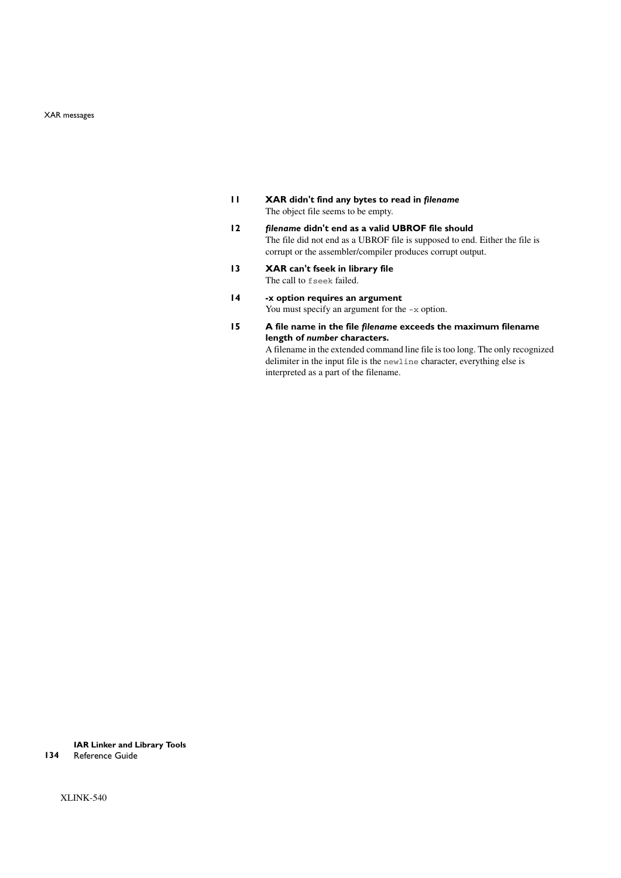**11 XAR didn't find any bytes to read in *filename***

The object file seems to be empty.

**12 *filename* didn't end as a valid UBROF file should**

The file did not end as a UBROF file is supposed to end. Either the file is corrupt or the assembler/compiler produces corrupt output.

**13 XAR can't fseek in library file**

The call to `fseek` failed.

**14 -x option requires an argument**

You must specify an argument for the `-x` option.

**15 A file name in the file *filename* exceeds the maximum filename length of *number* characters.**

A filename in the extended command line file is too long. The only recognized delimiter in the input file is the `newline` character, everything else is interpreted as a part of the filename.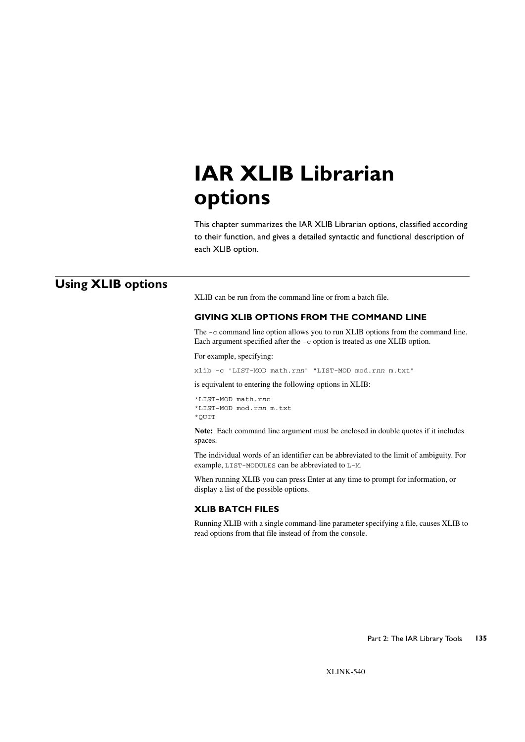# IAR XLIB Librarian options

This chapter summarizes the IAR XLIB Librarian options, classified according to their function, and gives a detailed syntactic and functional description of each XLIB option.

## Using XLIB options

XLIB can be run from the command line or from a batch file.

### GIVING XLIB OPTIONS FROM THE COMMAND LINE

The `-c` command line option allows you to run XLIB options from the command line. Each argument specified after the `-c` option is treated as one XLIB option.

For example, specifying:

```
xlib -c "LIST-MOD math.rnn" "LIST-MOD mod.rnn m.txt"
```

is equivalent to entering the following options in XLIB:

```
*LIST-MOD math.rnn
*LIST-MOD mod.rnn m.txt
*QUIT
```

**Note:** Each command line argument must be enclosed in double quotes if it includes spaces.

The individual words of an identifier can be abbreviated to the limit of ambiguity. For example, `LIST-MODULES` can be abbreviated to `L-M`.

When running XLIB you can press Enter at any time to prompt for information, or display a list of the possible options.

### XLIB BATCH FILES

Running XLIB with a single command-line parameter specifying a file, causes XLIB to read options from that file instead of from the console.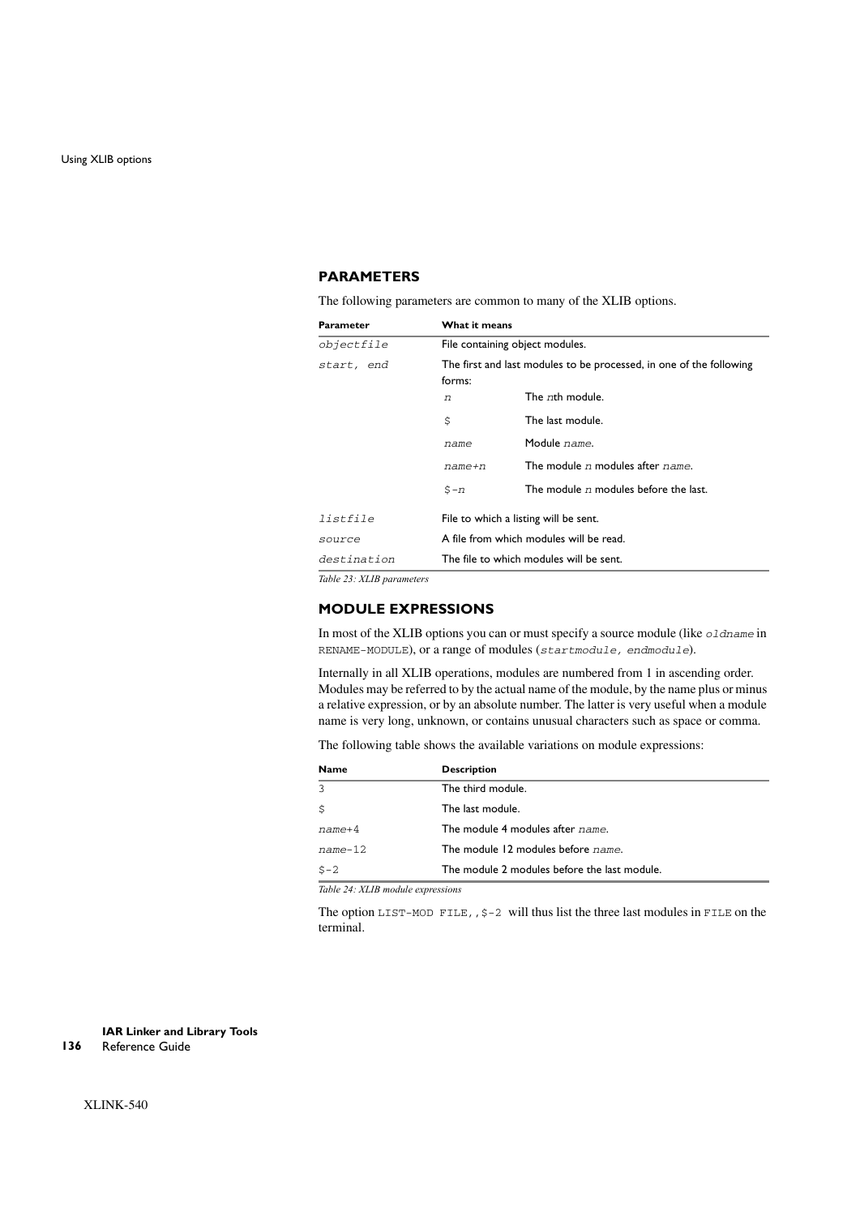## PARAMETERS

The following parameters are common to many of the XLIB options.

| Parameter | What it means | |
|---|---|---|
| *objectfile* | File containing object modules. | |
| *start, end* | The first and last modules to be processed, in one of the following forms: | |
| | *n* | The *n*th module. |
| | $ | The last module. |
| | *name* | Module *name*. |
| | *name+n* | The module *n* modules after *name*. |
| | $-*n* | The module *n* modules before the last. |
| *listfile* | File to which a listing will be sent. | |
| *source* | A file from which modules will be read. | |
| *destination* | The file to which modules will be sent. | |

*Table 23: XLIB parameters*

## MODULE EXPRESSIONS

In most of the XLIB options you can or must specify a source module (like *oldname* in RENAME-MODULE), or a range of modules (*startmodule, endmodule*).

Internally in all XLIB operations, modules are numbered from 1 in ascending order. Modules may be referred to by the actual name of the module, by the name plus or minus a relative expression, or by an absolute number. The latter is very useful when a module name is very long, unknown, or contains unusual characters such as space or comma.

The following table shows the available variations on module expressions:

| Name | Description |
|---|---|
| 3 | The third module. |
| $ | The last module. |
| *name*+4 | The module 4 modules after *name*. |
| *name*-12 | The module 12 modules before *name*. |
| $-2 | The module 2 modules before the last module. |

*Table 24: XLIB module expressions*

The option `LIST-MOD FILE,,$-2` will thus list the three last modules in `FILE` on the terminal.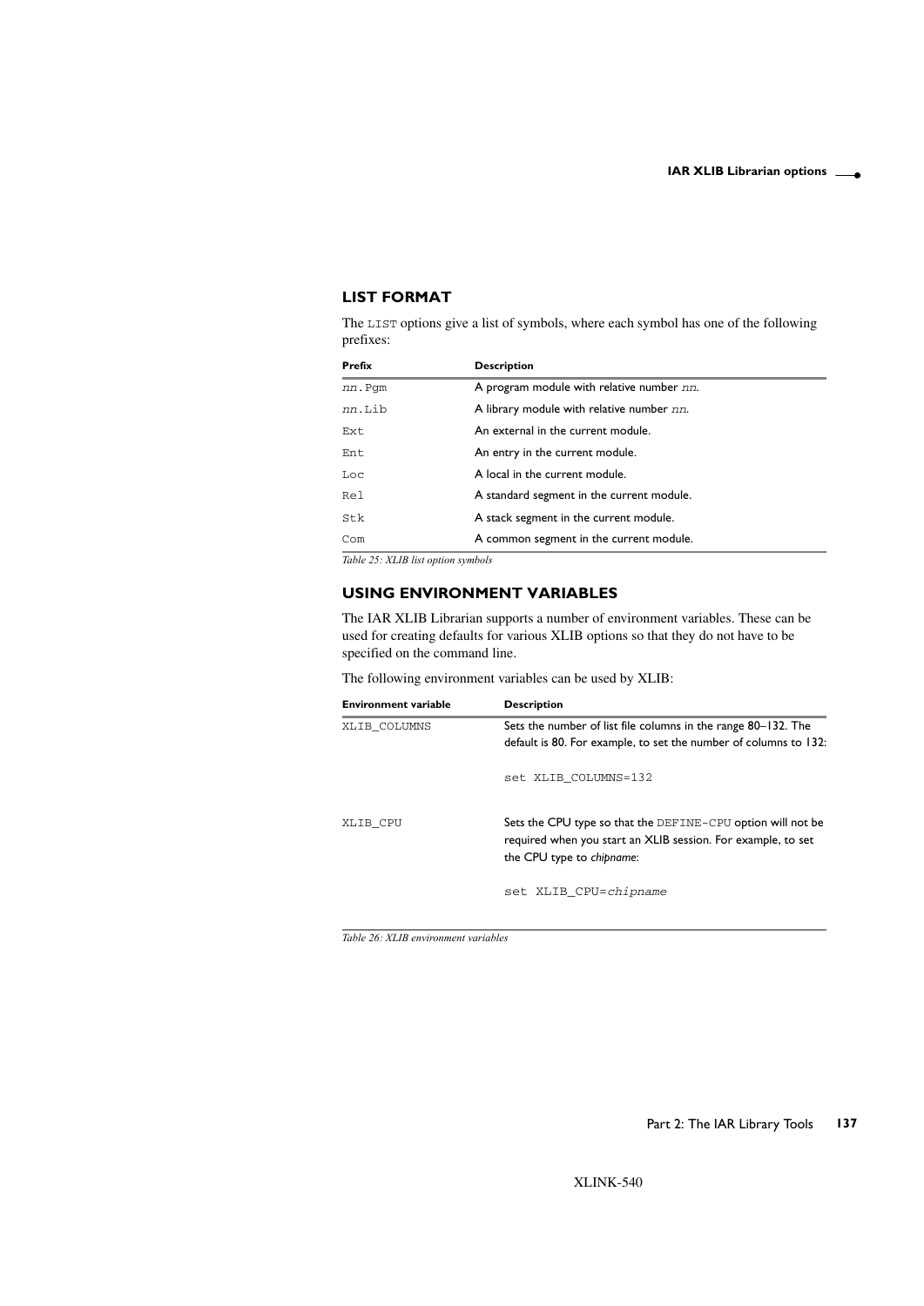### LIST FORMAT

The LIST options give a list of symbols, where each symbol has one of the following prefixes:

| Prefix | Description |
|---|---|
| *nn*.Pgm | A program module with relative number *nn*. |
| *nn*.Lib | A library module with relative number *nn*. |
| Ext | An external in the current module. |
| Ent | An entry in the current module. |
| Loc | A local in the current module. |
| Rel | A standard segment in the current module. |
| Stk | A stack segment in the current module. |
| Com | A common segment in the current module. |

*Table 25: XLIB list option symbols*

### USING ENVIRONMENT VARIABLES

The IAR XLIB Librarian supports a number of environment variables. These can be used for creating defaults for various XLIB options so that they do not have to be specified on the command line.

The following environment variables can be used by XLIB:

| Environment variable | Description |
|---|---|
| XLIB_COLUMNS | Sets the number of list file columns in the range 80–132. The default is 80. For example, to set the number of columns to 132: `set XLIB_COLUMNS=132` |
| XLIB_CPU | Sets the CPU type so that the DEFINE-CPU option will not be required when you start an XLIB session. For example, to set the CPU type to *chipname*: `set XLIB_CPU=chipname` |

*Table 26: XLIB environment variables*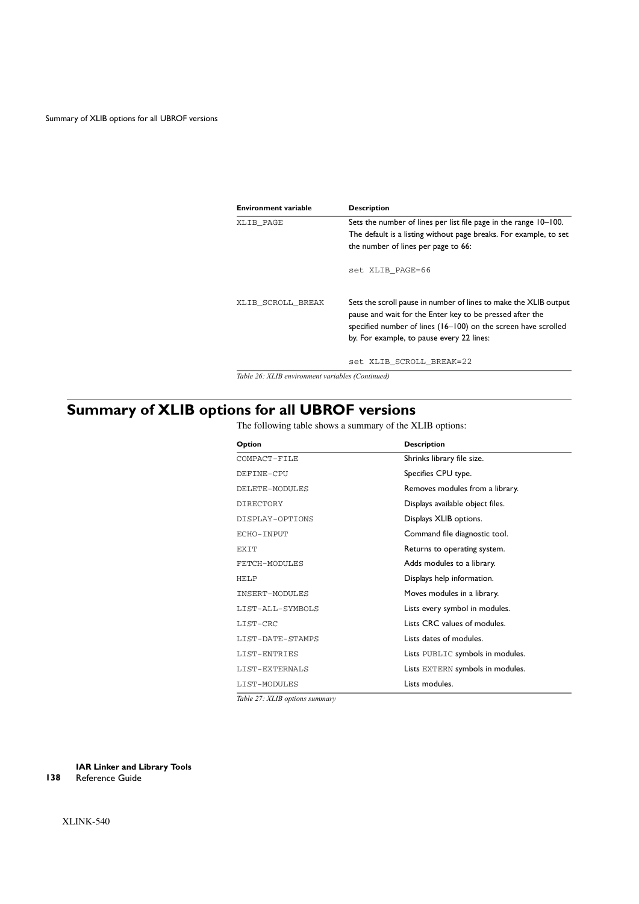| Environment variable | Description |
| --- | --- |
| XLIB_PAGE | Sets the number of lines per list file page in the range 10–100. The default is a listing without page breaks. For example, to set the number of lines per page to 66:<br><br>`set XLIB_PAGE=66` |
| XLIB_SCROLL_BREAK | Sets the scroll pause in number of lines to make the XLIB output pause and wait for the Enter key to be pressed after the specified number of lines (16–100) on the screen have scrolled by. For example, to pause every 22 lines:<br><br>`set XLIB_SCROLL_BREAK=22` |

*Table 26: XLIB environment variables (Continued)*

## Summary of XLIB options for all UBROF versions

The following table shows a summary of the XLIB options:

| Option | Description |
| --- | --- |
| COMPACT-FILE | Shrinks library file size. |
| DEFINE-CPU | Specifies CPU type. |
| DELETE-MODULES | Removes modules from a library. |
| DIRECTORY | Displays available object files. |
| DISPLAY-OPTIONS | Displays XLIB options. |
| ECHO-INPUT | Command file diagnostic tool. |
| EXIT | Returns to operating system. |
| FETCH-MODULES | Adds modules to a library. |
| HELP | Displays help information. |
| INSERT-MODULES | Moves modules in a library. |
| LIST-ALL-SYMBOLS | Lists every symbol in modules. |
| LIST-CRC | Lists CRC values of modules. |
| LIST-DATE-STAMPS | Lists dates of modules. |
| LIST-ENTRIES | Lists `PUBLIC` symbols in modules. |
| LIST-EXTERNALS | Lists `EXTERN` symbols in modules. |
| LIST-MODULES | Lists modules. |

*Table 27: XLIB options summary*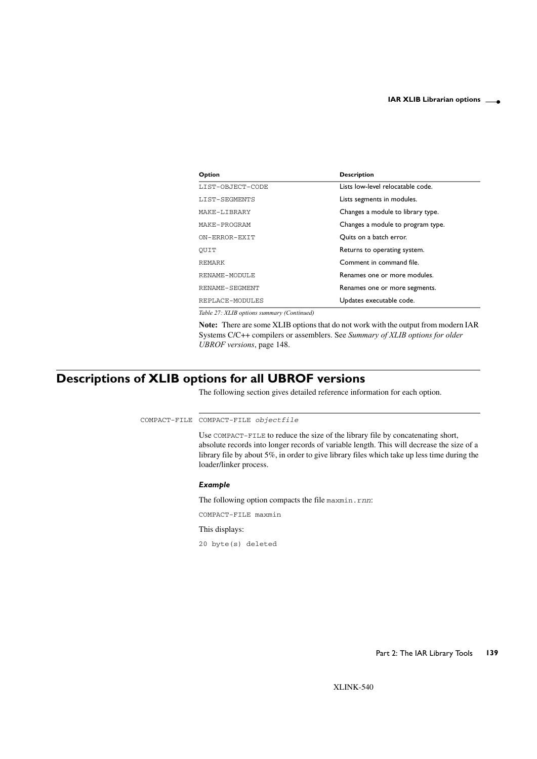| Option | Description |
| --- | --- |
| LIST-OBJECT-CODE | Lists low-level relocatable code. |
| LIST-SEGMENTS | Lists segments in modules. |
| MAKE-LIBRARY | Changes a module to library type. |
| MAKE-PROGRAM | Changes a module to program type. |
| ON-ERROR-EXIT | Quits on a batch error. |
| QUIT | Returns to operating system. |
| REMARK | Comment in command file. |
| RENAME-MODULE | Renames one or more modules. |
| RENAME-SEGMENT | Renames one or more segments. |
| REPLACE-MODULES | Updates executable code. |

*Table 27: XLIB options summary (Continued)*

**Note:** There are some XLIB options that do not work with the output from modern IAR Systems C/C++ compilers or assemblers. See *Summary of XLIB options for older UBROF versions*, page 148.

## Descriptions of XLIB options for all UBROF versions

The following section gives detailed reference information for each option.

COMPACT-FILE

```
COMPACT-FILE objectfile
```

Use `COMPACT-FILE` to reduce the size of the library file by concatenating short, absolute records into longer records of variable length. This will decrease the size of a library file by about 5%, in order to give library files which take up less time during the loader/linker process.

#### *Example*

The following option compacts the file `maxmin.rnn`:

```
COMPACT-FILE maxmin
```

This displays:

```
20 byte(s) deleted
```

XLINK-540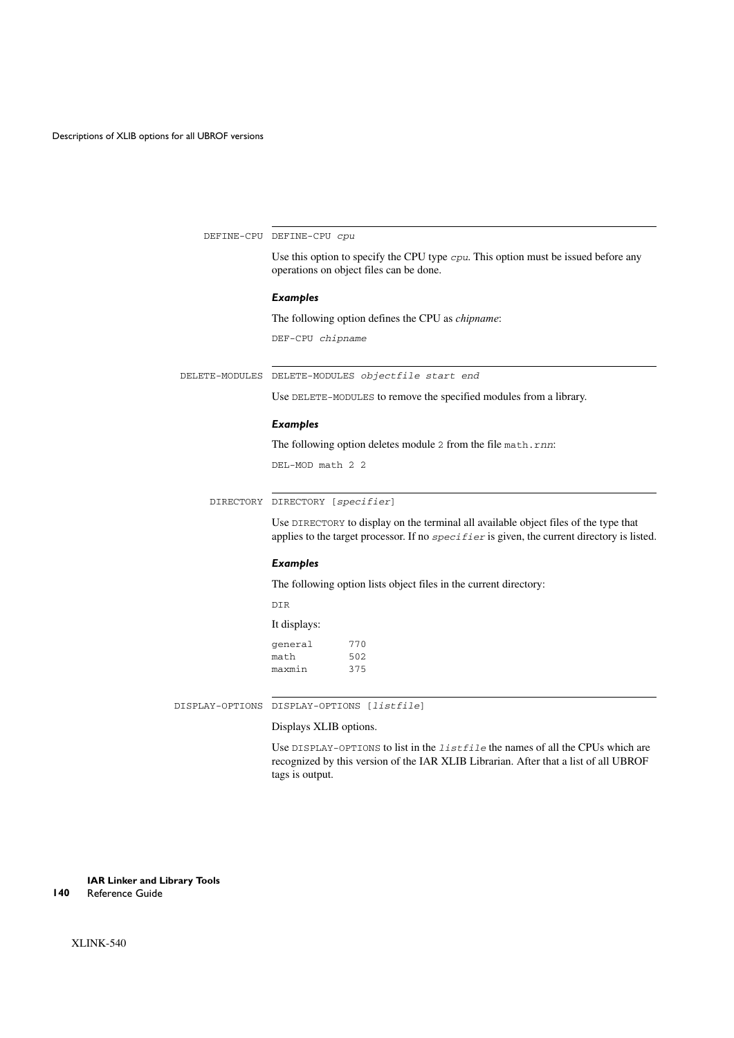## DEFINE-CPU

`DEFINE-CPU cpu`

Use this option to specify the CPU type *cpu*. This option must be issued before any operations on object files can be done.

### *Examples*

The following option defines the CPU as *chipname*:

```
DEF-CPU chipname
```

## DELETE-MODULES

`DELETE-MODULES objectfile start end`

Use `DELETE-MODULES` to remove the specified modules from a library.

### *Examples*

The following option deletes module `2` from the file `math.rnn`:

```
DEL-MOD math 2 2
```

## DIRECTORY

`DIRECTORY [specifier]`

Use `DIRECTORY` to display on the terminal all available object files of the type that applies to the target processor. If no *specifier* is given, the current directory is listed.

### *Examples*

The following option lists object files in the current directory:

```
DIR
```

It displays:

```
general      770
math         502
maxmin       375
```

## DISPLAY-OPTIONS

`DISPLAY-OPTIONS [listfile]`

Displays XLIB options.

Use `DISPLAY-OPTIONS` to list in the *listfile* the names of all the CPUs which are recognized by this version of the IAR XLIB Librarian. After that a list of all UBROF tags is output.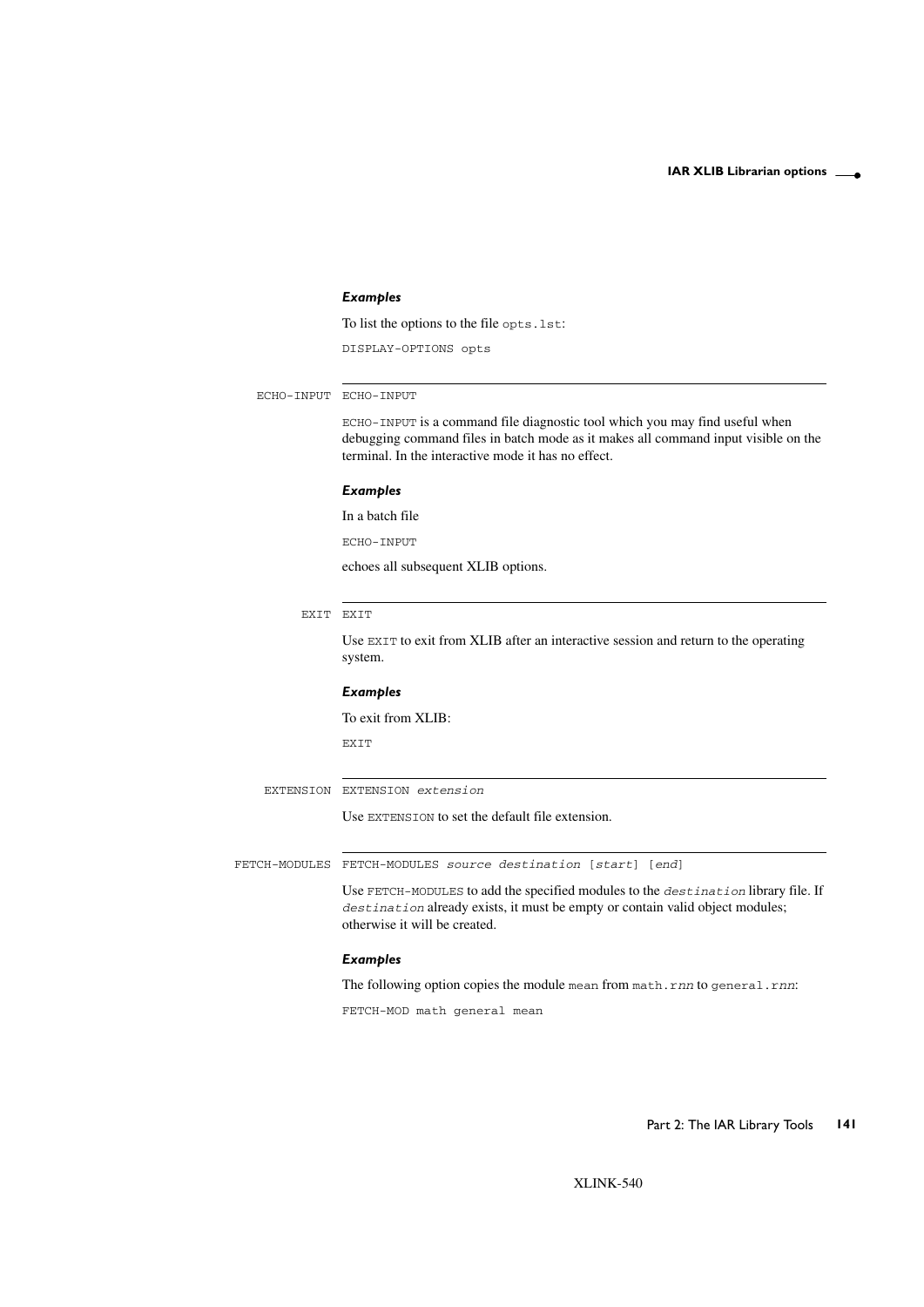#### *Examples*

To list the options to the file `opts.lst`:

```
DISPLAY-OPTIONS opts
```

### ECHO-INPUT

```
ECHO-INPUT
```

`ECHO-INPUT` is a command file diagnostic tool which you may find useful when debugging command files in batch mode as it makes all command input visible on the terminal. In the interactive mode it has no effect.

#### *Examples*

In a batch file

```
ECHO-INPUT
```

echoes all subsequent XLIB options.

### EXIT

```
EXIT
```

Use `EXIT` to exit from XLIB after an interactive session and return to the operating system.

#### *Examples*

To exit from XLIB:

```
EXIT
```

### EXTENSION

`EXTENSION` *extension*

Use `EXTENSION` to set the default file extension.

### FETCH-MODULES

`FETCH-MODULES` *source destination* [*start*] [*end*]

Use `FETCH-MODULES` to add the specified modules to the *destination* library file. If *destination* already exists, it must be empty or contain valid object modules; otherwise it will be created.

#### *Examples*

The following option copies the module `mean` from `math.rnn` to `general.rnn`:

```
FETCH-MOD math general mean
```

XLINK-540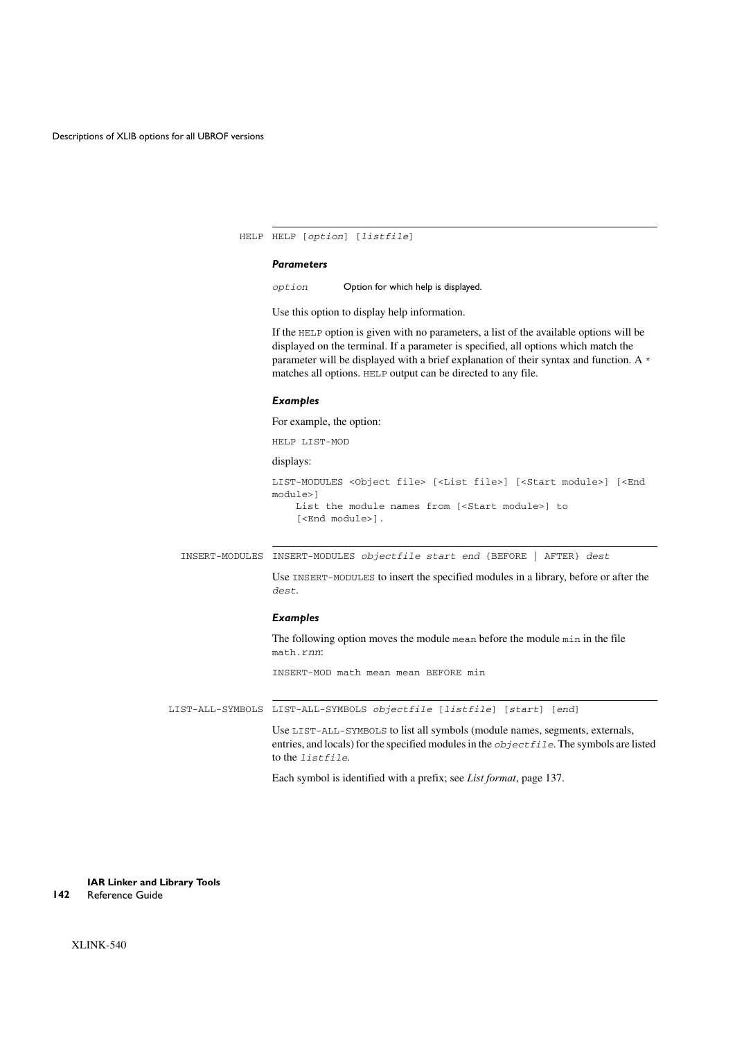### HELP

HELP [*option*] [*listfile*]

#### *Parameters*

| | |
|---|---|
| *option* | Option for which help is displayed. |

Use this option to display help information.

If the HELP option is given with no parameters, a list of the available options will be displayed on the terminal. If a parameter is specified, all options which match the parameter will be displayed with a brief explanation of their syntax and function. A * matches all options. HELP output can be directed to any file.

#### *Examples*

For example, the option:

```
HELP LIST-MOD
```

displays:

```
LIST-MODULES <Object file> [<List file>] [<Start module>] [<End
module>]
    List the module names from [<Start module>] to
    [<End module>].
```

### INSERT-MODULES

INSERT-MODULES *objectfile start end* {BEFORE | AFTER} *dest*

Use INSERT-MODULES to insert the specified modules in a library, before or after the *dest*.

#### *Examples*

The following option moves the module mean before the module min in the file math.r*nn*:

```
INSERT-MOD math mean mean BEFORE min
```

### LIST-ALL-SYMBOLS

LIST-ALL-SYMBOLS *objectfile* [*listfile*] [*start*] [*end*]

Use LIST-ALL-SYMBOLS to list all symbols (module names, segments, externals, entries, and locals) for the specified modules in the *objectfile*. The symbols are listed to the *listfile*.

Each symbol is identified with a prefix; see *List format*, page 137.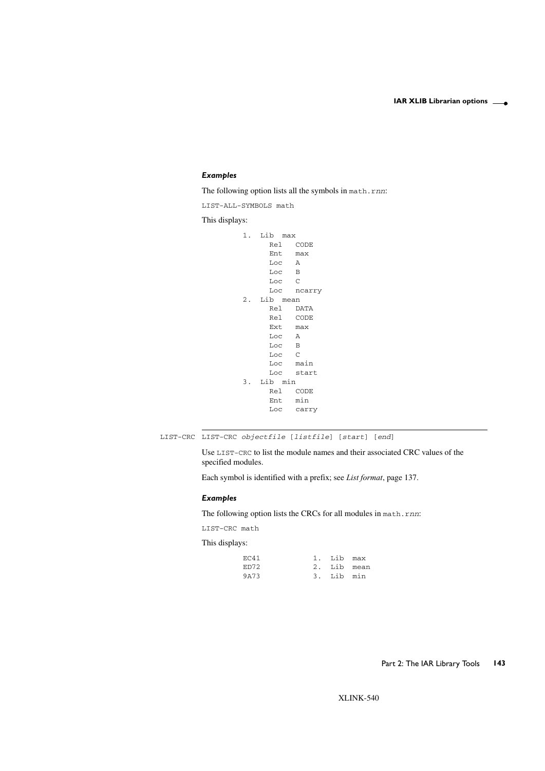#### *Examples*

The following option lists all the symbols in `math.rnn`:

```
LIST-ALL-SYMBOLS math
```

This displays:

```
1. Lib  max
     Rel   CODE
     Ent   max
     Loc   A
     Loc   B
     Loc   C
     Loc   ncarry
2. Lib  mean
     Rel   DATA
     Rel   CODE
     Ext   max
     Loc   A
     Loc   B
     Loc   C
     Loc   main
     Loc   start
3. Lib  min
     Rel   CODE
     Ent   min
     Loc   carry
```

---

LIST-CRC `LIST-CRC objectfile [listfile] [start] [end]`

Use `LIST-CRC` to list the module names and their associated CRC values of the specified modules.

Each symbol is identified with a prefix; see *List format*, page 137.

#### *Examples*

The following option lists the CRCs for all modules in `math.rnn`:

```
LIST-CRC math
```

This displays:

```
EC41            1. Lib  max
ED72            2. Lib  mean
9A73            3. Lib  min
```

XLINK-540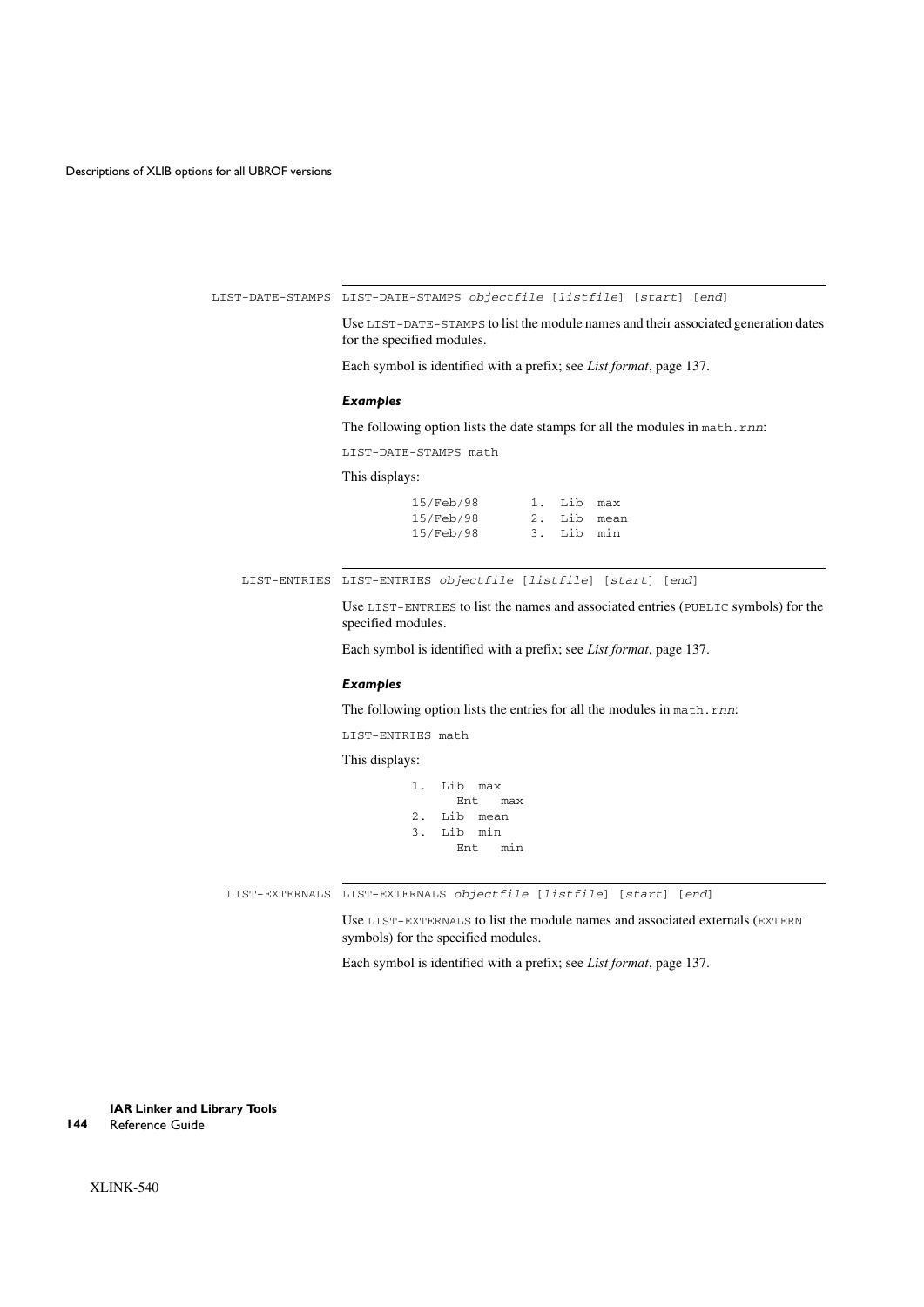### LIST-DATE-STAMPS

`LIST-DATE-STAMPS objectfile [listfile] [start] [end]`

Use `LIST-DATE-STAMPS` to list the module names and their associated generation dates for the specified modules.

Each symbol is identified with a prefix; see *List format*, page 137.

#### *Examples*

The following option lists the date stamps for all the modules in `math.rnn`:

```
LIST-DATE-STAMPS math
```

This displays:

```
15/Feb/98       1. Lib  max
15/Feb/98       2. Lib  mean
15/Feb/98       3. Lib  min
```

### LIST-ENTRIES

`LIST-ENTRIES objectfile [listfile] [start] [end]`

Use `LIST-ENTRIES` to list the names and associated entries (`PUBLIC` symbols) for the specified modules.

Each symbol is identified with a prefix; see *List format*, page 137.

#### *Examples*

The following option lists the entries for all the modules in `math.rnn`:

```
LIST-ENTRIES math
```

This displays:

```
1.  Lib  max
      Ent   max
2.  Lib  mean
3.  Lib  min
      Ent   min
```

### LIST-EXTERNALS

`LIST-EXTERNALS objectfile [listfile] [start] [end]`

Use `LIST-EXTERNALS` to list the module names and associated externals (`EXTERN` symbols) for the specified modules.

Each symbol is identified with a prefix; see *List format*, page 137.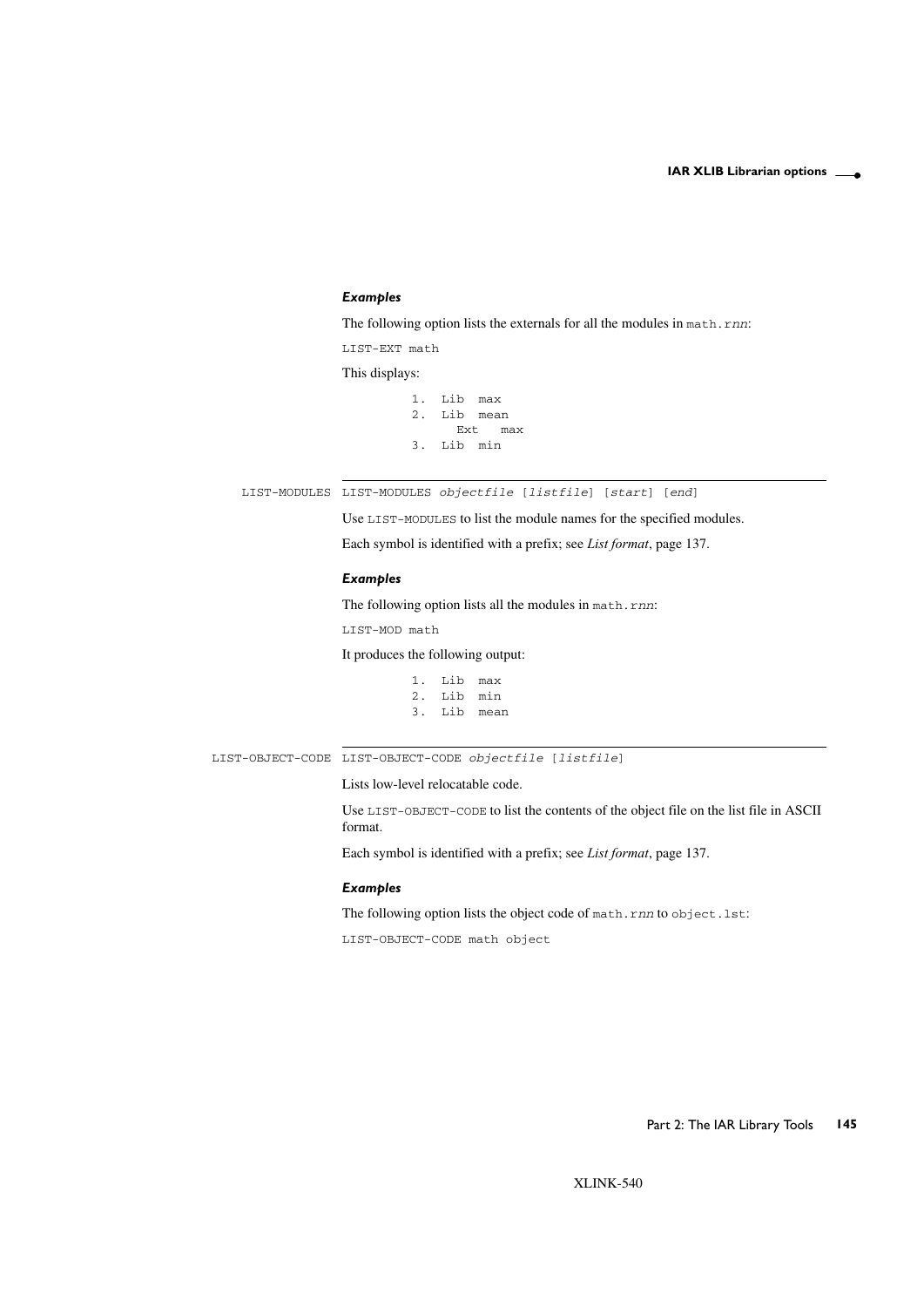#### *Examples*

The following option lists the externals for all the modules in `math.rnn`:

```
LIST-EXT math
```

This displays:

```
1.  Lib  max
2.  Lib  mean
      Ext   max
3.  Lib  min
```

### LIST-MODULES

`LIST-MODULES objectfile [listfile] [start] [end]`

Use `LIST-MODULES` to list the module names for the specified modules.

Each symbol is identified with a prefix; see *List format*, page 137.

#### *Examples*

The following option lists all the modules in `math.rnn`:

```
LIST-MOD math
```

It produces the following output:

```
1.  Lib  max
2.  Lib  min
3.  Lib  mean
```

### LIST-OBJECT-CODE

`LIST-OBJECT-CODE objectfile [listfile]`

Lists low-level relocatable code.

Use `LIST-OBJECT-CODE` to list the contents of the object file on the list file in ASCII format.

Each symbol is identified with a prefix; see *List format*, page 137.

#### *Examples*

The following option lists the object code of `math.rnn` to `object.lst`:

```
LIST-OBJECT-CODE math object
```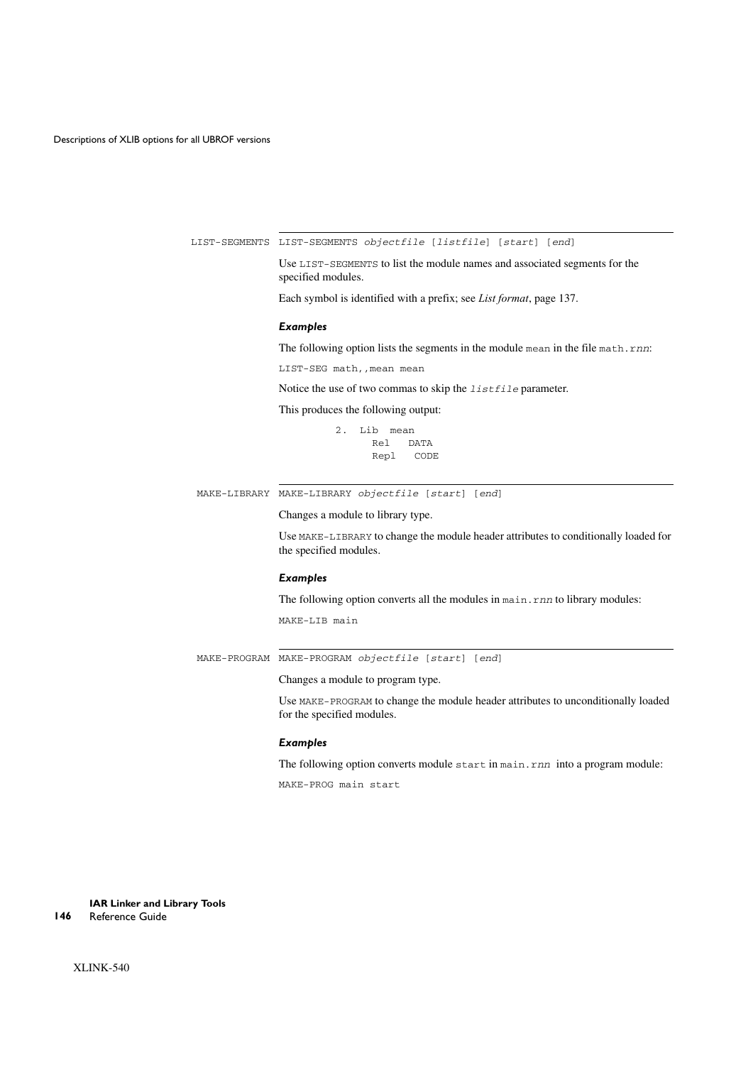## LIST-SEGMENTS

LIST-SEGMENTS *objectfile* [*listfile*] [*start*] [*end*]

Use `LIST-SEGMENTS` to list the module names and associated segments for the specified modules.

Each symbol is identified with a prefix; see *List format*, page 137.

#### *Examples*

The following option lists the segments in the module `mean` in the file `math.rnn`:

```
LIST-SEG math,,mean mean
```

Notice the use of two commas to skip the *listfile* parameter.

This produces the following output:

```
        2.  Lib  mean
              Rel    DATA
              Repl    CODE
```

## MAKE-LIBRARY

MAKE-LIBRARY *objectfile* [*start*] [*end*]

Changes a module to library type.

Use `MAKE-LIBRARY` to change the module header attributes to conditionally loaded for the specified modules.

#### *Examples*

The following option converts all the modules in `main.rnn` to library modules:

```
MAKE-LIB main
```

## MAKE-PROGRAM

MAKE-PROGRAM *objectfile* [*start*] [*end*]

Changes a module to program type.

Use `MAKE-PROGRAM` to change the module header attributes to unconditionally loaded for the specified modules.

#### *Examples*

The following option converts module `start` in `main.rnn` into a program module:

```
MAKE-PROG main start
```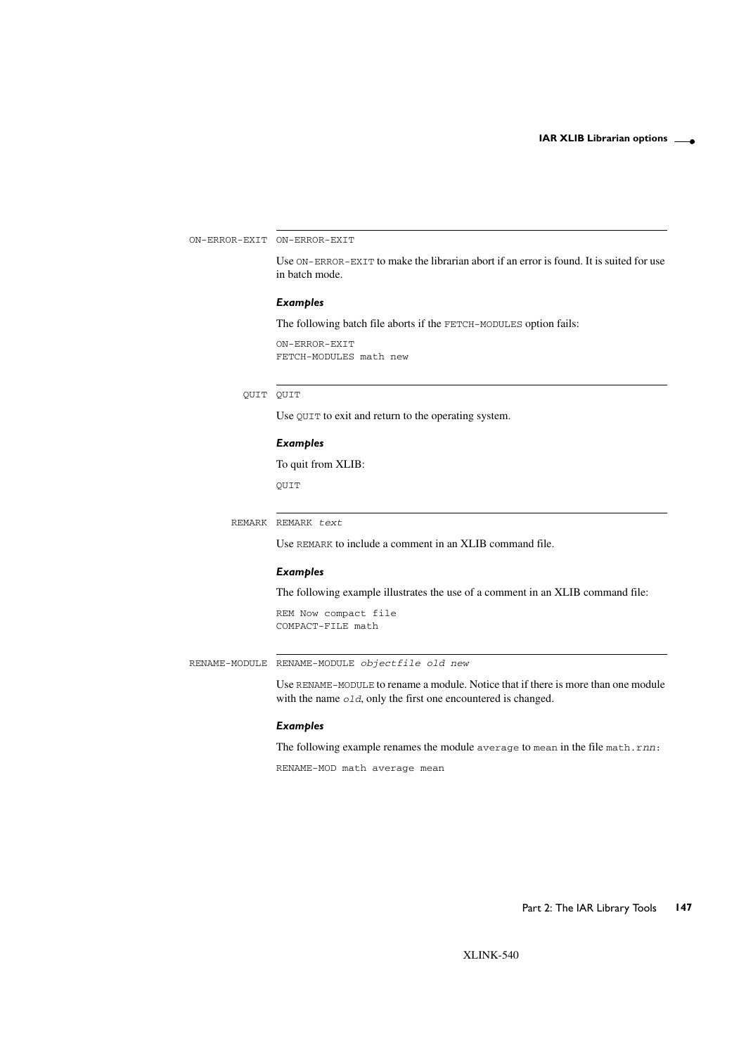## ON-ERROR-EXIT

ON-ERROR-EXIT

Use ON-ERROR-EXIT to make the librarian abort if an error is found. It is suited for use in batch mode.

#### *Examples*

The following batch file aborts if the FETCH-MODULES option fails:

```
ON-ERROR-EXIT
FETCH-MODULES math new
```

## QUIT

QUIT

Use QUIT to exit and return to the operating system.

#### *Examples*

To quit from XLIB:

```
QUIT
```

## REMARK

REMARK *text*

Use REMARK to include a comment in an XLIB command file.

#### *Examples*

The following example illustrates the use of a comment in an XLIB command file:

```
REM Now compact file
COMPACT-FILE math
```

## RENAME-MODULE

RENAME-MODULE *objectfile old new*

Use RENAME-MODULE to rename a module. Notice that if there is more than one module with the name *old*, only the first one encountered is changed.

#### *Examples*

The following example renames the module average to mean in the file math.*rnn*:

```
RENAME-MOD math average mean
```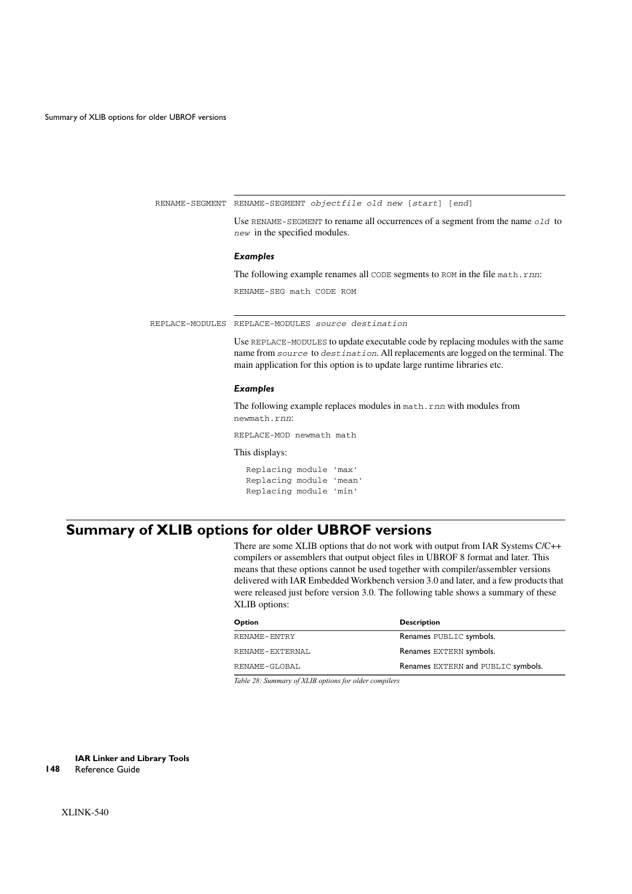RENAME-SEGMENT RENAME-SEGMENT *objectfile old new* [*start*] [*end*]

Use RENAME-SEGMENT to rename all occurrences of a segment from the name *old* to *new* in the specified modules.

***Examples***

The following example renames all CODE segments to ROM in the file math.*rnn*:

```
RENAME-SEG math CODE ROM
```

REPLACE-MODULES REPLACE-MODULES *source destination*

Use REPLACE-MODULES to update executable code by replacing modules with the same name from *source* to *destination*. All replacements are logged on the terminal. The main application for this option is to update large runtime libraries etc.

***Examples***

The following example replaces modules in math.*rnn* with modules from newmath.*rnn*:

```
REPLACE-MOD newmath math
```

This displays:

```
Replacing module 'max'
Replacing module 'mean'
Replacing module 'min'
```

## Summary of XLIB options for older UBROF versions

There are some XLIB options that do not work with output from IAR Systems C/C++ compilers or assemblers that output object files in UBROF 8 format and later. This means that these options cannot be used together with compiler/assembler versions delivered with IAR Embedded Workbench version 3.0 and later, and a few products that were released just before version 3.0. The following table shows a summary of these XLIB options:

| Option | Description |
|---|---|
| RENAME-ENTRY | Renames PUBLIC symbols. |
| RENAME-EXTERNAL | Renames EXTERN symbols. |
| RENAME-GLOBAL | Renames EXTERN and PUBLIC symbols. |

*Table 28: Summary of XLIB options for older compilers*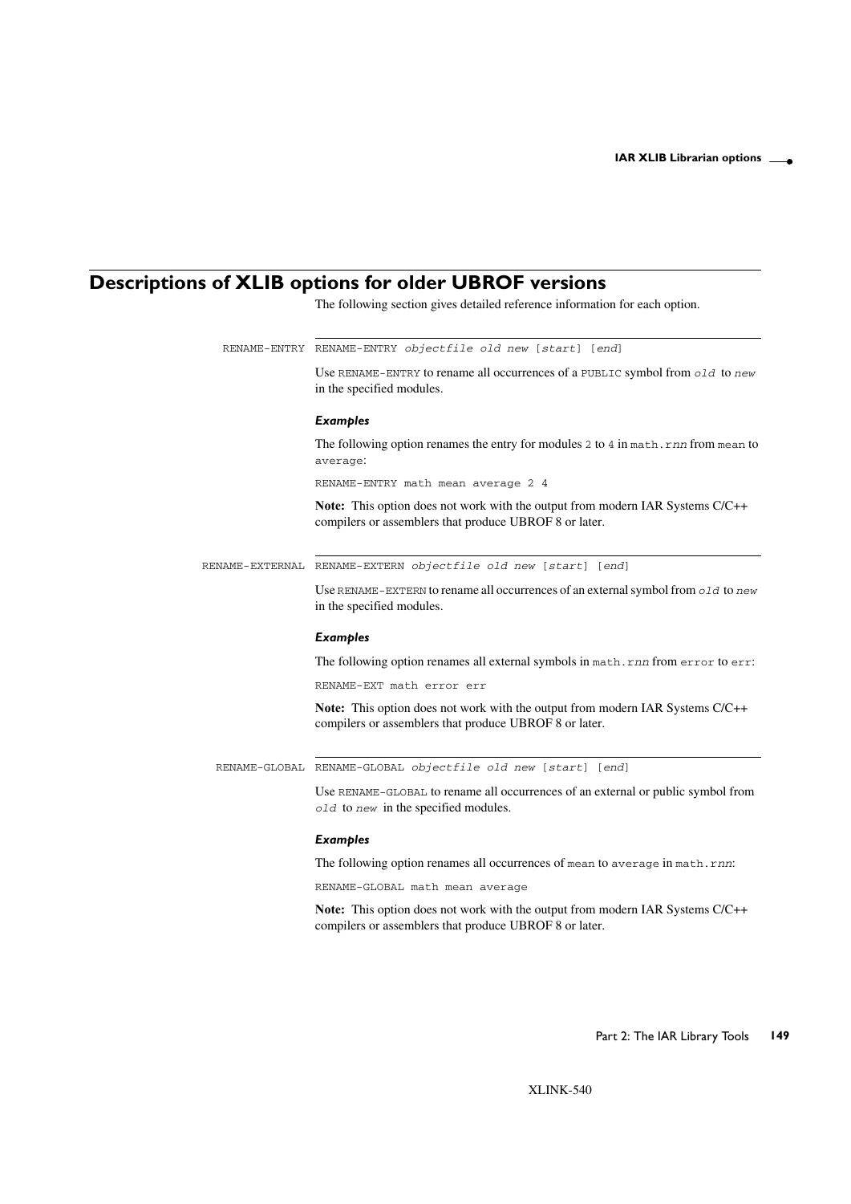## Descriptions of XLIB options for older UBROF versions

The following section gives detailed reference information for each option.

### RENAME-ENTRY

```
RENAME-ENTRY objectfile old new [start] [end]
```

Use `RENAME-ENTRY` to rename all occurrences of a `PUBLIC` symbol from *old* to *new* in the specified modules.

***Examples***

The following option renames the entry for modules `2` to `4` in `math.rnn` from `mean` to `average`:

```
RENAME-ENTRY math mean average 2 4
```

**Note:** This option does not work with the output from modern IAR Systems C/C++ compilers or assemblers that produce UBROF 8 or later.

### RENAME-EXTERNAL

```
RENAME-EXTERN objectfile old new [start] [end]
```

Use `RENAME-EXTERN` to rename all occurrences of an external symbol from *old* to *new* in the specified modules.

***Examples***

The following option renames all external symbols in `math.rnn` from `error` to `err`:

```
RENAME-EXT math error err
```

**Note:** This option does not work with the output from modern IAR Systems C/C++ compilers or assemblers that produce UBROF 8 or later.

### RENAME-GLOBAL

```
RENAME-GLOBAL objectfile old new [start] [end]
```

Use `RENAME-GLOBAL` to rename all occurrences of an external or public symbol from *old* to *new* in the specified modules.

***Examples***

The following option renames all occurrences of `mean` to `average` in `math.rnn`:

```
RENAME-GLOBAL math mean average
```

**Note:** This option does not work with the output from modern IAR Systems C/C++ compilers or assemblers that produce UBROF 8 or later.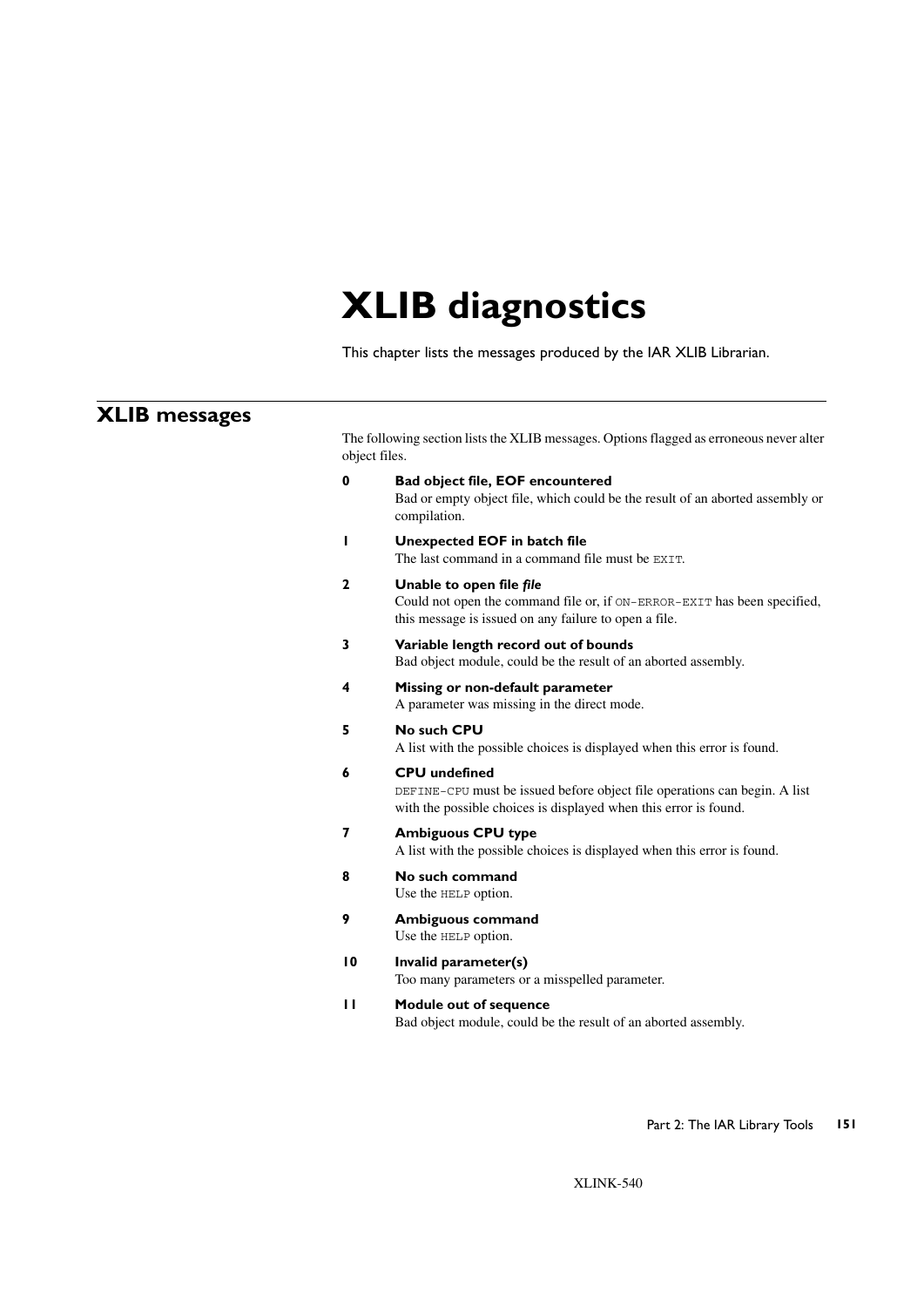# XLIB diagnostics

This chapter lists the messages produced by the IAR XLIB Librarian.

## XLIB messages

The following section lists the XLIB messages. Options flagged as erroneous never alter object files.

**0** **Bad object file, EOF encountered**
Bad or empty object file, which could be the result of an aborted assembly or compilation.

**1** **Unexpected EOF in batch file**
The last command in a command file must be `EXIT`.

**2** **Unable to open file *file***
Could not open the command file or, if `ON-ERROR-EXIT` has been specified, this message is issued on any failure to open a file.

**3** **Variable length record out of bounds**
Bad object module, could be the result of an aborted assembly.

**4** **Missing or non-default parameter**
A parameter was missing in the direct mode.

**5** **No such CPU**
A list with the possible choices is displayed when this error is found.

**6** **CPU undefined**
`DEFINE-CPU` must be issued before object file operations can begin. A list with the possible choices is displayed when this error is found.

**7** **Ambiguous CPU type**
A list with the possible choices is displayed when this error is found.

**8** **No such command**
Use the `HELP` option.

**9** **Ambiguous command**
Use the `HELP` option.

**10** **Invalid parameter(s)**
Too many parameters or a misspelled parameter.

**11** **Module out of sequence**
Bad object module, could be the result of an aborted assembly.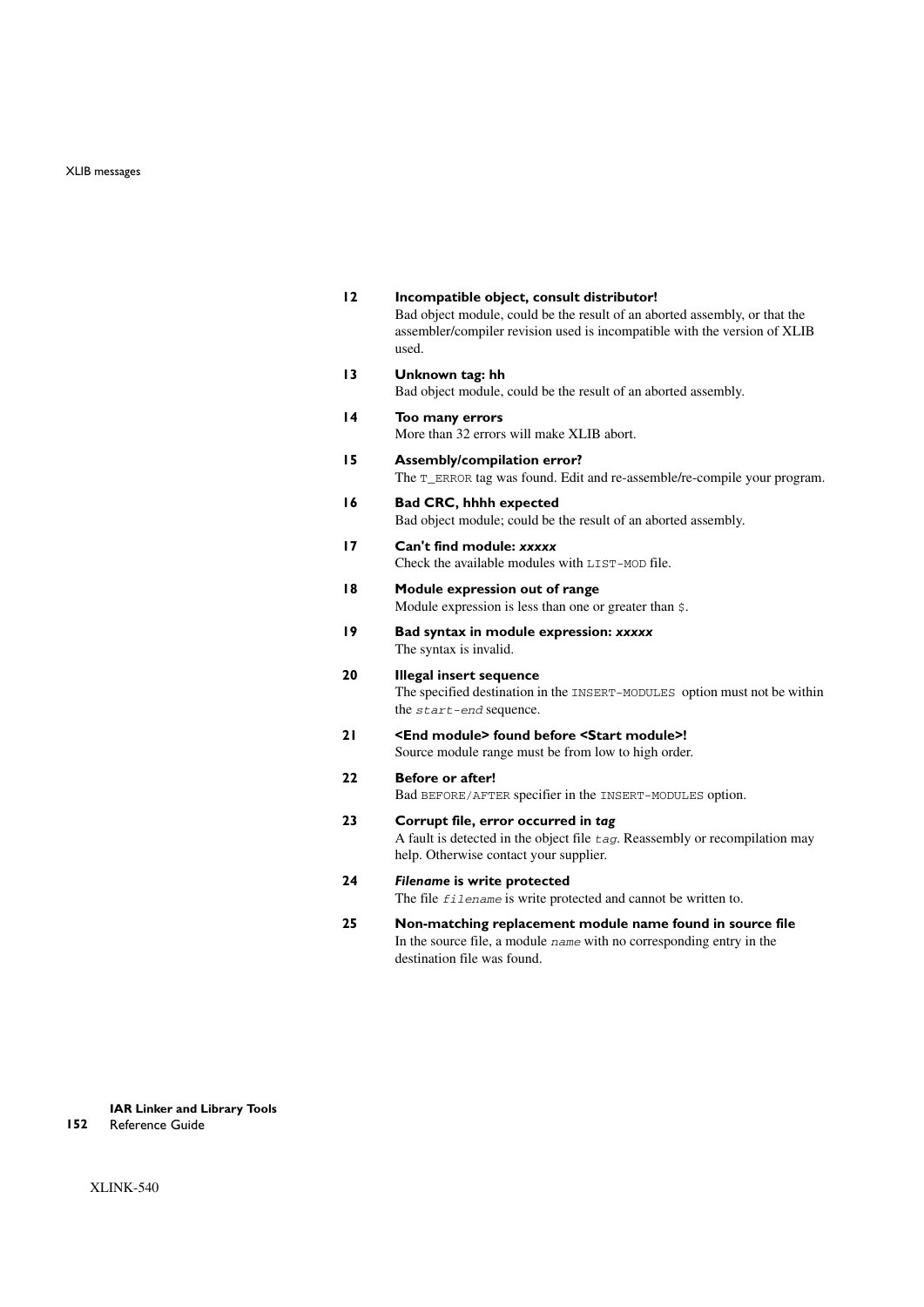**12 Incompatible object, consult distributor!**

Bad object module, could be the result of an aborted assembly, or that the assembler/compiler revision used is incompatible with the version of XLIB used.

**13 Unknown tag: hh**

Bad object module, could be the result of an aborted assembly.

**14 Too many errors**

More than 32 errors will make XLIB abort.

**15 Assembly/compilation error?**

The `T_ERROR` tag was found. Edit and re-assemble/re-compile your program.

**16 Bad CRC, hhhh expected**

Bad object module; could be the result of an aborted assembly.

**17 Can't find module: *xxxxx***

Check the available modules with `LIST-MOD` file.

**18 Module expression out of range**

Module expression is less than one or greater than `$`.

**19 Bad syntax in module expression: *xxxxx***

The syntax is invalid.

**20 Illegal insert sequence**

The specified destination in the `INSERT-MODULES` option must not be within the *`start-end`* sequence.

**21 <End module> found before <Start module>!**

Source module range must be from low to high order.

**22 Before or after!**

Bad `BEFORE/AFTER` specifier in the `INSERT-MODULES` option.

**23 Corrupt file, error occurred in *tag***

A fault is detected in the object file *`tag`*. Reassembly or recompilation may help. Otherwise contact your supplier.

**24 *Filename* is write protected**

The file *`filename`* is write protected and cannot be written to.

**25 Non-matching replacement module name found in source file**

In the source file, a module *`name`* with no corresponding entry in the destination file was found.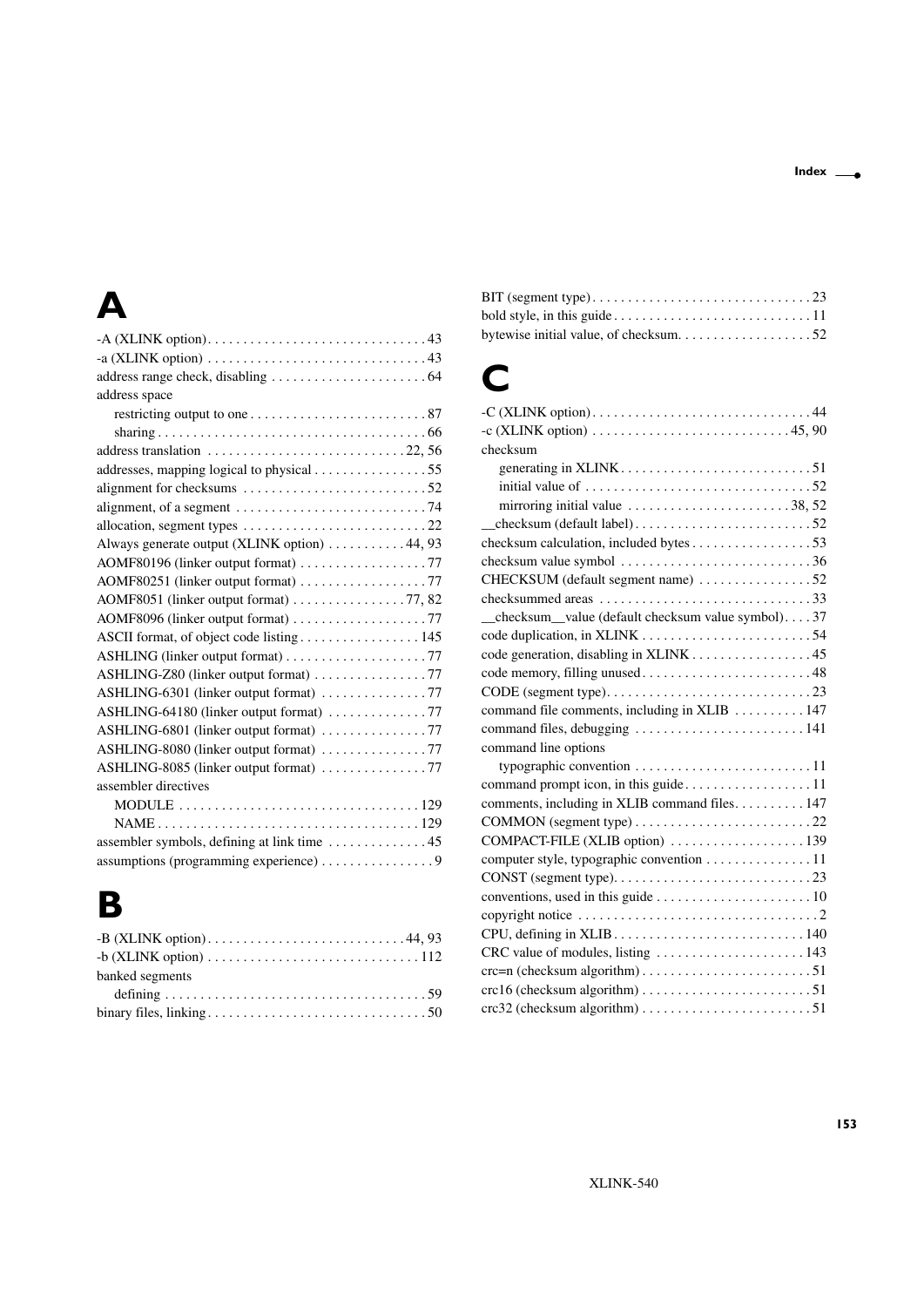## A

-A (XLINK option) . . . . . . . . . . . . . . . . . . . . . . . . . . . . . . . 43
-a (XLINK option) . . . . . . . . . . . . . . . . . . . . . . . . . . . . . . . 43
address range check, disabling . . . . . . . . . . . . . . . . . . . . . . 64
address space
  restricting output to one . . . . . . . . . . . . . . . . . . . . . . . . . 87
  sharing . . . . . . . . . . . . . . . . . . . . . . . . . . . . . . . . . . . . . . 66
address translation . . . . . . . . . . . . . . . . . . . . . . . . . . . 22, 56
addresses, mapping logical to physical . . . . . . . . . . . . . . . . 55
alignment for checksums . . . . . . . . . . . . . . . . . . . . . . . . . . 52
alignment, of a segment . . . . . . . . . . . . . . . . . . . . . . . . . . . 74
allocation, segment types . . . . . . . . . . . . . . . . . . . . . . . . . . 22
Always generate output (XLINK option) . . . . . . . . . . . 44, 93
AOMF80196 (linker output format) . . . . . . . . . . . . . . . . . . 77
AOMF80251 (linker output format) . . . . . . . . . . . . . . . . . . 77
AOMF8051 (linker output format) . . . . . . . . . . . . . . . . 77, 82
AOMF8096 (linker output format) . . . . . . . . . . . . . . . . . . . 77
ASCII format, of object code listing . . . . . . . . . . . . . . . . . 145
ASHLING (linker output format) . . . . . . . . . . . . . . . . . . . . 77
ASHLING-Z80 (linker output format) . . . . . . . . . . . . . . . . 77
ASHLING-6301 (linker output format) . . . . . . . . . . . . . . . 77
ASHLING-64180 (linker output format) . . . . . . . . . . . . . 77
ASHLING-6801 (linker output format) . . . . . . . . . . . . . . . 77
ASHLING-8080 (linker output format) . . . . . . . . . . . . . . . 77
ASHLING-8085 (linker output format) . . . . . . . . . . . . . . . 77
assembler directives
  MODULE . . . . . . . . . . . . . . . . . . . . . . . . . . . . . . . . . . 129
  NAME . . . . . . . . . . . . . . . . . . . . . . . . . . . . . . . . . . . . 129
assembler symbols, defining at link time . . . . . . . . . . . . . . 45
assumptions (programming experience) . . . . . . . . . . . . . . . . 9

## B

-B (XLINK option) . . . . . . . . . . . . . . . . . . . . . . . . . . . 44, 93
-b (XLINK option) . . . . . . . . . . . . . . . . . . . . . . . . . . . . . . 112
banked segments
  defining . . . . . . . . . . . . . . . . . . . . . . . . . . . . . . . . . . . . 59
binary files, linking . . . . . . . . . . . . . . . . . . . . . . . . . . . . . . 50
BIT (segment type) . . . . . . . . . . . . . . . . . . . . . . . . . . . . . . 23
bold style, in this guide . . . . . . . . . . . . . . . . . . . . . . . . . . . 11
bytewise initial value, of checksum. . . . . . . . . . . . . . . . . . . 52

## C

-C (XLINK option) . . . . . . . . . . . . . . . . . . . . . . . . . . . . . . . 44
-c (XLINK option) . . . . . . . . . . . . . . . . . . . . . . . . . . . 45, 90
checksum
  generating in XLINK . . . . . . . . . . . . . . . . . . . . . . . . . . . 51
  initial value of . . . . . . . . . . . . . . . . . . . . . . . . . . . . . . . 52
  mirroring initial value . . . . . . . . . . . . . . . . . . . . . . 38, 52
__checksum (default label) . . . . . . . . . . . . . . . . . . . . . . . . . 52
checksum calculation, included bytes . . . . . . . . . . . . . . . . . 53
checksum value symbol . . . . . . . . . . . . . . . . . . . . . . . . . . . 36
CHECKSUM (default segment name) . . . . . . . . . . . . . . . . 52
checksummed areas . . . . . . . . . . . . . . . . . . . . . . . . . . . . . . 33
__checksum__value (default checksum value symbol). . . . 37
code duplication, in XLINK . . . . . . . . . . . . . . . . . . . . . . . . 54
code generation, disabling in XLINK . . . . . . . . . . . . . . . . . 45
code memory, filling unused . . . . . . . . . . . . . . . . . . . . . . . . 48
CODE (segment type) . . . . . . . . . . . . . . . . . . . . . . . . . . . . . 23
command file comments, including in XLIB . . . . . . . . . . 147
command files, debugging . . . . . . . . . . . . . . . . . . . . . . . . 141
command line options
  typographic convention . . . . . . . . . . . . . . . . . . . . . . . . . 11
command prompt icon, in this guide . . . . . . . . . . . . . . . . . . 11
comments, including in XLIB command files. . . . . . . . . . 147
COMMON (segment type) . . . . . . . . . . . . . . . . . . . . . . . . . 22
COMPACT-FILE (XLIB option) . . . . . . . . . . . . . . . . . . . 139
computer style, typographic convention . . . . . . . . . . . . . . . 11
CONST (segment type). . . . . . . . . . . . . . . . . . . . . . . . . . . . 23
conventions, used in this guide . . . . . . . . . . . . . . . . . . . . . . 10
copyright notice . . . . . . . . . . . . . . . . . . . . . . . . . . . . . . . . . . 2
CPU, defining in XLIB . . . . . . . . . . . . . . . . . . . . . . . . . . . 140
CRC value of modules, listing . . . . . . . . . . . . . . . . . . . . . 143
crc=n (checksum algorithm) . . . . . . . . . . . . . . . . . . . . . . . . 51
crc16 (checksum algorithm) . . . . . . . . . . . . . . . . . . . . . . . . 51
crc32 (checksum algorithm) . . . . . . . . . . . . . . . . . . . . . . . . 51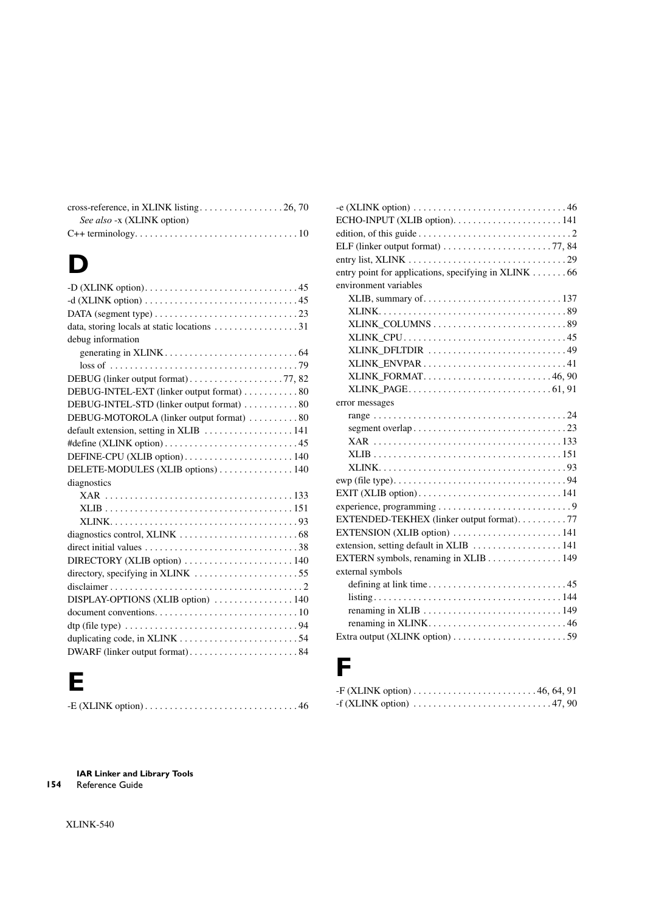cross-reference, in XLINK listing . . . . . . . . . . . . . . . . 26, 70
  *See also* -x (XLINK option)
C++ terminology. . . . . . . . . . . . . . . . . . . . . . . . . . . . . . . . 10

# D

-D (XLINK option). . . . . . . . . . . . . . . . . . . . . . . . . . . . . . 45
-d (XLINK option) . . . . . . . . . . . . . . . . . . . . . . . . . . . . . . 45
DATA (segment type) . . . . . . . . . . . . . . . . . . . . . . . . . . . . 23
data, storing locals at static locations . . . . . . . . . . . . . . . . 31
debug information
  generating in XLINK . . . . . . . . . . . . . . . . . . . . . . . . . . 64
  loss of . . . . . . . . . . . . . . . . . . . . . . . . . . . . . . . . . . . . . 79
DEBUG (linker output format) . . . . . . . . . . . . . . . . . . . 77, 82
DEBUG-INTEL-EXT (linker output format) . . . . . . . . . . . 80
DEBUG-INTEL-STD (linker output format) . . . . . . . . . . . 80
DEBUG-MOTOROLA (linker output format) . . . . . . . . . . 80
default extension, setting in XLIB . . . . . . . . . . . . . . . . . . 141
#define (XLINK option) . . . . . . . . . . . . . . . . . . . . . . . . . . 45
DEFINE-CPU (XLIB option) . . . . . . . . . . . . . . . . . . . . . . 140
DELETE-MODULES (XLIB options) . . . . . . . . . . . . . . . 140
diagnostics
  XAR . . . . . . . . . . . . . . . . . . . . . . . . . . . . . . . . . . . . . 133
  XLIB . . . . . . . . . . . . . . . . . . . . . . . . . . . . . . . . . . . . . 151
  XLINK. . . . . . . . . . . . . . . . . . . . . . . . . . . . . . . . . . . . . 93
diagnostics control, XLINK . . . . . . . . . . . . . . . . . . . . . . . . 68
direct initial values . . . . . . . . . . . . . . . . . . . . . . . . . . . . . . 38
DIRECTORY (XLIB option) . . . . . . . . . . . . . . . . . . . . . . 140
directory, specifying in XLINK . . . . . . . . . . . . . . . . . . . . . 55
disclaimer . . . . . . . . . . . . . . . . . . . . . . . . . . . . . . . . . . . . . . 2
DISPLAY-OPTIONS (XLIB option) . . . . . . . . . . . . . . . . 140
document conventions. . . . . . . . . . . . . . . . . . . . . . . . . . . . 10
dtp (file type) . . . . . . . . . . . . . . . . . . . . . . . . . . . . . . . . . . 94
duplicating code, in XLINK . . . . . . . . . . . . . . . . . . . . . . . . 54
DWARF (linker output format). . . . . . . . . . . . . . . . . . . . . . 84

# E

-E (XLINK option) . . . . . . . . . . . . . . . . . . . . . . . . . . . . . . 46
-e (XLINK option) . . . . . . . . . . . . . . . . . . . . . . . . . . . . . . 46
ECHO-INPUT (XLIB option). . . . . . . . . . . . . . . . . . . . . . 141
edition, of this guide . . . . . . . . . . . . . . . . . . . . . . . . . . . . . . 2
ELF (linker output format) . . . . . . . . . . . . . . . . . . . . . . 77, 84
entry list, XLINK . . . . . . . . . . . . . . . . . . . . . . . . . . . . . . . 29
entry point for applications, specifying in XLINK . . . . . . . 66
environment variables
  XLIB, summary of. . . . . . . . . . . . . . . . . . . . . . . . . . . . 137
  XLINK. . . . . . . . . . . . . . . . . . . . . . . . . . . . . . . . . . . . . 89
  XLINK_COLUMNS . . . . . . . . . . . . . . . . . . . . . . . . . . . 89
  XLINK_CPU . . . . . . . . . . . . . . . . . . . . . . . . . . . . . . . . 45
  XLINK_DFLTDIR . . . . . . . . . . . . . . . . . . . . . . . . . . . . 49
  XLINK_ENVPAR . . . . . . . . . . . . . . . . . . . . . . . . . . . . . 41
  XLINK_FORMAT. . . . . . . . . . . . . . . . . . . . . . . . . . 46, 90
  XLINK_PAGE . . . . . . . . . . . . . . . . . . . . . . . . . . . . 61, 91
error messages
  range . . . . . . . . . . . . . . . . . . . . . . . . . . . . . . . . . . . . . . 24
  segment overlap . . . . . . . . . . . . . . . . . . . . . . . . . . . . . . 23
  XAR . . . . . . . . . . . . . . . . . . . . . . . . . . . . . . . . . . . . . 133
  XLIB . . . . . . . . . . . . . . . . . . . . . . . . . . . . . . . . . . . . . 151
  XLINK. . . . . . . . . . . . . . . . . . . . . . . . . . . . . . . . . . . . . 93
ewp (file type). . . . . . . . . . . . . . . . . . . . . . . . . . . . . . . . . . 94
EXIT (XLIB option). . . . . . . . . . . . . . . . . . . . . . . . . . . . . 141
experience, programming . . . . . . . . . . . . . . . . . . . . . . . . . . . 9
EXTENDED-TEKHEX (linker output format). . . . . . . . . . 77
EXTENSION (XLIB option) . . . . . . . . . . . . . . . . . . . . . . 141
extension, setting default in XLIB . . . . . . . . . . . . . . . . . . 141
EXTERN symbols, renaming in XLIB . . . . . . . . . . . . . . . 149
external symbols
  defining at link time. . . . . . . . . . . . . . . . . . . . . . . . . . . . 45
  listing . . . . . . . . . . . . . . . . . . . . . . . . . . . . . . . . . . . . . 144
  renaming in XLIB . . . . . . . . . . . . . . . . . . . . . . . . . . . . 149
  renaming in XLINK. . . . . . . . . . . . . . . . . . . . . . . . . . . . 46
Extra output (XLINK option) . . . . . . . . . . . . . . . . . . . . . . . 59

# F

-F (XLINK option) . . . . . . . . . . . . . . . . . . . . . . . . . 46, 64, 91
-f (XLINK option) . . . . . . . . . . . . . . . . . . . . . . . . . . . . 47, 90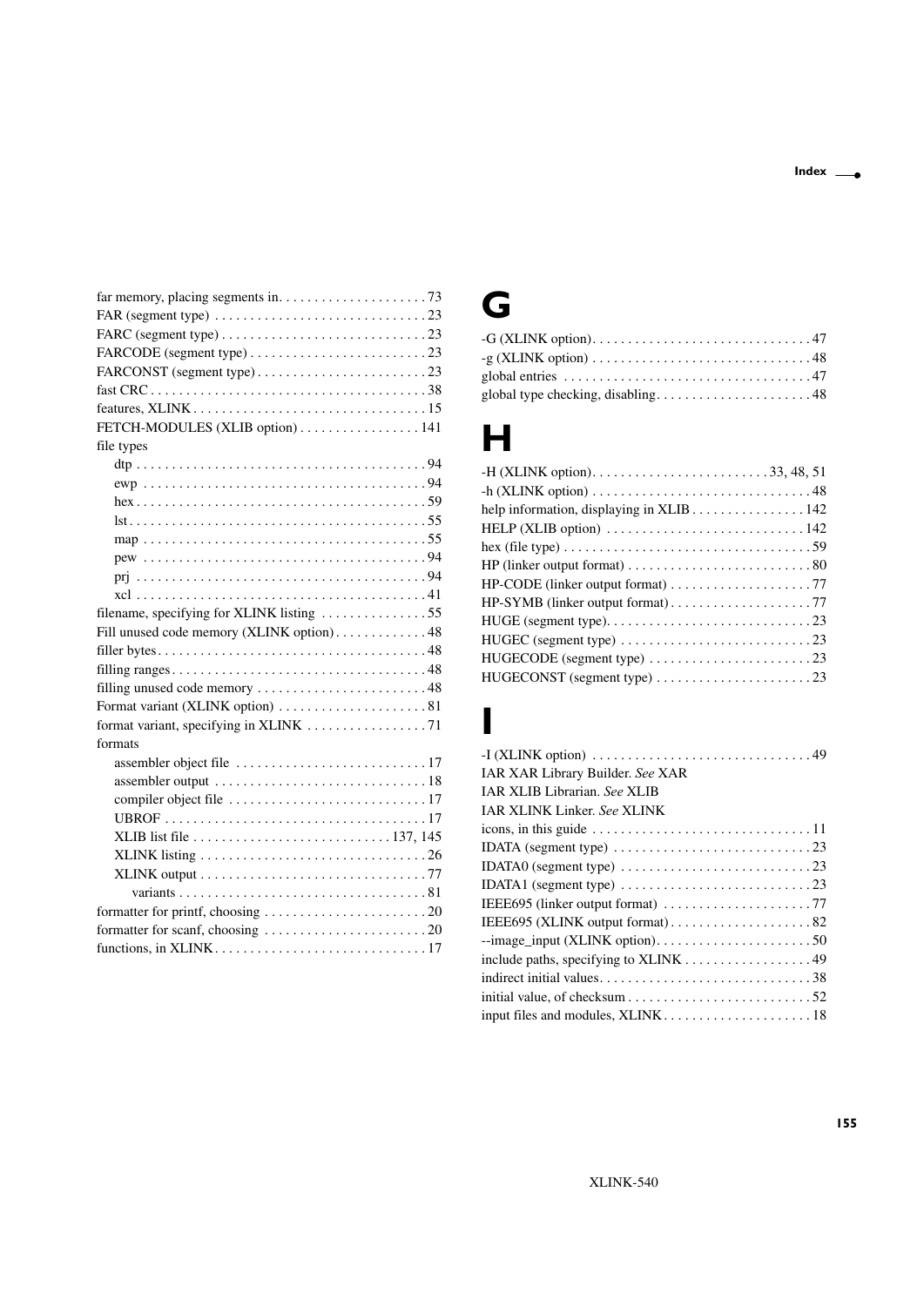far memory, placing segments in. . . . . . . . . . . . . . . . . . . . 73
FAR (segment type) . . . . . . . . . . . . . . . . . . . . . . . . . . . . . 23
FARC (segment type) . . . . . . . . . . . . . . . . . . . . . . . . . . . . 23
FARCODE (segment type) . . . . . . . . . . . . . . . . . . . . . . . . 23
FARCONST (segment type) . . . . . . . . . . . . . . . . . . . . . . . 23
fast CRC . . . . . . . . . . . . . . . . . . . . . . . . . . . . . . . . . . . . . . 38
features, XLINK . . . . . . . . . . . . . . . . . . . . . . . . . . . . . . . . 15
FETCH-MODULES (XLIB option) . . . . . . . . . . . . . . . . . 141
file types
- dtp . . . . . . . . . . . . . . . . . . . . . . . . . . . . . . . . . . . . . . . . 94
- ewp . . . . . . . . . . . . . . . . . . . . . . . . . . . . . . . . . . . . . . . 94
- hex . . . . . . . . . . . . . . . . . . . . . . . . . . . . . . . . . . . . . . . . 59
- lst . . . . . . . . . . . . . . . . . . . . . . . . . . . . . . . . . . . . . . . . . 55
- map . . . . . . . . . . . . . . . . . . . . . . . . . . . . . . . . . . . . . . . 55
- pew . . . . . . . . . . . . . . . . . . . . . . . . . . . . . . . . . . . . . . . 94
- prj . . . . . . . . . . . . . . . . . . . . . . . . . . . . . . . . . . . . . . . . 94
- xcl . . . . . . . . . . . . . . . . . . . . . . . . . . . . . . . . . . . . . . . . 41

filename, specifying for XLINK listing . . . . . . . . . . . . . . . 55
Fill unused code memory (XLINK option) . . . . . . . . . . . . . 48
filler bytes . . . . . . . . . . . . . . . . . . . . . . . . . . . . . . . . . . . . . 48
filling ranges . . . . . . . . . . . . . . . . . . . . . . . . . . . . . . . . . . . 48
filling unused code memory . . . . . . . . . . . . . . . . . . . . . . . 48
Format variant (XLINK option) . . . . . . . . . . . . . . . . . . . . 81
format variant, specifying in XLINK . . . . . . . . . . . . . . . . . 71
formats
- assembler object file . . . . . . . . . . . . . . . . . . . . . . . . . . 17
- assembler output . . . . . . . . . . . . . . . . . . . . . . . . . . . . . 18
- compiler object file . . . . . . . . . . . . . . . . . . . . . . . . . . . 17
- UBROF . . . . . . . . . . . . . . . . . . . . . . . . . . . . . . . . . . . . 17
- XLIB list file . . . . . . . . . . . . . . . . . . . . . . . . . . . . 137, 145
- XLINK listing . . . . . . . . . . . . . . . . . . . . . . . . . . . . . . . 26
- XLINK output . . . . . . . . . . . . . . . . . . . . . . . . . . . . . . . 77
  - variants . . . . . . . . . . . . . . . . . . . . . . . . . . . . . . . . . . 81

formatter for printf, choosing . . . . . . . . . . . . . . . . . . . . . . 20
formatter for scanf, choosing . . . . . . . . . . . . . . . . . . . . . . 20
functions, in XLINK . . . . . . . . . . . . . . . . . . . . . . . . . . . . . 17

# G

-G (XLINK option) . . . . . . . . . . . . . . . . . . . . . . . . . . . . . . 47
-g (XLINK option) . . . . . . . . . . . . . . . . . . . . . . . . . . . . . . 48
global entries . . . . . . . . . . . . . . . . . . . . . . . . . . . . . . . . . . 47
global type checking, disabling . . . . . . . . . . . . . . . . . . . . . 48

# H

-H (XLINK option) . . . . . . . . . . . . . . . . . . . . . . . . . 33, 48, 51
-h (XLINK option) . . . . . . . . . . . . . . . . . . . . . . . . . . . . . . 48
help information, displaying in XLIB . . . . . . . . . . . . . . . . 142
HELP (XLIB option) . . . . . . . . . . . . . . . . . . . . . . . . . . . . 142
hex (file type) . . . . . . . . . . . . . . . . . . . . . . . . . . . . . . . . . . 59
HP (linker output format) . . . . . . . . . . . . . . . . . . . . . . . . . 80
HP-CODE (linker output format) . . . . . . . . . . . . . . . . . . . 77
HP-SYMB (linker output format) . . . . . . . . . . . . . . . . . . . 77
HUGE (segment type) . . . . . . . . . . . . . . . . . . . . . . . . . . . . 23
HUGEC (segment type) . . . . . . . . . . . . . . . . . . . . . . . . . . . 23
HUGECODE (segment type) . . . . . . . . . . . . . . . . . . . . . . . 23
HUGECONST (segment type) . . . . . . . . . . . . . . . . . . . . . . 23

# I

-I (XLINK option) . . . . . . . . . . . . . . . . . . . . . . . . . . . . . . 49
IAR XAR Library Builder. *See* XAR
IAR XLIB Librarian. *See* XLIB
IAR XLINK Linker. *See* XLINK
icons, in this guide . . . . . . . . . . . . . . . . . . . . . . . . . . . . . . 11
IDATA (segment type) . . . . . . . . . . . . . . . . . . . . . . . . . . . 23
IDATA0 (segment type) . . . . . . . . . . . . . . . . . . . . . . . . . . 23
IDATA1 (segment type) . . . . . . . . . . . . . . . . . . . . . . . . . . 23
IEEE695 (linker output format) . . . . . . . . . . . . . . . . . . . . 77
IEEE695 (XLINK output format) . . . . . . . . . . . . . . . . . . . 82
--image_input (XLINK option) . . . . . . . . . . . . . . . . . . . . . 50
include paths, specifying to XLINK . . . . . . . . . . . . . . . . . 49
indirect initial values . . . . . . . . . . . . . . . . . . . . . . . . . . . . . 38
initial value, of checksum . . . . . . . . . . . . . . . . . . . . . . . . . 52
input files and modules, XLINK . . . . . . . . . . . . . . . . . . . . 18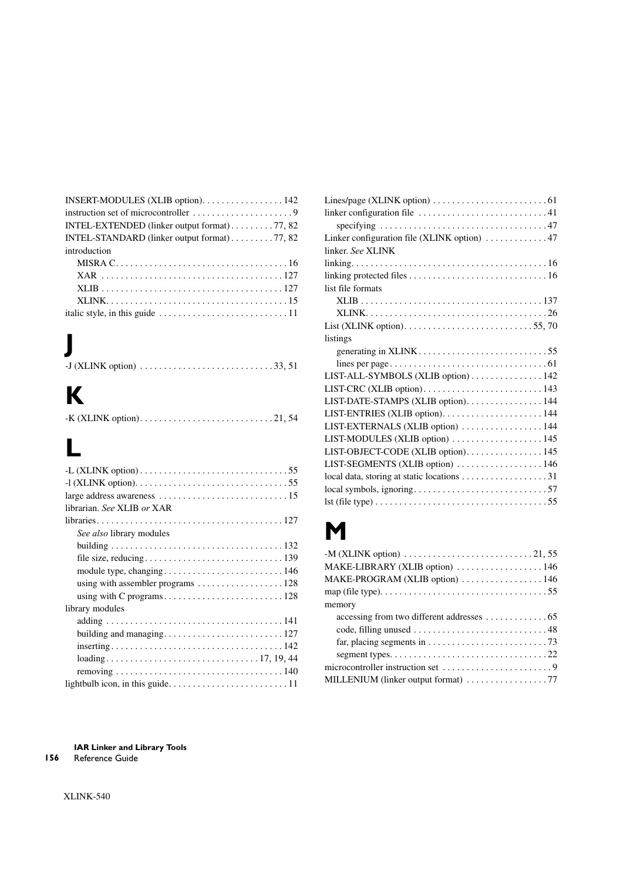INSERT-MODULES (XLIB option). . . . . . . . . . . . . . . . . 142
instruction set of microcontroller . . . . . . . . . . . . . . . . . . . . 9
INTEL-EXTENDED (linker output format) . . . . . . . . . 77, 82
INTEL-STANDARD (linker output format) . . . . . . . . . 77, 82
introduction
  MISRA C. . . . . . . . . . . . . . . . . . . . . . . . . . . . . . . . . . . 16
  XAR . . . . . . . . . . . . . . . . . . . . . . . . . . . . . . . . . . . . . 127
  XLIB . . . . . . . . . . . . . . . . . . . . . . . . . . . . . . . . . . . . . 127
  XLINK. . . . . . . . . . . . . . . . . . . . . . . . . . . . . . . . . . . . . 15
italic style, in this guide . . . . . . . . . . . . . . . . . . . . . . . . . . 11

# J

-J (XLINK option) . . . . . . . . . . . . . . . . . . . . . . . . . . . 33, 51

# K

-K (XLINK option). . . . . . . . . . . . . . . . . . . . . . . . . . . 21, 54

# L

-L (XLINK option) . . . . . . . . . . . . . . . . . . . . . . . . . . . . . . 55
-l (XLINK option). . . . . . . . . . . . . . . . . . . . . . . . . . . . . . . 55
large address awareness . . . . . . . . . . . . . . . . . . . . . . . . . . 15
librarian. *See* XLIB *or* XAR
libraries. . . . . . . . . . . . . . . . . . . . . . . . . . . . . . . . . . . . . . 127
  *See also* library modules
  building . . . . . . . . . . . . . . . . . . . . . . . . . . . . . . . . . . . 132
  file size, reducing . . . . . . . . . . . . . . . . . . . . . . . . . . . . 139
  module type, changing . . . . . . . . . . . . . . . . . . . . . . . . . 146
  using with assembler programs . . . . . . . . . . . . . . . . . . 128
  using with C programs . . . . . . . . . . . . . . . . . . . . . . . . . 128
library modules
  adding . . . . . . . . . . . . . . . . . . . . . . . . . . . . . . . . . . . . 141
  building and managing . . . . . . . . . . . . . . . . . . . . . . . . . 127
  inserting . . . . . . . . . . . . . . . . . . . . . . . . . . . . . . . . . . . 142
  loading . . . . . . . . . . . . . . . . . . . . . . . . . . . . . . . 17, 19, 44
  removing . . . . . . . . . . . . . . . . . . . . . . . . . . . . . . . . . . 140
lightbulb icon, in this guide. . . . . . . . . . . . . . . . . . . . . . . . 11
Lines/page (XLINK option) . . . . . . . . . . . . . . . . . . . . . . . . 61
linker configuration file . . . . . . . . . . . . . . . . . . . . . . . . . . 41
  specifying . . . . . . . . . . . . . . . . . . . . . . . . . . . . . . . . . . 47
Linker configuration file (XLINK option) . . . . . . . . . . . . . 47
linker. *See* XLINK
linking. . . . . . . . . . . . . . . . . . . . . . . . . . . . . . . . . . . . . . . . 16
linking protected files . . . . . . . . . . . . . . . . . . . . . . . . . . . . 16
list file formats
  XLIB . . . . . . . . . . . . . . . . . . . . . . . . . . . . . . . . . . . . . 137
  XLINK. . . . . . . . . . . . . . . . . . . . . . . . . . . . . . . . . . . . . 26
List (XLINK option). . . . . . . . . . . . . . . . . . . . . . . . . . . 55, 70
listings
  generating in XLINK . . . . . . . . . . . . . . . . . . . . . . . . . . . 55
  lines per page . . . . . . . . . . . . . . . . . . . . . . . . . . . . . . . . 61
LIST-ALL-SYMBOLS (XLIB option) . . . . . . . . . . . . . . . 142
LIST-CRC (XLIB option) . . . . . . . . . . . . . . . . . . . . . . . . . 143
LIST-DATE-STAMPS (XLIB option). . . . . . . . . . . . . . . . 144
LIST-ENTRIES (XLIB option). . . . . . . . . . . . . . . . . . . . . 144
LIST-EXTERNALS (XLIB option) . . . . . . . . . . . . . . . . . 144
LIST-MODULES (XLIB option) . . . . . . . . . . . . . . . . . . . 145
LIST-OBJECT-CODE (XLIB option). . . . . . . . . . . . . . . . 145
LIST-SEGMENTS (XLIB option) . . . . . . . . . . . . . . . . . . 146
local data, storing at static locations . . . . . . . . . . . . . . . . . . 31
local symbols, ignoring. . . . . . . . . . . . . . . . . . . . . . . . . . . . 57
lst (file type) . . . . . . . . . . . . . . . . . . . . . . . . . . . . . . . . . . . 55

# M

-M (XLINK option) . . . . . . . . . . . . . . . . . . . . . . . . . . 21, 55
MAKE-LIBRARY (XLIB option) . . . . . . . . . . . . . . . . . . 146
MAKE-PROGRAM (XLIB option) . . . . . . . . . . . . . . . . . 146
map (file type). . . . . . . . . . . . . . . . . . . . . . . . . . . . . . . . . . 55
memory
  accessing from two different addresses . . . . . . . . . . . . . 65
  code, filling unused . . . . . . . . . . . . . . . . . . . . . . . . . . . . 48
  far, placing segments in . . . . . . . . . . . . . . . . . . . . . . . . . 73
  segment types. . . . . . . . . . . . . . . . . . . . . . . . . . . . . . . . 22
microcontroller instruction set . . . . . . . . . . . . . . . . . . . . . . . 9
MILLENIUM (linker output format) . . . . . . . . . . . . . . . . . 77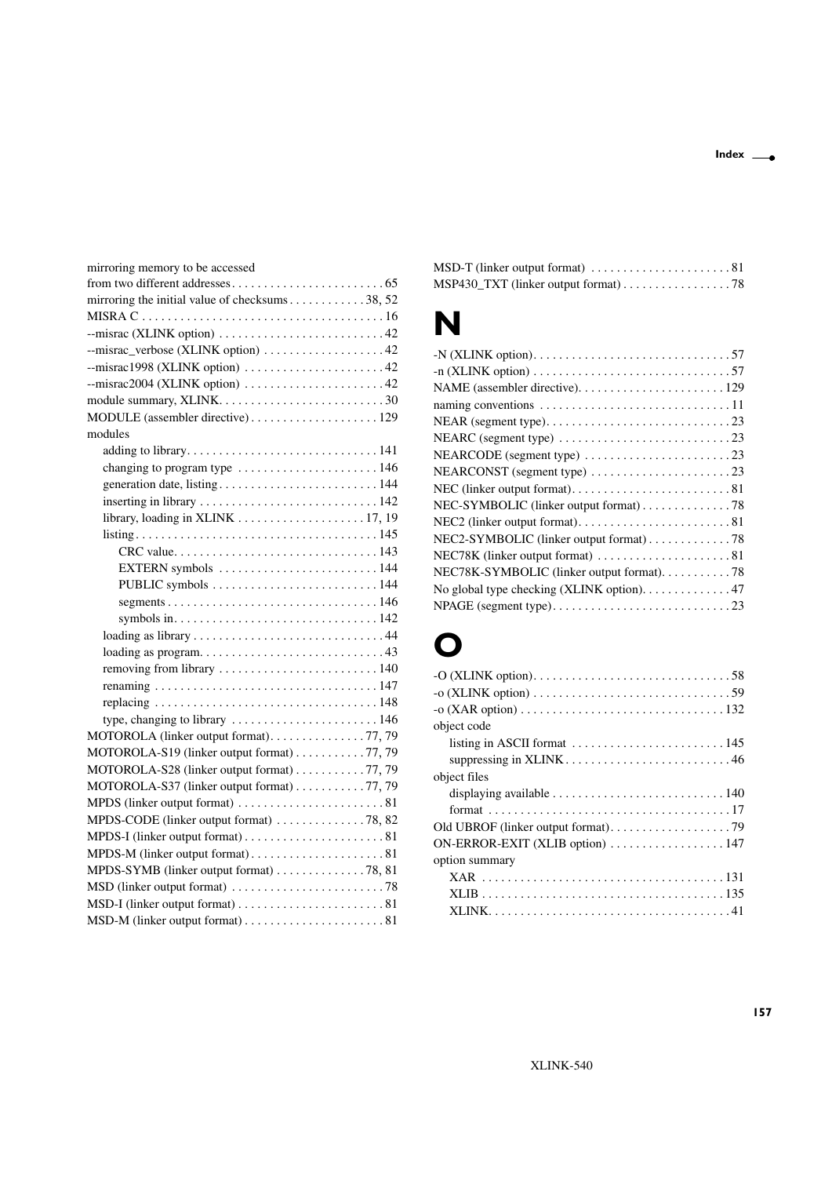mirroring memory to be accessed
from two different addresses . . . . . . . . . . . . . . . . . . . . . . . 65
mirroring the initial value of checksums . . . . . . . . . . . . 38, 52
MISRA C . . . . . . . . . . . . . . . . . . . . . . . . . . . . . . . . . . . . . . 16
--misrac (XLINK option) . . . . . . . . . . . . . . . . . . . . . . . . . 42
--misrac_verbose (XLINK option) . . . . . . . . . . . . . . . . . . 42
--misrac1998 (XLINK option) . . . . . . . . . . . . . . . . . . . . . 42
--misrac2004 (XLINK option) . . . . . . . . . . . . . . . . . . . . . 42
module summary, XLINK. . . . . . . . . . . . . . . . . . . . . . . . . 30
MODULE (assembler directive) . . . . . . . . . . . . . . . . . . . . 129
modules
- adding to library. . . . . . . . . . . . . . . . . . . . . . . . . . . . . . 141
- changing to program type . . . . . . . . . . . . . . . . . . . . . . 146
- generation date, listing . . . . . . . . . . . . . . . . . . . . . . . . . 144
- inserting in library . . . . . . . . . . . . . . . . . . . . . . . . . . . . 142
- library, loading in XLINK . . . . . . . . . . . . . . . . . . . . 17, 19
- listing . . . . . . . . . . . . . . . . . . . . . . . . . . . . . . . . . . . . . . 145
  - CRC value. . . . . . . . . . . . . . . . . . . . . . . . . . . . . . . . 143
  - EXTERN symbols . . . . . . . . . . . . . . . . . . . . . . . . . 144
  - PUBLIC symbols . . . . . . . . . . . . . . . . . . . . . . . . . . 144
  - segments . . . . . . . . . . . . . . . . . . . . . . . . . . . . . . . . . 146
  - symbols in. . . . . . . . . . . . . . . . . . . . . . . . . . . . . . . . 142
- loading as library . . . . . . . . . . . . . . . . . . . . . . . . . . . . . 44
- loading as program. . . . . . . . . . . . . . . . . . . . . . . . . . . . 43
- removing from library . . . . . . . . . . . . . . . . . . . . . . . . . 140
- renaming . . . . . . . . . . . . . . . . . . . . . . . . . . . . . . . . . . . 147
- replacing . . . . . . . . . . . . . . . . . . . . . . . . . . . . . . . . . . . 148
- type, changing to library . . . . . . . . . . . . . . . . . . . . . . . 146

MOTOROLA (linker output format). . . . . . . . . . . . . . . 77, 79
MOTOROLA-S19 (linker output format) . . . . . . . . . . . 77, 79
MOTOROLA-S28 (linker output format) . . . . . . . . . . . 77, 79
MOTOROLA-S37 (linker output format) . . . . . . . . . . . 77, 79
MPDS (linker output format) . . . . . . . . . . . . . . . . . . . . . . . 81
MPDS-CODE (linker output format) . . . . . . . . . . . . . . 78, 82
MPDS-I (linker output format) . . . . . . . . . . . . . . . . . . . . . . 81
MPDS-M (linker output format) . . . . . . . . . . . . . . . . . . . . . 81
MPDS-SYMB (linker output format) . . . . . . . . . . . . . . 78, 81
MSD (linker output format) . . . . . . . . . . . . . . . . . . . . . . . . 78
MSD-I (linker output format) . . . . . . . . . . . . . . . . . . . . . . . 81
MSD-M (linker output format) . . . . . . . . . . . . . . . . . . . . . . 81
MSD-T (linker output format) . . . . . . . . . . . . . . . . . . . . . . 81
MSP430_TXT (linker output format) . . . . . . . . . . . . . . . . . 78

# N

-N (XLINK option). . . . . . . . . . . . . . . . . . . . . . . . . . . . . . . 57
-n (XLINK option) . . . . . . . . . . . . . . . . . . . . . . . . . . . . . . . 57
NAME (assembler directive). . . . . . . . . . . . . . . . . . . . . . . 129
naming conventions . . . . . . . . . . . . . . . . . . . . . . . . . . . . . . 11
NEAR (segment type). . . . . . . . . . . . . . . . . . . . . . . . . . . . . 23
NEARC (segment type) . . . . . . . . . . . . . . . . . . . . . . . . . . . 23
NEARCODE (segment type) . . . . . . . . . . . . . . . . . . . . . . . 23
NEARCONST (segment type) . . . . . . . . . . . . . . . . . . . . . . 23
NEC (linker output format). . . . . . . . . . . . . . . . . . . . . . . . . 81
NEC-SYMBOLIC (linker output format) . . . . . . . . . . . . . . 78
NEC2 (linker output format). . . . . . . . . . . . . . . . . . . . . . . . 81
NEC2-SYMBOLIC (linker output format) . . . . . . . . . . . . . 78
NEC78K (linker output format) . . . . . . . . . . . . . . . . . . . . . 81
NEC78K-SYMBOLIC (linker output format). . . . . . . . . . . 78
No global type checking (XLINK option). . . . . . . . . . . . . . 47
NPAGE (segment type). . . . . . . . . . . . . . . . . . . . . . . . . . . . 23

# O

-O (XLINK option). . . . . . . . . . . . . . . . . . . . . . . . . . . . . . . 58
-o (XLINK option) . . . . . . . . . . . . . . . . . . . . . . . . . . . . . . . 59
-o (XAR option) . . . . . . . . . . . . . . . . . . . . . . . . . . . . . . . . 132
object code
- listing in ASCII format . . . . . . . . . . . . . . . . . . . . . . . . 145
- suppressing in XLINK . . . . . . . . . . . . . . . . . . . . . . . . . . 46

object files
- displaying available . . . . . . . . . . . . . . . . . . . . . . . . . . . 140
- format . . . . . . . . . . . . . . . . . . . . . . . . . . . . . . . . . . . . . . 17

Old UBROF (linker output format). . . . . . . . . . . . . . . . . . . 79
ON-ERROR-EXIT (XLIB option) . . . . . . . . . . . . . . . . . . 147
option summary
- XAR . . . . . . . . . . . . . . . . . . . . . . . . . . . . . . . . . . . . . . 131
- XLIB . . . . . . . . . . . . . . . . . . . . . . . . . . . . . . . . . . . . . . 135
- XLINK. . . . . . . . . . . . . . . . . . . . . . . . . . . . . . . . . . . . . . 41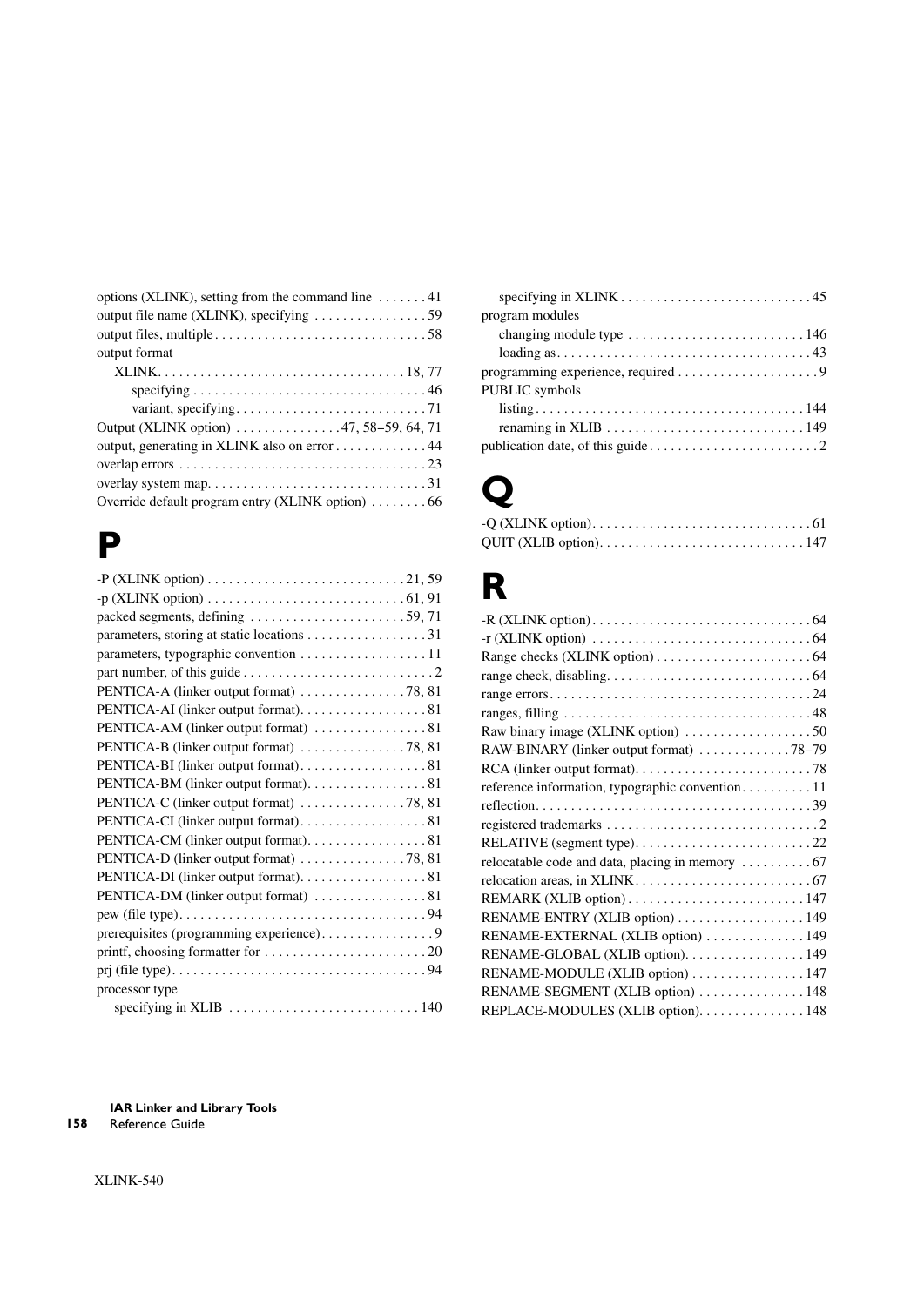options (XLINK), setting from the command line . . . . . . . 41
output file name (XLINK), specifying . . . . . . . . . . . . . . . . 59
output files, multiple . . . . . . . . . . . . . . . . . . . . . . . . . . . . . . 58
output format
    XLINK. . . . . . . . . . . . . . . . . . . . . . . . . . . . . . . . . . . 18, 77
        specifying . . . . . . . . . . . . . . . . . . . . . . . . . . . . . . . . 46
        variant, specifying. . . . . . . . . . . . . . . . . . . . . . . . . . . 71
Output (XLINK option) . . . . . . . . . . . . . . . 47, 58–59, 64, 71
output, generating in XLINK also on error . . . . . . . . . . . . . 44
overlap errors . . . . . . . . . . . . . . . . . . . . . . . . . . . . . . . . . . . 23
overlay system map. . . . . . . . . . . . . . . . . . . . . . . . . . . . . . . 31
Override default program entry (XLINK option) . . . . . . . . 66

# P

-P (XLINK option) . . . . . . . . . . . . . . . . . . . . . . . . . . . . 21, 59
-p (XLINK option) . . . . . . . . . . . . . . . . . . . . . . . . . . . . 61, 91
packed segments, defining . . . . . . . . . . . . . . . . . . . . . . 59, 71
parameters, storing at static locations . . . . . . . . . . . . . . . . . 31
parameters, typographic convention . . . . . . . . . . . . . . . . . . 11
part number, of this guide . . . . . . . . . . . . . . . . . . . . . . . . . . . 2
PENTICA-A (linker output format) . . . . . . . . . . . . . . . 78, 81
PENTICA-AI (linker output format). . . . . . . . . . . . . . . . . . 81
PENTICA-AM (linker output format) . . . . . . . . . . . . . . . . 81
PENTICA-B (linker output format) . . . . . . . . . . . . . . . 78, 81
PENTICA-BI (linker output format). . . . . . . . . . . . . . . . . . 81
PENTICA-BM (linker output format). . . . . . . . . . . . . . . . . 81
PENTICA-C (linker output format) . . . . . . . . . . . . . . . 78, 81
PENTICA-CI (linker output format). . . . . . . . . . . . . . . . . . 81
PENTICA-CM (linker output format). . . . . . . . . . . . . . . . . 81
PENTICA-D (linker output format) . . . . . . . . . . . . . . . 78, 81
PENTICA-DI (linker output format). . . . . . . . . . . . . . . . . . 81
PENTICA-DM (linker output format) . . . . . . . . . . . . . . . . 81
pew (file type). . . . . . . . . . . . . . . . . . . . . . . . . . . . . . . . . . . 94
prerequisites (programming experience). . . . . . . . . . . . . . . . 9
printf, choosing formatter for . . . . . . . . . . . . . . . . . . . . . . . 20
prj (file type). . . . . . . . . . . . . . . . . . . . . . . . . . . . . . . . . . . . 94
processor type
    specifying in XLIB . . . . . . . . . . . . . . . . . . . . . . . . . . 140
    specifying in XLINK . . . . . . . . . . . . . . . . . . . . . . . . . . 45
program modules
    changing module type . . . . . . . . . . . . . . . . . . . . . . . . 146
    loading as. . . . . . . . . . . . . . . . . . . . . . . . . . . . . . . . . . . 43
programming experience, required . . . . . . . . . . . . . . . . . . . . 9
PUBLIC symbols
    listing . . . . . . . . . . . . . . . . . . . . . . . . . . . . . . . . . . . . . 144
    renaming in XLIB . . . . . . . . . . . . . . . . . . . . . . . . . . . 149
publication date, of this guide . . . . . . . . . . . . . . . . . . . . . . . . 2

# Q

-Q (XLINK option). . . . . . . . . . . . . . . . . . . . . . . . . . . . . . . 61
QUIT (XLIB option). . . . . . . . . . . . . . . . . . . . . . . . . . . . . 147

# R

-R (XLINK option). . . . . . . . . . . . . . . . . . . . . . . . . . . . . . . 64
-r (XLINK option) . . . . . . . . . . . . . . . . . . . . . . . . . . . . . . . 64
Range checks (XLINK option) . . . . . . . . . . . . . . . . . . . . . . 64
range check, disabling. . . . . . . . . . . . . . . . . . . . . . . . . . . . . 64
range errors. . . . . . . . . . . . . . . . . . . . . . . . . . . . . . . . . . . . . 24
ranges, filling . . . . . . . . . . . . . . . . . . . . . . . . . . . . . . . . . . . 48
Raw binary image (XLINK option) . . . . . . . . . . . . . . . . . . 50
RAW-BINARY (linker output format) . . . . . . . . . . . . . 78–79
RCA (linker output format). . . . . . . . . . . . . . . . . . . . . . . . . 78
reference information, typographic convention. . . . . . . . . . 11
reflection. . . . . . . . . . . . . . . . . . . . . . . . . . . . . . . . . . . . . . . 39
registered trademarks . . . . . . . . . . . . . . . . . . . . . . . . . . . . . . 2
RELATIVE (segment type). . . . . . . . . . . . . . . . . . . . . . . . . 22
relocatable code and data, placing in memory . . . . . . . . . . 67
relocation areas, in XLINK. . . . . . . . . . . . . . . . . . . . . . . . . 67
REMARK (XLIB option) . . . . . . . . . . . . . . . . . . . . . . . . . 147
RENAME-ENTRY (XLIB option) . . . . . . . . . . . . . . . . . . 149
RENAME-EXTERNAL (XLIB option) . . . . . . . . . . . . . . 149
RENAME-GLOBAL (XLIB option). . . . . . . . . . . . . . . . . 149
RENAME-MODULE (XLIB option) . . . . . . . . . . . . . . . . 147
RENAME-SEGMENT (XLIB option) . . . . . . . . . . . . . . . 148
REPLACE-MODULES (XLIB option). . . . . . . . . . . . . . . 148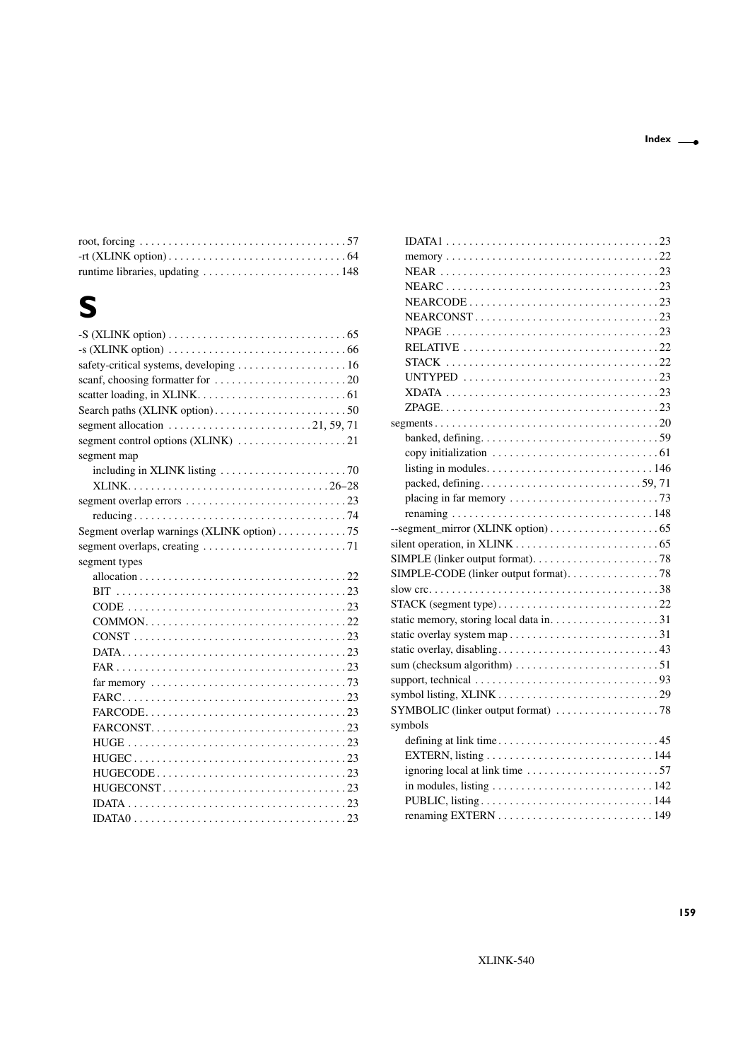root, forcing . . . . . . . . . . . . . . . . . . . . . . . . . . . . . . . . . . . 57
-rt (XLINK option) . . . . . . . . . . . . . . . . . . . . . . . . . . . . . . . 64
runtime libraries, updating . . . . . . . . . . . . . . . . . . . . . . . . 148

# S

-S (XLINK option) . . . . . . . . . . . . . . . . . . . . . . . . . . . . . . . 65
-s (XLINK option) . . . . . . . . . . . . . . . . . . . . . . . . . . . . . . . 66
safety-critical systems, developing . . . . . . . . . . . . . . . . . . . 16
scanf, choosing formatter for . . . . . . . . . . . . . . . . . . . . . . . 20
scatter loading, in XLINK. . . . . . . . . . . . . . . . . . . . . . . . . . 61
Search paths (XLINK option) . . . . . . . . . . . . . . . . . . . . . . . 50
segment allocation . . . . . . . . . . . . . . . . . . . . . . . . . 21, 59, 71
segment control options (XLINK) . . . . . . . . . . . . . . . . . . . 21
segment map
  including in XLINK listing . . . . . . . . . . . . . . . . . . . . . . 70
  XLINK. . . . . . . . . . . . . . . . . . . . . . . . . . . . . . . . . . . 26–28
segment overlap errors . . . . . . . . . . . . . . . . . . . . . . . . . . . . 23
  reducing . . . . . . . . . . . . . . . . . . . . . . . . . . . . . . . . . . . . . 74
Segment overlap warnings (XLINK option) . . . . . . . . . . . . 75
segment overlaps, creating . . . . . . . . . . . . . . . . . . . . . . . . . 71
segment types
  allocation . . . . . . . . . . . . . . . . . . . . . . . . . . . . . . . . . . . . 22
  BIT . . . . . . . . . . . . . . . . . . . . . . . . . . . . . . . . . . . . . . . . 23
  CODE . . . . . . . . . . . . . . . . . . . . . . . . . . . . . . . . . . . . . . 23
  COMMON. . . . . . . . . . . . . . . . . . . . . . . . . . . . . . . . . . . 22
  CONST . . . . . . . . . . . . . . . . . . . . . . . . . . . . . . . . . . . . . 23
  DATA. . . . . . . . . . . . . . . . . . . . . . . . . . . . . . . . . . . . . . . 23
  FAR . . . . . . . . . . . . . . . . . . . . . . . . . . . . . . . . . . . . . . . . 23
  far memory . . . . . . . . . . . . . . . . . . . . . . . . . . . . . . . . . . 73
  FARC. . . . . . . . . . . . . . . . . . . . . . . . . . . . . . . . . . . . . . . 23
  FARCODE. . . . . . . . . . . . . . . . . . . . . . . . . . . . . . . . . . . 23
  FARCONST. . . . . . . . . . . . . . . . . . . . . . . . . . . . . . . . . . 23
  HUGE . . . . . . . . . . . . . . . . . . . . . . . . . . . . . . . . . . . . . . 23
  HUGEC . . . . . . . . . . . . . . . . . . . . . . . . . . . . . . . . . . . . . 23
  HUGECODE . . . . . . . . . . . . . . . . . . . . . . . . . . . . . . . . . 23
  HUGECONST . . . . . . . . . . . . . . . . . . . . . . . . . . . . . . . . 23
  IDATA . . . . . . . . . . . . . . . . . . . . . . . . . . . . . . . . . . . . . . 23
  IDATA0 . . . . . . . . . . . . . . . . . . . . . . . . . . . . . . . . . . . . . 23
  IDATA1 . . . . . . . . . . . . . . . . . . . . . . . . . . . . . . . . . . . . . 23
  memory . . . . . . . . . . . . . . . . . . . . . . . . . . . . . . . . . . . . . 22
  NEAR . . . . . . . . . . . . . . . . . . . . . . . . . . . . . . . . . . . . . . 23
  NEARC . . . . . . . . . . . . . . . . . . . . . . . . . . . . . . . . . . . . . 23
  NEARCODE . . . . . . . . . . . . . . . . . . . . . . . . . . . . . . . . . 23
  NEARCONST . . . . . . . . . . . . . . . . . . . . . . . . . . . . . . . . 23
  NPAGE . . . . . . . . . . . . . . . . . . . . . . . . . . . . . . . . . . . . . 23
  RELATIVE . . . . . . . . . . . . . . . . . . . . . . . . . . . . . . . . . . 22
  STACK . . . . . . . . . . . . . . . . . . . . . . . . . . . . . . . . . . . . . 22
  UNTYPED . . . . . . . . . . . . . . . . . . . . . . . . . . . . . . . . . . 23
  XDATA . . . . . . . . . . . . . . . . . . . . . . . . . . . . . . . . . . . . . 23
  ZPAGE. . . . . . . . . . . . . . . . . . . . . . . . . . . . . . . . . . . . . . 23
segments . . . . . . . . . . . . . . . . . . . . . . . . . . . . . . . . . . . . . . . 20
  banked, defining. . . . . . . . . . . . . . . . . . . . . . . . . . . . . . . 59
  copy initialization . . . . . . . . . . . . . . . . . . . . . . . . . . . . . 61
  listing in modules. . . . . . . . . . . . . . . . . . . . . . . . . . . . . 146
  packed, defining. . . . . . . . . . . . . . . . . . . . . . . . . . . . 59, 71
  placing in far memory . . . . . . . . . . . . . . . . . . . . . . . . . . 73
  renaming . . . . . . . . . . . . . . . . . . . . . . . . . . . . . . . . . . . 148
--segment_mirror (XLINK option) . . . . . . . . . . . . . . . . . . . 65
silent operation, in XLINK . . . . . . . . . . . . . . . . . . . . . . . . . 65
SIMPLE (linker output format). . . . . . . . . . . . . . . . . . . . . . 78
SIMPLE-CODE (linker output format). . . . . . . . . . . . . . . . 78
slow crc. . . . . . . . . . . . . . . . . . . . . . . . . . . . . . . . . . . . . . . . 38
STACK (segment type) . . . . . . . . . . . . . . . . . . . . . . . . . . . . 22
static memory, storing local data in. . . . . . . . . . . . . . . . . . . 31
static overlay system map . . . . . . . . . . . . . . . . . . . . . . . . . . 31
static overlay, disabling. . . . . . . . . . . . . . . . . . . . . . . . . . . . 43
sum (checksum algorithm) . . . . . . . . . . . . . . . . . . . . . . . . . 51
support, technical . . . . . . . . . . . . . . . . . . . . . . . . . . . . . . . . 93
symbol listing, XLINK . . . . . . . . . . . . . . . . . . . . . . . . . . . . 29
SYMBOLIC (linker output format) . . . . . . . . . . . . . . . . . . 78
symbols
  defining at link time . . . . . . . . . . . . . . . . . . . . . . . . . . . . 45
  EXTERN, listing . . . . . . . . . . . . . . . . . . . . . . . . . . . . . 144
  ignoring local at link time . . . . . . . . . . . . . . . . . . . . . . . 57
  in modules, listing . . . . . . . . . . . . . . . . . . . . . . . . . . . 142
  PUBLIC, listing . . . . . . . . . . . . . . . . . . . . . . . . . . . . . . 144
  renaming EXTERN . . . . . . . . . . . . . . . . . . . . . . . . . . . 149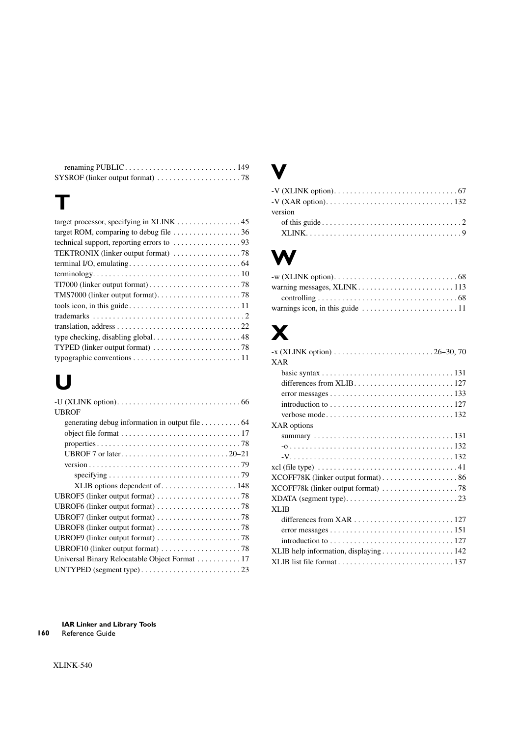renaming PUBLIC . . . . . . . . . . . . . . . . . . . . . . . . . . . 149
SYSROF (linker output format) . . . . . . . . . . . . . . . . . . . . 78

# T

target processor, specifying in XLINK . . . . . . . . . . . . . . . . 45
target ROM, comparing to debug file . . . . . . . . . . . . . . . . . 36
technical support, reporting errors to . . . . . . . . . . . . . . . . 93
TEKTRONIX (linker output format) . . . . . . . . . . . . . . . . . 78
terminal I/O, emulating . . . . . . . . . . . . . . . . . . . . . . . . . . . 64
terminology. . . . . . . . . . . . . . . . . . . . . . . . . . . . . . . . . . . . 10
TI7000 (linker output format) . . . . . . . . . . . . . . . . . . . . . . . 78
TMS7000 (linker output format). . . . . . . . . . . . . . . . . . . . . 78
tools icon, in this guide . . . . . . . . . . . . . . . . . . . . . . . . . . . 11
trademarks . . . . . . . . . . . . . . . . . . . . . . . . . . . . . . . . . . . . . 2
translation, address . . . . . . . . . . . . . . . . . . . . . . . . . . . . . . 22
type checking, disabling global. . . . . . . . . . . . . . . . . . . . . . 48
TYPED (linker output format) . . . . . . . . . . . . . . . . . . . . . . 78
typographic conventions . . . . . . . . . . . . . . . . . . . . . . . . . . . 11

# U

-U (XLINK option). . . . . . . . . . . . . . . . . . . . . . . . . . . . . . . 66
UBROF
generating debug information in output file . . . . . . . . . . 64
object file format . . . . . . . . . . . . . . . . . . . . . . . . . . . . . . 17
properties . . . . . . . . . . . . . . . . . . . . . . . . . . . . . . . . . . . . 78
UBROF 7 or later. . . . . . . . . . . . . . . . . . . . . . . . . . . 20–21
version . . . . . . . . . . . . . . . . . . . . . . . . . . . . . . . . . . . . . . 79
specifying . . . . . . . . . . . . . . . . . . . . . . . . . . . . . . . . 79
XLIB options dependent of . . . . . . . . . . . . . . . . . . . 148
UBROF5 (linker output format) . . . . . . . . . . . . . . . . . . . . . 78
UBROF6 (linker output format) . . . . . . . . . . . . . . . . . . . . . 78
UBROF7 (linker output format) . . . . . . . . . . . . . . . . . . . . . 78
UBROF8 (linker output format) . . . . . . . . . . . . . . . . . . . . . 78
UBROF9 (linker output format) . . . . . . . . . . . . . . . . . . . . . 78
UBROF10 (linker output format) . . . . . . . . . . . . . . . . . . . . 78
Universal Binary Relocatable Object Format . . . . . . . . . . . 17
UNTYPED (segment type) . . . . . . . . . . . . . . . . . . . . . . . . . 23

# V

-V (XLINK option). . . . . . . . . . . . . . . . . . . . . . . . . . . . . . . 67
-V (XAR option). . . . . . . . . . . . . . . . . . . . . . . . . . . . . . . . 132
version
of this guide . . . . . . . . . . . . . . . . . . . . . . . . . . . . . . . . . . 2
XLINK. . . . . . . . . . . . . . . . . . . . . . . . . . . . . . . . . . . . . . . 9

# W

-w (XLINK option). . . . . . . . . . . . . . . . . . . . . . . . . . . . . . . 68
warning messages, XLINK . . . . . . . . . . . . . . . . . . . . . . . . 113
controlling . . . . . . . . . . . . . . . . . . . . . . . . . . . . . . . . . . . 68
warnings icon, in this guide . . . . . . . . . . . . . . . . . . . . . . . . 11

# X

-x (XLINK option) . . . . . . . . . . . . . . . . . . . . . . . . . 26–30, 70
XAR
basic syntax . . . . . . . . . . . . . . . . . . . . . . . . . . . . . . . . . 131
differences from XLIB. . . . . . . . . . . . . . . . . . . . . . . . . 127
error messages . . . . . . . . . . . . . . . . . . . . . . . . . . . . . . . 133
introduction to . . . . . . . . . . . . . . . . . . . . . . . . . . . . . . . 127
verbose mode . . . . . . . . . . . . . . . . . . . . . . . . . . . . . . . . 132
XAR options
summary . . . . . . . . . . . . . . . . . . . . . . . . . . . . . . . . . . . 131
-o . . . . . . . . . . . . . . . . . . . . . . . . . . . . . . . . . . . . . . . . . 132
-V. . . . . . . . . . . . . . . . . . . . . . . . . . . . . . . . . . . . . . . . . 132
xcl (file type) . . . . . . . . . . . . . . . . . . . . . . . . . . . . . . . . . . . 41
XCOFF78K (linker output format) . . . . . . . . . . . . . . . . . . . 86
XCOFF78k (linker output format) . . . . . . . . . . . . . . . . . . . 78
XDATA (segment type). . . . . . . . . . . . . . . . . . . . . . . . . . . . 23
XLIB
differences from XAR . . . . . . . . . . . . . . . . . . . . . . . . . 127
error messages . . . . . . . . . . . . . . . . . . . . . . . . . . . . . . . 151
introduction to . . . . . . . . . . . . . . . . . . . . . . . . . . . . . . . 127
XLIB help information, displaying . . . . . . . . . . . . . . . . . . 142
XLIB list file format . . . . . . . . . . . . . . . . . . . . . . . . . . . . . 137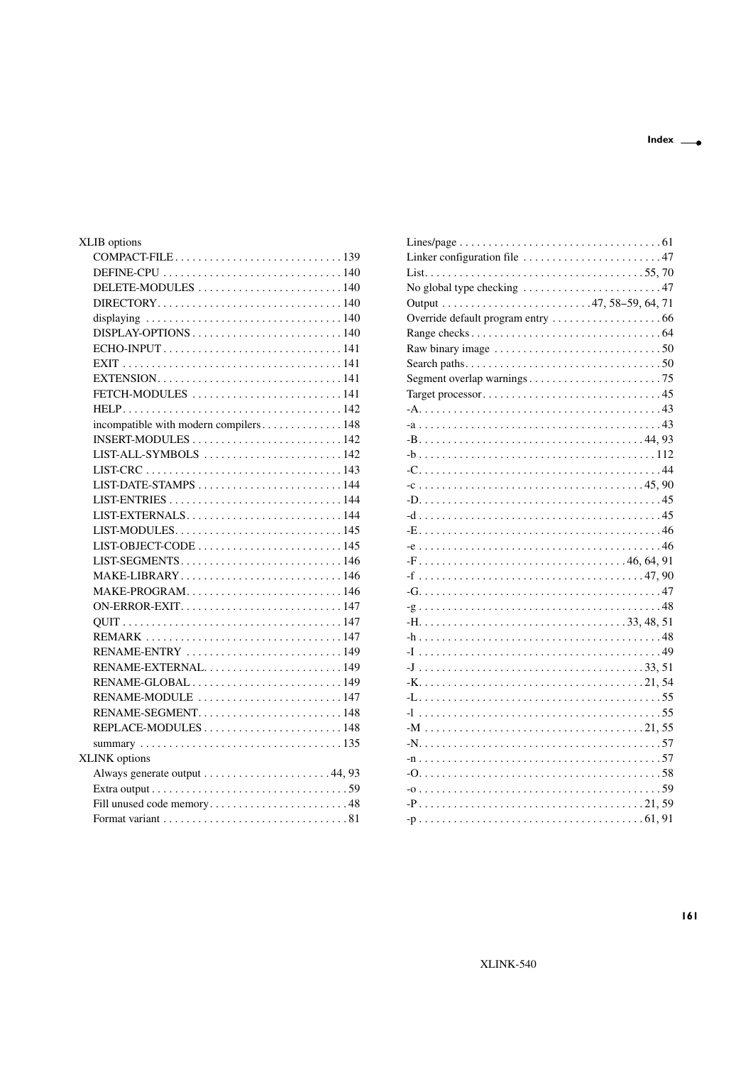XLIB options
- COMPACT-FILE . . . . . . . . . . . . . . . . . . . . . . . . . . . . 139
- DEFINE-CPU . . . . . . . . . . . . . . . . . . . . . . . . . . . . . . 140
- DELETE-MODULES . . . . . . . . . . . . . . . . . . . . . . . . . 140
- DIRECTORY. . . . . . . . . . . . . . . . . . . . . . . . . . . . . . . 140
- displaying . . . . . . . . . . . . . . . . . . . . . . . . . . . . . . . . 140
- DISPLAY-OPTIONS . . . . . . . . . . . . . . . . . . . . . . . . . 140
- ECHO-INPUT . . . . . . . . . . . . . . . . . . . . . . . . . . . . . . 141
- EXIT . . . . . . . . . . . . . . . . . . . . . . . . . . . . . . . . . . . . 141
- EXTENSION. . . . . . . . . . . . . . . . . . . . . . . . . . . . . . . 141
- FETCH-MODULES . . . . . . . . . . . . . . . . . . . . . . . . . 141
- HELP. . . . . . . . . . . . . . . . . . . . . . . . . . . . . . . . . . . . 142
- incompatible with modern compilers . . . . . . . . . . . . . 148
- INSERT-MODULES . . . . . . . . . . . . . . . . . . . . . . . . . 142
- LIST-ALL-SYMBOLS . . . . . . . . . . . . . . . . . . . . . . . 142
- LIST-CRC . . . . . . . . . . . . . . . . . . . . . . . . . . . . . . . . 143
- LIST-DATE-STAMPS . . . . . . . . . . . . . . . . . . . . . . . . 144
- LIST-ENTRIES . . . . . . . . . . . . . . . . . . . . . . . . . . . . . 144
- LIST-EXTERNALS. . . . . . . . . . . . . . . . . . . . . . . . . . 144
- LIST-MODULES. . . . . . . . . . . . . . . . . . . . . . . . . . . . 145
- LIST-OBJECT-CODE . . . . . . . . . . . . . . . . . . . . . . . . 145
- LIST-SEGMENTS. . . . . . . . . . . . . . . . . . . . . . . . . . . 146
- MAKE-LIBRARY . . . . . . . . . . . . . . . . . . . . . . . . . . . 146
- MAKE-PROGRAM. . . . . . . . . . . . . . . . . . . . . . . . . . 146
- ON-ERROR-EXIT. . . . . . . . . . . . . . . . . . . . . . . . . . . 147
- QUIT . . . . . . . . . . . . . . . . . . . . . . . . . . . . . . . . . . . . 147
- REMARK . . . . . . . . . . . . . . . . . . . . . . . . . . . . . . . . 147
- RENAME-ENTRY . . . . . . . . . . . . . . . . . . . . . . . . . . 149
- RENAME-EXTERNAL. . . . . . . . . . . . . . . . . . . . . . . 149
- RENAME-GLOBAL . . . . . . . . . . . . . . . . . . . . . . . . . 149
- RENAME-MODULE . . . . . . . . . . . . . . . . . . . . . . . . 147
- RENAME-SEGMENT. . . . . . . . . . . . . . . . . . . . . . . . 148
- REPLACE-MODULES . . . . . . . . . . . . . . . . . . . . . . . 148
- summary . . . . . . . . . . . . . . . . . . . . . . . . . . . . . . . . . 135

XLINK options
- Always generate output . . . . . . . . . . . . . . . . . . . . . 44, 93
- Extra output . . . . . . . . . . . . . . . . . . . . . . . . . . . . . . . . 59
- Fill unused code memory. . . . . . . . . . . . . . . . . . . . . . . 48
- Format variant . . . . . . . . . . . . . . . . . . . . . . . . . . . . . . 81
- Lines/page . . . . . . . . . . . . . . . . . . . . . . . . . . . . . . . . . 61
- Linker configuration file . . . . . . . . . . . . . . . . . . . . . . . 47
- List. . . . . . . . . . . . . . . . . . . . . . . . . . . . . . . . . . . . 55, 70
- No global type checking . . . . . . . . . . . . . . . . . . . . . . . 47
- Output . . . . . . . . . . . . . . . . . . . . . . . . . 47, 58–59, 64, 71
- Override default program entry . . . . . . . . . . . . . . . . . . 66
- Range checks . . . . . . . . . . . . . . . . . . . . . . . . . . . . . . . . 64
- Raw binary image . . . . . . . . . . . . . . . . . . . . . . . . . . . . 50
- Search paths. . . . . . . . . . . . . . . . . . . . . . . . . . . . . . . . . 50
- Segment overlap warnings . . . . . . . . . . . . . . . . . . . . . . 75
- Target processor. . . . . . . . . . . . . . . . . . . . . . . . . . . . . . 45
- -A. . . . . . . . . . . . . . . . . . . . . . . . . . . . . . . . . . . . . . . . . 43
- -a . . . . . . . . . . . . . . . . . . . . . . . . . . . . . . . . . . . . . . . . . 43
- -B. . . . . . . . . . . . . . . . . . . . . . . . . . . . . . . . . . . . . . 44, 93
- -b . . . . . . . . . . . . . . . . . . . . . . . . . . . . . . . . . . . . . . . 112
- -C. . . . . . . . . . . . . . . . . . . . . . . . . . . . . . . . . . . . . . . . . 44
- -c . . . . . . . . . . . . . . . . . . . . . . . . . . . . . . . . . . . . . . 45, 90
- -D. . . . . . . . . . . . . . . . . . . . . . . . . . . . . . . . . . . . . . . . . 45
- -d . . . . . . . . . . . . . . . . . . . . . . . . . . . . . . . . . . . . . . . . . 45
- -E. . . . . . . . . . . . . . . . . . . . . . . . . . . . . . . . . . . . . . . . . 46
- -e . . . . . . . . . . . . . . . . . . . . . . . . . . . . . . . . . . . . . . . . . 46
- -F . . . . . . . . . . . . . . . . . . . . . . . . . . . . . . . . . . . 46, 64, 91
- -f . . . . . . . . . . . . . . . . . . . . . . . . . . . . . . . . . . . . . . 47, 90
- -G. . . . . . . . . . . . . . . . . . . . . . . . . . . . . . . . . . . . . . . . . 47
- -g . . . . . . . . . . . . . . . . . . . . . . . . . . . . . . . . . . . . . . . . . 48
- -H. . . . . . . . . . . . . . . . . . . . . . . . . . . . . . . . . . . 33, 48, 51
- -h . . . . . . . . . . . . . . . . . . . . . . . . . . . . . . . . . . . . . . . . . 48
- -I . . . . . . . . . . . . . . . . . . . . . . . . . . . . . . . . . . . . . . . . . 49
- -J . . . . . . . . . . . . . . . . . . . . . . . . . . . . . . . . . . . . . . 33, 51
- -K. . . . . . . . . . . . . . . . . . . . . . . . . . . . . . . . . . . . . . 21, 54
- -L. . . . . . . . . . . . . . . . . . . . . . . . . . . . . . . . . . . . . . . . . 55
- -l . . . . . . . . . . . . . . . . . . . . . . . . . . . . . . . . . . . . . . . . . 55
- -M . . . . . . . . . . . . . . . . . . . . . . . . . . . . . . . . . . . . . 21, 55
- -N. . . . . . . . . . . . . . . . . . . . . . . . . . . . . . . . . . . . . . . . . 57
- -n . . . . . . . . . . . . . . . . . . . . . . . . . . . . . . . . . . . . . . . . . 57
- -O. . . . . . . . . . . . . . . . . . . . . . . . . . . . . . . . . . . . . . . . . 58
- -o . . . . . . . . . . . . . . . . . . . . . . . . . . . . . . . . . . . . . . . . . 59
- -P . . . . . . . . . . . . . . . . . . . . . . . . . . . . . . . . . . . . . . 21, 59
- -p . . . . . . . . . . . . . . . . . . . . . . . . . . . . . . . . . . . . . . 61, 91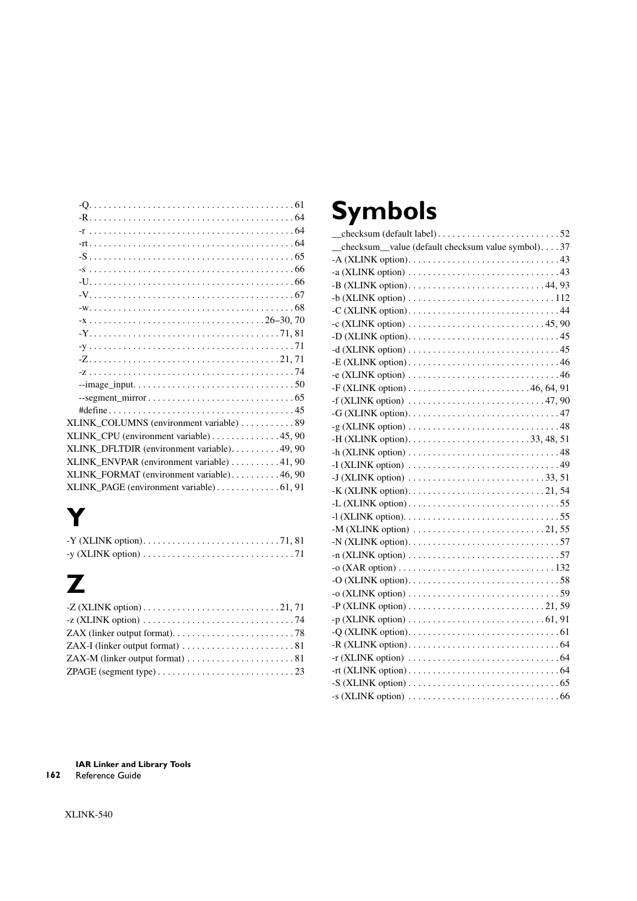-Q. . . . . . . . . . . . . . . . . . . . . . . . . . . . . . . . . . . . . . . . . 61
-R. . . . . . . . . . . . . . . . . . . . . . . . . . . . . . . . . . . . . . . . . 64
-r . . . . . . . . . . . . . . . . . . . . . . . . . . . . . . . . . . . . . . . . . 64
-rt . . . . . . . . . . . . . . . . . . . . . . . . . . . . . . . . . . . . . . . . 64
-S . . . . . . . . . . . . . . . . . . . . . . . . . . . . . . . . . . . . . . . . . 65
-s . . . . . . . . . . . . . . . . . . . . . . . . . . . . . . . . . . . . . . . . . 66
-U. . . . . . . . . . . . . . . . . . . . . . . . . . . . . . . . . . . . . . . . . 66
-V. . . . . . . . . . . . . . . . . . . . . . . . . . . . . . . . . . . . . . . . . 67
-w. . . . . . . . . . . . . . . . . . . . . . . . . . . . . . . . . . . . . . . . . 68
-x . . . . . . . . . . . . . . . . . . . . . . . . . . . . . . . . . . . 26–30, 70
-Y. . . . . . . . . . . . . . . . . . . . . . . . . . . . . . . . . . . . . . 71, 81
-y . . . . . . . . . . . . . . . . . . . . . . . . . . . . . . . . . . . . . . . . . 71
-Z. . . . . . . . . . . . . . . . . . . . . . . . . . . . . . . . . . . . . . 21, 71
-z . . . . . . . . . . . . . . . . . . . . . . . . . . . . . . . . . . . . . . . . . 74
--image_input. . . . . . . . . . . . . . . . . . . . . . . . . . . . . . . . . 50
--segment_mirror . . . . . . . . . . . . . . . . . . . . . . . . . . . . . . 65
#define . . . . . . . . . . . . . . . . . . . . . . . . . . . . . . . . . . . . . 45
XLINK_COLUMNS (environment variable) . . . . . . . . . . . 89
XLINK_CPU (environment variable) . . . . . . . . . . . . . . 45, 90
XLINK_DFLTDIR (environment variable). . . . . . . . . . 49, 90
XLINK_ENVPAR (environment variable) . . . . . . . . . . 41, 90
XLINK_FORMAT (environment variable). . . . . . . . . . 46, 90
XLINK_PAGE (environment variable) . . . . . . . . . . . . 61, 91

# Y

-Y (XLINK option). . . . . . . . . . . . . . . . . . . . . . . . . . . 71, 81
-y (XLINK option) . . . . . . . . . . . . . . . . . . . . . . . . . . . . . . 71

# Z

-Z (XLINK option) . . . . . . . . . . . . . . . . . . . . . . . . . . . 21, 71
-z (XLINK option) . . . . . . . . . . . . . . . . . . . . . . . . . . . . . . 74
ZAX (linker output format). . . . . . . . . . . . . . . . . . . . . . . . 78
ZAX-I (linker output format) . . . . . . . . . . . . . . . . . . . . . . 81
ZAX-M (linker output format) . . . . . . . . . . . . . . . . . . . . . 81
ZPAGE (segment type) . . . . . . . . . . . . . . . . . . . . . . . . . . . 23

# Symbols

__checksum (default label). . . . . . . . . . . . . . . . . . . . . . . . 52
__checksum__value (default checksum value symbol). . . . 37
-A (XLINK option). . . . . . . . . . . . . . . . . . . . . . . . . . . . . . 43
-a (XLINK option) . . . . . . . . . . . . . . . . . . . . . . . . . . . . . . 43
-B (XLINK option). . . . . . . . . . . . . . . . . . . . . . . . . . . 44, 93
-b (XLINK option) . . . . . . . . . . . . . . . . . . . . . . . . . . . . . 112
-C (XLINK option). . . . . . . . . . . . . . . . . . . . . . . . . . . . . . 44
-c (XLINK option) . . . . . . . . . . . . . . . . . . . . . . . . . . . 45, 90
-D (XLINK option). . . . . . . . . . . . . . . . . . . . . . . . . . . . . . 45
-d (XLINK option) . . . . . . . . . . . . . . . . . . . . . . . . . . . . . . 45
-E (XLINK option). . . . . . . . . . . . . . . . . . . . . . . . . . . . . . 46
-e (XLINK option) . . . . . . . . . . . . . . . . . . . . . . . . . . . . . . 46
-F (XLINK option) . . . . . . . . . . . . . . . . . . . . . . . . 46, 64, 91
-f (XLINK option) . . . . . . . . . . . . . . . . . . . . . . . . . . . 47, 90
-G (XLINK option). . . . . . . . . . . . . . . . . . . . . . . . . . . . . . 47
-g (XLINK option) . . . . . . . . . . . . . . . . . . . . . . . . . . . . . . 48
-H (XLINK option). . . . . . . . . . . . . . . . . . . . . . . . . 33, 48, 51
-h (XLINK option) . . . . . . . . . . . . . . . . . . . . . . . . . . . . . . 48
-I (XLINK option) . . . . . . . . . . . . . . . . . . . . . . . . . . . . . . 49
-J (XLINK option) . . . . . . . . . . . . . . . . . . . . . . . . . . . 33, 51
-K (XLINK option). . . . . . . . . . . . . . . . . . . . . . . . . . . 21, 54
-L (XLINK option). . . . . . . . . . . . . . . . . . . . . . . . . . . . . . 55
-l (XLINK option). . . . . . . . . . . . . . . . . . . . . . . . . . . . . . . 55
-M (XLINK option) . . . . . . . . . . . . . . . . . . . . . . . . . . 21, 55
-N (XLINK option). . . . . . . . . . . . . . . . . . . . . . . . . . . . . . 57
-n (XLINK option) . . . . . . . . . . . . . . . . . . . . . . . . . . . . . . 57
-o (XAR option) . . . . . . . . . . . . . . . . . . . . . . . . . . . . . . . 132
-O (XLINK option). . . . . . . . . . . . . . . . . . . . . . . . . . . . . . 58
-o (XLINK option) . . . . . . . . . . . . . . . . . . . . . . . . . . . . . . 59
-P (XLINK option) . . . . . . . . . . . . . . . . . . . . . . . . . . . 21, 59
-p (XLINK option) . . . . . . . . . . . . . . . . . . . . . . . . . . . 61, 91
-Q (XLINK option). . . . . . . . . . . . . . . . . . . . . . . . . . . . . . 61
-R (XLINK option). . . . . . . . . . . . . . . . . . . . . . . . . . . . . . 64
-r (XLINK option) . . . . . . . . . . . . . . . . . . . . . . . . . . . . . . 64
-rt (XLINK option) . . . . . . . . . . . . . . . . . . . . . . . . . . . . . 64
-S (XLINK option) . . . . . . . . . . . . . . . . . . . . . . . . . . . . . . 65
-s (XLINK option) . . . . . . . . . . . . . . . . . . . . . . . . . . . . . . 66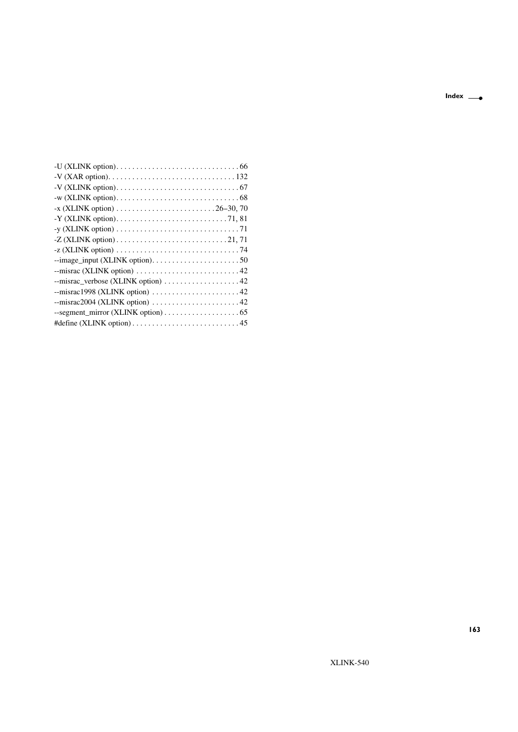-U (XLINK option). . . . . . . . . . . . . . . . . . . . . . . . . . . . . . . 66
-V (XAR option). . . . . . . . . . . . . . . . . . . . . . . . . . . . . . . . 132
-V (XLINK option). . . . . . . . . . . . . . . . . . . . . . . . . . . . . . . 67
-w (XLINK option). . . . . . . . . . . . . . . . . . . . . . . . . . . . . . . 68
-x (XLINK option) . . . . . . . . . . . . . . . . . . . . . . . . . 26–30, 70
-Y (XLINK option). . . . . . . . . . . . . . . . . . . . . . . . . . . . 71, 81
-y (XLINK option) . . . . . . . . . . . . . . . . . . . . . . . . . . . . . . . 71
-Z (XLINK option) . . . . . . . . . . . . . . . . . . . . . . . . . . . . 21, 71
-z (XLINK option) . . . . . . . . . . . . . . . . . . . . . . . . . . . . . . . 74
--image_input (XLINK option). . . . . . . . . . . . . . . . . . . . . . 50
--misrac (XLINK option) . . . . . . . . . . . . . . . . . . . . . . . . . . 42
--misrac_verbose (XLINK option) . . . . . . . . . . . . . . . . . . . 42
--misrac1998 (XLINK option) . . . . . . . . . . . . . . . . . . . . . . 42
--misrac2004 (XLINK option) . . . . . . . . . . . . . . . . . . . . . . 42
--segment_mirror (XLINK option) . . . . . . . . . . . . . . . . . . . 65
#define (XLINK option) . . . . . . . . . . . . . . . . . . . . . . . . . . . 45